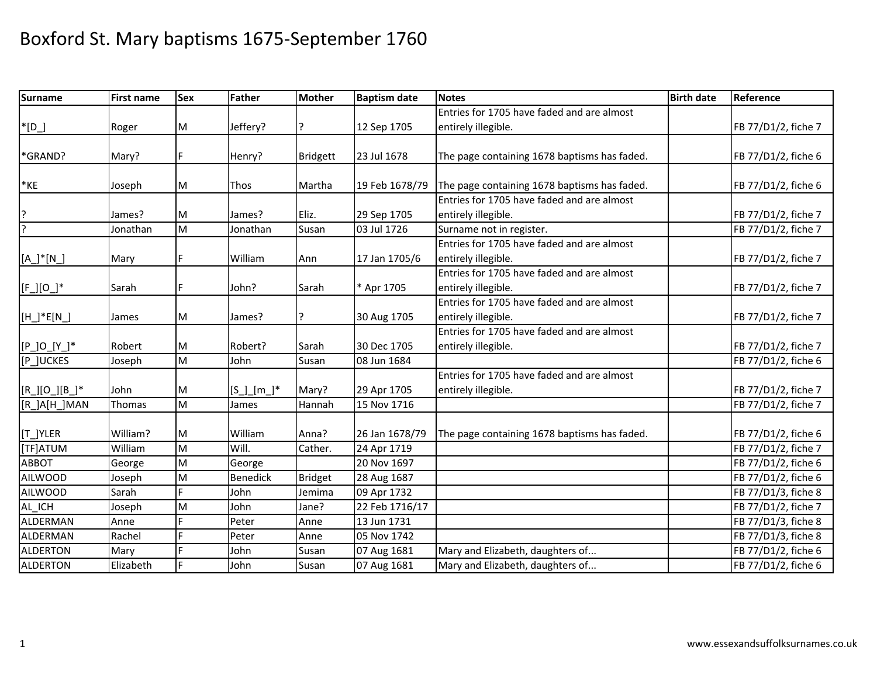# Boxford St. Mary baptisms 1675-September 1760

| Surname | First name | Sex | Father | Mother | Baptism date | Notes | Birth date | Reference |
|---|---|---|---|---|---|---|---|---|
| *[D_] | Roger | M | Jeffery? | ? | 12 Sep 1705 | Entries for 1705 have faded and are almost entirely illegible. | | FB 77/D1/2, fiche 7 |
| *GRAND? | Mary? | F | Henry? | Bridgett | 23 Jul 1678 | The page containing 1678 baptisms has faded. | | FB 77/D1/2, fiche 6 |
| *KE | Joseph | M | Thos | Martha | 19 Feb 1678/79 | The page containing 1678 baptisms has faded. | | FB 77/D1/2, fiche 6 |
| ? | James? | M | James? | Eliz. | 29 Sep 1705 | Entries for 1705 have faded and are almost entirely illegible. | | FB 77/D1/2, fiche 7 |
| ? | Jonathan | M | Jonathan | Susan | 03 Jul 1726 | Surname not in register. | | FB 77/D1/2, fiche 7 |
| [A_]*[N_] | Mary | F | William | Ann | 17 Jan 1705/6 | Entries for 1705 have faded and are almost entirely illegible. | | FB 77/D1/2, fiche 7 |
| [F_][O_]* | Sarah | F | John? | Sarah | * Apr 1705 | Entries for 1705 have faded and are almost entirely illegible. | | FB 77/D1/2, fiche 7 |
| [H_]*E[N_] | James | M | James? | ? | 30 Aug 1705 | Entries for 1705 have faded and are almost entirely illegible. | | FB 77/D1/2, fiche 7 |
| [P_]O_[Y_]* | Robert | M | Robert? | Sarah | 30 Dec 1705 | Entries for 1705 have faded and are almost entirely illegible. | | FB 77/D1/2, fiche 7 |
| [P_]UCKES | Joseph | M | John | Susan | 08 Jun 1684 | | | FB 77/D1/2, fiche 6 |
| [R_][O_][B_]* | John | M | [S_]_[m_]* | Mary? | 29 Apr 1705 | Entries for 1705 have faded and are almost entirely illegible. | | FB 77/D1/2, fiche 7 |
| [R_]A[H_]MAN | Thomas | M | James | Hannah | 15 Nov 1716 | | | FB 77/D1/2, fiche 7 |
| [T_]YLER | William? | M | William | Anna? | 26 Jan 1678/79 | The page containing 1678 baptisms has faded. | | FB 77/D1/2, fiche 6 |
| [TF]ATUM | William | M | Will. | Cather. | 24 Apr 1719 | | | FB 77/D1/2, fiche 7 |
| ABBOT | George | M | George | | 20 Nov 1697 | | | FB 77/D1/2, fiche 6 |
| AILWOOD | Joseph | M | Benedick | Bridget | 28 Aug 1687 | | | FB 77/D1/2, fiche 6 |
| AILWOOD | Sarah | F | John | Jemima | 09 Apr 1732 | | | FB 77/D1/3, fiche 8 |
| AL_ICH | Joseph | M | John | Jane? | 22 Feb 1716/17 | | | FB 77/D1/2, fiche 7 |
| ALDERMAN | Anne | F | Peter | Anne | 13 Jun 1731 | | | FB 77/D1/3, fiche 8 |
| ALDERMAN | Rachel | F | Peter | Anne | 05 Nov 1742 | | | FB 77/D1/3, fiche 8 |
| ALDERTON | Mary | F | John | Susan | 07 Aug 1681 | Mary and Elizabeth, daughters of... | | FB 77/D1/2, fiche 6 |
| ALDERTON | Elizabeth | F | John | Susan | 07 Aug 1681 | Mary and Elizabeth, daughters of... | | FB 77/D1/2, fiche 6 |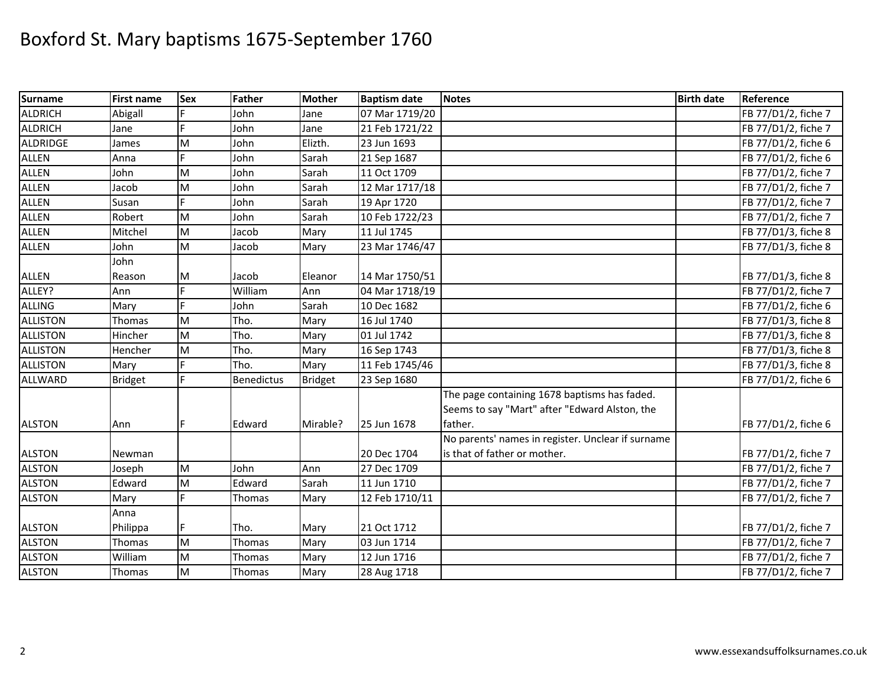# Boxford St. Mary baptisms 1675-September 1760

| Surname | First name | Sex | Father | Mother | Baptism date | Notes | Birth date | Reference |
|---|---|---|---|---|---|---|---|---|
| ALDRICH | Abigall | F | John | Jane | 07 Mar 1719/20 | | | FB 77/D1/2, fiche 7 |
| ALDRICH | Jane | F | John | Jane | 21 Feb 1721/22 | | | FB 77/D1/2, fiche 7 |
| ALDRIDGE | James | M | John | Elizth. | 23 Jun 1693 | | | FB 77/D1/2, fiche 6 |
| ALLEN | Anna | F | John | Sarah | 21 Sep 1687 | | | FB 77/D1/2, fiche 6 |
| ALLEN | John | M | John | Sarah | 11 Oct 1709 | | | FB 77/D1/2, fiche 7 |
| ALLEN | Jacob | M | John | Sarah | 12 Mar 1717/18 | | | FB 77/D1/2, fiche 7 |
| ALLEN | Susan | F | John | Sarah | 19 Apr 1720 | | | FB 77/D1/2, fiche 7 |
| ALLEN | Robert | M | John | Sarah | 10 Feb 1722/23 | | | FB 77/D1/2, fiche 7 |
| ALLEN | Mitchel | M | Jacob | Mary | 11 Jul 1745 | | | FB 77/D1/3, fiche 8 |
| ALLEN | John | M | Jacob | Mary | 23 Mar 1746/47 | | | FB 77/D1/3, fiche 8 |
| ALLEN | John Reason | M | Jacob | Eleanor | 14 Mar 1750/51 | | | FB 77/D1/3, fiche 8 |
| ALLEY? | Ann | F | William | Ann | 04 Mar 1718/19 | | | FB 77/D1/2, fiche 7 |
| ALLING | Mary | F | John | Sarah | 10 Dec 1682 | | | FB 77/D1/2, fiche 6 |
| ALLISTON | Thomas | M | Tho. | Mary | 16 Jul 1740 | | | FB 77/D1/3, fiche 8 |
| ALLISTON | Hincher | M | Tho. | Mary | 01 Jul 1742 | | | FB 77/D1/3, fiche 8 |
| ALLISTON | Hencher | M | Tho. | Mary | 16 Sep 1743 | | | FB 77/D1/3, fiche 8 |
| ALLISTON | Mary | F | Tho. | Mary | 11 Feb 1745/46 | | | FB 77/D1/3, fiche 8 |
| ALLWARD | Bridget | F | Benedictus | Bridget | 23 Sep 1680 | | | FB 77/D1/2, fiche 6 |
| ALSTON | Ann | F | Edward | Mirable? | 25 Jun 1678 | The page containing 1678 baptisms has faded. Seems to say "Mart" after "Edward Alston, the father. | | FB 77/D1/2, fiche 6 |
| ALSTON | Newman | | | | 20 Dec 1704 | No parents' names in register. Unclear if surname is that of father or mother. | | FB 77/D1/2, fiche 7 |
| ALSTON | Joseph | M | John | Ann | 27 Dec 1709 | | | FB 77/D1/2, fiche 7 |
| ALSTON | Edward | M | Edward | Sarah | 11 Jun 1710 | | | FB 77/D1/2, fiche 7 |
| ALSTON | Mary | F | Thomas | Mary | 12 Feb 1710/11 | | | FB 77/D1/2, fiche 7 |
| ALSTON | Anna Philippa | F | Tho. | Mary | 21 Oct 1712 | | | FB 77/D1/2, fiche 7 |
| ALSTON | Thomas | M | Thomas | Mary | 03 Jun 1714 | | | FB 77/D1/2, fiche 7 |
| ALSTON | William | M | Thomas | Mary | 12 Jun 1716 | | | FB 77/D1/2, fiche 7 |
| ALSTON | Thomas | M | Thomas | Mary | 28 Aug 1718 | | | FB 77/D1/2, fiche 7 |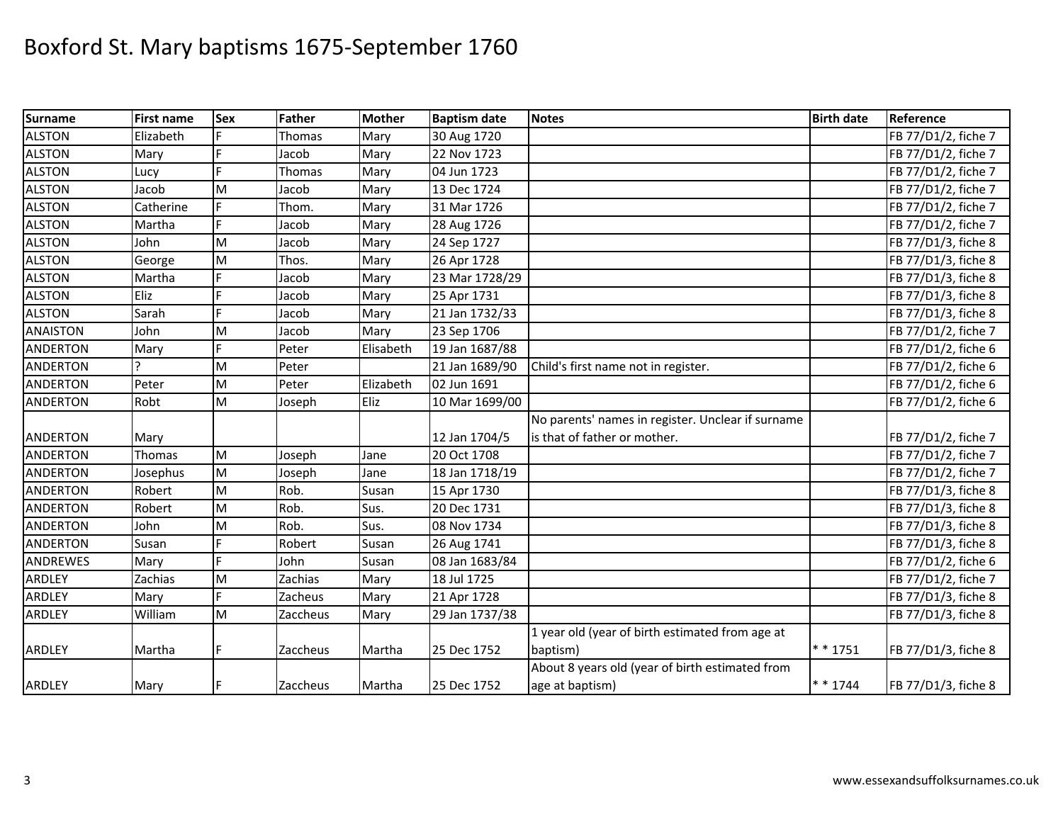# Boxford St. Mary baptisms 1675-September 1760

| Surname | First name | Sex | Father | Mother | Baptism date | Notes | Birth date | Reference |
|---|---|---|---|---|---|---|---|---|
| ALSTON | Elizabeth | F | Thomas | Mary | 30 Aug 1720 | | | FB 77/D1/2, fiche 7 |
| ALSTON | Mary | F | Jacob | Mary | 22 Nov 1723 | | | FB 77/D1/2, fiche 7 |
| ALSTON | Lucy | F | Thomas | Mary | 04 Jun 1723 | | | FB 77/D1/2, fiche 7 |
| ALSTON | Jacob | M | Jacob | Mary | 13 Dec 1724 | | | FB 77/D1/2, fiche 7 |
| ALSTON | Catherine | F | Thom. | Mary | 31 Mar 1726 | | | FB 77/D1/2, fiche 7 |
| ALSTON | Martha | F | Jacob | Mary | 28 Aug 1726 | | | FB 77/D1/2, fiche 7 |
| ALSTON | John | M | Jacob | Mary | 24 Sep 1727 | | | FB 77/D1/3, fiche 8 |
| ALSTON | George | M | Thos. | Mary | 26 Apr 1728 | | | FB 77/D1/3, fiche 8 |
| ALSTON | Martha | F | Jacob | Mary | 23 Mar 1728/29 | | | FB 77/D1/3, fiche 8 |
| ALSTON | Eliz | F | Jacob | Mary | 25 Apr 1731 | | | FB 77/D1/3, fiche 8 |
| ALSTON | Sarah | F | Jacob | Mary | 21 Jan 1732/33 | | | FB 77/D1/3, fiche 8 |
| ANAISTON | John | M | Jacob | Mary | 23 Sep 1706 | | | FB 77/D1/2, fiche 7 |
| ANDERTON | Mary | F | Peter | Elisabeth | 19 Jan 1687/88 | | | FB 77/D1/2, fiche 6 |
| ANDERTON | ? | M | Peter | | 21 Jan 1689/90 | Child's first name not in register. | | FB 77/D1/2, fiche 6 |
| ANDERTON | Peter | M | Peter | Elizabeth | 02 Jun 1691 | | | FB 77/D1/2, fiche 6 |
| ANDERTON | Robt | M | Joseph | Eliz | 10 Mar 1699/00 | | | FB 77/D1/2, fiche 6 |
| ANDERTON | Mary | | | | 12 Jan 1704/5 | No parents' names in register. Unclear if surname is that of father or mother. | | FB 77/D1/2, fiche 7 |
| ANDERTON | Thomas | M | Joseph | Jane | 20 Oct 1708 | | | FB 77/D1/2, fiche 7 |
| ANDERTON | Josephus | M | Joseph | Jane | 18 Jan 1718/19 | | | FB 77/D1/2, fiche 7 |
| ANDERTON | Robert | M | Rob. | Susan | 15 Apr 1730 | | | FB 77/D1/3, fiche 8 |
| ANDERTON | Robert | M | Rob. | Sus. | 20 Dec 1731 | | | FB 77/D1/3, fiche 8 |
| ANDERTON | John | M | Rob. | Sus. | 08 Nov 1734 | | | FB 77/D1/3, fiche 8 |
| ANDERTON | Susan | F | Robert | Susan | 26 Aug 1741 | | | FB 77/D1/3, fiche 8 |
| ANDREWES | Mary | F | John | Susan | 08 Jan 1683/84 | | | FB 77/D1/2, fiche 6 |
| ARDLEY | Zachias | M | Zachias | Mary | 18 Jul 1725 | | | FB 77/D1/2, fiche 7 |
| ARDLEY | Mary | F | Zacheus | Mary | 21 Apr 1728 | | | FB 77/D1/3, fiche 8 |
| ARDLEY | William | M | Zaccheus | Mary | 29 Jan 1737/38 | | | FB 77/D1/3, fiche 8 |
| ARDLEY | Martha | F | Zaccheus | Martha | 25 Dec 1752 | 1 year old (year of birth estimated from age at baptism) | * * 1751 | FB 77/D1/3, fiche 8 |
| ARDLEY | Mary | F | Zaccheus | Martha | 25 Dec 1752 | About 8 years old (year of birth estimated from age at baptism) | * * 1744 | FB 77/D1/3, fiche 8 |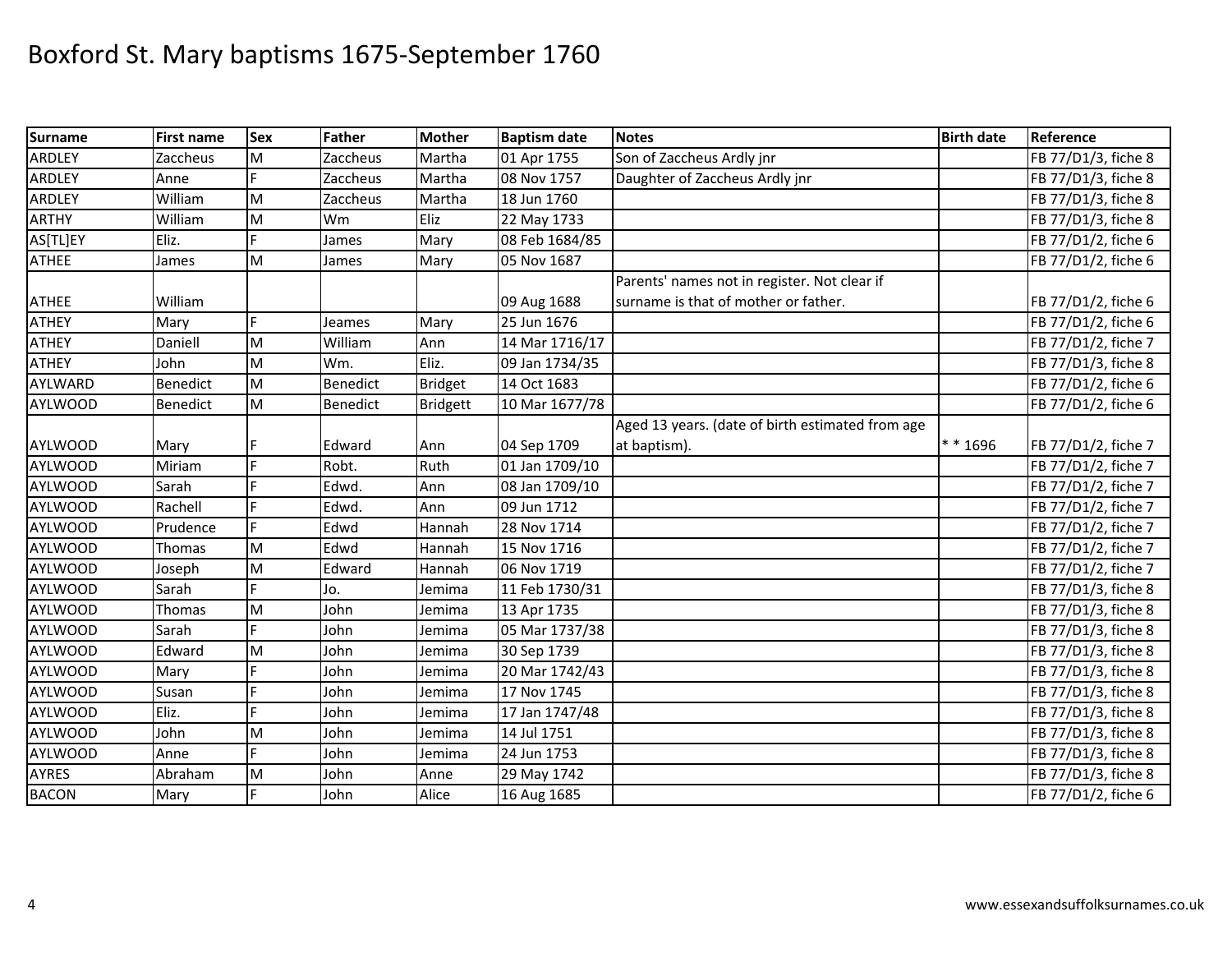# Boxford St. Mary baptisms 1675-September 1760

| Surname | First name | Sex | Father | Mother | Baptism date | Notes | Birth date | Reference |
|---|---|---|---|---|---|---|---|---|
| ARDLEY | Zaccheus | M | Zaccheus | Martha | 01 Apr 1755 | Son of Zaccheus Ardly jnr | | FB 77/D1/3, fiche 8 |
| ARDLEY | Anne | F | Zaccheus | Martha | 08 Nov 1757 | Daughter of Zaccheus Ardly jnr | | FB 77/D1/3, fiche 8 |
| ARDLEY | William | M | Zaccheus | Martha | 18 Jun 1760 | | | FB 77/D1/3, fiche 8 |
| ARTHY | William | M | Wm | Eliz | 22 May 1733 | | | FB 77/D1/3, fiche 8 |
| AS[TL]EY | Eliz. | F | James | Mary | 08 Feb 1684/85 | | | FB 77/D1/2, fiche 6 |
| ATHEE | James | M | James | Mary | 05 Nov 1687 | | | FB 77/D1/2, fiche 6 |
| ATHEE | William | | | | 09 Aug 1688 | Parents' names not in register. Not clear if surname is that of mother or father. | | FB 77/D1/2, fiche 6 |
| ATHEY | Mary | F | Jeames | Mary | 25 Jun 1676 | | | FB 77/D1/2, fiche 6 |
| ATHEY | Daniell | M | William | Ann | 14 Mar 1716/17 | | | FB 77/D1/2, fiche 7 |
| ATHEY | John | M | Wm. | Eliz. | 09 Jan 1734/35 | | | FB 77/D1/3, fiche 8 |
| AYLWARD | Benedict | M | Benedict | Bridget | 14 Oct 1683 | | | FB 77/D1/2, fiche 6 |
| AYLWOOD | Benedict | M | Benedict | Bridgett | 10 Mar 1677/78 | | | FB 77/D1/2, fiche 6 |
| AYLWOOD | Mary | F | Edward | Ann | 04 Sep 1709 | Aged 13 years. (date of birth estimated from age at baptism). | * * 1696 | FB 77/D1/2, fiche 7 |
| AYLWOOD | Miriam | F | Robt. | Ruth | 01 Jan 1709/10 | | | FB 77/D1/2, fiche 7 |
| AYLWOOD | Sarah | F | Edwd. | Ann | 08 Jan 1709/10 | | | FB 77/D1/2, fiche 7 |
| AYLWOOD | Rachell | F | Edwd. | Ann | 09 Jun 1712 | | | FB 77/D1/2, fiche 7 |
| AYLWOOD | Prudence | F | Edwd | Hannah | 28 Nov 1714 | | | FB 77/D1/2, fiche 7 |
| AYLWOOD | Thomas | M | Edwd | Hannah | 15 Nov 1716 | | | FB 77/D1/2, fiche 7 |
| AYLWOOD | Joseph | M | Edward | Hannah | 06 Nov 1719 | | | FB 77/D1/2, fiche 7 |
| AYLWOOD | Sarah | F | Jo. | Jemima | 11 Feb 1730/31 | | | FB 77/D1/3, fiche 8 |
| AYLWOOD | Thomas | M | John | Jemima | 13 Apr 1735 | | | FB 77/D1/3, fiche 8 |
| AYLWOOD | Sarah | F | John | Jemima | 05 Mar 1737/38 | | | FB 77/D1/3, fiche 8 |
| AYLWOOD | Edward | M | John | Jemima | 30 Sep 1739 | | | FB 77/D1/3, fiche 8 |
| AYLWOOD | Mary | F | John | Jemima | 20 Mar 1742/43 | | | FB 77/D1/3, fiche 8 |
| AYLWOOD | Susan | F | John | Jemima | 17 Nov 1745 | | | FB 77/D1/3, fiche 8 |
| AYLWOOD | Eliz. | F | John | Jemima | 17 Jan 1747/48 | | | FB 77/D1/3, fiche 8 |
| AYLWOOD | John | M | John | Jemima | 14 Jul 1751 | | | FB 77/D1/3, fiche 8 |
| AYLWOOD | Anne | F | John | Jemima | 24 Jun 1753 | | | FB 77/D1/3, fiche 8 |
| AYRES | Abraham | M | John | Anne | 29 May 1742 | | | FB 77/D1/3, fiche 8 |
| BACON | Mary | F | John | Alice | 16 Aug 1685 | | | FB 77/D1/2, fiche 6 |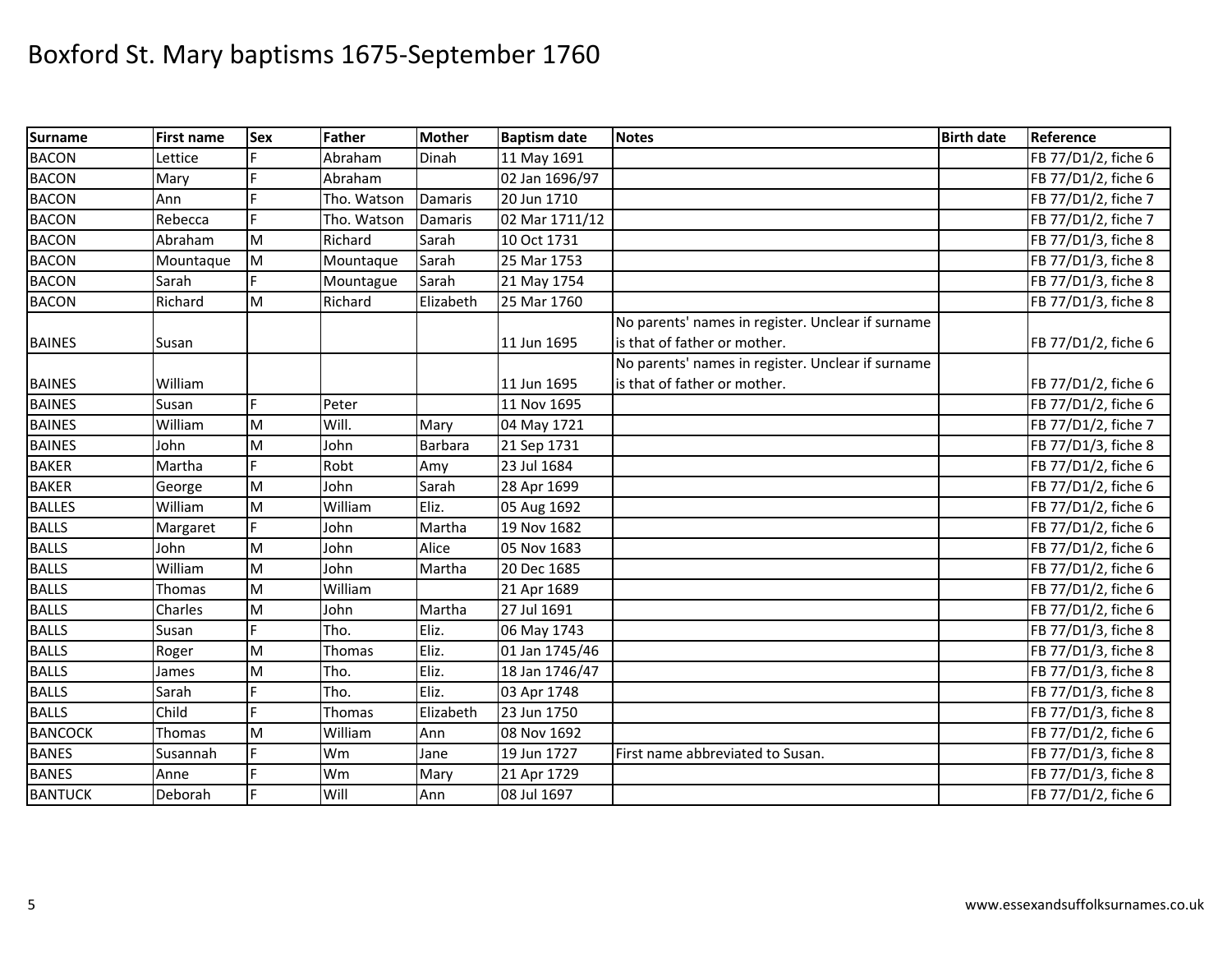# Boxford St. Mary baptisms 1675-September 1760

| Surname | First name | Sex | Father | Mother | Baptism date | Notes | Birth date | Reference |
|---|---|---|---|---|---|---|---|---|
| BACON | Lettice | F | Abraham | Dinah | 11 May 1691 | | | FB 77/D1/2, fiche 6 |
| BACON | Mary | F | Abraham | | 02 Jan 1696/97 | | | FB 77/D1/2, fiche 6 |
| BACON | Ann | F | Tho. Watson | Damaris | 20 Jun 1710 | | | FB 77/D1/2, fiche 7 |
| BACON | Rebecca | F | Tho. Watson | Damaris | 02 Mar 1711/12 | | | FB 77/D1/2, fiche 7 |
| BACON | Abraham | M | Richard | Sarah | 10 Oct 1731 | | | FB 77/D1/3, fiche 8 |
| BACON | Mountaque | M | Mountaque | Sarah | 25 Mar 1753 | | | FB 77/D1/3, fiche 8 |
| BACON | Sarah | F | Mountague | Sarah | 21 May 1754 | | | FB 77/D1/3, fiche 8 |
| BACON | Richard | M | Richard | Elizabeth | 25 Mar 1760 | | | FB 77/D1/3, fiche 8 |
| BAINES | Susan | | | | 11 Jun 1695 | No parents' names in register. Unclear if surname is that of father or mother. | | FB 77/D1/2, fiche 6 |
| BAINES | William | | | | 11 Jun 1695 | No parents' names in register. Unclear if surname is that of father or mother. | | FB 77/D1/2, fiche 6 |
| BAINES | Susan | F | Peter | | 11 Nov 1695 | | | FB 77/D1/2, fiche 6 |
| BAINES | William | M | Will. | Mary | 04 May 1721 | | | FB 77/D1/2, fiche 7 |
| BAINES | John | M | John | Barbara | 21 Sep 1731 | | | FB 77/D1/3, fiche 8 |
| BAKER | Martha | F | Robt | Amy | 23 Jul 1684 | | | FB 77/D1/2, fiche 6 |
| BAKER | George | M | John | Sarah | 28 Apr 1699 | | | FB 77/D1/2, fiche 6 |
| BALLES | William | M | William | Eliz. | 05 Aug 1692 | | | FB 77/D1/2, fiche 6 |
| BALLS | Margaret | F | John | Martha | 19 Nov 1682 | | | FB 77/D1/2, fiche 6 |
| BALLS | John | M | John | Alice | 05 Nov 1683 | | | FB 77/D1/2, fiche 6 |
| BALLS | William | M | John | Martha | 20 Dec 1685 | | | FB 77/D1/2, fiche 6 |
| BALLS | Thomas | M | William | | 21 Apr 1689 | | | FB 77/D1/2, fiche 6 |
| BALLS | Charles | M | John | Martha | 27 Jul 1691 | | | FB 77/D1/2, fiche 6 |
| BALLS | Susan | F | Tho. | Eliz. | 06 May 1743 | | | FB 77/D1/3, fiche 8 |
| BALLS | Roger | M | Thomas | Eliz. | 01 Jan 1745/46 | | | FB 77/D1/3, fiche 8 |
| BALLS | James | M | Tho. | Eliz. | 18 Jan 1746/47 | | | FB 77/D1/3, fiche 8 |
| BALLS | Sarah | F | Tho. | Eliz. | 03 Apr 1748 | | | FB 77/D1/3, fiche 8 |
| BALLS | Child | F | Thomas | Elizabeth | 23 Jun 1750 | | | FB 77/D1/3, fiche 8 |
| BANCOCK | Thomas | M | William | Ann | 08 Nov 1692 | | | FB 77/D1/2, fiche 6 |
| BANES | Susannah | F | Wm | Jane | 19 Jun 1727 | First name abbreviated to Susan. | | FB 77/D1/3, fiche 8 |
| BANES | Anne | F | Wm | Mary | 21 Apr 1729 | | | FB 77/D1/3, fiche 8 |
| BANTUCK | Deborah | F | Will | Ann | 08 Jul 1697 | | | FB 77/D1/2, fiche 6 |

www.essexandsuffolksurnames.co.uk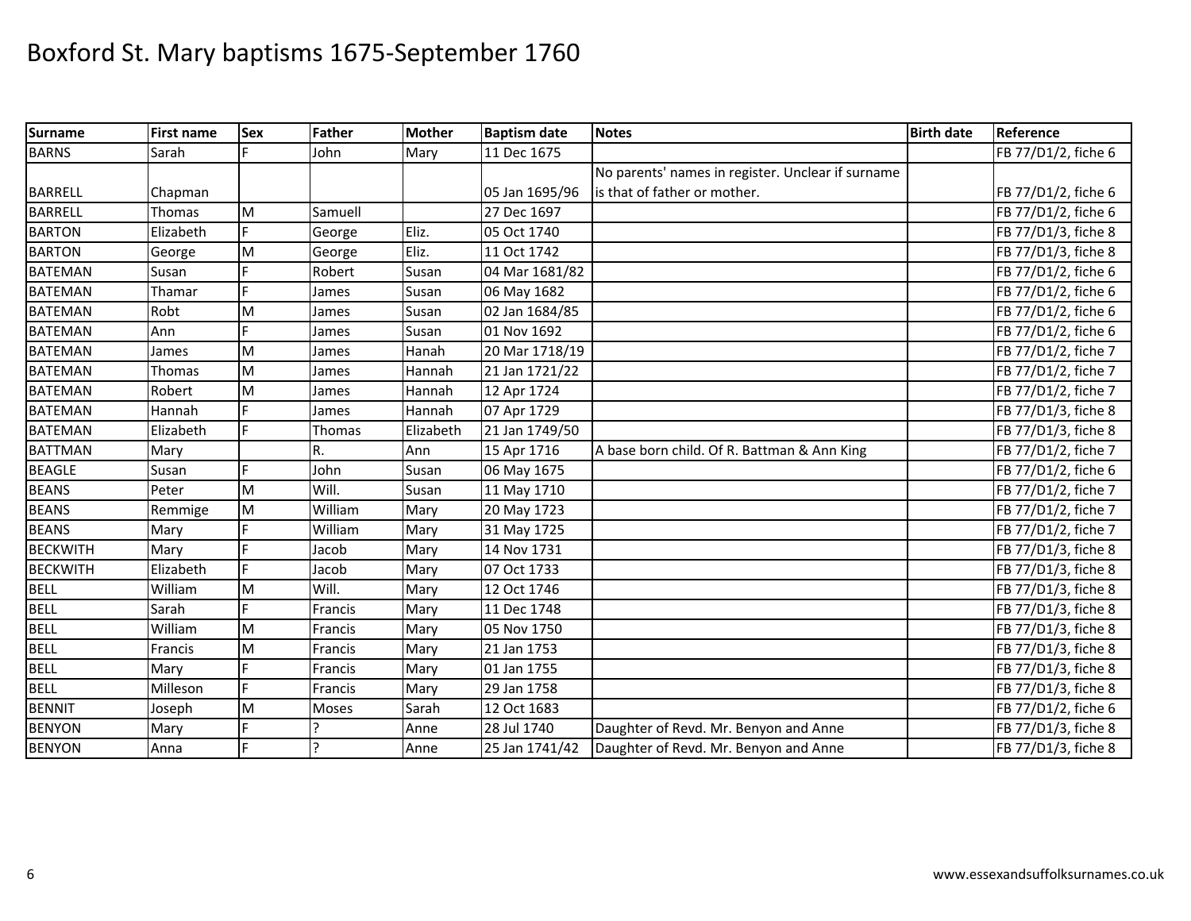# Boxford St. Mary baptisms 1675-September 1760

| Surname | First name | Sex | Father | Mother | Baptism date | Notes | Birth date | Reference |
|---|---|---|---|---|---|---|---|---|
| BARNS | Sarah | F | John | Mary | 11 Dec 1675 | | | FB 77/D1/2, fiche 6 |
| BARRELL | Chapman | | | | 05 Jan 1695/96 | No parents' names in register. Unclear if surname is that of father or mother. | | FB 77/D1/2, fiche 6 |
| BARRELL | Thomas | M | Samuell | | 27 Dec 1697 | | | FB 77/D1/2, fiche 6 |
| BARTON | Elizabeth | F | George | Eliz. | 05 Oct 1740 | | | FB 77/D1/3, fiche 8 |
| BARTON | George | M | George | Eliz. | 11 Oct 1742 | | | FB 77/D1/3, fiche 8 |
| BATEMAN | Susan | F | Robert | Susan | 04 Mar 1681/82 | | | FB 77/D1/2, fiche 6 |
| BATEMAN | Thamar | F | James | Susan | 06 May 1682 | | | FB 77/D1/2, fiche 6 |
| BATEMAN | Robt | M | James | Susan | 02 Jan 1684/85 | | | FB 77/D1/2, fiche 6 |
| BATEMAN | Ann | F | James | Susan | 01 Nov 1692 | | | FB 77/D1/2, fiche 6 |
| BATEMAN | James | M | James | Hanah | 20 Mar 1718/19 | | | FB 77/D1/2, fiche 7 |
| BATEMAN | Thomas | M | James | Hannah | 21 Jan 1721/22 | | | FB 77/D1/2, fiche 7 |
| BATEMAN | Robert | M | James | Hannah | 12 Apr 1724 | | | FB 77/D1/2, fiche 7 |
| BATEMAN | Hannah | F | James | Hannah | 07 Apr 1729 | | | FB 77/D1/3, fiche 8 |
| BATEMAN | Elizabeth | F | Thomas | Elizabeth | 21 Jan 1749/50 | | | FB 77/D1/3, fiche 8 |
| BATTMAN | Mary | | R. | Ann | 15 Apr 1716 | A base born child. Of R. Battman & Ann King | | FB 77/D1/2, fiche 7 |
| BEAGLE | Susan | F | John | Susan | 06 May 1675 | | | FB 77/D1/2, fiche 6 |
| BEANS | Peter | M | Will. | Susan | 11 May 1710 | | | FB 77/D1/2, fiche 7 |
| BEANS | Remmige | M | William | Mary | 20 May 1723 | | | FB 77/D1/2, fiche 7 |
| BEANS | Mary | F | William | Mary | 31 May 1725 | | | FB 77/D1/2, fiche 7 |
| BECKWITH | Mary | F | Jacob | Mary | 14 Nov 1731 | | | FB 77/D1/3, fiche 8 |
| BECKWITH | Elizabeth | F | Jacob | Mary | 07 Oct 1733 | | | FB 77/D1/3, fiche 8 |
| BELL | William | M | Will. | Mary | 12 Oct 1746 | | | FB 77/D1/3, fiche 8 |
| BELL | Sarah | F | Francis | Mary | 11 Dec 1748 | | | FB 77/D1/3, fiche 8 |
| BELL | William | M | Francis | Mary | 05 Nov 1750 | | | FB 77/D1/3, fiche 8 |
| BELL | Francis | M | Francis | Mary | 21 Jan 1753 | | | FB 77/D1/3, fiche 8 |
| BELL | Mary | F | Francis | Mary | 01 Jan 1755 | | | FB 77/D1/3, fiche 8 |
| BELL | Milleson | F | Francis | Mary | 29 Jan 1758 | | | FB 77/D1/3, fiche 8 |
| BENNIT | Joseph | M | Moses | Sarah | 12 Oct 1683 | | | FB 77/D1/2, fiche 6 |
| BENYON | Mary | F | ? | Anne | 28 Jul 1740 | Daughter of Revd. Mr. Benyon and Anne | | FB 77/D1/3, fiche 8 |
| BENYON | Anna | F | ? | Anne | 25 Jan 1741/42 | Daughter of Revd. Mr. Benyon and Anne | | FB 77/D1/3, fiche 8 |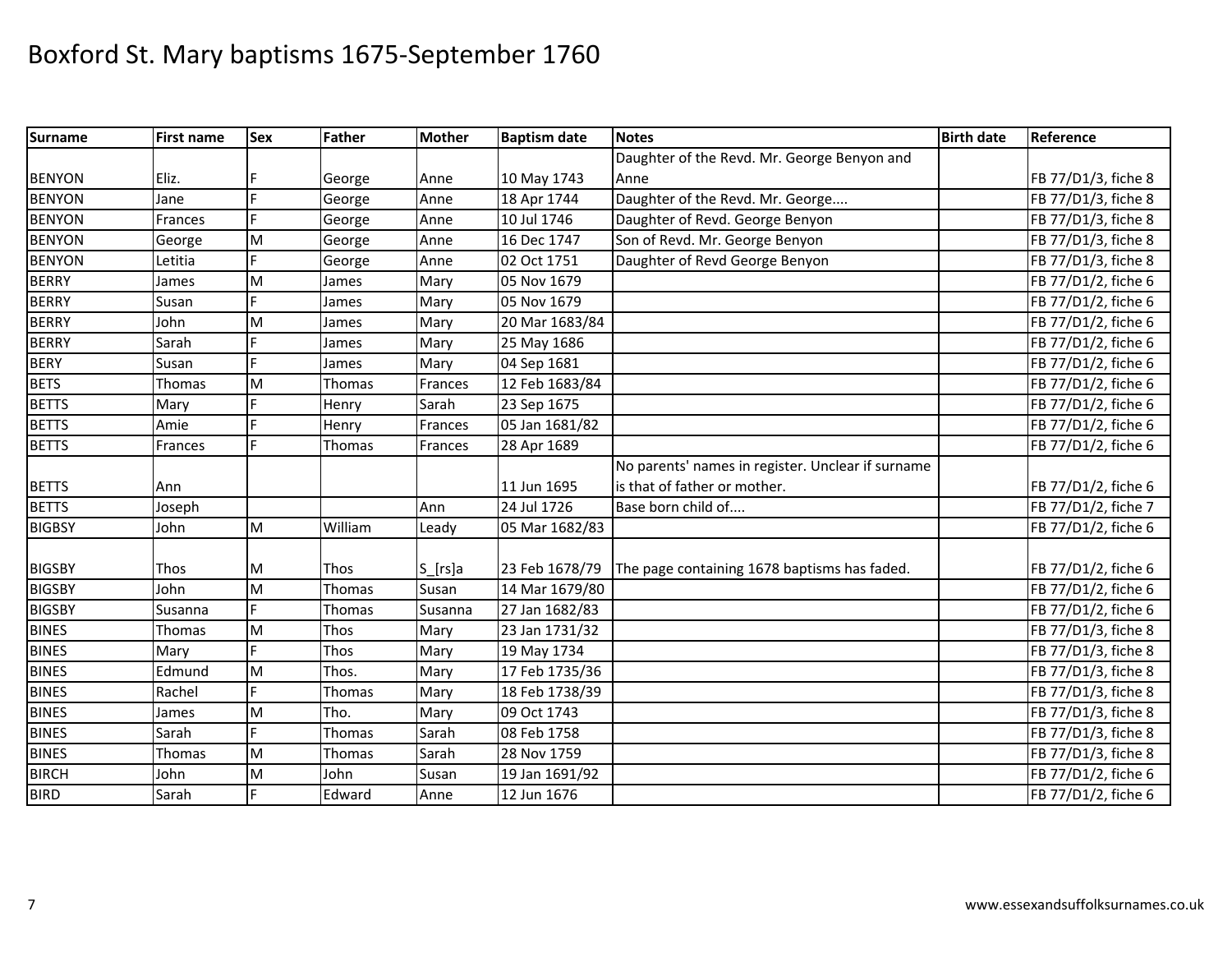# Boxford St. Mary baptisms 1675-September 1760

| Surname | First name | Sex | Father | Mother | Baptism date | Notes | Birth date | Reference |
|---|---|---|---|---|---|---|---|---|
| BENYON | Eliz. | F | George | Anne | 10 May 1743 | Daughter of the Revd. Mr. George Benyon and Anne | | FB 77/D1/3, fiche 8 |
| BENYON | Jane | F | George | Anne | 18 Apr 1744 | Daughter of the Revd. Mr. George.... | | FB 77/D1/3, fiche 8 |
| BENYON | Frances | F | George | Anne | 10 Jul 1746 | Daughter of Revd. George Benyon | | FB 77/D1/3, fiche 8 |
| BENYON | George | M | George | Anne | 16 Dec 1747 | Son of Revd. Mr. George Benyon | | FB 77/D1/3, fiche 8 |
| BENYON | Letitia | F | George | Anne | 02 Oct 1751 | Daughter of Revd George Benyon | | FB 77/D1/3, fiche 8 |
| BERRY | James | M | James | Mary | 05 Nov 1679 | | | FB 77/D1/2, fiche 6 |
| BERRY | Susan | F | James | Mary | 05 Nov 1679 | | | FB 77/D1/2, fiche 6 |
| BERRY | John | M | James | Mary | 20 Mar 1683/84 | | | FB 77/D1/2, fiche 6 |
| BERRY | Sarah | F | James | Mary | 25 May 1686 | | | FB 77/D1/2, fiche 6 |
| BERY | Susan | F | James | Mary | 04 Sep 1681 | | | FB 77/D1/2, fiche 6 |
| BETS | Thomas | M | Thomas | Frances | 12 Feb 1683/84 | | | FB 77/D1/2, fiche 6 |
| BETTS | Mary | F | Henry | Sarah | 23 Sep 1675 | | | FB 77/D1/2, fiche 6 |
| BETTS | Amie | F | Henry | Frances | 05 Jan 1681/82 | | | FB 77/D1/2, fiche 6 |
| BETTS | Frances | F | Thomas | Frances | 28 Apr 1689 | | | FB 77/D1/2, fiche 6 |
| BETTS | Ann | | | | 11 Jun 1695 | No parents' names in register. Unclear if surname is that of father or mother. | | FB 77/D1/2, fiche 6 |
| BETTS | Joseph | | | Ann | 24 Jul 1726 | Base born child of.... | | FB 77/D1/2, fiche 7 |
| BIGBSY | John | M | William | Leady | 05 Mar 1682/83 | | | FB 77/D1/2, fiche 6 |
| BIGSBY | Thos | M | Thos | S_[rs]a | 23 Feb 1678/79 | The page containing 1678 baptisms has faded. | | FB 77/D1/2, fiche 6 |
| BIGSBY | John | M | Thomas | Susan | 14 Mar 1679/80 | | | FB 77/D1/2, fiche 6 |
| BIGSBY | Susanna | F | Thomas | Susanna | 27 Jan 1682/83 | | | FB 77/D1/2, fiche 6 |
| BINES | Thomas | M | Thos | Mary | 23 Jan 1731/32 | | | FB 77/D1/3, fiche 8 |
| BINES | Mary | F | Thos | Mary | 19 May 1734 | | | FB 77/D1/3, fiche 8 |
| BINES | Edmund | M | Thos. | Mary | 17 Feb 1735/36 | | | FB 77/D1/3, fiche 8 |
| BINES | Rachel | F | Thomas | Mary | 18 Feb 1738/39 | | | FB 77/D1/3, fiche 8 |
| BINES | James | M | Tho. | Mary | 09 Oct 1743 | | | FB 77/D1/3, fiche 8 |
| BINES | Sarah | F | Thomas | Sarah | 08 Feb 1758 | | | FB 77/D1/3, fiche 8 |
| BINES | Thomas | M | Thomas | Sarah | 28 Nov 1759 | | | FB 77/D1/3, fiche 8 |
| BIRCH | John | M | John | Susan | 19 Jan 1691/92 | | | FB 77/D1/2, fiche 6 |
| BIRD | Sarah | F | Edward | Anne | 12 Jun 1676 | | | FB 77/D1/2, fiche 6 |

www.essexandsuffolksurnames.co.uk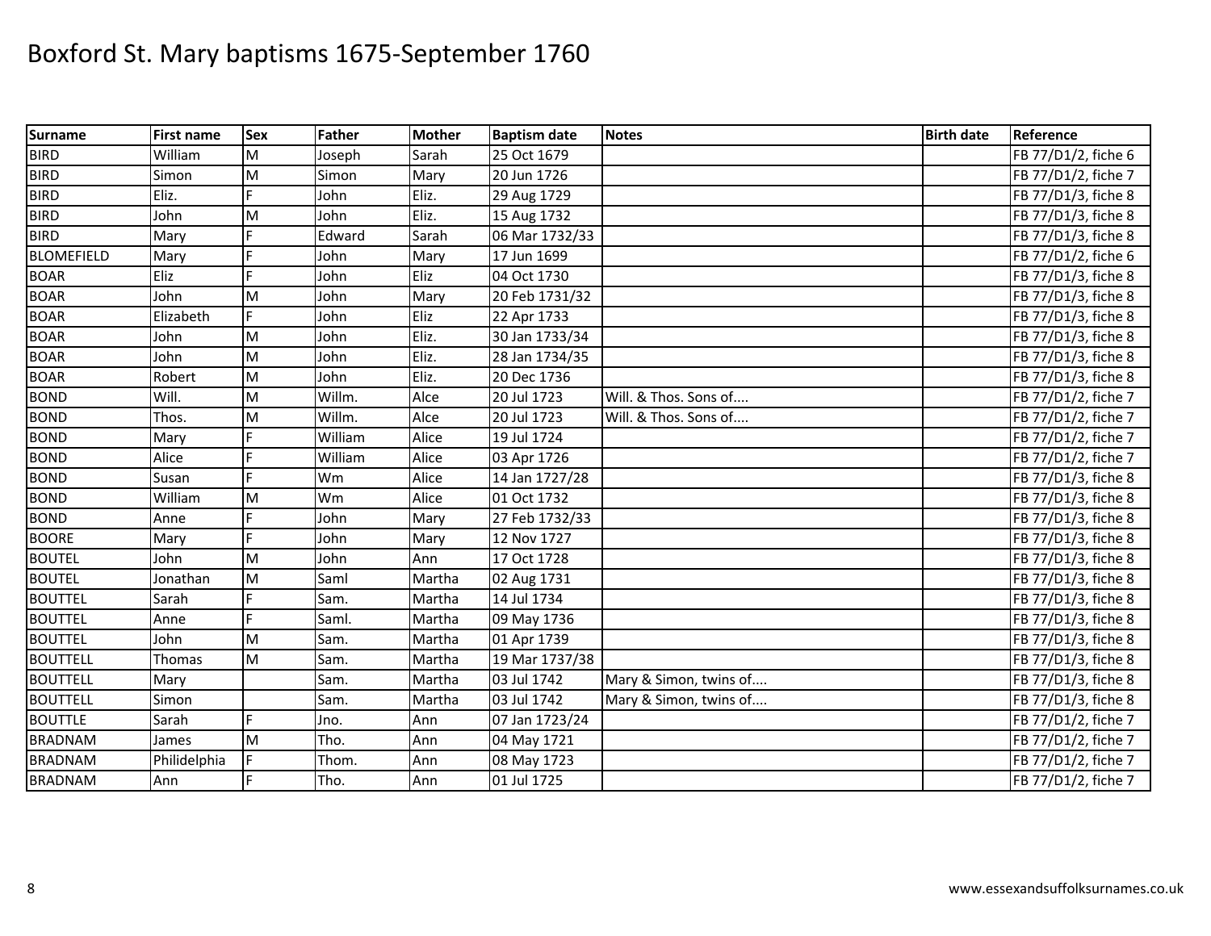# Boxford St. Mary baptisms 1675-September 1760

| Surname | First name | Sex | Father | Mother | Baptism date | Notes | Birth date | Reference |
|---|---|---|---|---|---|---|---|---|
| BIRD | William | M | Joseph | Sarah | 25 Oct 1679 | | | FB 77/D1/2, fiche 6 |
| BIRD | Simon | M | Simon | Mary | 20 Jun 1726 | | | FB 77/D1/2, fiche 7 |
| BIRD | Eliz. | F | John | Eliz. | 29 Aug 1729 | | | FB 77/D1/3, fiche 8 |
| BIRD | John | M | John | Eliz. | 15 Aug 1732 | | | FB 77/D1/3, fiche 8 |
| BIRD | Mary | F | Edward | Sarah | 06 Mar 1732/33 | | | FB 77/D1/3, fiche 8 |
| BLOMEFIELD | Mary | F | John | Mary | 17 Jun 1699 | | | FB 77/D1/2, fiche 6 |
| BOAR | Eliz | F | John | Eliz | 04 Oct 1730 | | | FB 77/D1/3, fiche 8 |
| BOAR | John | M | John | Mary | 20 Feb 1731/32 | | | FB 77/D1/3, fiche 8 |
| BOAR | Elizabeth | F | John | Eliz | 22 Apr 1733 | | | FB 77/D1/3, fiche 8 |
| BOAR | John | M | John | Eliz. | 30 Jan 1733/34 | | | FB 77/D1/3, fiche 8 |
| BOAR | John | M | John | Eliz. | 28 Jan 1734/35 | | | FB 77/D1/3, fiche 8 |
| BOAR | Robert | M | John | Eliz. | 20 Dec 1736 | | | FB 77/D1/3, fiche 8 |
| BOND | Will. | M | Willm. | Alce | 20 Jul 1723 | Will. & Thos. Sons of.... | | FB 77/D1/2, fiche 7 |
| BOND | Thos. | M | Willm. | Alce | 20 Jul 1723 | Will. & Thos. Sons of.... | | FB 77/D1/2, fiche 7 |
| BOND | Mary | F | William | Alice | 19 Jul 1724 | | | FB 77/D1/2, fiche 7 |
| BOND | Alice | F | William | Alice | 03 Apr 1726 | | | FB 77/D1/2, fiche 7 |
| BOND | Susan | F | Wm | Alice | 14 Jan 1727/28 | | | FB 77/D1/3, fiche 8 |
| BOND | William | M | Wm | Alice | 01 Oct 1732 | | | FB 77/D1/3, fiche 8 |
| BOND | Anne | F | John | Mary | 27 Feb 1732/33 | | | FB 77/D1/3, fiche 8 |
| BOORE | Mary | F | John | Mary | 12 Nov 1727 | | | FB 77/D1/3, fiche 8 |
| BOUTEL | John | M | John | Ann | 17 Oct 1728 | | | FB 77/D1/3, fiche 8 |
| BOUTEL | Jonathan | M | Saml | Martha | 02 Aug 1731 | | | FB 77/D1/3, fiche 8 |
| BOUTTEL | Sarah | F | Sam. | Martha | 14 Jul 1734 | | | FB 77/D1/3, fiche 8 |
| BOUTTEL | Anne | F | Saml. | Martha | 09 May 1736 | | | FB 77/D1/3, fiche 8 |
| BOUTTEL | John | M | Sam. | Martha | 01 Apr 1739 | | | FB 77/D1/3, fiche 8 |
| BOUTTELL | Thomas | M | Sam. | Martha | 19 Mar 1737/38 | | | FB 77/D1/3, fiche 8 |
| BOUTTELL | Mary | | Sam. | Martha | 03 Jul 1742 | Mary & Simon, twins of.... | | FB 77/D1/3, fiche 8 |
| BOUTTELL | Simon | | Sam. | Martha | 03 Jul 1742 | Mary & Simon, twins of.... | | FB 77/D1/3, fiche 8 |
| BOUTTLE | Sarah | F | Jno. | Ann | 07 Jan 1723/24 | | | FB 77/D1/2, fiche 7 |
| BRADNAM | James | M | Tho. | Ann | 04 May 1721 | | | FB 77/D1/2, fiche 7 |
| BRADNAM | Philidelphia | F | Thom. | Ann | 08 May 1723 | | | FB 77/D1/2, fiche 7 |
| BRADNAM | Ann | F | Tho. | Ann | 01 Jul 1725 | | | FB 77/D1/2, fiche 7 |

www.essexandsuffolksurnames.co.uk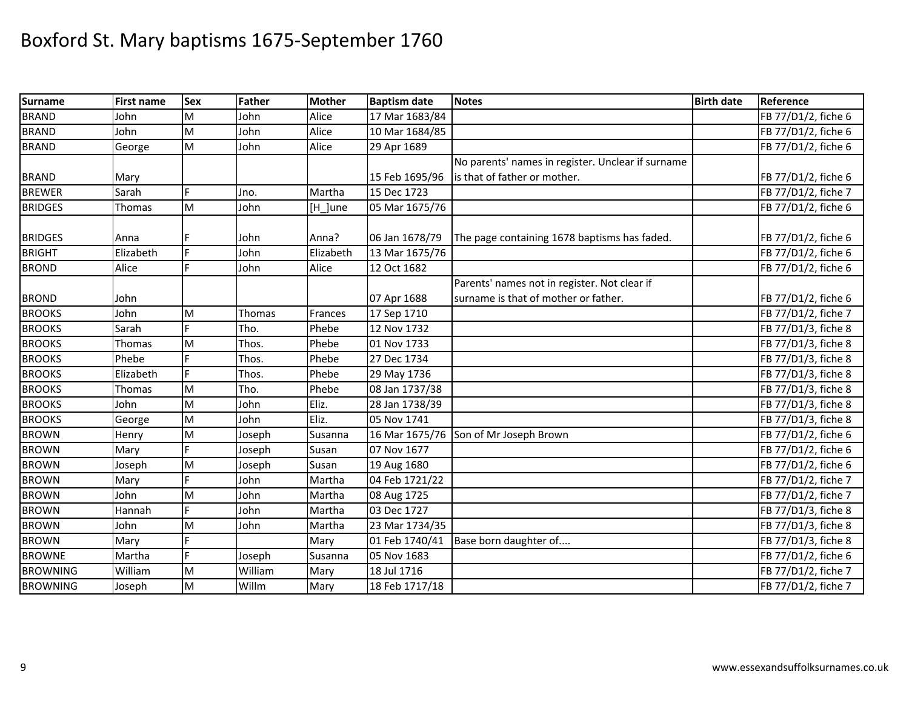# Boxford St. Mary baptisms 1675-September 1760

| Surname | First name | Sex | Father | Mother | Baptism date | Notes | Birth date | Reference |
|---|---|---|---|---|---|---|---|---|
| BRAND | John | M | John | Alice | 17 Mar 1683/84 | | | FB 77/D1/2, fiche 6 |
| BRAND | John | M | John | Alice | 10 Mar 1684/85 | | | FB 77/D1/2, fiche 6 |
| BRAND | George | M | John | Alice | 29 Apr 1689 | | | FB 77/D1/2, fiche 6 |
| BRAND | Mary | | | | 15 Feb 1695/96 | No parents' names in register. Unclear if surname is that of father or mother. | | FB 77/D1/2, fiche 6 |
| BREWER | Sarah | F | Jno. | Martha | 15 Dec 1723 | | | FB 77/D1/2, fiche 7 |
| BRIDGES | Thomas | M | John | [H_]une | 05 Mar 1675/76 | | | FB 77/D1/2, fiche 6 |
| BRIDGES | Anna | F | John | Anna? | 06 Jan 1678/79 | The page containing 1678 baptisms has faded. | | FB 77/D1/2, fiche 6 |
| BRIGHT | Elizabeth | F | John | Elizabeth | 13 Mar 1675/76 | | | FB 77/D1/2, fiche 6 |
| BROND | Alice | F | John | Alice | 12 Oct 1682 | | | FB 77/D1/2, fiche 6 |
| BROND | John | | | | 07 Apr 1688 | Parents' names not in register. Not clear if surname is that of mother or father. | | FB 77/D1/2, fiche 6 |
| BROOKS | John | M | Thomas | Frances | 17 Sep 1710 | | | FB 77/D1/2, fiche 7 |
| BROOKS | Sarah | F | Tho. | Phebe | 12 Nov 1732 | | | FB 77/D1/3, fiche 8 |
| BROOKS | Thomas | M | Thos. | Phebe | 01 Nov 1733 | | | FB 77/D1/3, fiche 8 |
| BROOKS | Phebe | F | Thos. | Phebe | 27 Dec 1734 | | | FB 77/D1/3, fiche 8 |
| BROOKS | Elizabeth | F | Thos. | Phebe | 29 May 1736 | | | FB 77/D1/3, fiche 8 |
| BROOKS | Thomas | M | Tho. | Phebe | 08 Jan 1737/38 | | | FB 77/D1/3, fiche 8 |
| BROOKS | John | M | John | Eliz. | 28 Jan 1738/39 | | | FB 77/D1/3, fiche 8 |
| BROOKS | George | M | John | Eliz. | 05 Nov 1741 | | | FB 77/D1/3, fiche 8 |
| BROWN | Henry | M | Joseph | Susanna | 16 Mar 1675/76 | Son of Mr Joseph Brown | | FB 77/D1/2, fiche 6 |
| BROWN | Mary | F | Joseph | Susan | 07 Nov 1677 | | | FB 77/D1/2, fiche 6 |
| BROWN | Joseph | M | Joseph | Susan | 19 Aug 1680 | | | FB 77/D1/2, fiche 6 |
| BROWN | Mary | F | John | Martha | 04 Feb 1721/22 | | | FB 77/D1/2, fiche 7 |
| BROWN | John | M | John | Martha | 08 Aug 1725 | | | FB 77/D1/2, fiche 7 |
| BROWN | Hannah | F | John | Martha | 03 Dec 1727 | | | FB 77/D1/3, fiche 8 |
| BROWN | John | M | John | Martha | 23 Mar 1734/35 | | | FB 77/D1/3, fiche 8 |
| BROWN | Mary | F | | Mary | 01 Feb 1740/41 | Base born daughter of.... | | FB 77/D1/3, fiche 8 |
| BROWNE | Martha | F | Joseph | Susanna | 05 Nov 1683 | | | FB 77/D1/2, fiche 6 |
| BROWNING | William | M | William | Mary | 18 Jul 1716 | | | FB 77/D1/2, fiche 7 |
| BROWNING | Joseph | M | Willm | Mary | 18 Feb 1717/18 | | | FB 77/D1/2, fiche 7 |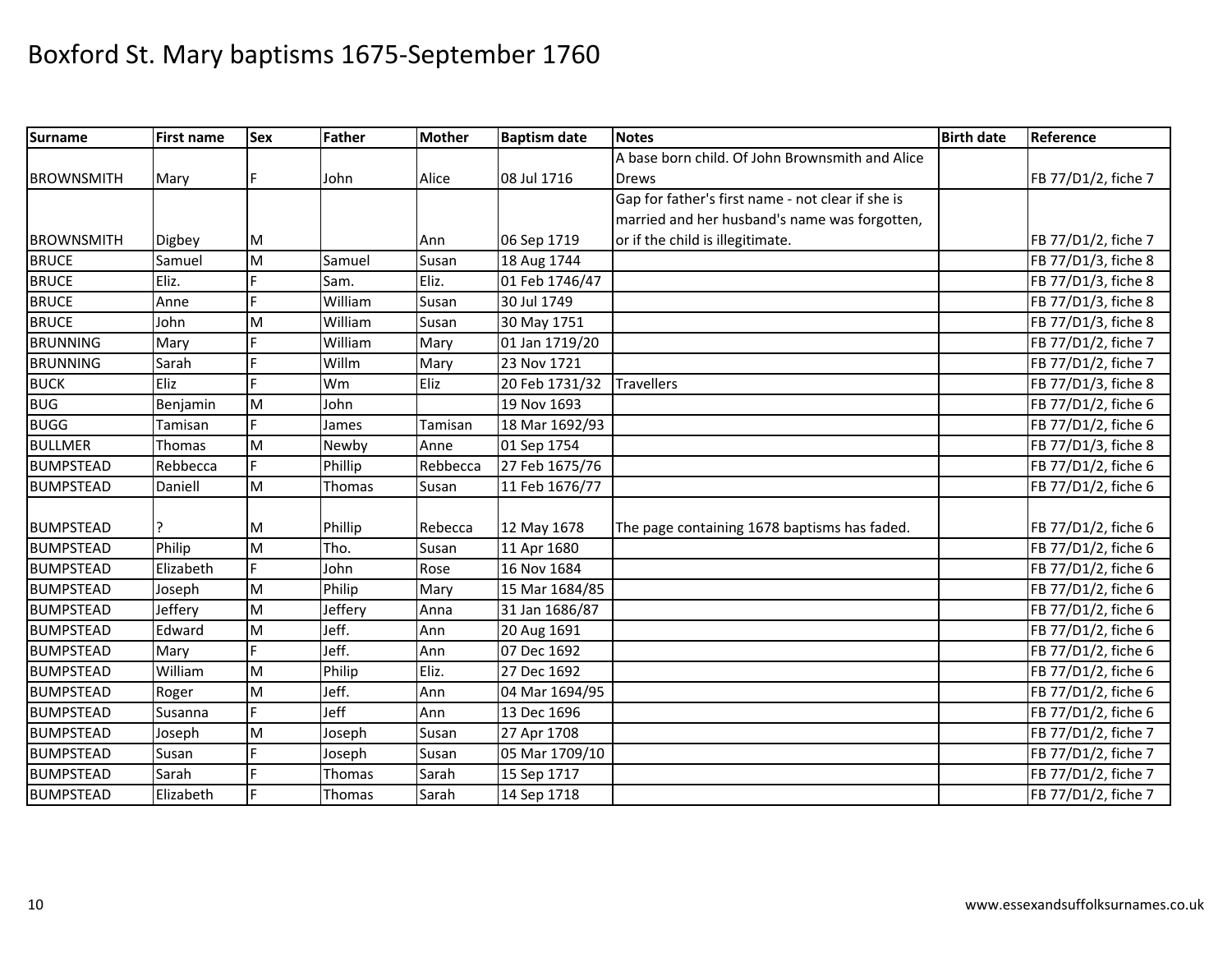# Boxford St. Mary baptisms 1675-September 1760

| Surname | First name | Sex | Father | Mother | Baptism date | Notes | Birth date | Reference |
|---|---|---|---|---|---|---|---|---|
| BROWNSMITH | Mary | F | John | Alice | 08 Jul 1716 | A base born child. Of John Brownsmith and Alice Drews | | FB 77/D1/2, fiche 7 |
| BROWNSMITH | Digbey | M | | Ann | 06 Sep 1719 | Gap for father's first name - not clear if she is married and her husband's name was forgotten, or if the child is illegitimate. | | FB 77/D1/2, fiche 7 |
| BRUCE | Samuel | M | Samuel | Susan | 18 Aug 1744 | | | FB 77/D1/3, fiche 8 |
| BRUCE | Eliz. | F | Sam. | Eliz. | 01 Feb 1746/47 | | | FB 77/D1/3, fiche 8 |
| BRUCE | Anne | F | William | Susan | 30 Jul 1749 | | | FB 77/D1/3, fiche 8 |
| BRUCE | John | M | William | Susan | 30 May 1751 | | | FB 77/D1/3, fiche 8 |
| BRUNNING | Mary | F | William | Mary | 01 Jan 1719/20 | | | FB 77/D1/2, fiche 7 |
| BRUNNING | Sarah | F | Willm | Mary | 23 Nov 1721 | | | FB 77/D1/2, fiche 7 |
| BUCK | Eliz | F | Wm | Eliz | 20 Feb 1731/32 | Travellers | | FB 77/D1/3, fiche 8 |
| BUG | Benjamin | M | John | | 19 Nov 1693 | | | FB 77/D1/2, fiche 6 |
| BUGG | Tamisan | F | James | Tamisan | 18 Mar 1692/93 | | | FB 77/D1/2, fiche 6 |
| BULLMER | Thomas | M | Newby | Anne | 01 Sep 1754 | | | FB 77/D1/3, fiche 8 |
| BUMPSTEAD | Rebbecca | F | Phillip | Rebbecca | 27 Feb 1675/76 | | | FB 77/D1/2, fiche 6 |
| BUMPSTEAD | Daniell | M | Thomas | Susan | 11 Feb 1676/77 | | | FB 77/D1/2, fiche 6 |
| BUMPSTEAD | ? | M | Phillip | Rebecca | 12 May 1678 | The page containing 1678 baptisms has faded. | | FB 77/D1/2, fiche 6 |
| BUMPSTEAD | Philip | M | Tho. | Susan | 11 Apr 1680 | | | FB 77/D1/2, fiche 6 |
| BUMPSTEAD | Elizabeth | F | John | Rose | 16 Nov 1684 | | | FB 77/D1/2, fiche 6 |
| BUMPSTEAD | Joseph | M | Philip | Mary | 15 Mar 1684/85 | | | FB 77/D1/2, fiche 6 |
| BUMPSTEAD | Jeffery | M | Jeffery | Anna | 31 Jan 1686/87 | | | FB 77/D1/2, fiche 6 |
| BUMPSTEAD | Edward | M | Jeff. | Ann | 20 Aug 1691 | | | FB 77/D1/2, fiche 6 |
| BUMPSTEAD | Mary | F | Jeff. | Ann | 07 Dec 1692 | | | FB 77/D1/2, fiche 6 |
| BUMPSTEAD | William | M | Philip | Eliz. | 27 Dec 1692 | | | FB 77/D1/2, fiche 6 |
| BUMPSTEAD | Roger | M | Jeff. | Ann | 04 Mar 1694/95 | | | FB 77/D1/2, fiche 6 |
| BUMPSTEAD | Susanna | F | Jeff | Ann | 13 Dec 1696 | | | FB 77/D1/2, fiche 6 |
| BUMPSTEAD | Joseph | M | Joseph | Susan | 27 Apr 1708 | | | FB 77/D1/2, fiche 7 |
| BUMPSTEAD | Susan | F | Joseph | Susan | 05 Mar 1709/10 | | | FB 77/D1/2, fiche 7 |
| BUMPSTEAD | Sarah | F | Thomas | Sarah | 15 Sep 1717 | | | FB 77/D1/2, fiche 7 |
| BUMPSTEAD | Elizabeth | F | Thomas | Sarah | 14 Sep 1718 | | | FB 77/D1/2, fiche 7 |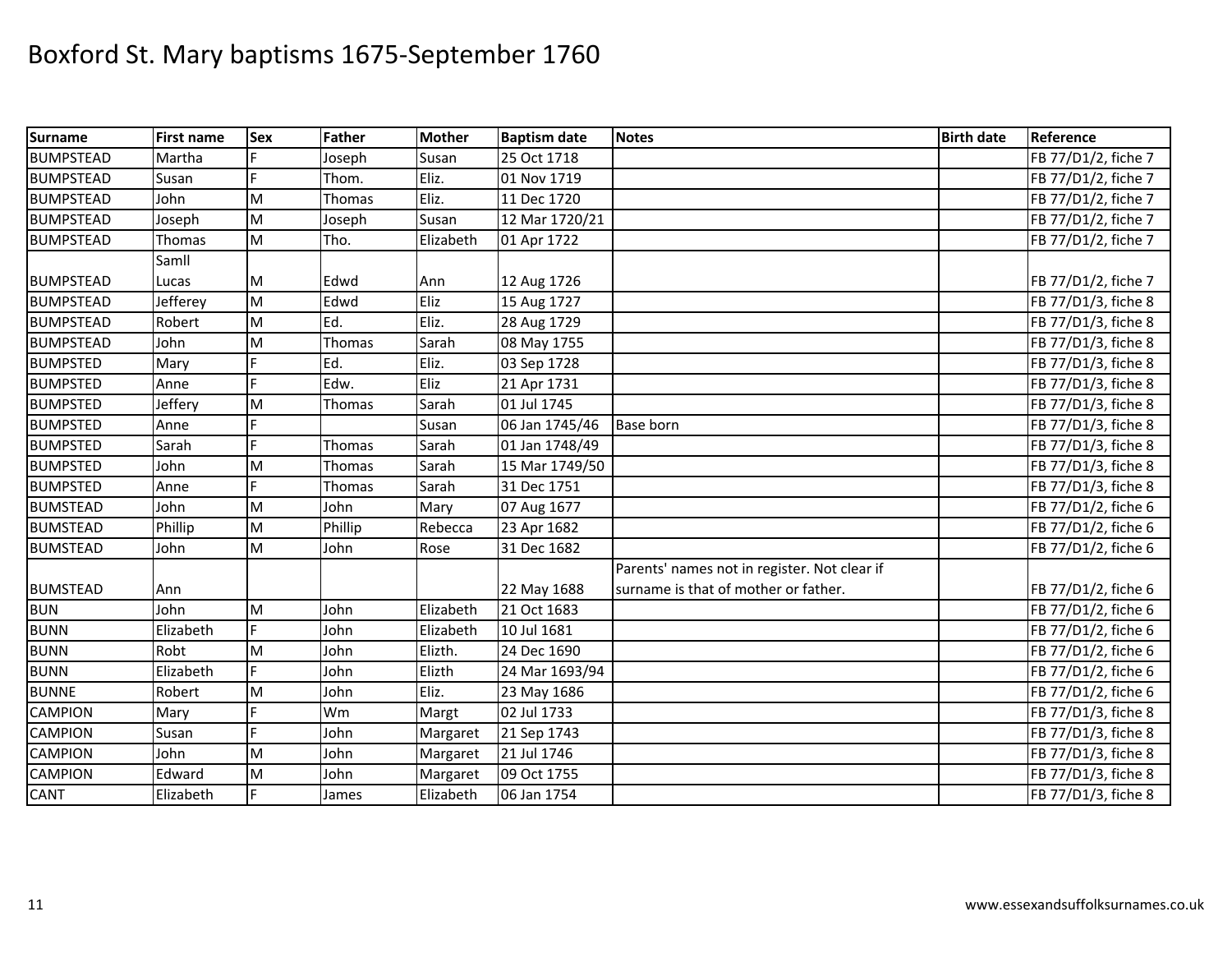# Boxford St. Mary baptisms 1675-September 1760

| Surname | First name | Sex | Father | Mother | Baptism date | Notes | Birth date | Reference |
|---|---|---|---|---|---|---|---|---|
| BUMPSTEAD | Martha | F | Joseph | Susan | 25 Oct 1718 | | | FB 77/D1/2, fiche 7 |
| BUMPSTEAD | Susan | F | Thom. | Eliz. | 01 Nov 1719 | | | FB 77/D1/2, fiche 7 |
| BUMPSTEAD | John | M | Thomas | Eliz. | 11 Dec 1720 | | | FB 77/D1/2, fiche 7 |
| BUMPSTEAD | Joseph | M | Joseph | Susan | 12 Mar 1720/21 | | | FB 77/D1/2, fiche 7 |
| BUMPSTEAD | Thomas | M | Tho. | Elizabeth | 01 Apr 1722 | | | FB 77/D1/2, fiche 7 |
| BUMPSTEAD | Samll Lucas | M | Edwd | Ann | 12 Aug 1726 | | | FB 77/D1/2, fiche 7 |
| BUMPSTEAD | Jefferey | M | Edwd | Eliz | 15 Aug 1727 | | | FB 77/D1/3, fiche 8 |
| BUMPSTEAD | Robert | M | Ed. | Eliz. | 28 Aug 1729 | | | FB 77/D1/3, fiche 8 |
| BUMPSTEAD | John | M | Thomas | Sarah | 08 May 1755 | | | FB 77/D1/3, fiche 8 |
| BUMPSTED | Mary | F | Ed. | Eliz. | 03 Sep 1728 | | | FB 77/D1/3, fiche 8 |
| BUMPSTED | Anne | F | Edw. | Eliz | 21 Apr 1731 | | | FB 77/D1/3, fiche 8 |
| BUMPSTED | Jeffery | M | Thomas | Sarah | 01 Jul 1745 | | | FB 77/D1/3, fiche 8 |
| BUMPSTED | Anne | F | | Susan | 06 Jan 1745/46 | Base born | | FB 77/D1/3, fiche 8 |
| BUMPSTED | Sarah | F | Thomas | Sarah | 01 Jan 1748/49 | | | FB 77/D1/3, fiche 8 |
| BUMPSTED | John | M | Thomas | Sarah | 15 Mar 1749/50 | | | FB 77/D1/3, fiche 8 |
| BUMPSTED | Anne | F | Thomas | Sarah | 31 Dec 1751 | | | FB 77/D1/3, fiche 8 |
| BUMSTEAD | John | M | John | Mary | 07 Aug 1677 | | | FB 77/D1/2, fiche 6 |
| BUMSTEAD | Phillip | M | Phillip | Rebecca | 23 Apr 1682 | | | FB 77/D1/2, fiche 6 |
| BUMSTEAD | John | M | John | Rose | 31 Dec 1682 | | | FB 77/D1/2, fiche 6 |
| BUMSTEAD | Ann | | | | 22 May 1688 | Parents' names not in register. Not clear if surname is that of mother or father. | | FB 77/D1/2, fiche 6 |
| BUN | John | M | John | Elizabeth | 21 Oct 1683 | | | FB 77/D1/2, fiche 6 |
| BUNN | Elizabeth | F | John | Elizabeth | 10 Jul 1681 | | | FB 77/D1/2, fiche 6 |
| BUNN | Robt | M | John | Elizth. | 24 Dec 1690 | | | FB 77/D1/2, fiche 6 |
| BUNN | Elizabeth | F | John | Elizth | 24 Mar 1693/94 | | | FB 77/D1/2, fiche 6 |
| BUNNE | Robert | M | John | Eliz. | 23 May 1686 | | | FB 77/D1/2, fiche 6 |
| CAMPION | Mary | F | Wm | Margt | 02 Jul 1733 | | | FB 77/D1/3, fiche 8 |
| CAMPION | Susan | F | John | Margaret | 21 Sep 1743 | | | FB 77/D1/3, fiche 8 |
| CAMPION | John | M | John | Margaret | 21 Jul 1746 | | | FB 77/D1/3, fiche 8 |
| CAMPION | Edward | M | John | Margaret | 09 Oct 1755 | | | FB 77/D1/3, fiche 8 |
| CANT | Elizabeth | F | James | Elizabeth | 06 Jan 1754 | | | FB 77/D1/3, fiche 8 |

www.essexandsuffolksurnames.co.uk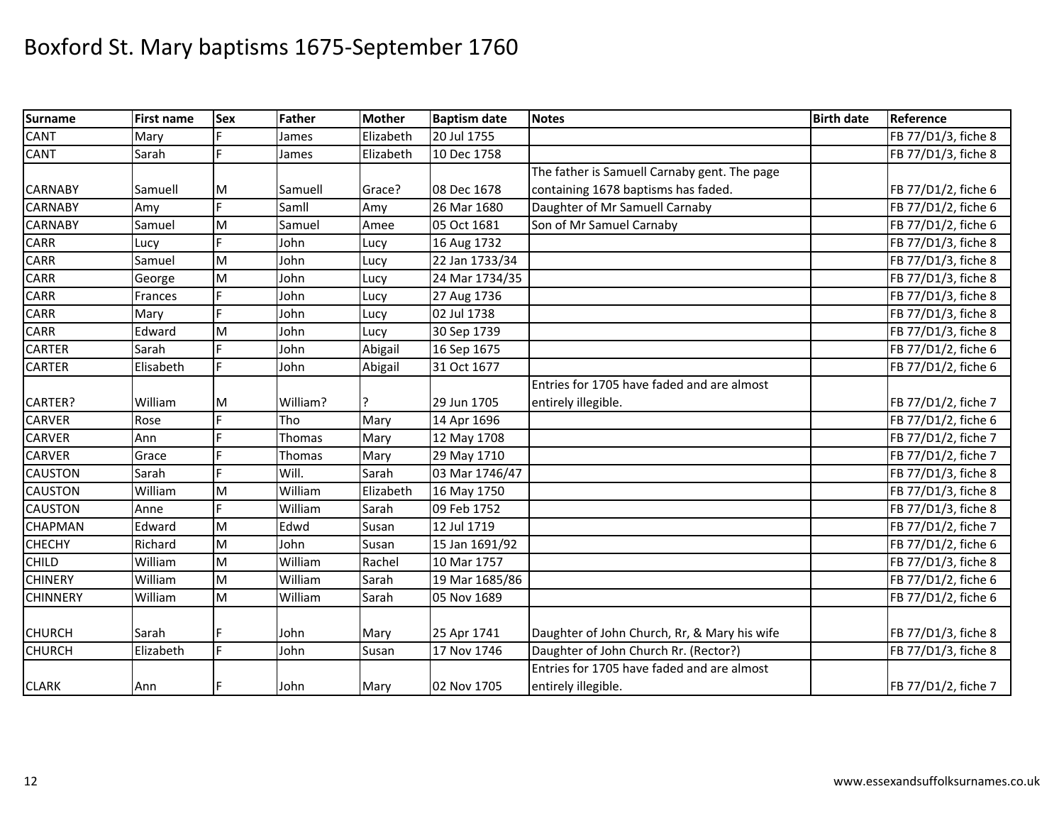# Boxford St. Mary baptisms 1675-September 1760

| Surname | First name | Sex | Father | Mother | Baptism date | Notes | Birth date | Reference |
|---|---|---|---|---|---|---|---|---|
| CANT | Mary | F | James | Elizabeth | 20 Jul 1755 | | | FB 77/D1/3, fiche 8 |
| CANT | Sarah | F | James | Elizabeth | 10 Dec 1758 | | | FB 77/D1/3, fiche 8 |
| CARNABY | Samuell | M | Samuell | Grace? | 08 Dec 1678 | The father is Samuell Carnaby gent. The page containing 1678 baptisms has faded. | | FB 77/D1/2, fiche 6 |
| CARNABY | Amy | F | Samll | Amy | 26 Mar 1680 | Daughter of Mr Samuell Carnaby | | FB 77/D1/2, fiche 6 |
| CARNABY | Samuel | M | Samuel | Amee | 05 Oct 1681 | Son of Mr Samuel Carnaby | | FB 77/D1/2, fiche 6 |
| CARR | Lucy | F | John | Lucy | 16 Aug 1732 | | | FB 77/D1/3, fiche 8 |
| CARR | Samuel | M | John | Lucy | 22 Jan 1733/34 | | | FB 77/D1/3, fiche 8 |
| CARR | George | M | John | Lucy | 24 Mar 1734/35 | | | FB 77/D1/3, fiche 8 |
| CARR | Frances | F | John | Lucy | 27 Aug 1736 | | | FB 77/D1/3, fiche 8 |
| CARR | Mary | F | John | Lucy | 02 Jul 1738 | | | FB 77/D1/3, fiche 8 |
| CARR | Edward | M | John | Lucy | 30 Sep 1739 | | | FB 77/D1/3, fiche 8 |
| CARTER | Sarah | F | John | Abigail | 16 Sep 1675 | | | FB 77/D1/2, fiche 6 |
| CARTER | Elisabeth | F | John | Abigail | 31 Oct 1677 | | | FB 77/D1/2, fiche 6 |
| CARTER? | William | M | William? | ? | 29 Jun 1705 | Entries for 1705 have faded and are almost entirely illegible. | | FB 77/D1/2, fiche 7 |
| CARVER | Rose | F | Tho | Mary | 14 Apr 1696 | | | FB 77/D1/2, fiche 6 |
| CARVER | Ann | F | Thomas | Mary | 12 May 1708 | | | FB 77/D1/2, fiche 7 |
| CARVER | Grace | F | Thomas | Mary | 29 May 1710 | | | FB 77/D1/2, fiche 7 |
| CAUSTON | Sarah | F | Will. | Sarah | 03 Mar 1746/47 | | | FB 77/D1/3, fiche 8 |
| CAUSTON | William | M | William | Elizabeth | 16 May 1750 | | | FB 77/D1/3, fiche 8 |
| CAUSTON | Anne | F | William | Sarah | 09 Feb 1752 | | | FB 77/D1/3, fiche 8 |
| CHAPMAN | Edward | M | Edwd | Susan | 12 Jul 1719 | | | FB 77/D1/2, fiche 7 |
| CHECHY | Richard | M | John | Susan | 15 Jan 1691/92 | | | FB 77/D1/2, fiche 6 |
| CHILD | William | M | William | Rachel | 10 Mar 1757 | | | FB 77/D1/3, fiche 8 |
| CHINERY | William | M | William | Sarah | 19 Mar 1685/86 | | | FB 77/D1/2, fiche 6 |
| CHINNERY | William | M | William | Sarah | 05 Nov 1689 | | | FB 77/D1/2, fiche 6 |
| CHURCH | Sarah | F | John | Mary | 25 Apr 1741 | Daughter of John Church, Rr, & Mary his wife | | FB 77/D1/3, fiche 8 |
| CHURCH | Elizabeth | F | John | Susan | 17 Nov 1746 | Daughter of John Church Rr. (Rector?) | | FB 77/D1/3, fiche 8 |
| CLARK | Ann | F | John | Mary | 02 Nov 1705 | Entries for 1705 have faded and are almost entirely illegible. | | FB 77/D1/2, fiche 7 |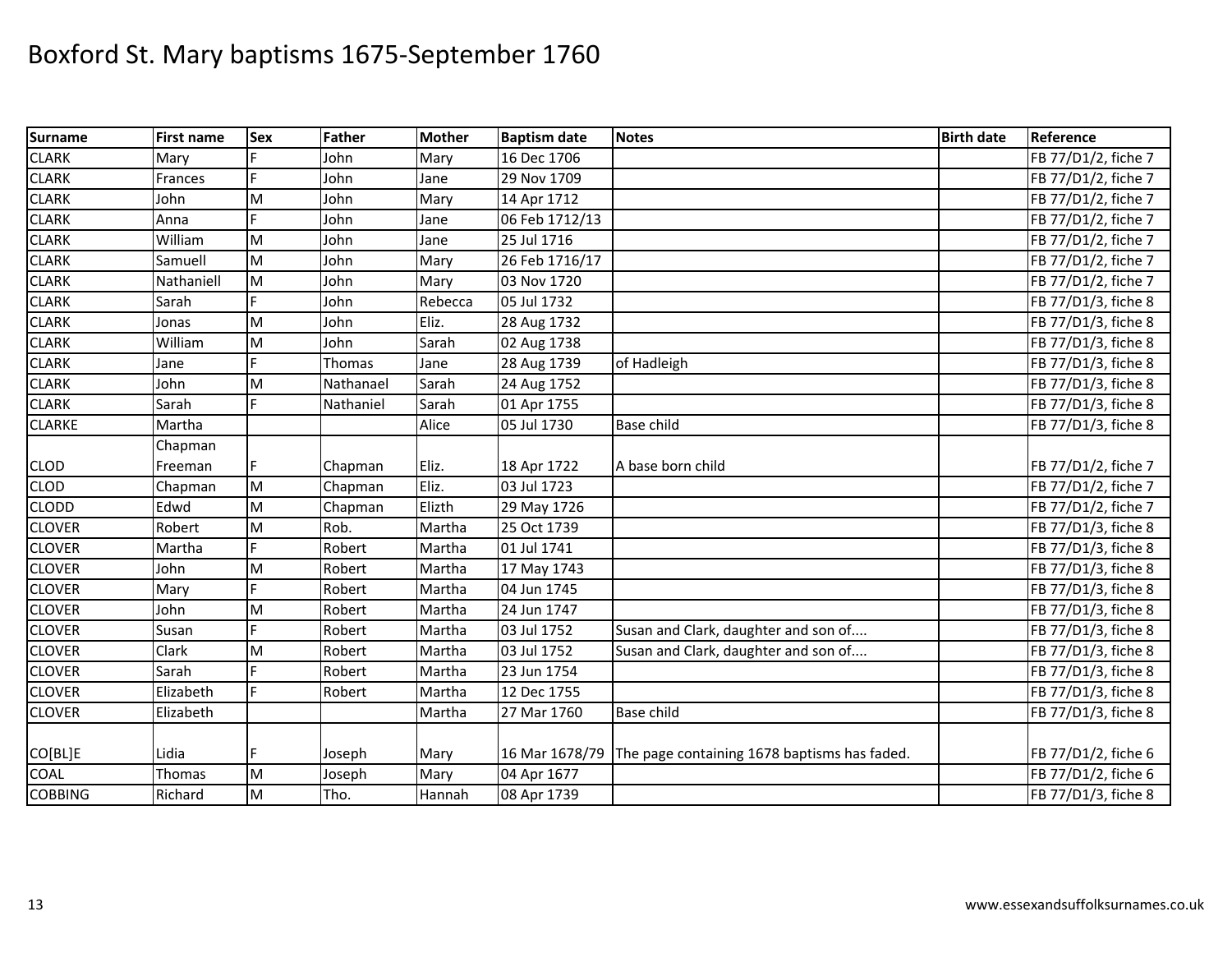# Boxford St. Mary baptisms 1675-September 1760

| Surname | First name | Sex | Father | Mother | Baptism date | Notes | Birth date | Reference |
|---|---|---|---|---|---|---|---|---|
| CLARK | Mary | F | John | Mary | 16 Dec 1706 | | | FB 77/D1/2, fiche 7 |
| CLARK | Frances | F | John | Jane | 29 Nov 1709 | | | FB 77/D1/2, fiche 7 |
| CLARK | John | M | John | Mary | 14 Apr 1712 | | | FB 77/D1/2, fiche 7 |
| CLARK | Anna | F | John | Jane | 06 Feb 1712/13 | | | FB 77/D1/2, fiche 7 |
| CLARK | William | M | John | Jane | 25 Jul 1716 | | | FB 77/D1/2, fiche 7 |
| CLARK | Samuell | M | John | Mary | 26 Feb 1716/17 | | | FB 77/D1/2, fiche 7 |
| CLARK | Nathaniell | M | John | Mary | 03 Nov 1720 | | | FB 77/D1/2, fiche 7 |
| CLARK | Sarah | F | John | Rebecca | 05 Jul 1732 | | | FB 77/D1/3, fiche 8 |
| CLARK | Jonas | M | John | Eliz. | 28 Aug 1732 | | | FB 77/D1/3, fiche 8 |
| CLARK | William | M | John | Sarah | 02 Aug 1738 | | | FB 77/D1/3, fiche 8 |
| CLARK | Jane | F | Thomas | Jane | 28 Aug 1739 | of Hadleigh | | FB 77/D1/3, fiche 8 |
| CLARK | John | M | Nathanael | Sarah | 24 Aug 1752 | | | FB 77/D1/3, fiche 8 |
| CLARK | Sarah | F | Nathaniel | Sarah | 01 Apr 1755 | | | FB 77/D1/3, fiche 8 |
| CLARKE | Martha | | | Alice | 05 Jul 1730 | Base child | | FB 77/D1/3, fiche 8 |
| CLOD | Chapman Freeman | F | Chapman | Eliz. | 18 Apr 1722 | A base born child | | FB 77/D1/2, fiche 7 |
| CLOD | Chapman | M | Chapman | Eliz. | 03 Jul 1723 | | | FB 77/D1/2, fiche 7 |
| CLODD | Edwd | M | Chapman | Elizth | 29 May 1726 | | | FB 77/D1/2, fiche 7 |
| CLOVER | Robert | M | Rob. | Martha | 25 Oct 1739 | | | FB 77/D1/3, fiche 8 |
| CLOVER | Martha | F | Robert | Martha | 01 Jul 1741 | | | FB 77/D1/3, fiche 8 |
| CLOVER | John | M | Robert | Martha | 17 May 1743 | | | FB 77/D1/3, fiche 8 |
| CLOVER | Mary | F | Robert | Martha | 04 Jun 1745 | | | FB 77/D1/3, fiche 8 |
| CLOVER | John | M | Robert | Martha | 24 Jun 1747 | | | FB 77/D1/3, fiche 8 |
| CLOVER | Susan | F | Robert | Martha | 03 Jul 1752 | Susan and Clark, daughter and son of.... | | FB 77/D1/3, fiche 8 |
| CLOVER | Clark | M | Robert | Martha | 03 Jul 1752 | Susan and Clark, daughter and son of.... | | FB 77/D1/3, fiche 8 |
| CLOVER | Sarah | F | Robert | Martha | 23 Jun 1754 | | | FB 77/D1/3, fiche 8 |
| CLOVER | Elizabeth | F | Robert | Martha | 12 Dec 1755 | | | FB 77/D1/3, fiche 8 |
| CLOVER | Elizabeth | | | Martha | 27 Mar 1760 | Base child | | FB 77/D1/3, fiche 8 |
| CO[BL]E | Lidia | F | Joseph | Mary | 16 Mar 1678/79 | The page containing 1678 baptisms has faded. | | FB 77/D1/2, fiche 6 |
| COAL | Thomas | M | Joseph | Mary | 04 Apr 1677 | | | FB 77/D1/2, fiche 6 |
| COBBING | Richard | M | Tho. | Hannah | 08 Apr 1739 | | | FB 77/D1/3, fiche 8 |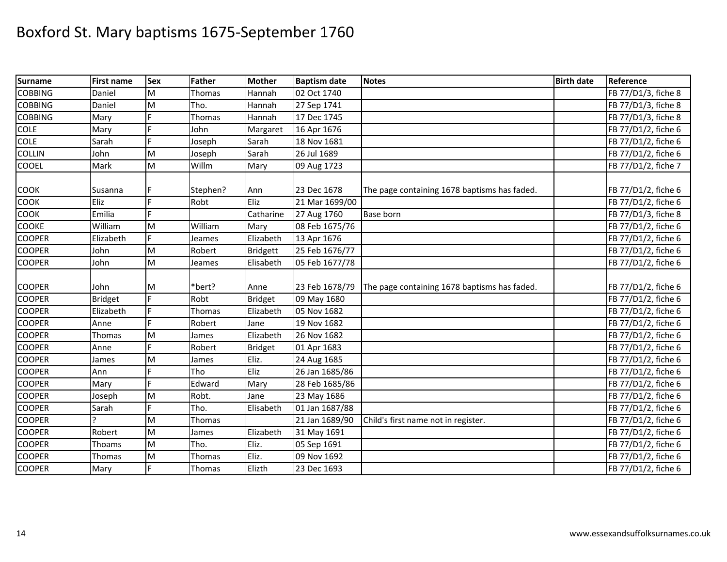# Boxford St. Mary baptisms 1675-September 1760

| Surname | First name | Sex | Father | Mother | Baptism date | Notes | Birth date | Reference |
|---|---|---|---|---|---|---|---|---|
| COBBING | Daniel | M | Thomas | Hannah | 02 Oct 1740 | | | FB 77/D1/3, fiche 8 |
| COBBING | Daniel | M | Tho. | Hannah | 27 Sep 1741 | | | FB 77/D1/3, fiche 8 |
| COBBING | Mary | F | Thomas | Hannah | 17 Dec 1745 | | | FB 77/D1/3, fiche 8 |
| COLE | Mary | F | John | Margaret | 16 Apr 1676 | | | FB 77/D1/2, fiche 6 |
| COLE | Sarah | F | Joseph | Sarah | 18 Nov 1681 | | | FB 77/D1/2, fiche 6 |
| COLLIN | John | M | Joseph | Sarah | 26 Jul 1689 | | | FB 77/D1/2, fiche 6 |
| COOEL | Mark | M | Willm | Mary | 09 Aug 1723 | | | FB 77/D1/2, fiche 7 |
| COOK | Susanna | F | Stephen? | Ann | 23 Dec 1678 | The page containing 1678 baptisms has faded. | | FB 77/D1/2, fiche 6 |
| COOK | Eliz | F | Robt | Eliz | 21 Mar 1699/00 | | | FB 77/D1/2, fiche 6 |
| COOK | Emilia | F | | Catharine | 27 Aug 1760 | Base born | | FB 77/D1/3, fiche 8 |
| COOKE | William | M | William | Mary | 08 Feb 1675/76 | | | FB 77/D1/2, fiche 6 |
| COOPER | Elizabeth | F | Jeames | Elizabeth | 13 Apr 1676 | | | FB 77/D1/2, fiche 6 |
| COOPER | John | M | Robert | Bridgett | 25 Feb 1676/77 | | | FB 77/D1/2, fiche 6 |
| COOPER | John | M | Jeames | Elisabeth | 05 Feb 1677/78 | | | FB 77/D1/2, fiche 6 |
| COOPER | John | M | *bert? | Anne | 23 Feb 1678/79 | The page containing 1678 baptisms has faded. | | FB 77/D1/2, fiche 6 |
| COOPER | Bridget | F | Robt | Bridget | 09 May 1680 | | | FB 77/D1/2, fiche 6 |
| COOPER | Elizabeth | F | Thomas | Elizabeth | 05 Nov 1682 | | | FB 77/D1/2, fiche 6 |
| COOPER | Anne | F | Robert | Jane | 19 Nov 1682 | | | FB 77/D1/2, fiche 6 |
| COOPER | Thomas | M | James | Elizabeth | 26 Nov 1682 | | | FB 77/D1/2, fiche 6 |
| COOPER | Anne | F | Robert | Bridget | 01 Apr 1683 | | | FB 77/D1/2, fiche 6 |
| COOPER | James | M | James | Eliz. | 24 Aug 1685 | | | FB 77/D1/2, fiche 6 |
| COOPER | Ann | F | Tho | Eliz | 26 Jan 1685/86 | | | FB 77/D1/2, fiche 6 |
| COOPER | Mary | F | Edward | Mary | 28 Feb 1685/86 | | | FB 77/D1/2, fiche 6 |
| COOPER | Joseph | M | Robt. | Jane | 23 May 1686 | | | FB 77/D1/2, fiche 6 |
| COOPER | Sarah | F | Tho. | Elisabeth | 01 Jan 1687/88 | | | FB 77/D1/2, fiche 6 |
| COOPER | ? | M | Thomas | | 21 Jan 1689/90 | Child's first name not in register. | | FB 77/D1/2, fiche 6 |
| COOPER | Robert | M | James | Elizabeth | 31 May 1691 | | | FB 77/D1/2, fiche 6 |
| COOPER | Thoams | M | Tho. | Eliz. | 05 Sep 1691 | | | FB 77/D1/2, fiche 6 |
| COOPER | Thomas | M | Thomas | Eliz. | 09 Nov 1692 | | | FB 77/D1/2, fiche 6 |
| COOPER | Mary | F | Thomas | Elizth | 23 Dec 1693 | | | FB 77/D1/2, fiche 6 |

www.essexandsuffolksurnames.co.uk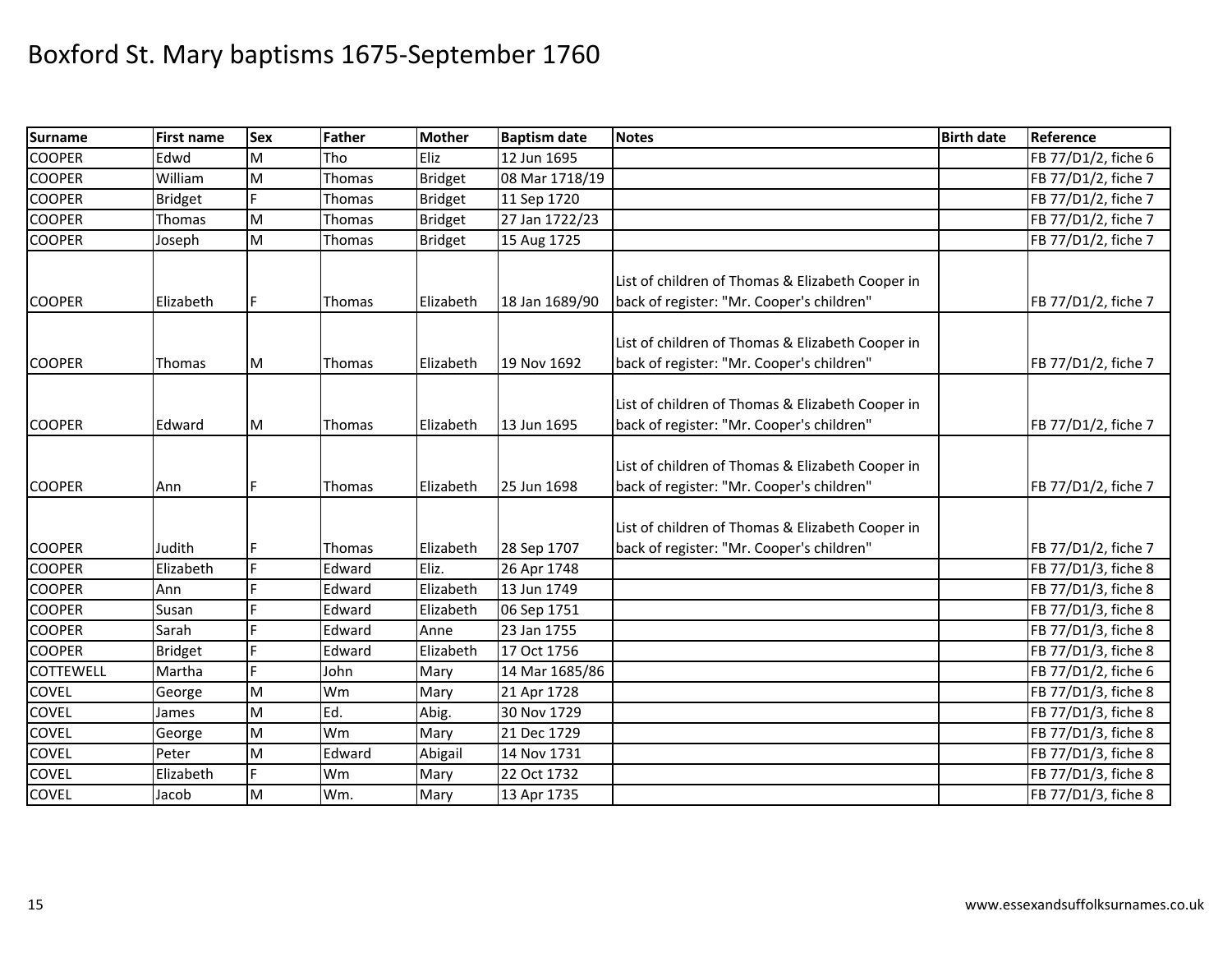# Boxford St. Mary baptisms 1675-September 1760

| Surname | First name | Sex | Father | Mother | Baptism date | Notes | Birth date | Reference |
|---|---|---|---|---|---|---|---|---|
| COOPER | Edwd | M | Tho | Eliz | 12 Jun 1695 | | | FB 77/D1/2, fiche 6 |
| COOPER | William | M | Thomas | Bridget | 08 Mar 1718/19 | | | FB 77/D1/2, fiche 7 |
| COOPER | Bridget | F | Thomas | Bridget | 11 Sep 1720 | | | FB 77/D1/2, fiche 7 |
| COOPER | Thomas | M | Thomas | Bridget | 27 Jan 1722/23 | | | FB 77/D1/2, fiche 7 |
| COOPER | Joseph | M | Thomas | Bridget | 15 Aug 1725 | | | FB 77/D1/2, fiche 7 |
| COOPER | Elizabeth | F | Thomas | Elizabeth | 18 Jan 1689/90 | List of children of Thomas & Elizabeth Cooper in back of register: "Mr. Cooper's children" | | FB 77/D1/2, fiche 7 |
| COOPER | Thomas | M | Thomas | Elizabeth | 19 Nov 1692 | List of children of Thomas & Elizabeth Cooper in back of register: "Mr. Cooper's children" | | FB 77/D1/2, fiche 7 |
| COOPER | Edward | M | Thomas | Elizabeth | 13 Jun 1695 | List of children of Thomas & Elizabeth Cooper in back of register: "Mr. Cooper's children" | | FB 77/D1/2, fiche 7 |
| COOPER | Ann | F | Thomas | Elizabeth | 25 Jun 1698 | List of children of Thomas & Elizabeth Cooper in back of register: "Mr. Cooper's children" | | FB 77/D1/2, fiche 7 |
| COOPER | Judith | F | Thomas | Elizabeth | 28 Sep 1707 | List of children of Thomas & Elizabeth Cooper in back of register: "Mr. Cooper's children" | | FB 77/D1/2, fiche 7 |
| COOPER | Elizabeth | F | Edward | Eliz. | 26 Apr 1748 | | | FB 77/D1/3, fiche 8 |
| COOPER | Ann | F | Edward | Elizabeth | 13 Jun 1749 | | | FB 77/D1/3, fiche 8 |
| COOPER | Susan | F | Edward | Elizabeth | 06 Sep 1751 | | | FB 77/D1/3, fiche 8 |
| COOPER | Sarah | F | Edward | Anne | 23 Jan 1755 | | | FB 77/D1/3, fiche 8 |
| COOPER | Bridget | F | Edward | Elizabeth | 17 Oct 1756 | | | FB 77/D1/3, fiche 8 |
| COTTEWELL | Martha | F | John | Mary | 14 Mar 1685/86 | | | FB 77/D1/2, fiche 6 |
| COVEL | George | M | Wm | Mary | 21 Apr 1728 | | | FB 77/D1/3, fiche 8 |
| COVEL | James | M | Ed. | Abig. | 30 Nov 1729 | | | FB 77/D1/3, fiche 8 |
| COVEL | George | M | Wm | Mary | 21 Dec 1729 | | | FB 77/D1/3, fiche 8 |
| COVEL | Peter | M | Edward | Abigail | 14 Nov 1731 | | | FB 77/D1/3, fiche 8 |
| COVEL | Elizabeth | F | Wm | Mary | 22 Oct 1732 | | | FB 77/D1/3, fiche 8 |
| COVEL | Jacob | M | Wm. | Mary | 13 Apr 1735 | | | FB 77/D1/3, fiche 8 |

www.essexandsuffolksurnames.co.uk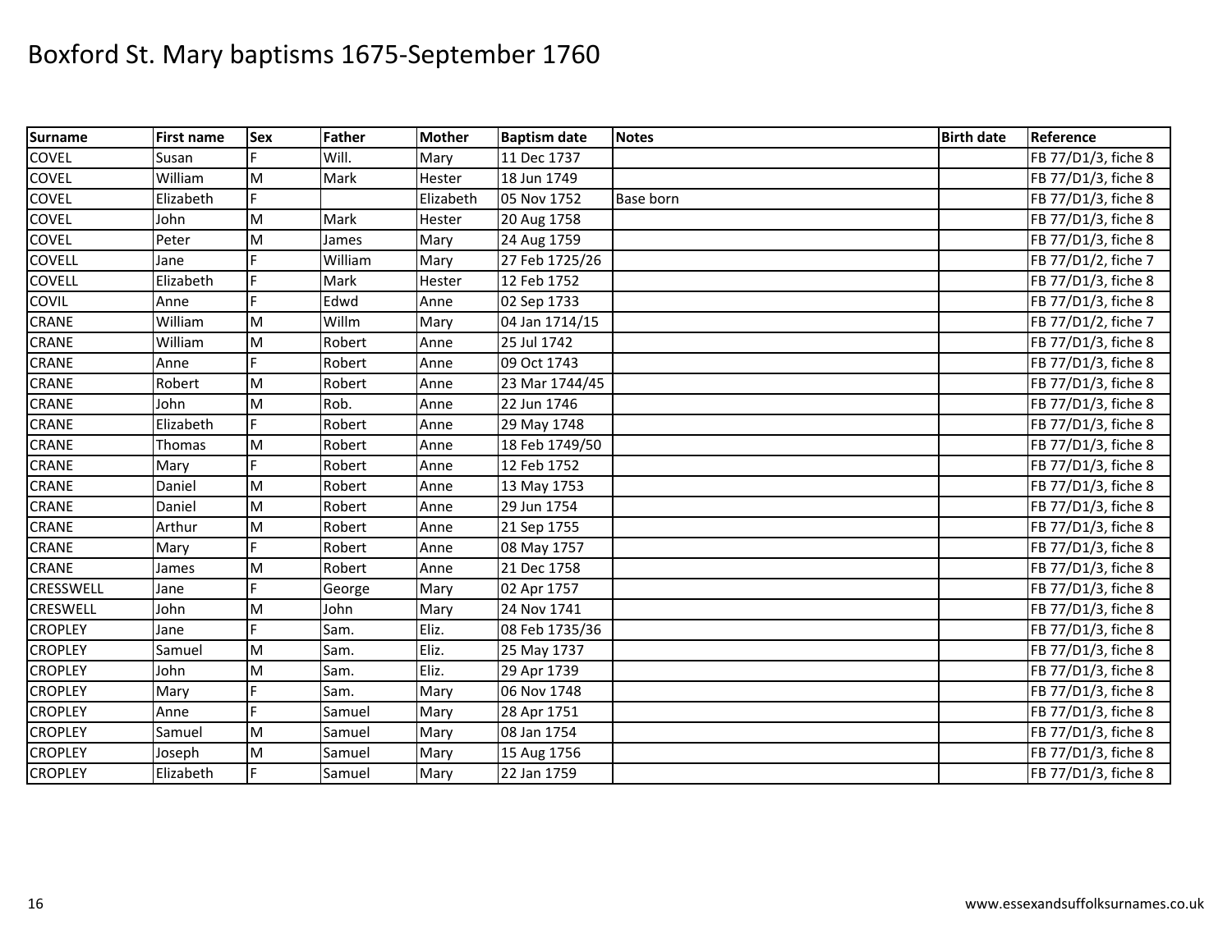# Boxford St. Mary baptisms 1675-September 1760

| Surname | First name | Sex | Father | Mother | Baptism date | Notes | Birth date | Reference |
|---|---|---|---|---|---|---|---|---|
| COVEL | Susan | F | Will. | Mary | 11 Dec 1737 | | | FB 77/D1/3, fiche 8 |
| COVEL | William | M | Mark | Hester | 18 Jun 1749 | | | FB 77/D1/3, fiche 8 |
| COVEL | Elizabeth | F | | Elizabeth | 05 Nov 1752 | Base born | | FB 77/D1/3, fiche 8 |
| COVEL | John | M | Mark | Hester | 20 Aug 1758 | | | FB 77/D1/3, fiche 8 |
| COVEL | Peter | M | James | Mary | 24 Aug 1759 | | | FB 77/D1/3, fiche 8 |
| COVELL | Jane | F | William | Mary | 27 Feb 1725/26 | | | FB 77/D1/2, fiche 7 |
| COVELL | Elizabeth | F | Mark | Hester | 12 Feb 1752 | | | FB 77/D1/3, fiche 8 |
| COVIL | Anne | F | Edwd | Anne | 02 Sep 1733 | | | FB 77/D1/3, fiche 8 |
| CRANE | William | M | Willm | Mary | 04 Jan 1714/15 | | | FB 77/D1/2, fiche 7 |
| CRANE | William | M | Robert | Anne | 25 Jul 1742 | | | FB 77/D1/3, fiche 8 |
| CRANE | Anne | F | Robert | Anne | 09 Oct 1743 | | | FB 77/D1/3, fiche 8 |
| CRANE | Robert | M | Robert | Anne | 23 Mar 1744/45 | | | FB 77/D1/3, fiche 8 |
| CRANE | John | M | Rob. | Anne | 22 Jun 1746 | | | FB 77/D1/3, fiche 8 |
| CRANE | Elizabeth | F | Robert | Anne | 29 May 1748 | | | FB 77/D1/3, fiche 8 |
| CRANE | Thomas | M | Robert | Anne | 18 Feb 1749/50 | | | FB 77/D1/3, fiche 8 |
| CRANE | Mary | F | Robert | Anne | 12 Feb 1752 | | | FB 77/D1/3, fiche 8 |
| CRANE | Daniel | M | Robert | Anne | 13 May 1753 | | | FB 77/D1/3, fiche 8 |
| CRANE | Daniel | M | Robert | Anne | 29 Jun 1754 | | | FB 77/D1/3, fiche 8 |
| CRANE | Arthur | M | Robert | Anne | 21 Sep 1755 | | | FB 77/D1/3, fiche 8 |
| CRANE | Mary | F | Robert | Anne | 08 May 1757 | | | FB 77/D1/3, fiche 8 |
| CRANE | James | M | Robert | Anne | 21 Dec 1758 | | | FB 77/D1/3, fiche 8 |
| CRESSWELL | Jane | F | George | Mary | 02 Apr 1757 | | | FB 77/D1/3, fiche 8 |
| CRESWELL | John | M | John | Mary | 24 Nov 1741 | | | FB 77/D1/3, fiche 8 |
| CROPLEY | Jane | F | Sam. | Eliz. | 08 Feb 1735/36 | | | FB 77/D1/3, fiche 8 |
| CROPLEY | Samuel | M | Sam. | Eliz. | 25 May 1737 | | | FB 77/D1/3, fiche 8 |
| CROPLEY | John | M | Sam. | Eliz. | 29 Apr 1739 | | | FB 77/D1/3, fiche 8 |
| CROPLEY | Mary | F | Sam. | Mary | 06 Nov 1748 | | | FB 77/D1/3, fiche 8 |
| CROPLEY | Anne | F | Samuel | Mary | 28 Apr 1751 | | | FB 77/D1/3, fiche 8 |
| CROPLEY | Samuel | M | Samuel | Mary | 08 Jan 1754 | | | FB 77/D1/3, fiche 8 |
| CROPLEY | Joseph | M | Samuel | Mary | 15 Aug 1756 | | | FB 77/D1/3, fiche 8 |
| CROPLEY | Elizabeth | F | Samuel | Mary | 22 Jan 1759 | | | FB 77/D1/3, fiche 8 |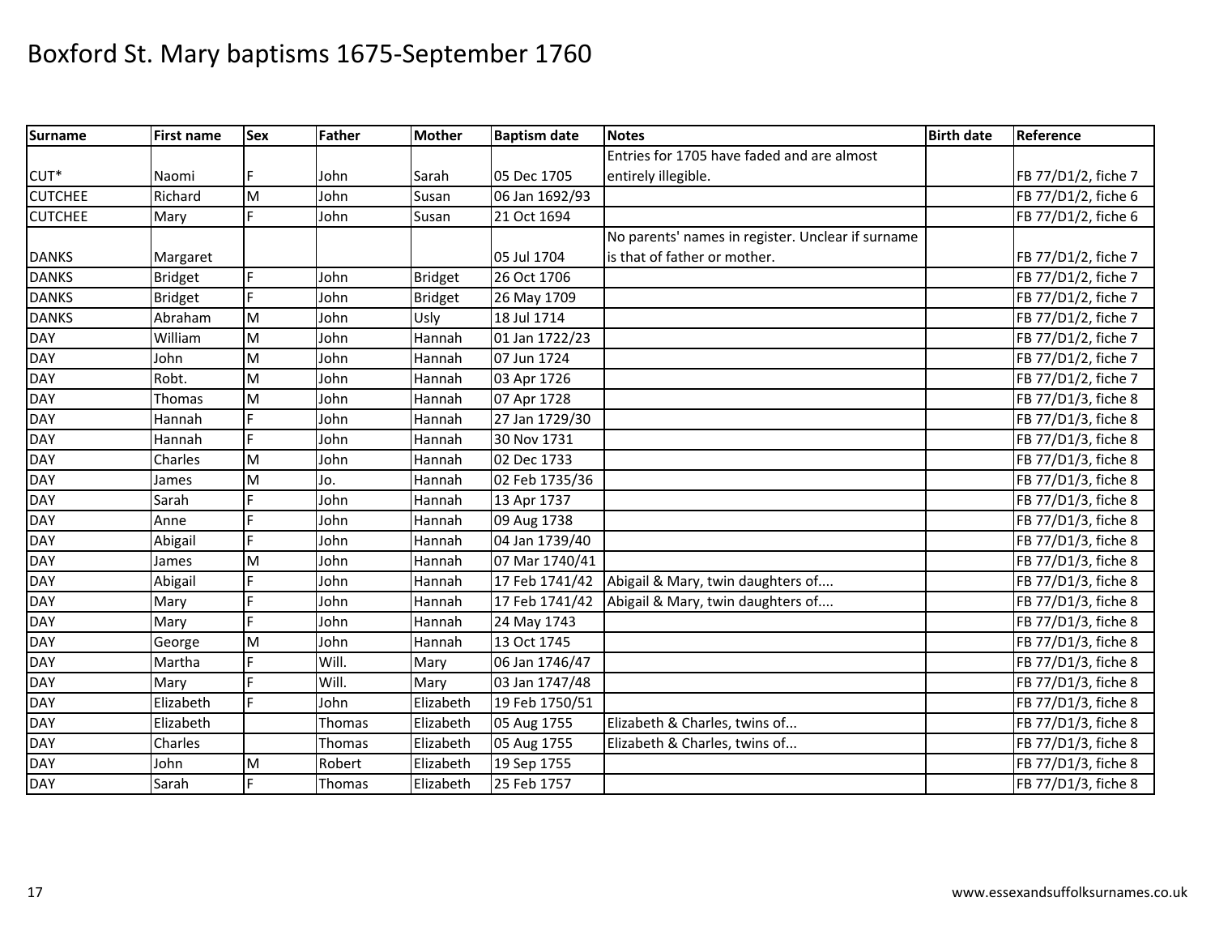# Boxford St. Mary baptisms 1675-September 1760

| Surname | First name | Sex | Father | Mother | Baptism date | Notes | Birth date | Reference |
|---|---|---|---|---|---|---|---|---|
| CUT* | Naomi | F | John | Sarah | 05 Dec 1705 | Entries for 1705 have faded and are almost entirely illegible. | | FB 77/D1/2, fiche 7 |
| CUTCHEE | Richard | M | John | Susan | 06 Jan 1692/93 | | | FB 77/D1/2, fiche 6 |
| CUTCHEE | Mary | F | John | Susan | 21 Oct 1694 | | | FB 77/D1/2, fiche 6 |
| DANKS | Margaret | | | | 05 Jul 1704 | No parents' names in register. Unclear if surname is that of father or mother. | | FB 77/D1/2, fiche 7 |
| DANKS | Bridget | F | John | Bridget | 26 Oct 1706 | | | FB 77/D1/2, fiche 7 |
| DANKS | Bridget | F | John | Bridget | 26 May 1709 | | | FB 77/D1/2, fiche 7 |
| DANKS | Abraham | M | John | Usly | 18 Jul 1714 | | | FB 77/D1/2, fiche 7 |
| DAY | William | M | John | Hannah | 01 Jan 1722/23 | | | FB 77/D1/2, fiche 7 |
| DAY | John | M | John | Hannah | 07 Jun 1724 | | | FB 77/D1/2, fiche 7 |
| DAY | Robt. | M | John | Hannah | 03 Apr 1726 | | | FB 77/D1/2, fiche 7 |
| DAY | Thomas | M | John | Hannah | 07 Apr 1728 | | | FB 77/D1/3, fiche 8 |
| DAY | Hannah | F | John | Hannah | 27 Jan 1729/30 | | | FB 77/D1/3, fiche 8 |
| DAY | Hannah | F | John | Hannah | 30 Nov 1731 | | | FB 77/D1/3, fiche 8 |
| DAY | Charles | M | John | Hannah | 02 Dec 1733 | | | FB 77/D1/3, fiche 8 |
| DAY | James | M | Jo. | Hannah | 02 Feb 1735/36 | | | FB 77/D1/3, fiche 8 |
| DAY | Sarah | F | John | Hannah | 13 Apr 1737 | | | FB 77/D1/3, fiche 8 |
| DAY | Anne | F | John | Hannah | 09 Aug 1738 | | | FB 77/D1/3, fiche 8 |
| DAY | Abigail | F | John | Hannah | 04 Jan 1739/40 | | | FB 77/D1/3, fiche 8 |
| DAY | James | M | John | Hannah | 07 Mar 1740/41 | | | FB 77/D1/3, fiche 8 |
| DAY | Abigail | F | John | Hannah | 17 Feb 1741/42 | Abigail & Mary, twin daughters of.... | | FB 77/D1/3, fiche 8 |
| DAY | Mary | F | John | Hannah | 17 Feb 1741/42 | Abigail & Mary, twin daughters of.... | | FB 77/D1/3, fiche 8 |
| DAY | Mary | F | John | Hannah | 24 May 1743 | | | FB 77/D1/3, fiche 8 |
| DAY | George | M | John | Hannah | 13 Oct 1745 | | | FB 77/D1/3, fiche 8 |
| DAY | Martha | F | Will. | Mary | 06 Jan 1746/47 | | | FB 77/D1/3, fiche 8 |
| DAY | Mary | F | Will. | Mary | 03 Jan 1747/48 | | | FB 77/D1/3, fiche 8 |
| DAY | Elizabeth | F | John | Elizabeth | 19 Feb 1750/51 | | | FB 77/D1/3, fiche 8 |
| DAY | Elizabeth | | Thomas | Elizabeth | 05 Aug 1755 | Elizabeth & Charles, twins of... | | FB 77/D1/3, fiche 8 |
| DAY | Charles | | Thomas | Elizabeth | 05 Aug 1755 | Elizabeth & Charles, twins of... | | FB 77/D1/3, fiche 8 |
| DAY | John | M | Robert | Elizabeth | 19 Sep 1755 | | | FB 77/D1/3, fiche 8 |
| DAY | Sarah | F | Thomas | Elizabeth | 25 Feb 1757 | | | FB 77/D1/3, fiche 8 |

www.essexandsuffolksurnames.co.uk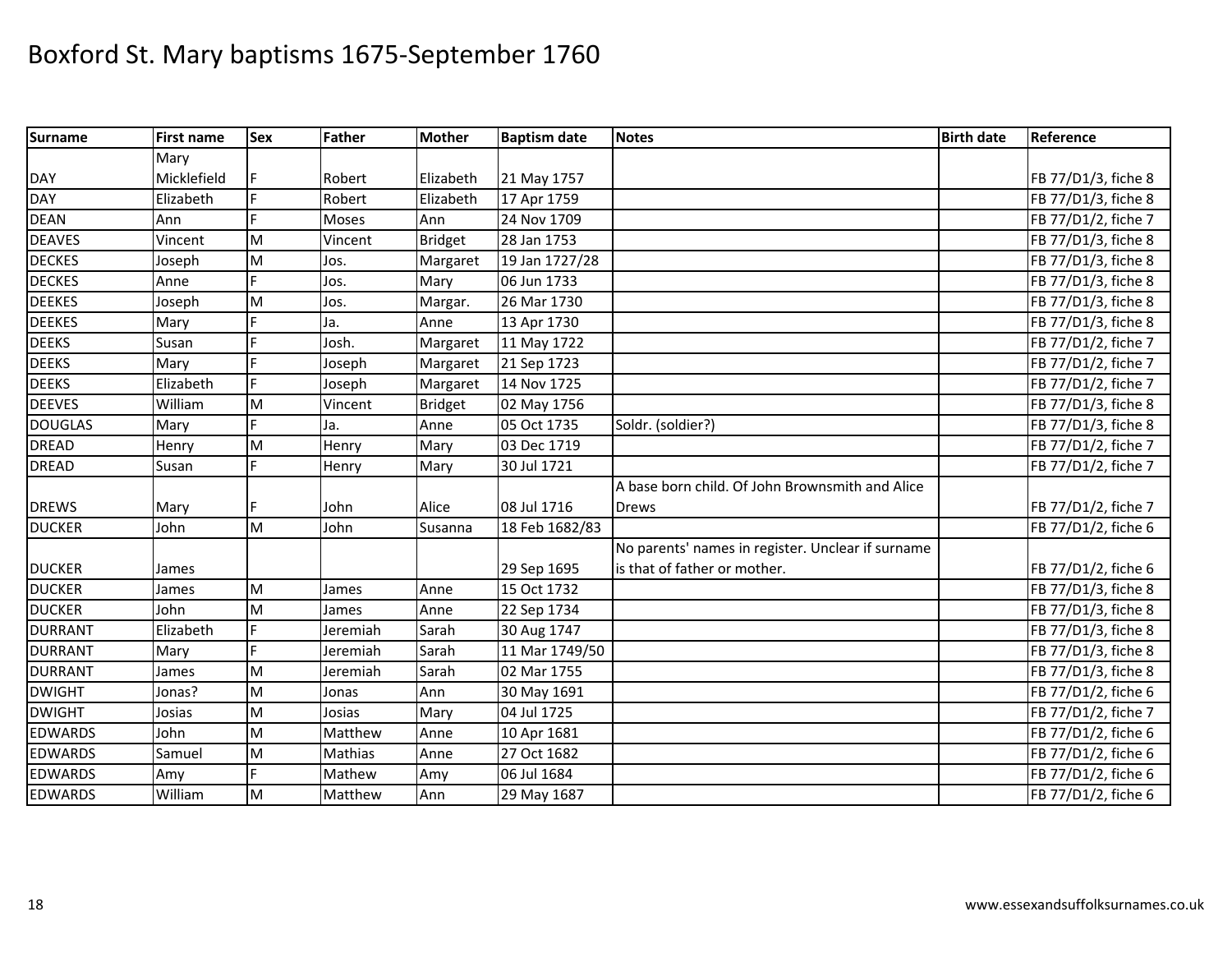# Boxford St. Mary baptisms 1675-September 1760

| Surname | First name | Sex | Father | Mother | Baptism date | Notes | Birth date | Reference |
|---|---|---|---|---|---|---|---|---|
| DAY | Mary Micklefield | F | Robert | Elizabeth | 21 May 1757 | | | FB 77/D1/3, fiche 8 |
| DAY | Elizabeth | F | Robert | Elizabeth | 17 Apr 1759 | | | FB 77/D1/3, fiche 8 |
| DEAN | Ann | F | Moses | Ann | 24 Nov 1709 | | | FB 77/D1/2, fiche 7 |
| DEAVES | Vincent | M | Vincent | Bridget | 28 Jan 1753 | | | FB 77/D1/3, fiche 8 |
| DECKES | Joseph | M | Jos. | Margaret | 19 Jan 1727/28 | | | FB 77/D1/3, fiche 8 |
| DECKES | Anne | F | Jos. | Mary | 06 Jun 1733 | | | FB 77/D1/3, fiche 8 |
| DEEKES | Joseph | M | Jos. | Margar. | 26 Mar 1730 | | | FB 77/D1/3, fiche 8 |
| DEEKES | Mary | F | Ja. | Anne | 13 Apr 1730 | | | FB 77/D1/3, fiche 8 |
| DEEKS | Susan | F | Josh. | Margaret | 11 May 1722 | | | FB 77/D1/2, fiche 7 |
| DEEKS | Mary | F | Joseph | Margaret | 21 Sep 1723 | | | FB 77/D1/2, fiche 7 |
| DEEKS | Elizabeth | F | Joseph | Margaret | 14 Nov 1725 | | | FB 77/D1/2, fiche 7 |
| DEEVES | William | M | Vincent | Bridget | 02 May 1756 | | | FB 77/D1/3, fiche 8 |
| DOUGLAS | Mary | F | Ja. | Anne | 05 Oct 1735 | Soldr. (soldier?) | | FB 77/D1/3, fiche 8 |
| DREAD | Henry | M | Henry | Mary | 03 Dec 1719 | | | FB 77/D1/2, fiche 7 |
| DREAD | Susan | F | Henry | Mary | 30 Jul 1721 | | | FB 77/D1/2, fiche 7 |
| DREWS | Mary | F | John | Alice | 08 Jul 1716 | A base born child. Of John Brownsmith and Alice Drews | | FB 77/D1/2, fiche 7 |
| DUCKER | John | M | John | Susanna | 18 Feb 1682/83 | | | FB 77/D1/2, fiche 6 |
| DUCKER | James | | | | 29 Sep 1695 | No parents' names in register. Unclear if surname is that of father or mother. | | FB 77/D1/2, fiche 6 |
| DUCKER | James | M | James | Anne | 15 Oct 1732 | | | FB 77/D1/3, fiche 8 |
| DUCKER | John | M | James | Anne | 22 Sep 1734 | | | FB 77/D1/3, fiche 8 |
| DURRANT | Elizabeth | F | Jeremiah | Sarah | 30 Aug 1747 | | | FB 77/D1/3, fiche 8 |
| DURRANT | Mary | F | Jeremiah | Sarah | 11 Mar 1749/50 | | | FB 77/D1/3, fiche 8 |
| DURRANT | James | M | Jeremiah | Sarah | 02 Mar 1755 | | | FB 77/D1/3, fiche 8 |
| DWIGHT | Jonas? | M | Jonas | Ann | 30 May 1691 | | | FB 77/D1/2, fiche 6 |
| DWIGHT | Josias | M | Josias | Mary | 04 Jul 1725 | | | FB 77/D1/2, fiche 7 |
| EDWARDS | John | M | Matthew | Anne | 10 Apr 1681 | | | FB 77/D1/2, fiche 6 |
| EDWARDS | Samuel | M | Mathias | Anne | 27 Oct 1682 | | | FB 77/D1/2, fiche 6 |
| EDWARDS | Amy | F | Mathew | Amy | 06 Jul 1684 | | | FB 77/D1/2, fiche 6 |
| EDWARDS | William | M | Matthew | Ann | 29 May 1687 | | | FB 77/D1/2, fiche 6 |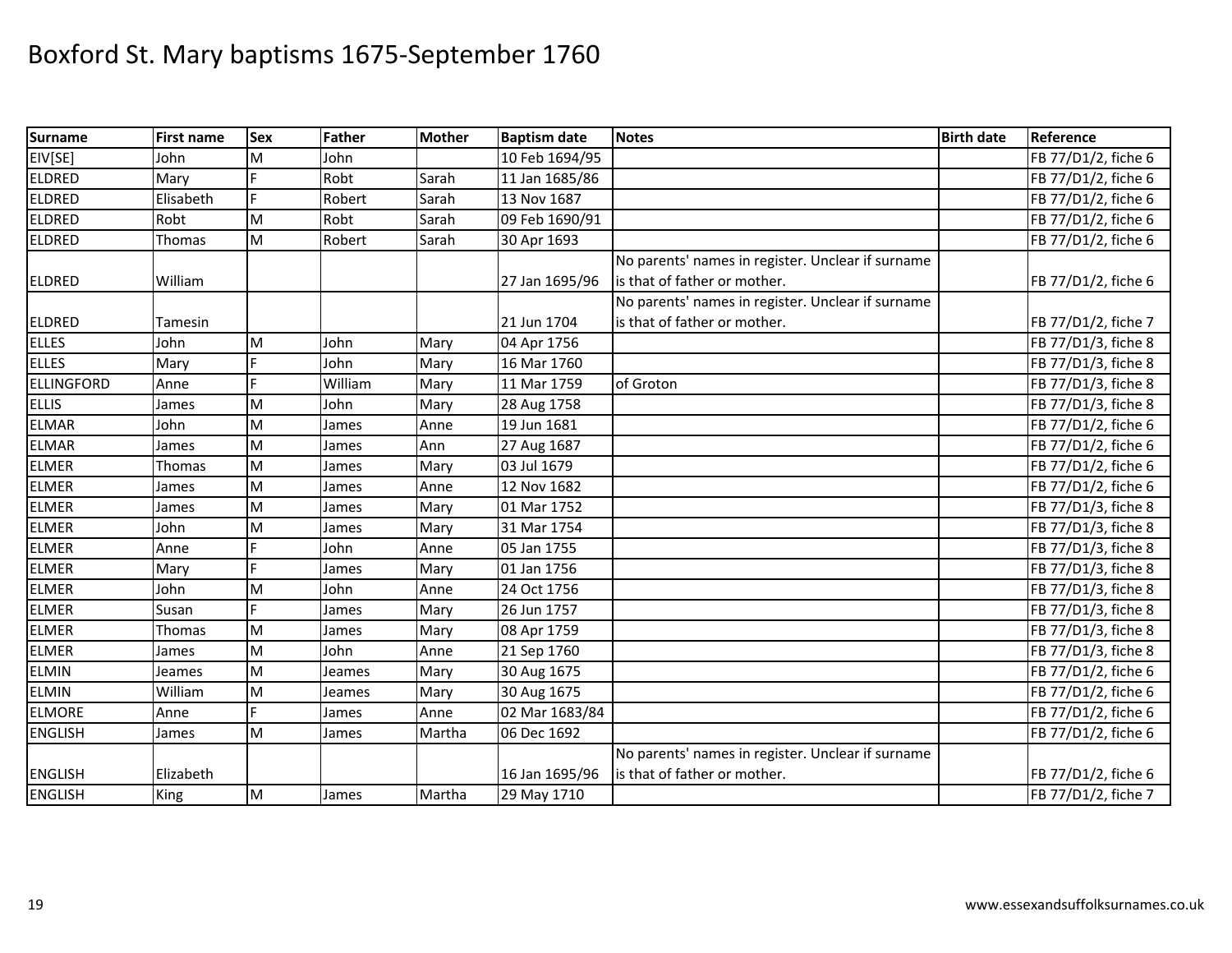# Boxford St. Mary baptisms 1675-September 1760

| Surname | First name | Sex | Father | Mother | Baptism date | Notes | Birth date | Reference |
|---|---|---|---|---|---|---|---|---|
| EIV[SE] | John | M | John | | 10 Feb 1694/95 | | | FB 77/D1/2, fiche 6 |
| ELDRED | Mary | F | Robt | Sarah | 11 Jan 1685/86 | | | FB 77/D1/2, fiche 6 |
| ELDRED | Elisabeth | F | Robert | Sarah | 13 Nov 1687 | | | FB 77/D1/2, fiche 6 |
| ELDRED | Robt | M | Robt | Sarah | 09 Feb 1690/91 | | | FB 77/D1/2, fiche 6 |
| ELDRED | Thomas | M | Robert | Sarah | 30 Apr 1693 | | | FB 77/D1/2, fiche 6 |
| ELDRED | William | | | | 27 Jan 1695/96 | No parents' names in register. Unclear if surname is that of father or mother. | | FB 77/D1/2, fiche 6 |
| ELDRED | Tamesin | | | | 21 Jun 1704 | No parents' names in register. Unclear if surname is that of father or mother. | | FB 77/D1/2, fiche 7 |
| ELLES | John | M | John | Mary | 04 Apr 1756 | | | FB 77/D1/3, fiche 8 |
| ELLES | Mary | F | John | Mary | 16 Mar 1760 | | | FB 77/D1/3, fiche 8 |
| ELLINGFORD | Anne | F | William | Mary | 11 Mar 1759 | of Groton | | FB 77/D1/3, fiche 8 |
| ELLIS | James | M | John | Mary | 28 Aug 1758 | | | FB 77/D1/3, fiche 8 |
| ELMAR | John | M | James | Anne | 19 Jun 1681 | | | FB 77/D1/2, fiche 6 |
| ELMAR | James | M | James | Ann | 27 Aug 1687 | | | FB 77/D1/2, fiche 6 |
| ELMER | Thomas | M | James | Mary | 03 Jul 1679 | | | FB 77/D1/2, fiche 6 |
| ELMER | James | M | James | Anne | 12 Nov 1682 | | | FB 77/D1/2, fiche 6 |
| ELMER | James | M | James | Mary | 01 Mar 1752 | | | FB 77/D1/3, fiche 8 |
| ELMER | John | M | James | Mary | 31 Mar 1754 | | | FB 77/D1/3, fiche 8 |
| ELMER | Anne | F | John | Anne | 05 Jan 1755 | | | FB 77/D1/3, fiche 8 |
| ELMER | Mary | F | James | Mary | 01 Jan 1756 | | | FB 77/D1/3, fiche 8 |
| ELMER | John | M | John | Anne | 24 Oct 1756 | | | FB 77/D1/3, fiche 8 |
| ELMER | Susan | F | James | Mary | 26 Jun 1757 | | | FB 77/D1/3, fiche 8 |
| ELMER | Thomas | M | James | Mary | 08 Apr 1759 | | | FB 77/D1/3, fiche 8 |
| ELMER | James | M | John | Anne | 21 Sep 1760 | | | FB 77/D1/3, fiche 8 |
| ELMIN | Jeames | M | Jeames | Mary | 30 Aug 1675 | | | FB 77/D1/2, fiche 6 |
| ELMIN | William | M | Jeames | Mary | 30 Aug 1675 | | | FB 77/D1/2, fiche 6 |
| ELMORE | Anne | F | James | Anne | 02 Mar 1683/84 | | | FB 77/D1/2, fiche 6 |
| ENGLISH | James | M | James | Martha | 06 Dec 1692 | | | FB 77/D1/2, fiche 6 |
| ENGLISH | Elizabeth | | | | 16 Jan 1695/96 | No parents' names in register. Unclear if surname is that of father or mother. | | FB 77/D1/2, fiche 6 |
| ENGLISH | King | M | James | Martha | 29 May 1710 | | | FB 77/D1/2, fiche 7 |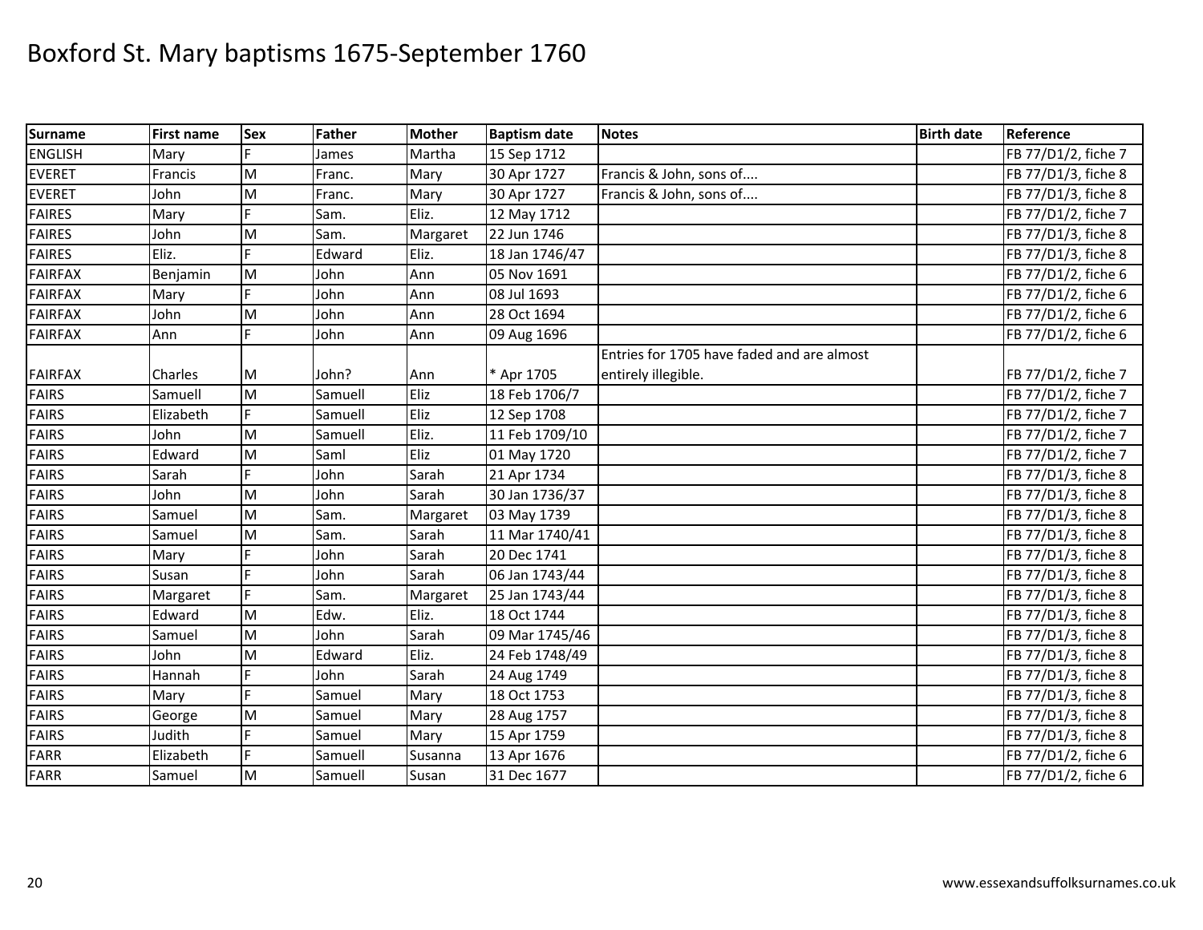# Boxford St. Mary baptisms 1675-September 1760

| Surname | First name | Sex | Father | Mother | Baptism date | Notes | Birth date | Reference |
|---|---|---|---|---|---|---|---|---|
| ENGLISH | Mary | F | James | Martha | 15 Sep 1712 | | | FB 77/D1/2, fiche 7 |
| EVERET | Francis | M | Franc. | Mary | 30 Apr 1727 | Francis & John, sons of.... | | FB 77/D1/3, fiche 8 |
| EVERET | John | M | Franc. | Mary | 30 Apr 1727 | Francis & John, sons of.... | | FB 77/D1/3, fiche 8 |
| FAIRES | Mary | F | Sam. | Eliz. | 12 May 1712 | | | FB 77/D1/2, fiche 7 |
| FAIRES | John | M | Sam. | Margaret | 22 Jun 1746 | | | FB 77/D1/3, fiche 8 |
| FAIRES | Eliz. | F | Edward | Eliz. | 18 Jan 1746/47 | | | FB 77/D1/3, fiche 8 |
| FAIRFAX | Benjamin | M | John | Ann | 05 Nov 1691 | | | FB 77/D1/2, fiche 6 |
| FAIRFAX | Mary | F | John | Ann | 08 Jul 1693 | | | FB 77/D1/2, fiche 6 |
| FAIRFAX | John | M | John | Ann | 28 Oct 1694 | | | FB 77/D1/2, fiche 6 |
| FAIRFAX | Ann | F | John | Ann | 09 Aug 1696 | | | FB 77/D1/2, fiche 6 |
| FAIRFAX | Charles | M | John? | Ann | * Apr 1705 | Entries for 1705 have faded and are almost entirely illegible. | | FB 77/D1/2, fiche 7 |
| FAIRS | Samuell | M | Samuell | Eliz | 18 Feb 1706/7 | | | FB 77/D1/2, fiche 7 |
| FAIRS | Elizabeth | F | Samuell | Eliz | 12 Sep 1708 | | | FB 77/D1/2, fiche 7 |
| FAIRS | John | M | Samuell | Eliz. | 11 Feb 1709/10 | | | FB 77/D1/2, fiche 7 |
| FAIRS | Edward | M | Saml | Eliz | 01 May 1720 | | | FB 77/D1/2, fiche 7 |
| FAIRS | Sarah | F | John | Sarah | 21 Apr 1734 | | | FB 77/D1/3, fiche 8 |
| FAIRS | John | M | John | Sarah | 30 Jan 1736/37 | | | FB 77/D1/3, fiche 8 |
| FAIRS | Samuel | M | Sam. | Margaret | 03 May 1739 | | | FB 77/D1/3, fiche 8 |
| FAIRS | Samuel | M | Sam. | Sarah | 11 Mar 1740/41 | | | FB 77/D1/3, fiche 8 |
| FAIRS | Mary | F | John | Sarah | 20 Dec 1741 | | | FB 77/D1/3, fiche 8 |
| FAIRS | Susan | F | John | Sarah | 06 Jan 1743/44 | | | FB 77/D1/3, fiche 8 |
| FAIRS | Margaret | F | Sam. | Margaret | 25 Jan 1743/44 | | | FB 77/D1/3, fiche 8 |
| FAIRS | Edward | M | Edw. | Eliz. | 18 Oct 1744 | | | FB 77/D1/3, fiche 8 |
| FAIRS | Samuel | M | John | Sarah | 09 Mar 1745/46 | | | FB 77/D1/3, fiche 8 |
| FAIRS | John | M | Edward | Eliz. | 24 Feb 1748/49 | | | FB 77/D1/3, fiche 8 |
| FAIRS | Hannah | F | John | Sarah | 24 Aug 1749 | | | FB 77/D1/3, fiche 8 |
| FAIRS | Mary | F | Samuel | Mary | 18 Oct 1753 | | | FB 77/D1/3, fiche 8 |
| FAIRS | George | M | Samuel | Mary | 28 Aug 1757 | | | FB 77/D1/3, fiche 8 |
| FAIRS | Judith | F | Samuel | Mary | 15 Apr 1759 | | | FB 77/D1/3, fiche 8 |
| FARR | Elizabeth | F | Samuell | Susanna | 13 Apr 1676 | | | FB 77/D1/2, fiche 6 |
| FARR | Samuel | M | Samuell | Susan | 31 Dec 1677 | | | FB 77/D1/2, fiche 6 |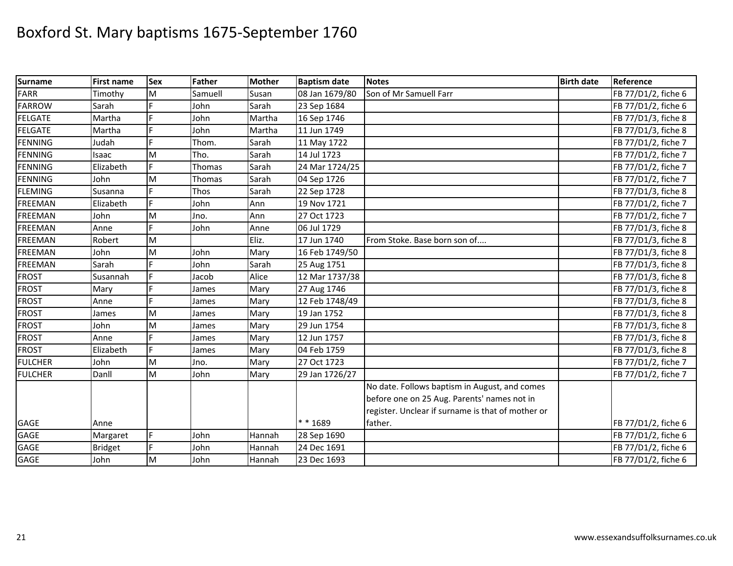# Boxford St. Mary baptisms 1675-September 1760

| Surname | First name | Sex | Father | Mother | Baptism date | Notes | Birth date | Reference |
|---|---|---|---|---|---|---|---|---|
| FARR | Timothy | M | Samuell | Susan | 08 Jan 1679/80 | Son of Mr Samuell Farr | | FB 77/D1/2, fiche 6 |
| FARROW | Sarah | F | John | Sarah | 23 Sep 1684 | | | FB 77/D1/2, fiche 6 |
| FELGATE | Martha | F | John | Martha | 16 Sep 1746 | | | FB 77/D1/3, fiche 8 |
| FELGATE | Martha | F | John | Martha | 11 Jun 1749 | | | FB 77/D1/3, fiche 8 |
| FENNING | Judah | F | Thom. | Sarah | 11 May 1722 | | | FB 77/D1/2, fiche 7 |
| FENNING | Isaac | M | Tho. | Sarah | 14 Jul 1723 | | | FB 77/D1/2, fiche 7 |
| FENNING | Elizabeth | F | Thomas | Sarah | 24 Mar 1724/25 | | | FB 77/D1/2, fiche 7 |
| FENNING | John | M | Thomas | Sarah | 04 Sep 1726 | | | FB 77/D1/2, fiche 7 |
| FLEMING | Susanna | F | Thos | Sarah | 22 Sep 1728 | | | FB 77/D1/3, fiche 8 |
| FREEMAN | Elizabeth | F | John | Ann | 19 Nov 1721 | | | FB 77/D1/2, fiche 7 |
| FREEMAN | John | M | Jno. | Ann | 27 Oct 1723 | | | FB 77/D1/2, fiche 7 |
| FREEMAN | Anne | F | John | Anne | 06 Jul 1729 | | | FB 77/D1/3, fiche 8 |
| FREEMAN | Robert | M | | Eliz. | 17 Jun 1740 | From Stoke. Base born son of.... | | FB 77/D1/3, fiche 8 |
| FREEMAN | John | M | John | Mary | 16 Feb 1749/50 | | | FB 77/D1/3, fiche 8 |
| FREEMAN | Sarah | F | John | Sarah | 25 Aug 1751 | | | FB 77/D1/3, fiche 8 |
| FROST | Susannah | F | Jacob | Alice | 12 Mar 1737/38 | | | FB 77/D1/3, fiche 8 |
| FROST | Mary | F | James | Mary | 27 Aug 1746 | | | FB 77/D1/3, fiche 8 |
| FROST | Anne | F | James | Mary | 12 Feb 1748/49 | | | FB 77/D1/3, fiche 8 |
| FROST | James | M | James | Mary | 19 Jan 1752 | | | FB 77/D1/3, fiche 8 |
| FROST | John | M | James | Mary | 29 Jun 1754 | | | FB 77/D1/3, fiche 8 |
| FROST | Anne | F | James | Mary | 12 Jun 1757 | | | FB 77/D1/3, fiche 8 |
| FROST | Elizabeth | F | James | Mary | 04 Feb 1759 | | | FB 77/D1/3, fiche 8 |
| FULCHER | John | M | Jno. | Mary | 27 Oct 1723 | | | FB 77/D1/2, fiche 7 |
| FULCHER | Danll | M | John | Mary | 29 Jan 1726/27 | | | FB 77/D1/2, fiche 7 |
| GAGE | Anne | | | | * * 1689 | No date. Follows baptism in August, and comes before one on 25 Aug. Parents' names not in register. Unclear if surname is that of mother or father. | | FB 77/D1/2, fiche 6 |
| GAGE | Margaret | F | John | Hannah | 28 Sep 1690 | | | FB 77/D1/2, fiche 6 |
| GAGE | Bridget | F | John | Hannah | 24 Dec 1691 | | | FB 77/D1/2, fiche 6 |
| GAGE | John | M | John | Hannah | 23 Dec 1693 | | | FB 77/D1/2, fiche 6 |

www.essexandsuffolksurnames.co.uk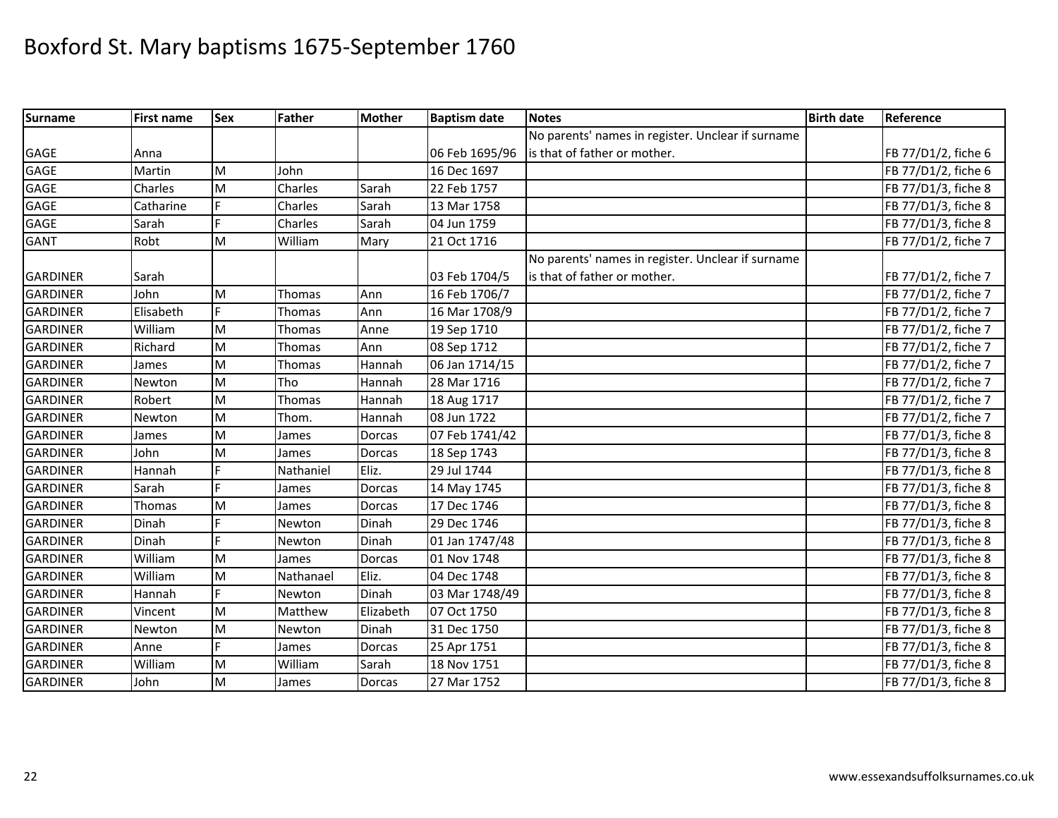# Boxford St. Mary baptisms 1675-September 1760

| Surname | First name | Sex | Father | Mother | Baptism date | Notes | Birth date | Reference |
|---|---|---|---|---|---|---|---|---|
| GAGE | Anna | | | | 06 Feb 1695/96 | No parents' names in register. Unclear if surname is that of father or mother. | | FB 77/D1/2, fiche 6 |
| GAGE | Martin | M | John | | 16 Dec 1697 | | | FB 77/D1/2, fiche 6 |
| GAGE | Charles | M | Charles | Sarah | 22 Feb 1757 | | | FB 77/D1/3, fiche 8 |
| GAGE | Catharine | F | Charles | Sarah | 13 Mar 1758 | | | FB 77/D1/3, fiche 8 |
| GAGE | Sarah | F | Charles | Sarah | 04 Jun 1759 | | | FB 77/D1/3, fiche 8 |
| GANT | Robt | M | William | Mary | 21 Oct 1716 | | | FB 77/D1/2, fiche 7 |
| GARDINER | Sarah | | | | 03 Feb 1704/5 | No parents' names in register. Unclear if surname is that of father or mother. | | FB 77/D1/2, fiche 7 |
| GARDINER | John | M | Thomas | Ann | 16 Feb 1706/7 | | | FB 77/D1/2, fiche 7 |
| GARDINER | Elisabeth | F | Thomas | Ann | 16 Mar 1708/9 | | | FB 77/D1/2, fiche 7 |
| GARDINER | William | M | Thomas | Anne | 19 Sep 1710 | | | FB 77/D1/2, fiche 7 |
| GARDINER | Richard | M | Thomas | Ann | 08 Sep 1712 | | | FB 77/D1/2, fiche 7 |
| GARDINER | James | M | Thomas | Hannah | 06 Jan 1714/15 | | | FB 77/D1/2, fiche 7 |
| GARDINER | Newton | M | Tho | Hannah | 28 Mar 1716 | | | FB 77/D1/2, fiche 7 |
| GARDINER | Robert | M | Thomas | Hannah | 18 Aug 1717 | | | FB 77/D1/2, fiche 7 |
| GARDINER | Newton | M | Thom. | Hannah | 08 Jun 1722 | | | FB 77/D1/2, fiche 7 |
| GARDINER | James | M | James | Dorcas | 07 Feb 1741/42 | | | FB 77/D1/3, fiche 8 |
| GARDINER | John | M | James | Dorcas | 18 Sep 1743 | | | FB 77/D1/3, fiche 8 |
| GARDINER | Hannah | F | Nathaniel | Eliz. | 29 Jul 1744 | | | FB 77/D1/3, fiche 8 |
| GARDINER | Sarah | F | James | Dorcas | 14 May 1745 | | | FB 77/D1/3, fiche 8 |
| GARDINER | Thomas | M | James | Dorcas | 17 Dec 1746 | | | FB 77/D1/3, fiche 8 |
| GARDINER | Dinah | F | Newton | Dinah | 29 Dec 1746 | | | FB 77/D1/3, fiche 8 |
| GARDINER | Dinah | F | Newton | Dinah | 01 Jan 1747/48 | | | FB 77/D1/3, fiche 8 |
| GARDINER | William | M | James | Dorcas | 01 Nov 1748 | | | FB 77/D1/3, fiche 8 |
| GARDINER | William | M | Nathanael | Eliz. | 04 Dec 1748 | | | FB 77/D1/3, fiche 8 |
| GARDINER | Hannah | F | Newton | Dinah | 03 Mar 1748/49 | | | FB 77/D1/3, fiche 8 |
| GARDINER | Vincent | M | Matthew | Elizabeth | 07 Oct 1750 | | | FB 77/D1/3, fiche 8 |
| GARDINER | Newton | M | Newton | Dinah | 31 Dec 1750 | | | FB 77/D1/3, fiche 8 |
| GARDINER | Anne | F | James | Dorcas | 25 Apr 1751 | | | FB 77/D1/3, fiche 8 |
| GARDINER | William | M | William | Sarah | 18 Nov 1751 | | | FB 77/D1/3, fiche 8 |
| GARDINER | John | M | James | Dorcas | 27 Mar 1752 | | | FB 77/D1/3, fiche 8 |

www.essexandsuffolksurnames.co.uk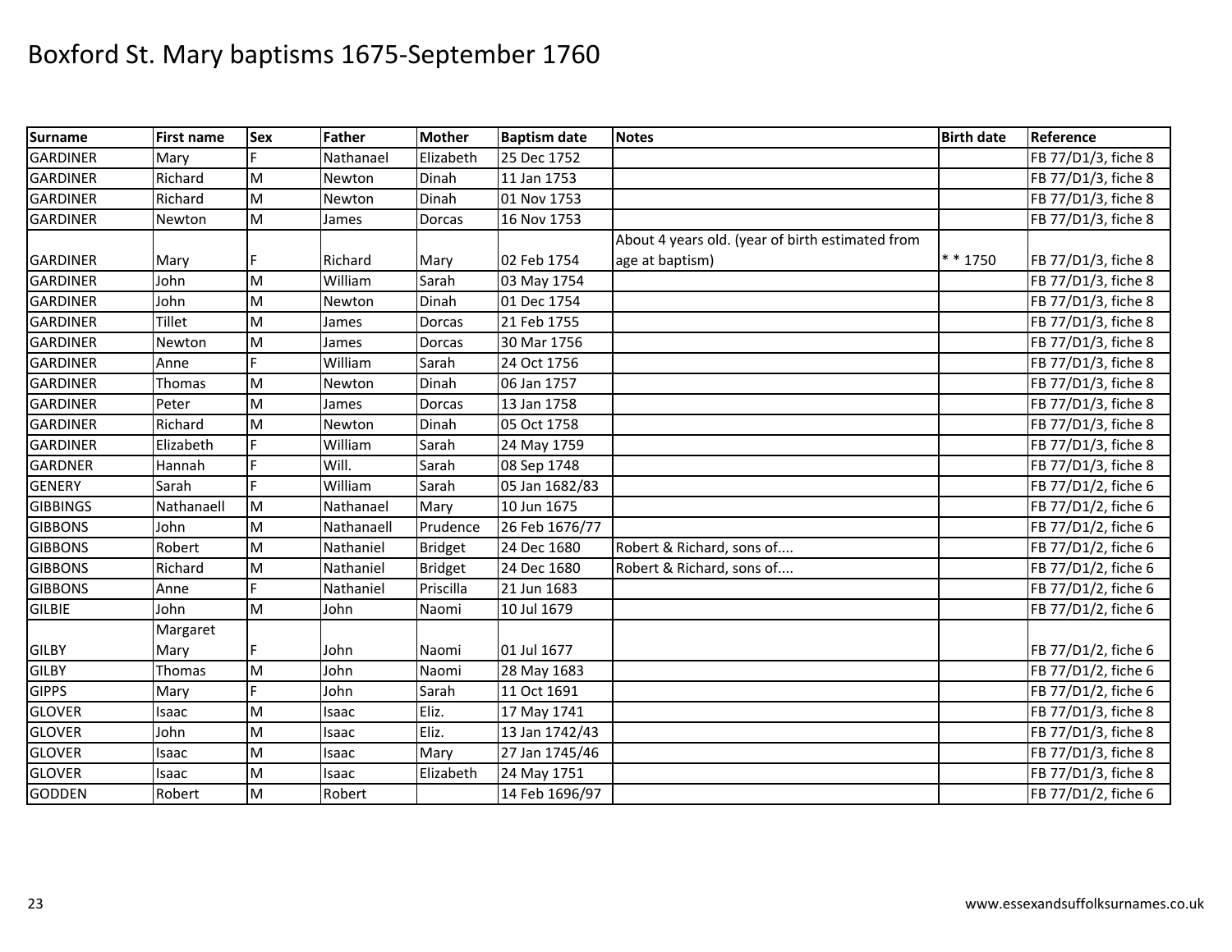# Boxford St. Mary baptisms 1675-September 1760

| Surname | First name | Sex | Father | Mother | Baptism date | Notes | Birth date | Reference |
|---|---|---|---|---|---|---|---|---|
| GARDINER | Mary | F | Nathanael | Elizabeth | 25 Dec 1752 | | | FB 77/D1/3, fiche 8 |
| GARDINER | Richard | M | Newton | Dinah | 11 Jan 1753 | | | FB 77/D1/3, fiche 8 |
| GARDINER | Richard | M | Newton | Dinah | 01 Nov 1753 | | | FB 77/D1/3, fiche 8 |
| GARDINER | Newton | M | James | Dorcas | 16 Nov 1753 | | | FB 77/D1/3, fiche 8 |
| GARDINER | Mary | F | Richard | Mary | 02 Feb 1754 | About 4 years old. (year of birth estimated from age at baptism) | * * 1750 | FB 77/D1/3, fiche 8 |
| GARDINER | John | M | William | Sarah | 03 May 1754 | | | FB 77/D1/3, fiche 8 |
| GARDINER | John | M | Newton | Dinah | 01 Dec 1754 | | | FB 77/D1/3, fiche 8 |
| GARDINER | Tillet | M | James | Dorcas | 21 Feb 1755 | | | FB 77/D1/3, fiche 8 |
| GARDINER | Newton | M | James | Dorcas | 30 Mar 1756 | | | FB 77/D1/3, fiche 8 |
| GARDINER | Anne | F | William | Sarah | 24 Oct 1756 | | | FB 77/D1/3, fiche 8 |
| GARDINER | Thomas | M | Newton | Dinah | 06 Jan 1757 | | | FB 77/D1/3, fiche 8 |
| GARDINER | Peter | M | James | Dorcas | 13 Jan 1758 | | | FB 77/D1/3, fiche 8 |
| GARDINER | Richard | M | Newton | Dinah | 05 Oct 1758 | | | FB 77/D1/3, fiche 8 |
| GARDINER | Elizabeth | F | William | Sarah | 24 May 1759 | | | FB 77/D1/3, fiche 8 |
| GARDNER | Hannah | F | Will. | Sarah | 08 Sep 1748 | | | FB 77/D1/3, fiche 8 |
| GENERY | Sarah | F | William | Sarah | 05 Jan 1682/83 | | | FB 77/D1/2, fiche 6 |
| GIBBINGS | Nathanaell | M | Nathanael | Mary | 10 Jun 1675 | | | FB 77/D1/2, fiche 6 |
| GIBBONS | John | M | Nathanaell | Prudence | 26 Feb 1676/77 | | | FB 77/D1/2, fiche 6 |
| GIBBONS | Robert | M | Nathaniel | Bridget | 24 Dec 1680 | Robert & Richard, sons of.... | | FB 77/D1/2, fiche 6 |
| GIBBONS | Richard | M | Nathaniel | Bridget | 24 Dec 1680 | Robert & Richard, sons of.... | | FB 77/D1/2, fiche 6 |
| GIBBONS | Anne | F | Nathaniel | Priscilla | 21 Jun 1683 | | | FB 77/D1/2, fiche 6 |
| GILBIE | John | M | John | Naomi | 10 Jul 1679 | | | FB 77/D1/2, fiche 6 |
| GILBY | Margaret Mary | F | John | Naomi | 01 Jul 1677 | | | FB 77/D1/2, fiche 6 |
| GILBY | Thomas | M | John | Naomi | 28 May 1683 | | | FB 77/D1/2, fiche 6 |
| GIPPS | Mary | F | John | Sarah | 11 Oct 1691 | | | FB 77/D1/2, fiche 6 |
| GLOVER | Isaac | M | Isaac | Eliz. | 17 May 1741 | | | FB 77/D1/3, fiche 8 |
| GLOVER | John | M | Isaac | Eliz. | 13 Jan 1742/43 | | | FB 77/D1/3, fiche 8 |
| GLOVER | Isaac | M | Isaac | Mary | 27 Jan 1745/46 | | | FB 77/D1/3, fiche 8 |
| GLOVER | Isaac | M | Isaac | Elizabeth | 24 May 1751 | | | FB 77/D1/3, fiche 8 |
| GODDEN | Robert | M | Robert | | 14 Feb 1696/97 | | | FB 77/D1/2, fiche 6 |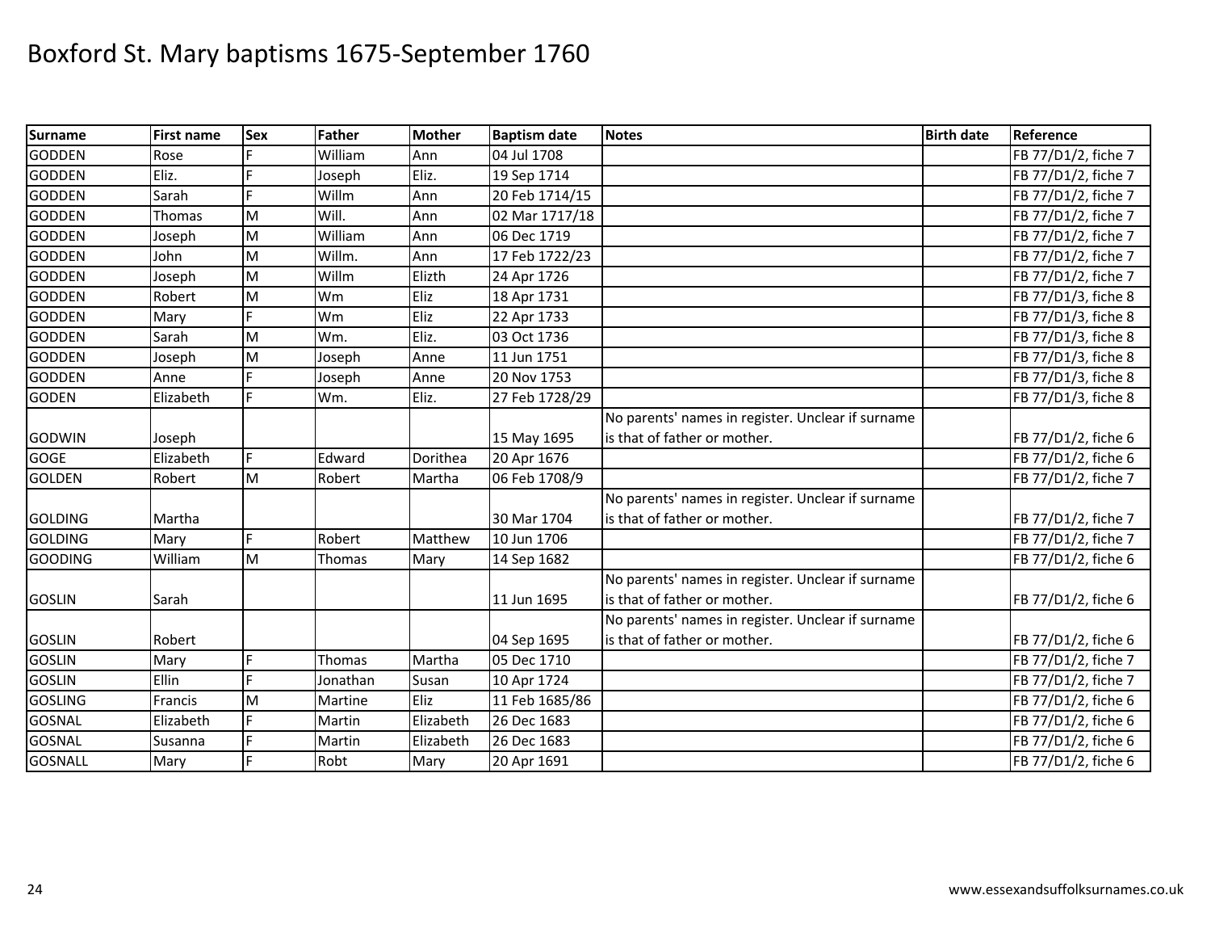# Boxford St. Mary baptisms 1675-September 1760

| Surname | First name | Sex | Father | Mother | Baptism date | Notes | Birth date | Reference |
|---|---|---|---|---|---|---|---|---|
| GODDEN | Rose | F | William | Ann | 04 Jul 1708 | | | FB 77/D1/2, fiche 7 |
| GODDEN | Eliz. | F | Joseph | Eliz. | 19 Sep 1714 | | | FB 77/D1/2, fiche 7 |
| GODDEN | Sarah | F | Willm | Ann | 20 Feb 1714/15 | | | FB 77/D1/2, fiche 7 |
| GODDEN | Thomas | M | Will. | Ann | 02 Mar 1717/18 | | | FB 77/D1/2, fiche 7 |
| GODDEN | Joseph | M | William | Ann | 06 Dec 1719 | | | FB 77/D1/2, fiche 7 |
| GODDEN | John | M | Willm. | Ann | 17 Feb 1722/23 | | | FB 77/D1/2, fiche 7 |
| GODDEN | Joseph | M | Willm | Elizth | 24 Apr 1726 | | | FB 77/D1/2, fiche 7 |
| GODDEN | Robert | M | Wm | Eliz | 18 Apr 1731 | | | FB 77/D1/3, fiche 8 |
| GODDEN | Mary | F | Wm | Eliz | 22 Apr 1733 | | | FB 77/D1/3, fiche 8 |
| GODDEN | Sarah | M | Wm. | Eliz. | 03 Oct 1736 | | | FB 77/D1/3, fiche 8 |
| GODDEN | Joseph | M | Joseph | Anne | 11 Jun 1751 | | | FB 77/D1/3, fiche 8 |
| GODDEN | Anne | F | Joseph | Anne | 20 Nov 1753 | | | FB 77/D1/3, fiche 8 |
| GODEN | Elizabeth | F | Wm. | Eliz. | 27 Feb 1728/29 | | | FB 77/D1/3, fiche 8 |
| GODWIN | Joseph | | | | 15 May 1695 | No parents' names in register. Unclear if surname is that of father or mother. | | FB 77/D1/2, fiche 6 |
| GOGE | Elizabeth | F | Edward | Dorithea | 20 Apr 1676 | | | FB 77/D1/2, fiche 6 |
| GOLDEN | Robert | M | Robert | Martha | 06 Feb 1708/9 | | | FB 77/D1/2, fiche 7 |
| GOLDING | Martha | | | | 30 Mar 1704 | No parents' names in register. Unclear if surname is that of father or mother. | | FB 77/D1/2, fiche 7 |
| GOLDING | Mary | F | Robert | Matthew | 10 Jun 1706 | | | FB 77/D1/2, fiche 7 |
| GOODING | William | M | Thomas | Mary | 14 Sep 1682 | | | FB 77/D1/2, fiche 6 |
| GOSLIN | Sarah | | | | 11 Jun 1695 | No parents' names in register. Unclear if surname is that of father or mother. | | FB 77/D1/2, fiche 6 |
| GOSLIN | Robert | | | | 04 Sep 1695 | No parents' names in register. Unclear if surname is that of father or mother. | | FB 77/D1/2, fiche 6 |
| GOSLIN | Mary | F | Thomas | Martha | 05 Dec 1710 | | | FB 77/D1/2, fiche 7 |
| GOSLIN | Ellin | F | Jonathan | Susan | 10 Apr 1724 | | | FB 77/D1/2, fiche 7 |
| GOSLING | Francis | M | Martine | Eliz | 11 Feb 1685/86 | | | FB 77/D1/2, fiche 6 |
| GOSNAL | Elizabeth | F | Martin | Elizabeth | 26 Dec 1683 | | | FB 77/D1/2, fiche 6 |
| GOSNAL | Susanna | F | Martin | Elizabeth | 26 Dec 1683 | | | FB 77/D1/2, fiche 6 |
| GOSNALL | Mary | F | Robt | Mary | 20 Apr 1691 | | | FB 77/D1/2, fiche 6 |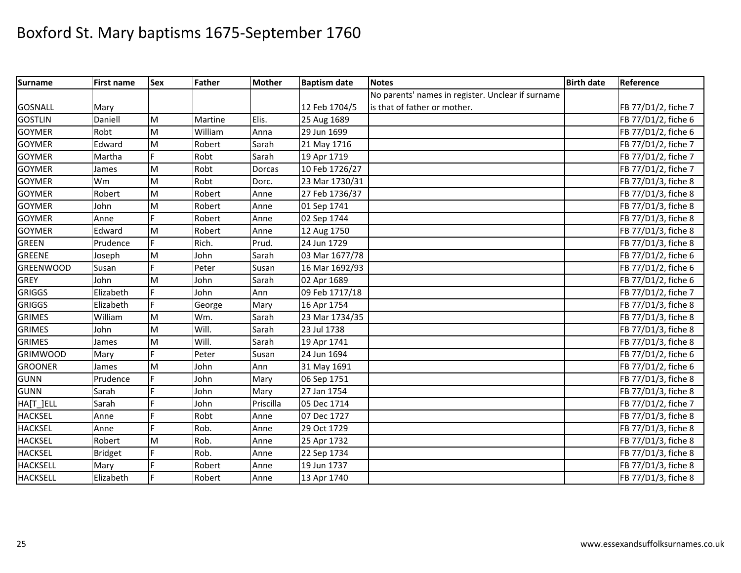# Boxford St. Mary baptisms 1675-September 1760

| Surname | First name | Sex | Father | Mother | Baptism date | Notes | Birth date | Reference |
|---|---|---|---|---|---|---|---|---|
| GOSNALL | Mary | | | | 12 Feb 1704/5 | No parents' names in register. Unclear if surname is that of father or mother. | | FB 77/D1/2, fiche 7 |
| GOSTLIN | Daniell | M | Martine | Elis. | 25 Aug 1689 | | | FB 77/D1/2, fiche 6 |
| GOYMER | Robt | M | William | Anna | 29 Jun 1699 | | | FB 77/D1/2, fiche 6 |
| GOYMER | Edward | M | Robert | Sarah | 21 May 1716 | | | FB 77/D1/2, fiche 7 |
| GOYMER | Martha | F | Robt | Sarah | 19 Apr 1719 | | | FB 77/D1/2, fiche 7 |
| GOYMER | James | M | Robt | Dorcas | 10 Feb 1726/27 | | | FB 77/D1/2, fiche 7 |
| GOYMER | Wm | M | Robt | Dorc. | 23 Mar 1730/31 | | | FB 77/D1/3, fiche 8 |
| GOYMER | Robert | M | Robert | Anne | 27 Feb 1736/37 | | | FB 77/D1/3, fiche 8 |
| GOYMER | John | M | Robert | Anne | 01 Sep 1741 | | | FB 77/D1/3, fiche 8 |
| GOYMER | Anne | F | Robert | Anne | 02 Sep 1744 | | | FB 77/D1/3, fiche 8 |
| GOYMER | Edward | M | Robert | Anne | 12 Aug 1750 | | | FB 77/D1/3, fiche 8 |
| GREEN | Prudence | F | Rich. | Prud. | 24 Jun 1729 | | | FB 77/D1/3, fiche 8 |
| GREENE | Joseph | M | John | Sarah | 03 Mar 1677/78 | | | FB 77/D1/2, fiche 6 |
| GREENWOOD | Susan | F | Peter | Susan | 16 Mar 1692/93 | | | FB 77/D1/2, fiche 6 |
| GREY | John | M | John | Sarah | 02 Apr 1689 | | | FB 77/D1/2, fiche 6 |
| GRIGGS | Elizabeth | F | John | Ann | 09 Feb 1717/18 | | | FB 77/D1/2, fiche 7 |
| GRIGGS | Elizabeth | F | George | Mary | 16 Apr 1754 | | | FB 77/D1/3, fiche 8 |
| GRIMES | William | M | Wm. | Sarah | 23 Mar 1734/35 | | | FB 77/D1/3, fiche 8 |
| GRIMES | John | M | Will. | Sarah | 23 Jul 1738 | | | FB 77/D1/3, fiche 8 |
| GRIMES | James | M | Will. | Sarah | 19 Apr 1741 | | | FB 77/D1/3, fiche 8 |
| GRIMWOOD | Mary | F | Peter | Susan | 24 Jun 1694 | | | FB 77/D1/2, fiche 6 |
| GROONER | James | M | John | Ann | 31 May 1691 | | | FB 77/D1/2, fiche 6 |
| GUNN | Prudence | F | John | Mary | 06 Sep 1751 | | | FB 77/D1/3, fiche 8 |
| GUNN | Sarah | F | John | Mary | 27 Jan 1754 | | | FB 77/D1/3, fiche 8 |
| HA[T_]ELL | Sarah | F | John | Priscilla | 05 Dec 1714 | | | FB 77/D1/2, fiche 7 |
| HACKSEL | Anne | F | Robt | Anne | 07 Dec 1727 | | | FB 77/D1/3, fiche 8 |
| HACKSEL | Anne | F | Rob. | Anne | 29 Oct 1729 | | | FB 77/D1/3, fiche 8 |
| HACKSEL | Robert | M | Rob. | Anne | 25 Apr 1732 | | | FB 77/D1/3, fiche 8 |
| HACKSEL | Bridget | F | Rob. | Anne | 22 Sep 1734 | | | FB 77/D1/3, fiche 8 |
| HACKSELL | Mary | F | Robert | Anne | 19 Jun 1737 | | | FB 77/D1/3, fiche 8 |
| HACKSELL | Elizabeth | F | Robert | Anne | 13 Apr 1740 | | | FB 77/D1/3, fiche 8 |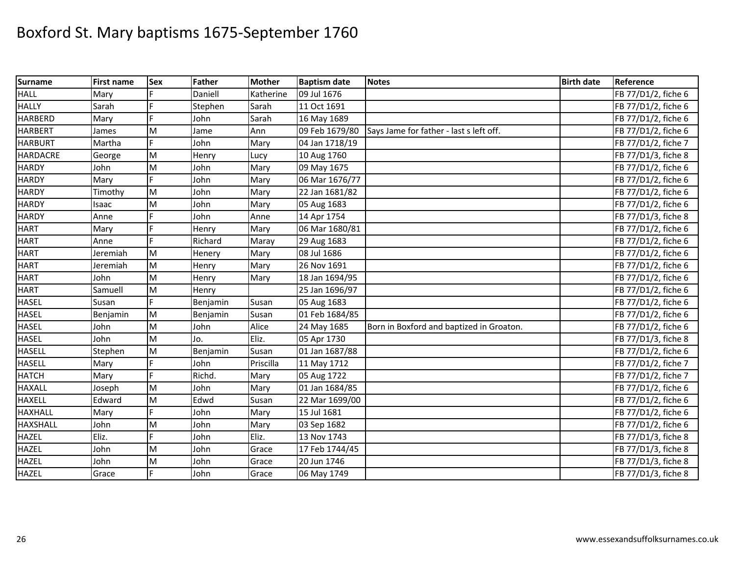# Boxford St. Mary baptisms 1675-September 1760

| Surname | First name | Sex | Father | Mother | Baptism date | Notes | Birth date | Reference |
|---|---|---|---|---|---|---|---|---|
| HALL | Mary | F | Daniell | Katherine | 09 Jul 1676 | | | FB 77/D1/2, fiche 6 |
| HALLY | Sarah | F | Stephen | Sarah | 11 Oct 1691 | | | FB 77/D1/2, fiche 6 |
| HARBERD | Mary | F | John | Sarah | 16 May 1689 | | | FB 77/D1/2, fiche 6 |
| HARBERT | James | M | Jame | Ann | 09 Feb 1679/80 | Says Jame for father - last s left off. | | FB 77/D1/2, fiche 6 |
| HARBURT | Martha | F | John | Mary | 04 Jan 1718/19 | | | FB 77/D1/2, fiche 7 |
| HARDACRE | George | M | Henry | Lucy | 10 Aug 1760 | | | FB 77/D1/3, fiche 8 |
| HARDY | John | M | John | Mary | 09 May 1675 | | | FB 77/D1/2, fiche 6 |
| HARDY | Mary | F | John | Mary | 06 Mar 1676/77 | | | FB 77/D1/2, fiche 6 |
| HARDY | Timothy | M | John | Mary | 22 Jan 1681/82 | | | FB 77/D1/2, fiche 6 |
| HARDY | Isaac | M | John | Mary | 05 Aug 1683 | | | FB 77/D1/2, fiche 6 |
| HARDY | Anne | F | John | Anne | 14 Apr 1754 | | | FB 77/D1/3, fiche 8 |
| HART | Mary | F | Henry | Mary | 06 Mar 1680/81 | | | FB 77/D1/2, fiche 6 |
| HART | Anne | F | Richard | Maray | 29 Aug 1683 | | | FB 77/D1/2, fiche 6 |
| HART | Jeremiah | M | Henery | Mary | 08 Jul 1686 | | | FB 77/D1/2, fiche 6 |
| HART | Jeremiah | M | Henry | Mary | 26 Nov 1691 | | | FB 77/D1/2, fiche 6 |
| HART | John | M | Henry | Mary | 18 Jan 1694/95 | | | FB 77/D1/2, fiche 6 |
| HART | Samuell | M | Henry | | 25 Jan 1696/97 | | | FB 77/D1/2, fiche 6 |
| HASEL | Susan | F | Benjamin | Susan | 05 Aug 1683 | | | FB 77/D1/2, fiche 6 |
| HASEL | Benjamin | M | Benjamin | Susan | 01 Feb 1684/85 | | | FB 77/D1/2, fiche 6 |
| HASEL | John | M | John | Alice | 24 May 1685 | Born in Boxford and baptized in Groaton. | | FB 77/D1/2, fiche 6 |
| HASEL | John | M | Jo. | Eliz. | 05 Apr 1730 | | | FB 77/D1/3, fiche 8 |
| HASELL | Stephen | M | Benjamin | Susan | 01 Jan 1687/88 | | | FB 77/D1/2, fiche 6 |
| HASELL | Mary | F | John | Priscilla | 11 May 1712 | | | FB 77/D1/2, fiche 7 |
| HATCH | Mary | F | Richd. | Mary | 05 Aug 1722 | | | FB 77/D1/2, fiche 7 |
| HAXALL | Joseph | M | John | Mary | 01 Jan 1684/85 | | | FB 77/D1/2, fiche 6 |
| HAXELL | Edward | M | Edwd | Susan | 22 Mar 1699/00 | | | FB 77/D1/2, fiche 6 |
| HAXHALL | Mary | F | John | Mary | 15 Jul 1681 | | | FB 77/D1/2, fiche 6 |
| HAXSHALL | John | M | John | Mary | 03 Sep 1682 | | | FB 77/D1/2, fiche 6 |
| HAZEL | Eliz. | F | John | Eliz. | 13 Nov 1743 | | | FB 77/D1/3, fiche 8 |
| HAZEL | John | M | John | Grace | 17 Feb 1744/45 | | | FB 77/D1/3, fiche 8 |
| HAZEL | John | M | John | Grace | 20 Jun 1746 | | | FB 77/D1/3, fiche 8 |
| HAZEL | Grace | F | John | Grace | 06 May 1749 | | | FB 77/D1/3, fiche 8 |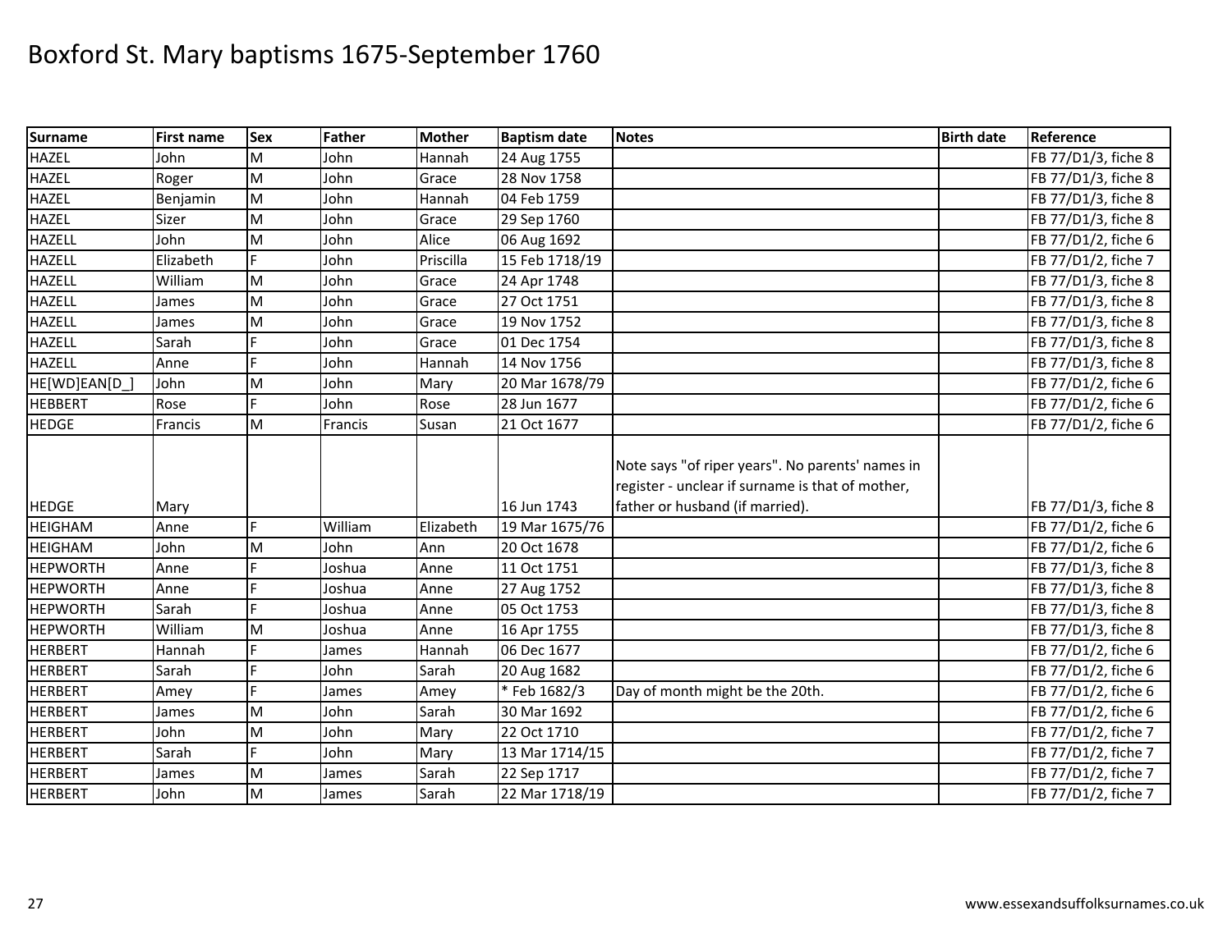# Boxford St. Mary baptisms 1675-September 1760

| Surname | First name | Sex | Father | Mother | Baptism date | Notes | Birth date | Reference |
|---|---|---|---|---|---|---|---|---|
| HAZEL | John | M | John | Hannah | 24 Aug 1755 | | | FB 77/D1/3, fiche 8 |
| HAZEL | Roger | M | John | Grace | 28 Nov 1758 | | | FB 77/D1/3, fiche 8 |
| HAZEL | Benjamin | M | John | Hannah | 04 Feb 1759 | | | FB 77/D1/3, fiche 8 |
| HAZEL | Sizer | M | John | Grace | 29 Sep 1760 | | | FB 77/D1/3, fiche 8 |
| HAZELL | John | M | John | Alice | 06 Aug 1692 | | | FB 77/D1/2, fiche 6 |
| HAZELL | Elizabeth | F | John | Priscilla | 15 Feb 1718/19 | | | FB 77/D1/2, fiche 7 |
| HAZELL | William | M | John | Grace | 24 Apr 1748 | | | FB 77/D1/3, fiche 8 |
| HAZELL | James | M | John | Grace | 27 Oct 1751 | | | FB 77/D1/3, fiche 8 |
| HAZELL | James | M | John | Grace | 19 Nov 1752 | | | FB 77/D1/3, fiche 8 |
| HAZELL | Sarah | F | John | Grace | 01 Dec 1754 | | | FB 77/D1/3, fiche 8 |
| HAZELL | Anne | F | John | Hannah | 14 Nov 1756 | | | FB 77/D1/3, fiche 8 |
| HE[WD]EAN[D_] | John | M | John | Mary | 20 Mar 1678/79 | | | FB 77/D1/2, fiche 6 |
| HEBBERT | Rose | F | John | Rose | 28 Jun 1677 | | | FB 77/D1/2, fiche 6 |
| HEDGE | Francis | M | Francis | Susan | 21 Oct 1677 | | | FB 77/D1/2, fiche 6 |
| HEDGE | Mary | | | | 16 Jun 1743 | Note says "of riper years". No parents' names in register - unclear if surname is that of mother, father or husband (if married). | | FB 77/D1/3, fiche 8 |
| HEIGHAM | Anne | F | William | Elizabeth | 19 Mar 1675/76 | | | FB 77/D1/2, fiche 6 |
| HEIGHAM | John | M | John | Ann | 20 Oct 1678 | | | FB 77/D1/2, fiche 6 |
| HEPWORTH | Anne | F | Joshua | Anne | 11 Oct 1751 | | | FB 77/D1/3, fiche 8 |
| HEPWORTH | Anne | F | Joshua | Anne | 27 Aug 1752 | | | FB 77/D1/3, fiche 8 |
| HEPWORTH | Sarah | F | Joshua | Anne | 05 Oct 1753 | | | FB 77/D1/3, fiche 8 |
| HEPWORTH | William | M | Joshua | Anne | 16 Apr 1755 | | | FB 77/D1/3, fiche 8 |
| HERBERT | Hannah | F | James | Hannah | 06 Dec 1677 | | | FB 77/D1/2, fiche 6 |
| HERBERT | Sarah | F | John | Sarah | 20 Aug 1682 | | | FB 77/D1/2, fiche 6 |
| HERBERT | Amey | F | James | Amey | * Feb 1682/3 | Day of month might be the 20th. | | FB 77/D1/2, fiche 6 |
| HERBERT | James | M | John | Sarah | 30 Mar 1692 | | | FB 77/D1/2, fiche 6 |
| HERBERT | John | M | John | Mary | 22 Oct 1710 | | | FB 77/D1/2, fiche 7 |
| HERBERT | Sarah | F | John | Mary | 13 Mar 1714/15 | | | FB 77/D1/2, fiche 7 |
| HERBERT | James | M | James | Sarah | 22 Sep 1717 | | | FB 77/D1/2, fiche 7 |
| HERBERT | John | M | James | Sarah | 22 Mar 1718/19 | | | FB 77/D1/2, fiche 7 |

www.essexandsuffolksurnames.co.uk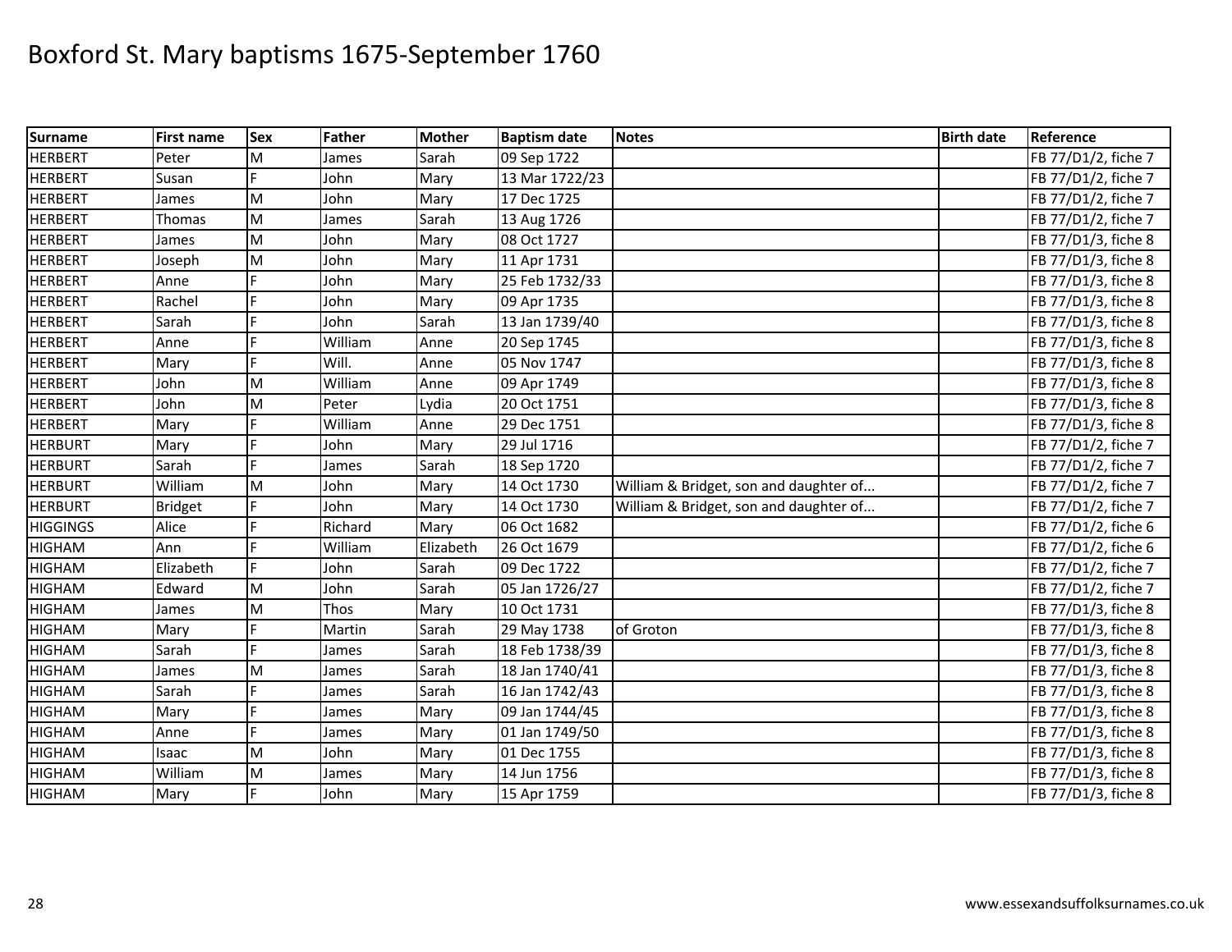# Boxford St. Mary baptisms 1675-September 1760

| Surname | First name | Sex | Father | Mother | Baptism date | Notes | Birth date | Reference |
|---|---|---|---|---|---|---|---|---|
| HERBERT | Peter | M | James | Sarah | 09 Sep 1722 | | | FB 77/D1/2, fiche 7 |
| HERBERT | Susan | F | John | Mary | 13 Mar 1722/23 | | | FB 77/D1/2, fiche 7 |
| HERBERT | James | M | John | Mary | 17 Dec 1725 | | | FB 77/D1/2, fiche 7 |
| HERBERT | Thomas | M | James | Sarah | 13 Aug 1726 | | | FB 77/D1/2, fiche 7 |
| HERBERT | James | M | John | Mary | 08 Oct 1727 | | | FB 77/D1/3, fiche 8 |
| HERBERT | Joseph | M | John | Mary | 11 Apr 1731 | | | FB 77/D1/3, fiche 8 |
| HERBERT | Anne | F | John | Mary | 25 Feb 1732/33 | | | FB 77/D1/3, fiche 8 |
| HERBERT | Rachel | F | John | Mary | 09 Apr 1735 | | | FB 77/D1/3, fiche 8 |
| HERBERT | Sarah | F | John | Sarah | 13 Jan 1739/40 | | | FB 77/D1/3, fiche 8 |
| HERBERT | Anne | F | William | Anne | 20 Sep 1745 | | | FB 77/D1/3, fiche 8 |
| HERBERT | Mary | F | Will. | Anne | 05 Nov 1747 | | | FB 77/D1/3, fiche 8 |
| HERBERT | John | M | William | Anne | 09 Apr 1749 | | | FB 77/D1/3, fiche 8 |
| HERBERT | John | M | Peter | Lydia | 20 Oct 1751 | | | FB 77/D1/3, fiche 8 |
| HERBERT | Mary | F | William | Anne | 29 Dec 1751 | | | FB 77/D1/3, fiche 8 |
| HERBURT | Mary | F | John | Mary | 29 Jul 1716 | | | FB 77/D1/2, fiche 7 |
| HERBURT | Sarah | F | James | Sarah | 18 Sep 1720 | | | FB 77/D1/2, fiche 7 |
| HERBURT | William | M | John | Mary | 14 Oct 1730 | William & Bridget, son and daughter of... | | FB 77/D1/2, fiche 7 |
| HERBURT | Bridget | F | John | Mary | 14 Oct 1730 | William & Bridget, son and daughter of... | | FB 77/D1/2, fiche 7 |
| HIGGINGS | Alice | F | Richard | Mary | 06 Oct 1682 | | | FB 77/D1/2, fiche 6 |
| HIGHAM | Ann | F | William | Elizabeth | 26 Oct 1679 | | | FB 77/D1/2, fiche 6 |
| HIGHAM | Elizabeth | F | John | Sarah | 09 Dec 1722 | | | FB 77/D1/2, fiche 7 |
| HIGHAM | Edward | M | John | Sarah | 05 Jan 1726/27 | | | FB 77/D1/2, fiche 7 |
| HIGHAM | James | M | Thos | Mary | 10 Oct 1731 | | | FB 77/D1/3, fiche 8 |
| HIGHAM | Mary | F | Martin | Sarah | 29 May 1738 | of Groton | | FB 77/D1/3, fiche 8 |
| HIGHAM | Sarah | F | James | Sarah | 18 Feb 1738/39 | | | FB 77/D1/3, fiche 8 |
| HIGHAM | James | M | James | Sarah | 18 Jan 1740/41 | | | FB 77/D1/3, fiche 8 |
| HIGHAM | Sarah | F | James | Sarah | 16 Jan 1742/43 | | | FB 77/D1/3, fiche 8 |
| HIGHAM | Mary | F | James | Mary | 09 Jan 1744/45 | | | FB 77/D1/3, fiche 8 |
| HIGHAM | Anne | F | James | Mary | 01 Jan 1749/50 | | | FB 77/D1/3, fiche 8 |
| HIGHAM | Isaac | M | John | Mary | 01 Dec 1755 | | | FB 77/D1/3, fiche 8 |
| HIGHAM | William | M | James | Mary | 14 Jun 1756 | | | FB 77/D1/3, fiche 8 |
| HIGHAM | Mary | F | John | Mary | 15 Apr 1759 | | | FB 77/D1/3, fiche 8 |

www.essexandsuffolksurnames.co.uk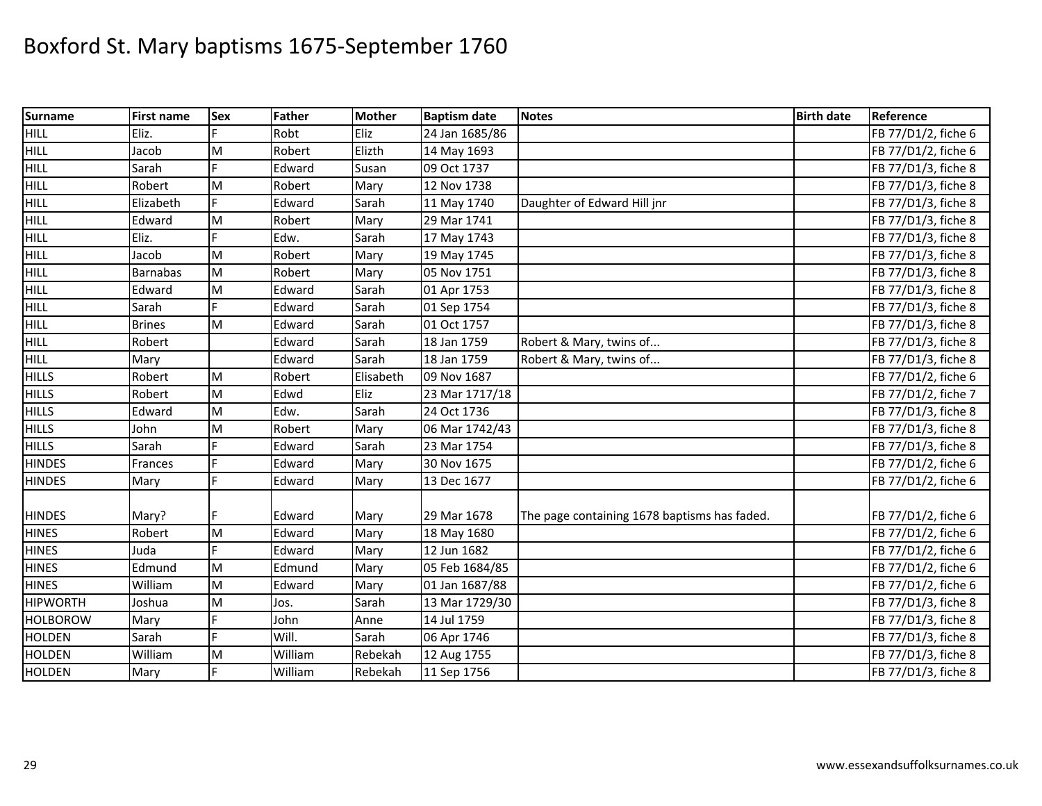# Boxford St. Mary baptisms 1675-September 1760

| Surname | First name | Sex | Father | Mother | Baptism date | Notes | Birth date | Reference |
|---|---|---|---|---|---|---|---|---|
| HILL | Eliz. | F | Robt | Eliz | 24 Jan 1685/86 | | | FB 77/D1/2, fiche 6 |
| HILL | Jacob | M | Robert | Elizth | 14 May 1693 | | | FB 77/D1/2, fiche 6 |
| HILL | Sarah | F | Edward | Susan | 09 Oct 1737 | | | FB 77/D1/3, fiche 8 |
| HILL | Robert | M | Robert | Mary | 12 Nov 1738 | | | FB 77/D1/3, fiche 8 |
| HILL | Elizabeth | F | Edward | Sarah | 11 May 1740 | Daughter of Edward Hill jnr | | FB 77/D1/3, fiche 8 |
| HILL | Edward | M | Robert | Mary | 29 Mar 1741 | | | FB 77/D1/3, fiche 8 |
| HILL | Eliz. | F | Edw. | Sarah | 17 May 1743 | | | FB 77/D1/3, fiche 8 |
| HILL | Jacob | M | Robert | Mary | 19 May 1745 | | | FB 77/D1/3, fiche 8 |
| HILL | Barnabas | M | Robert | Mary | 05 Nov 1751 | | | FB 77/D1/3, fiche 8 |
| HILL | Edward | M | Edward | Sarah | 01 Apr 1753 | | | FB 77/D1/3, fiche 8 |
| HILL | Sarah | F | Edward | Sarah | 01 Sep 1754 | | | FB 77/D1/3, fiche 8 |
| HILL | Brines | M | Edward | Sarah | 01 Oct 1757 | | | FB 77/D1/3, fiche 8 |
| HILL | Robert | | Edward | Sarah | 18 Jan 1759 | Robert & Mary, twins of... | | FB 77/D1/3, fiche 8 |
| HILL | Mary | | Edward | Sarah | 18 Jan 1759 | Robert & Mary, twins of... | | FB 77/D1/3, fiche 8 |
| HILLS | Robert | M | Robert | Elisabeth | 09 Nov 1687 | | | FB 77/D1/2, fiche 6 |
| HILLS | Robert | M | Edwd | Eliz | 23 Mar 1717/18 | | | FB 77/D1/2, fiche 7 |
| HILLS | Edward | M | Edw. | Sarah | 24 Oct 1736 | | | FB 77/D1/3, fiche 8 |
| HILLS | John | M | Robert | Mary | 06 Mar 1742/43 | | | FB 77/D1/3, fiche 8 |
| HILLS | Sarah | F | Edward | Sarah | 23 Mar 1754 | | | FB 77/D1/3, fiche 8 |
| HINDES | Frances | F | Edward | Mary | 30 Nov 1675 | | | FB 77/D1/2, fiche 6 |
| HINDES | Mary | F | Edward | Mary | 13 Dec 1677 | | | FB 77/D1/2, fiche 6 |
| HINDES | Mary? | F | Edward | Mary | 29 Mar 1678 | The page containing 1678 baptisms has faded. | | FB 77/D1/2, fiche 6 |
| HINES | Robert | M | Edward | Mary | 18 May 1680 | | | FB 77/D1/2, fiche 6 |
| HINES | Juda | F | Edward | Mary | 12 Jun 1682 | | | FB 77/D1/2, fiche 6 |
| HINES | Edmund | M | Edmund | Mary | 05 Feb 1684/85 | | | FB 77/D1/2, fiche 6 |
| HINES | William | M | Edward | Mary | 01 Jan 1687/88 | | | FB 77/D1/2, fiche 6 |
| HIPWORTH | Joshua | M | Jos. | Sarah | 13 Mar 1729/30 | | | FB 77/D1/3, fiche 8 |
| HOLBOROW | Mary | F | John | Anne | 14 Jul 1759 | | | FB 77/D1/3, fiche 8 |
| HOLDEN | Sarah | F | Will. | Sarah | 06 Apr 1746 | | | FB 77/D1/3, fiche 8 |
| HOLDEN | William | M | William | Rebekah | 12 Aug 1755 | | | FB 77/D1/3, fiche 8 |
| HOLDEN | Mary | F | William | Rebekah | 11 Sep 1756 | | | FB 77/D1/3, fiche 8 |

www.essexandsuffolksurnames.co.uk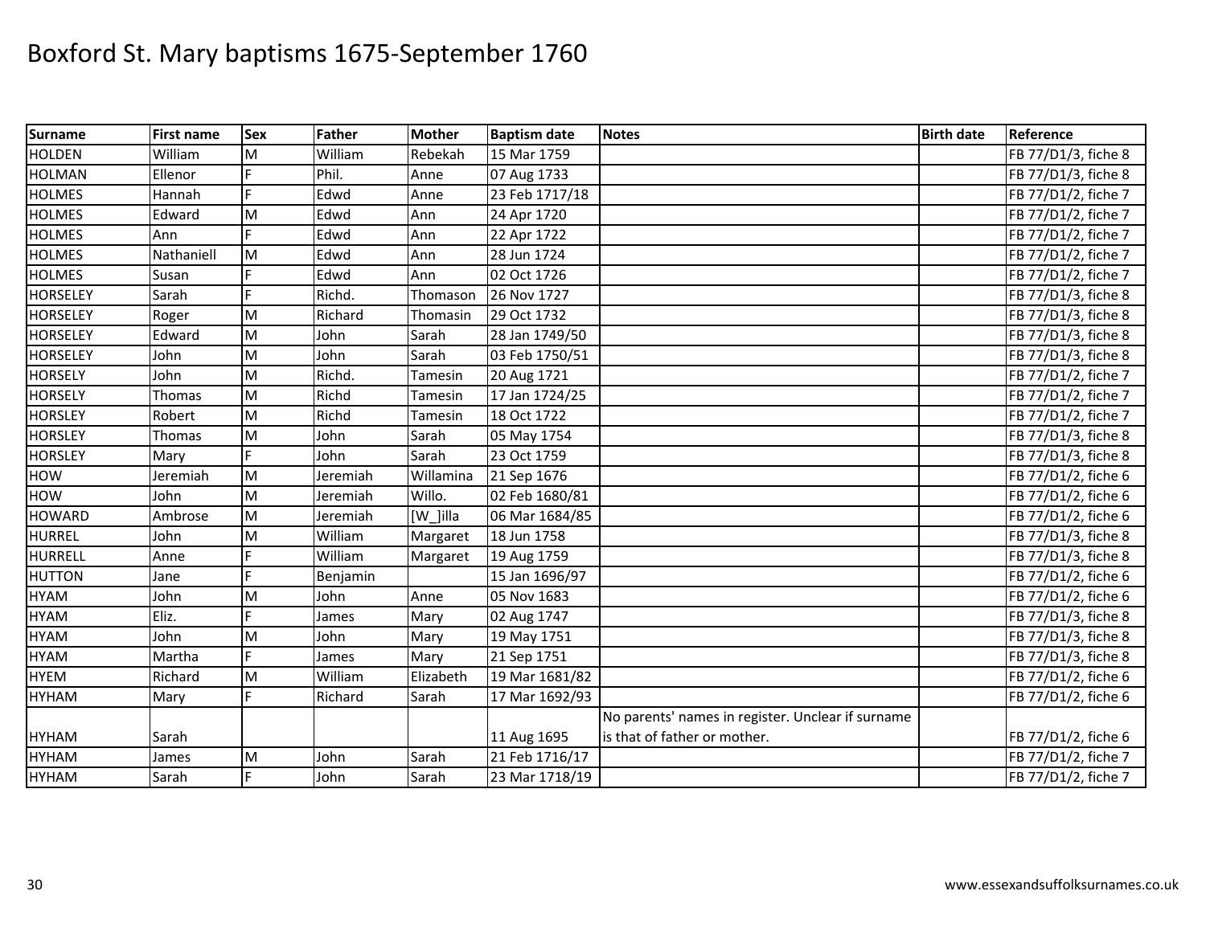# Boxford St. Mary baptisms 1675-September 1760

| Surname | First name | Sex | Father | Mother | Baptism date | Notes | Birth date | Reference |
|---|---|---|---|---|---|---|---|---|
| HOLDEN | William | M | William | Rebekah | 15 Mar 1759 | | | FB 77/D1/3, fiche 8 |
| HOLMAN | Ellenor | F | Phil. | Anne | 07 Aug 1733 | | | FB 77/D1/3, fiche 8 |
| HOLMES | Hannah | F | Edwd | Anne | 23 Feb 1717/18 | | | FB 77/D1/2, fiche 7 |
| HOLMES | Edward | M | Edwd | Ann | 24 Apr 1720 | | | FB 77/D1/2, fiche 7 |
| HOLMES | Ann | F | Edwd | Ann | 22 Apr 1722 | | | FB 77/D1/2, fiche 7 |
| HOLMES | Nathaniell | M | Edwd | Ann | 28 Jun 1724 | | | FB 77/D1/2, fiche 7 |
| HOLMES | Susan | F | Edwd | Ann | 02 Oct 1726 | | | FB 77/D1/2, fiche 7 |
| HORSELEY | Sarah | F | Richd. | Thomason | 26 Nov 1727 | | | FB 77/D1/3, fiche 8 |
| HORSELEY | Roger | M | Richard | Thomasin | 29 Oct 1732 | | | FB 77/D1/3, fiche 8 |
| HORSELEY | Edward | M | John | Sarah | 28 Jan 1749/50 | | | FB 77/D1/3, fiche 8 |
| HORSELEY | John | M | John | Sarah | 03 Feb 1750/51 | | | FB 77/D1/3, fiche 8 |
| HORSELY | John | M | Richd. | Tamesin | 20 Aug 1721 | | | FB 77/D1/2, fiche 7 |
| HORSELY | Thomas | M | Richd | Tamesin | 17 Jan 1724/25 | | | FB 77/D1/2, fiche 7 |
| HORSLEY | Robert | M | Richd | Tamesin | 18 Oct 1722 | | | FB 77/D1/2, fiche 7 |
| HORSLEY | Thomas | M | John | Sarah | 05 May 1754 | | | FB 77/D1/3, fiche 8 |
| HORSLEY | Mary | F | John | Sarah | 23 Oct 1759 | | | FB 77/D1/3, fiche 8 |
| HOW | Jeremiah | M | Jeremiah | Willamina | 21 Sep 1676 | | | FB 77/D1/2, fiche 6 |
| HOW | John | M | Jeremiah | Willo. | 02 Feb 1680/81 | | | FB 77/D1/2, fiche 6 |
| HOWARD | Ambrose | M | Jeremiah | [W_]illa | 06 Mar 1684/85 | | | FB 77/D1/2, fiche 6 |
| HURREL | John | M | William | Margaret | 18 Jun 1758 | | | FB 77/D1/3, fiche 8 |
| HURRELL | Anne | F | William | Margaret | 19 Aug 1759 | | | FB 77/D1/3, fiche 8 |
| HUTTON | Jane | F | Benjamin | | 15 Jan 1696/97 | | | FB 77/D1/2, fiche 6 |
| HYAM | John | M | John | Anne | 05 Nov 1683 | | | FB 77/D1/2, fiche 6 |
| HYAM | Eliz. | F | James | Mary | 02 Aug 1747 | | | FB 77/D1/3, fiche 8 |
| HYAM | John | M | John | Mary | 19 May 1751 | | | FB 77/D1/3, fiche 8 |
| HYAM | Martha | F | James | Mary | 21 Sep 1751 | | | FB 77/D1/3, fiche 8 |
| HYEM | Richard | M | William | Elizabeth | 19 Mar 1681/82 | | | FB 77/D1/2, fiche 6 |
| HYHAM | Mary | F | Richard | Sarah | 17 Mar 1692/93 | | | FB 77/D1/2, fiche 6 |
| HYHAM | Sarah | | | | 11 Aug 1695 | No parents' names in register. Unclear if surname is that of father or mother. | | FB 77/D1/2, fiche 6 |
| HYHAM | James | M | John | Sarah | 21 Feb 1716/17 | | | FB 77/D1/2, fiche 7 |
| HYHAM | Sarah | F | John | Sarah | 23 Mar 1718/19 | | | FB 77/D1/2, fiche 7 |

www.essexandsuffolksurnames.co.uk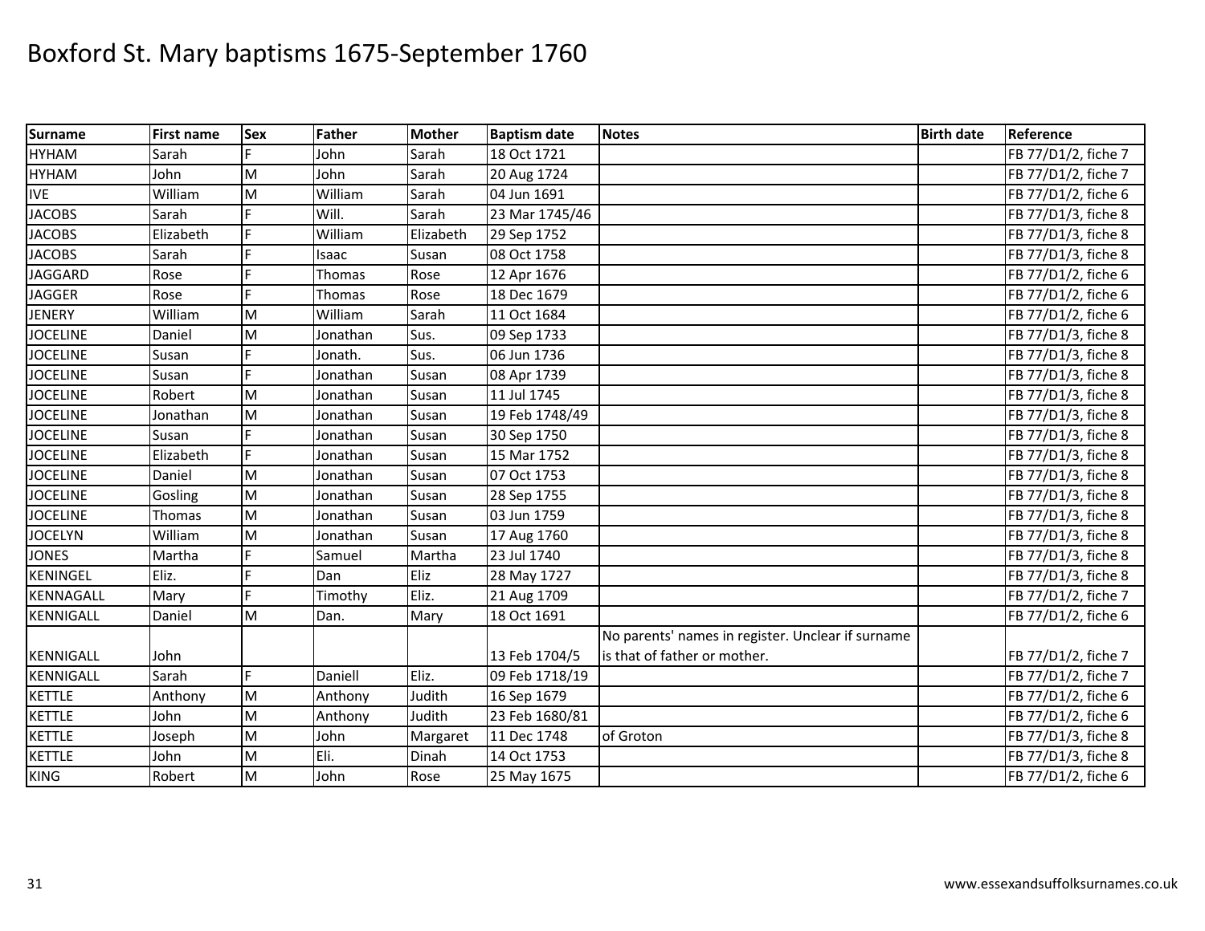# Boxford St. Mary baptisms 1675-September 1760

| Surname | First name | Sex | Father | Mother | Baptism date | Notes | Birth date | Reference |
|---|---|---|---|---|---|---|---|---|
| HYHAM | Sarah | F | John | Sarah | 18 Oct 1721 | | | FB 77/D1/2, fiche 7 |
| HYHAM | John | M | John | Sarah | 20 Aug 1724 | | | FB 77/D1/2, fiche 7 |
| IVE | William | M | William | Sarah | 04 Jun 1691 | | | FB 77/D1/2, fiche 6 |
| JACOBS | Sarah | F | Will. | Sarah | 23 Mar 1745/46 | | | FB 77/D1/3, fiche 8 |
| JACOBS | Elizabeth | F | William | Elizabeth | 29 Sep 1752 | | | FB 77/D1/3, fiche 8 |
| JACOBS | Sarah | F | Isaac | Susan | 08 Oct 1758 | | | FB 77/D1/3, fiche 8 |
| JAGGARD | Rose | F | Thomas | Rose | 12 Apr 1676 | | | FB 77/D1/2, fiche 6 |
| JAGGER | Rose | F | Thomas | Rose | 18 Dec 1679 | | | FB 77/D1/2, fiche 6 |
| JENERY | William | M | William | Sarah | 11 Oct 1684 | | | FB 77/D1/2, fiche 6 |
| JOCELINE | Daniel | M | Jonathan | Sus. | 09 Sep 1733 | | | FB 77/D1/3, fiche 8 |
| JOCELINE | Susan | F | Jonath. | Sus. | 06 Jun 1736 | | | FB 77/D1/3, fiche 8 |
| JOCELINE | Susan | F | Jonathan | Susan | 08 Apr 1739 | | | FB 77/D1/3, fiche 8 |
| JOCELINE | Robert | M | Jonathan | Susan | 11 Jul 1745 | | | FB 77/D1/3, fiche 8 |
| JOCELINE | Jonathan | M | Jonathan | Susan | 19 Feb 1748/49 | | | FB 77/D1/3, fiche 8 |
| JOCELINE | Susan | F | Jonathan | Susan | 30 Sep 1750 | | | FB 77/D1/3, fiche 8 |
| JOCELINE | Elizabeth | F | Jonathan | Susan | 15 Mar 1752 | | | FB 77/D1/3, fiche 8 |
| JOCELINE | Daniel | M | Jonathan | Susan | 07 Oct 1753 | | | FB 77/D1/3, fiche 8 |
| JOCELINE | Gosling | M | Jonathan | Susan | 28 Sep 1755 | | | FB 77/D1/3, fiche 8 |
| JOCELINE | Thomas | M | Jonathan | Susan | 03 Jun 1759 | | | FB 77/D1/3, fiche 8 |
| JOCELYN | William | M | Jonathan | Susan | 17 Aug 1760 | | | FB 77/D1/3, fiche 8 |
| JONES | Martha | F | Samuel | Martha | 23 Jul 1740 | | | FB 77/D1/3, fiche 8 |
| KENINGEL | Eliz. | F | Dan | Eliz | 28 May 1727 | | | FB 77/D1/3, fiche 8 |
| KENNAGALL | Mary | F | Timothy | Eliz. | 21 Aug 1709 | | | FB 77/D1/2, fiche 7 |
| KENNIGALL | Daniel | M | Dan. | Mary | 18 Oct 1691 | | | FB 77/D1/2, fiche 6 |
| KENNIGALL | John | | | | 13 Feb 1704/5 | No parents' names in register. Unclear if surname is that of father or mother. | | FB 77/D1/2, fiche 7 |
| KENNIGALL | Sarah | F | Daniell | Eliz. | 09 Feb 1718/19 | | | FB 77/D1/2, fiche 7 |
| KETTLE | Anthony | M | Anthony | Judith | 16 Sep 1679 | | | FB 77/D1/2, fiche 6 |
| KETTLE | John | M | Anthony | Judith | 23 Feb 1680/81 | | | FB 77/D1/2, fiche 6 |
| KETTLE | Joseph | M | John | Margaret | 11 Dec 1748 | of Groton | | FB 77/D1/3, fiche 8 |
| KETTLE | John | M | Eli. | Dinah | 14 Oct 1753 | | | FB 77/D1/3, fiche 8 |
| KING | Robert | M | John | Rose | 25 May 1675 | | | FB 77/D1/2, fiche 6 |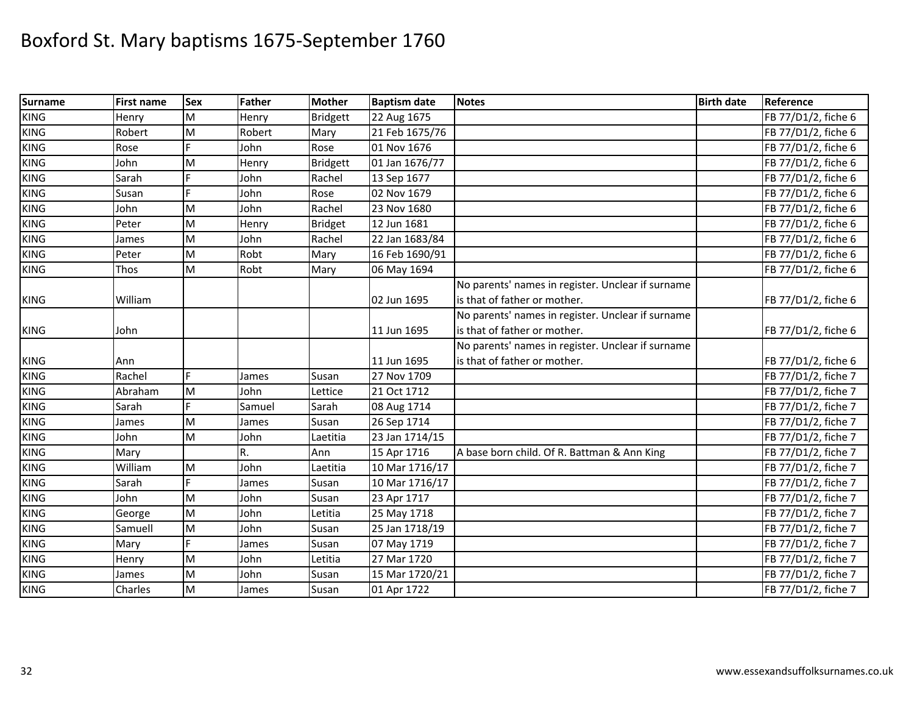# Boxford St. Mary baptisms 1675-September 1760

| Surname | First name | Sex | Father | Mother | Baptism date | Notes | Birth date | Reference |
|---|---|---|---|---|---|---|---|---|
| KING | Henry | M | Henry | Bridgett | 22 Aug 1675 | | | FB 77/D1/2, fiche 6 |
| KING | Robert | M | Robert | Mary | 21 Feb 1675/76 | | | FB 77/D1/2, fiche 6 |
| KING | Rose | F | John | Rose | 01 Nov 1676 | | | FB 77/D1/2, fiche 6 |
| KING | John | M | Henry | Bridgett | 01 Jan 1676/77 | | | FB 77/D1/2, fiche 6 |
| KING | Sarah | F | John | Rachel | 13 Sep 1677 | | | FB 77/D1/2, fiche 6 |
| KING | Susan | F | John | Rose | 02 Nov 1679 | | | FB 77/D1/2, fiche 6 |
| KING | John | M | John | Rachel | 23 Nov 1680 | | | FB 77/D1/2, fiche 6 |
| KING | Peter | M | Henry | Bridget | 12 Jun 1681 | | | FB 77/D1/2, fiche 6 |
| KING | James | M | John | Rachel | 22 Jan 1683/84 | | | FB 77/D1/2, fiche 6 |
| KING | Peter | M | Robt | Mary | 16 Feb 1690/91 | | | FB 77/D1/2, fiche 6 |
| KING | Thos | M | Robt | Mary | 06 May 1694 | | | FB 77/D1/2, fiche 6 |
| KING | William | | | | 02 Jun 1695 | No parents' names in register. Unclear if surname is that of father or mother. | | FB 77/D1/2, fiche 6 |
| KING | John | | | | 11 Jun 1695 | No parents' names in register. Unclear if surname is that of father or mother. | | FB 77/D1/2, fiche 6 |
| KING | Ann | | | | 11 Jun 1695 | No parents' names in register. Unclear if surname is that of father or mother. | | FB 77/D1/2, fiche 6 |
| KING | Rachel | F | James | Susan | 27 Nov 1709 | | | FB 77/D1/2, fiche 7 |
| KING | Abraham | M | John | Lettice | 21 Oct 1712 | | | FB 77/D1/2, fiche 7 |
| KING | Sarah | F | Samuel | Sarah | 08 Aug 1714 | | | FB 77/D1/2, fiche 7 |
| KING | James | M | James | Susan | 26 Sep 1714 | | | FB 77/D1/2, fiche 7 |
| KING | John | M | John | Laetitia | 23 Jan 1714/15 | | | FB 77/D1/2, fiche 7 |
| KING | Mary | | R. | Ann | 15 Apr 1716 | A base born child. Of R. Battman & Ann King | | FB 77/D1/2, fiche 7 |
| KING | William | M | John | Laetitia | 10 Mar 1716/17 | | | FB 77/D1/2, fiche 7 |
| KING | Sarah | F | James | Susan | 10 Mar 1716/17 | | | FB 77/D1/2, fiche 7 |
| KING | John | M | John | Susan | 23 Apr 1717 | | | FB 77/D1/2, fiche 7 |
| KING | George | M | John | Letitia | 25 May 1718 | | | FB 77/D1/2, fiche 7 |
| KING | Samuell | M | John | Susan | 25 Jan 1718/19 | | | FB 77/D1/2, fiche 7 |
| KING | Mary | F | James | Susan | 07 May 1719 | | | FB 77/D1/2, fiche 7 |
| KING | Henry | M | John | Letitia | 27 Mar 1720 | | | FB 77/D1/2, fiche 7 |
| KING | James | M | John | Susan | 15 Mar 1720/21 | | | FB 77/D1/2, fiche 7 |
| KING | Charles | M | James | Susan | 01 Apr 1722 | | | FB 77/D1/2, fiche 7 |

www.essexandsuffolksurnames.co.uk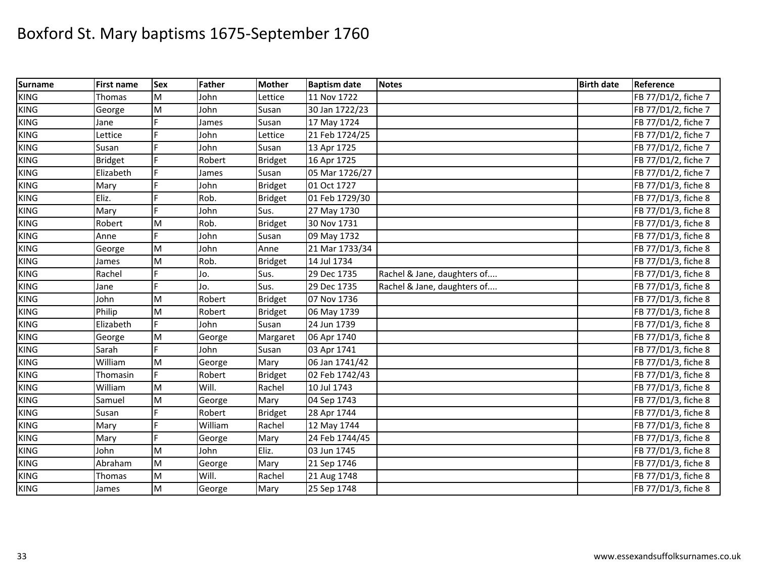# Boxford St. Mary baptisms 1675-September 1760

| Surname | First name | Sex | Father | Mother | Baptism date | Notes | Birth date | Reference |
|---|---|---|---|---|---|---|---|---|
| KING | Thomas | M | John | Lettice | 11 Nov 1722 | | | FB 77/D1/2, fiche 7 |
| KING | George | M | John | Susan | 30 Jan 1722/23 | | | FB 77/D1/2, fiche 7 |
| KING | Jane | F | James | Susan | 17 May 1724 | | | FB 77/D1/2, fiche 7 |
| KING | Lettice | F | John | Lettice | 21 Feb 1724/25 | | | FB 77/D1/2, fiche 7 |
| KING | Susan | F | John | Susan | 13 Apr 1725 | | | FB 77/D1/2, fiche 7 |
| KING | Bridget | F | Robert | Bridget | 16 Apr 1725 | | | FB 77/D1/2, fiche 7 |
| KING | Elizabeth | F | James | Susan | 05 Mar 1726/27 | | | FB 77/D1/2, fiche 7 |
| KING | Mary | F | John | Bridget | 01 Oct 1727 | | | FB 77/D1/3, fiche 8 |
| KING | Eliz. | F | Rob. | Bridget | 01 Feb 1729/30 | | | FB 77/D1/3, fiche 8 |
| KING | Mary | F | John | Sus. | 27 May 1730 | | | FB 77/D1/3, fiche 8 |
| KING | Robert | M | Rob. | Bridget | 30 Nov 1731 | | | FB 77/D1/3, fiche 8 |
| KING | Anne | F | John | Susan | 09 May 1732 | | | FB 77/D1/3, fiche 8 |
| KING | George | M | John | Anne | 21 Mar 1733/34 | | | FB 77/D1/3, fiche 8 |
| KING | James | M | Rob. | Bridget | 14 Jul 1734 | | | FB 77/D1/3, fiche 8 |
| KING | Rachel | F | Jo. | Sus. | 29 Dec 1735 | Rachel & Jane, daughters of.... | | FB 77/D1/3, fiche 8 |
| KING | Jane | F | Jo. | Sus. | 29 Dec 1735 | Rachel & Jane, daughters of.... | | FB 77/D1/3, fiche 8 |
| KING | John | M | Robert | Bridget | 07 Nov 1736 | | | FB 77/D1/3, fiche 8 |
| KING | Philip | M | Robert | Bridget | 06 May 1739 | | | FB 77/D1/3, fiche 8 |
| KING | Elizabeth | F | John | Susan | 24 Jun 1739 | | | FB 77/D1/3, fiche 8 |
| KING | George | M | George | Margaret | 06 Apr 1740 | | | FB 77/D1/3, fiche 8 |
| KING | Sarah | F | John | Susan | 03 Apr 1741 | | | FB 77/D1/3, fiche 8 |
| KING | William | M | George | Mary | 06 Jan 1741/42 | | | FB 77/D1/3, fiche 8 |
| KING | Thomasin | F | Robert | Bridget | 02 Feb 1742/43 | | | FB 77/D1/3, fiche 8 |
| KING | William | M | Will. | Rachel | 10 Jul 1743 | | | FB 77/D1/3, fiche 8 |
| KING | Samuel | M | George | Mary | 04 Sep 1743 | | | FB 77/D1/3, fiche 8 |
| KING | Susan | F | Robert | Bridget | 28 Apr 1744 | | | FB 77/D1/3, fiche 8 |
| KING | Mary | F | William | Rachel | 12 May 1744 | | | FB 77/D1/3, fiche 8 |
| KING | Mary | F | George | Mary | 24 Feb 1744/45 | | | FB 77/D1/3, fiche 8 |
| KING | John | M | John | Eliz. | 03 Jun 1745 | | | FB 77/D1/3, fiche 8 |
| KING | Abraham | M | George | Mary | 21 Sep 1746 | | | FB 77/D1/3, fiche 8 |
| KING | Thomas | M | Will. | Rachel | 21 Aug 1748 | | | FB 77/D1/3, fiche 8 |
| KING | James | M | George | Mary | 25 Sep 1748 | | | FB 77/D1/3, fiche 8 |

www.essexandsuffolksurnames.co.uk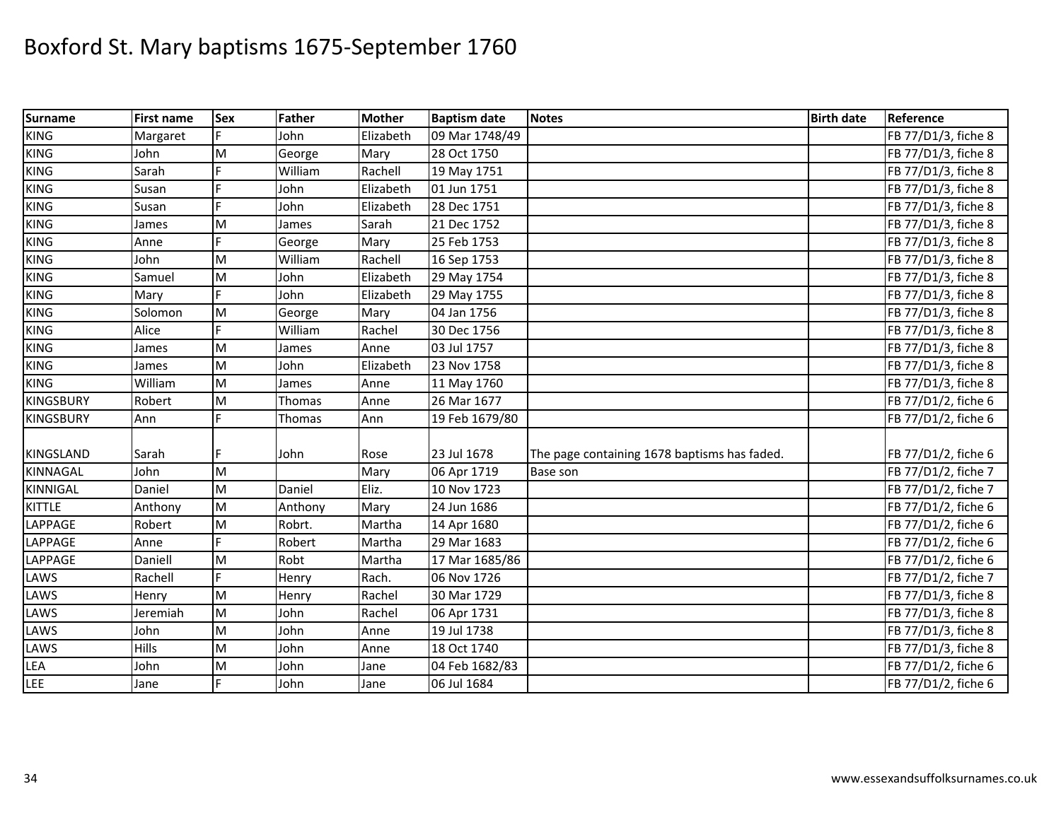# Boxford St. Mary baptisms 1675-September 1760

| Surname | First name | Sex | Father | Mother | Baptism date | Notes | Birth date | Reference |
|---|---|---|---|---|---|---|---|---|
| KING | Margaret | F | John | Elizabeth | 09 Mar 1748/49 | | | FB 77/D1/3, fiche 8 |
| KING | John | M | George | Mary | 28 Oct 1750 | | | FB 77/D1/3, fiche 8 |
| KING | Sarah | F | William | Rachell | 19 May 1751 | | | FB 77/D1/3, fiche 8 |
| KING | Susan | F | John | Elizabeth | 01 Jun 1751 | | | FB 77/D1/3, fiche 8 |
| KING | Susan | F | John | Elizabeth | 28 Dec 1751 | | | FB 77/D1/3, fiche 8 |
| KING | James | M | James | Sarah | 21 Dec 1752 | | | FB 77/D1/3, fiche 8 |
| KING | Anne | F | George | Mary | 25 Feb 1753 | | | FB 77/D1/3, fiche 8 |
| KING | John | M | William | Rachell | 16 Sep 1753 | | | FB 77/D1/3, fiche 8 |
| KING | Samuel | M | John | Elizabeth | 29 May 1754 | | | FB 77/D1/3, fiche 8 |
| KING | Mary | F | John | Elizabeth | 29 May 1755 | | | FB 77/D1/3, fiche 8 |
| KING | Solomon | M | George | Mary | 04 Jan 1756 | | | FB 77/D1/3, fiche 8 |
| KING | Alice | F | William | Rachel | 30 Dec 1756 | | | FB 77/D1/3, fiche 8 |
| KING | James | M | James | Anne | 03 Jul 1757 | | | FB 77/D1/3, fiche 8 |
| KING | James | M | John | Elizabeth | 23 Nov 1758 | | | FB 77/D1/3, fiche 8 |
| KING | William | M | James | Anne | 11 May 1760 | | | FB 77/D1/3, fiche 8 |
| KINGSBURY | Robert | M | Thomas | Anne | 26 Mar 1677 | | | FB 77/D1/2, fiche 6 |
| KINGSBURY | Ann | F | Thomas | Ann | 19 Feb 1679/80 | | | FB 77/D1/2, fiche 6 |
| KINGSLAND | Sarah | F | John | Rose | 23 Jul 1678 | The page containing 1678 baptisms has faded. | | FB 77/D1/2, fiche 6 |
| KINNAGAL | John | M | | Mary | 06 Apr 1719 | Base son | | FB 77/D1/2, fiche 7 |
| KINNIGAL | Daniel | M | Daniel | Eliz. | 10 Nov 1723 | | | FB 77/D1/2, fiche 7 |
| KITTLE | Anthony | M | Anthony | Mary | 24 Jun 1686 | | | FB 77/D1/2, fiche 6 |
| LAPPAGE | Robert | M | Robrt. | Martha | 14 Apr 1680 | | | FB 77/D1/2, fiche 6 |
| LAPPAGE | Anne | F | Robert | Martha | 29 Mar 1683 | | | FB 77/D1/2, fiche 6 |
| LAPPAGE | Daniell | M | Robt | Martha | 17 Mar 1685/86 | | | FB 77/D1/2, fiche 6 |
| LAWS | Rachell | F | Henry | Rach. | 06 Nov 1726 | | | FB 77/D1/2, fiche 7 |
| LAWS | Henry | M | Henry | Rachel | 30 Mar 1729 | | | FB 77/D1/3, fiche 8 |
| LAWS | Jeremiah | M | John | Rachel | 06 Apr 1731 | | | FB 77/D1/3, fiche 8 |
| LAWS | John | M | John | Anne | 19 Jul 1738 | | | FB 77/D1/3, fiche 8 |
| LAWS | Hills | M | John | Anne | 18 Oct 1740 | | | FB 77/D1/3, fiche 8 |
| LEA | John | M | John | Jane | 04 Feb 1682/83 | | | FB 77/D1/2, fiche 6 |
| LEE | Jane | F | John | Jane | 06 Jul 1684 | | | FB 77/D1/2, fiche 6 |

www.essexandsuffolksurnames.co.uk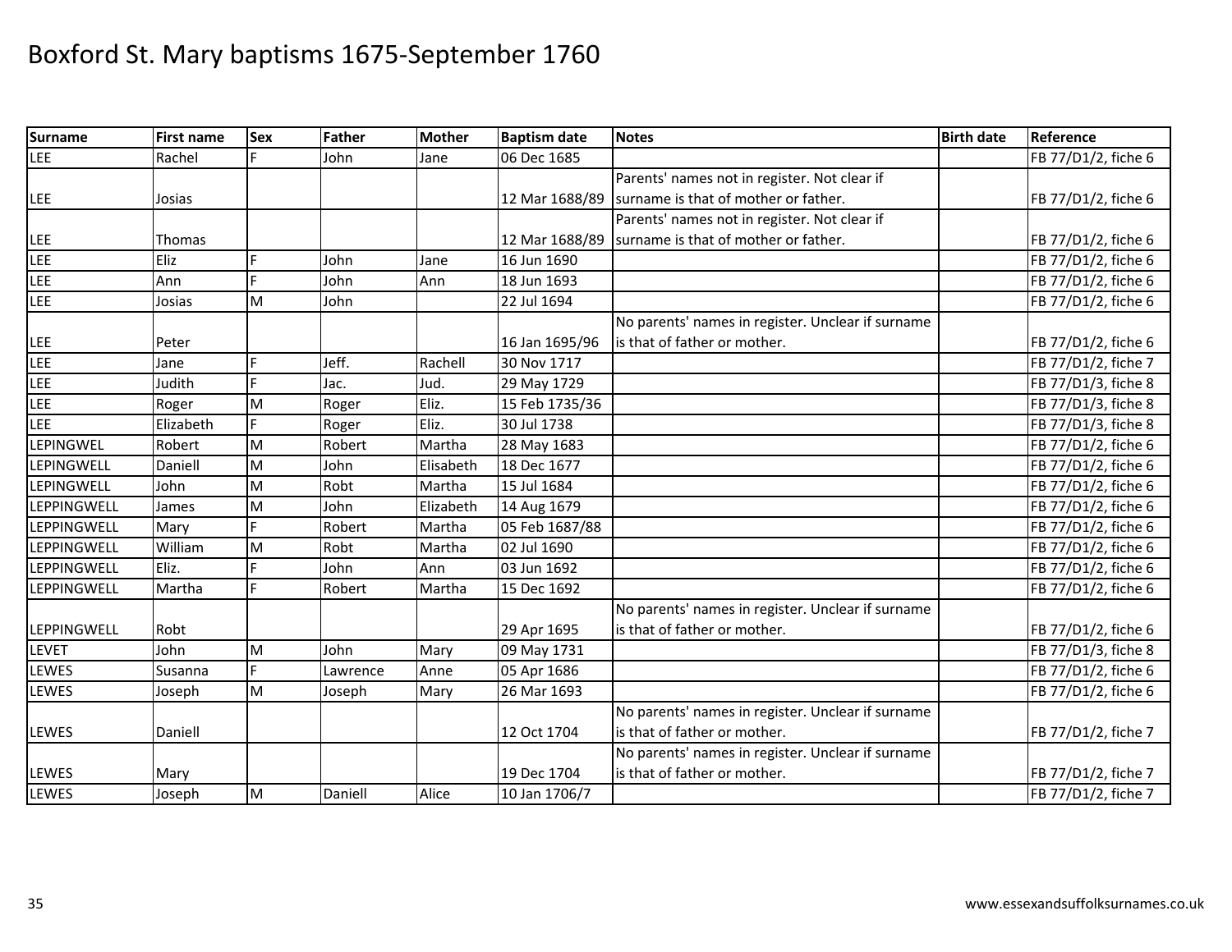# Boxford St. Mary baptisms 1675-September 1760

| Surname | First name | Sex | Father | Mother | Baptism date | Notes | Birth date | Reference |
|---|---|---|---|---|---|---|---|---|
| LEE | Rachel | F | John | Jane | 06 Dec 1685 | | | FB 77/D1/2, fiche 6 |
| LEE | Josias | | | | 12 Mar 1688/89 | Parents' names not in register. Not clear if surname is that of mother or father. | | FB 77/D1/2, fiche 6 |
| LEE | Thomas | | | | 12 Mar 1688/89 | Parents' names not in register. Not clear if surname is that of mother or father. | | FB 77/D1/2, fiche 6 |
| LEE | Eliz | F | John | Jane | 16 Jun 1690 | | | FB 77/D1/2, fiche 6 |
| LEE | Ann | F | John | Ann | 18 Jun 1693 | | | FB 77/D1/2, fiche 6 |
| LEE | Josias | M | John | | 22 Jul 1694 | | | FB 77/D1/2, fiche 6 |
| LEE | Peter | | | | 16 Jan 1695/96 | No parents' names in register. Unclear if surname is that of father or mother. | | FB 77/D1/2, fiche 6 |
| LEE | Jane | F | Jeff. | Rachell | 30 Nov 1717 | | | FB 77/D1/2, fiche 7 |
| LEE | Judith | F | Jac. | Jud. | 29 May 1729 | | | FB 77/D1/3, fiche 8 |
| LEE | Roger | M | Roger | Eliz. | 15 Feb 1735/36 | | | FB 77/D1/3, fiche 8 |
| LEE | Elizabeth | F | Roger | Eliz. | 30 Jul 1738 | | | FB 77/D1/3, fiche 8 |
| LEPINGWEL | Robert | M | Robert | Martha | 28 May 1683 | | | FB 77/D1/2, fiche 6 |
| LEPINGWELL | Daniell | M | John | Elisabeth | 18 Dec 1677 | | | FB 77/D1/2, fiche 6 |
| LEPINGWELL | John | M | Robt | Martha | 15 Jul 1684 | | | FB 77/D1/2, fiche 6 |
| LEPPINGWELL | James | M | John | Elizabeth | 14 Aug 1679 | | | FB 77/D1/2, fiche 6 |
| LEPPINGWELL | Mary | F | Robert | Martha | 05 Feb 1687/88 | | | FB 77/D1/2, fiche 6 |
| LEPPINGWELL | William | M | Robt | Martha | 02 Jul 1690 | | | FB 77/D1/2, fiche 6 |
| LEPPINGWELL | Eliz. | F | John | Ann | 03 Jun 1692 | | | FB 77/D1/2, fiche 6 |
| LEPPINGWELL | Martha | F | Robert | Martha | 15 Dec 1692 | | | FB 77/D1/2, fiche 6 |
| LEPPINGWELL | Robt | | | | 29 Apr 1695 | No parents' names in register. Unclear if surname is that of father or mother. | | FB 77/D1/2, fiche 6 |
| LEVET | John | M | John | Mary | 09 May 1731 | | | FB 77/D1/3, fiche 8 |
| LEWES | Susanna | F | Lawrence | Anne | 05 Apr 1686 | | | FB 77/D1/2, fiche 6 |
| LEWES | Joseph | M | Joseph | Mary | 26 Mar 1693 | | | FB 77/D1/2, fiche 6 |
| LEWES | Daniell | | | | 12 Oct 1704 | No parents' names in register. Unclear if surname is that of father or mother. | | FB 77/D1/2, fiche 7 |
| LEWES | Mary | | | | 19 Dec 1704 | No parents' names in register. Unclear if surname is that of father or mother. | | FB 77/D1/2, fiche 7 |
| LEWES | Joseph | M | Daniell | Alice | 10 Jan 1706/7 | | | FB 77/D1/2, fiche 7 |

www.essexandsuffolksurnames.co.uk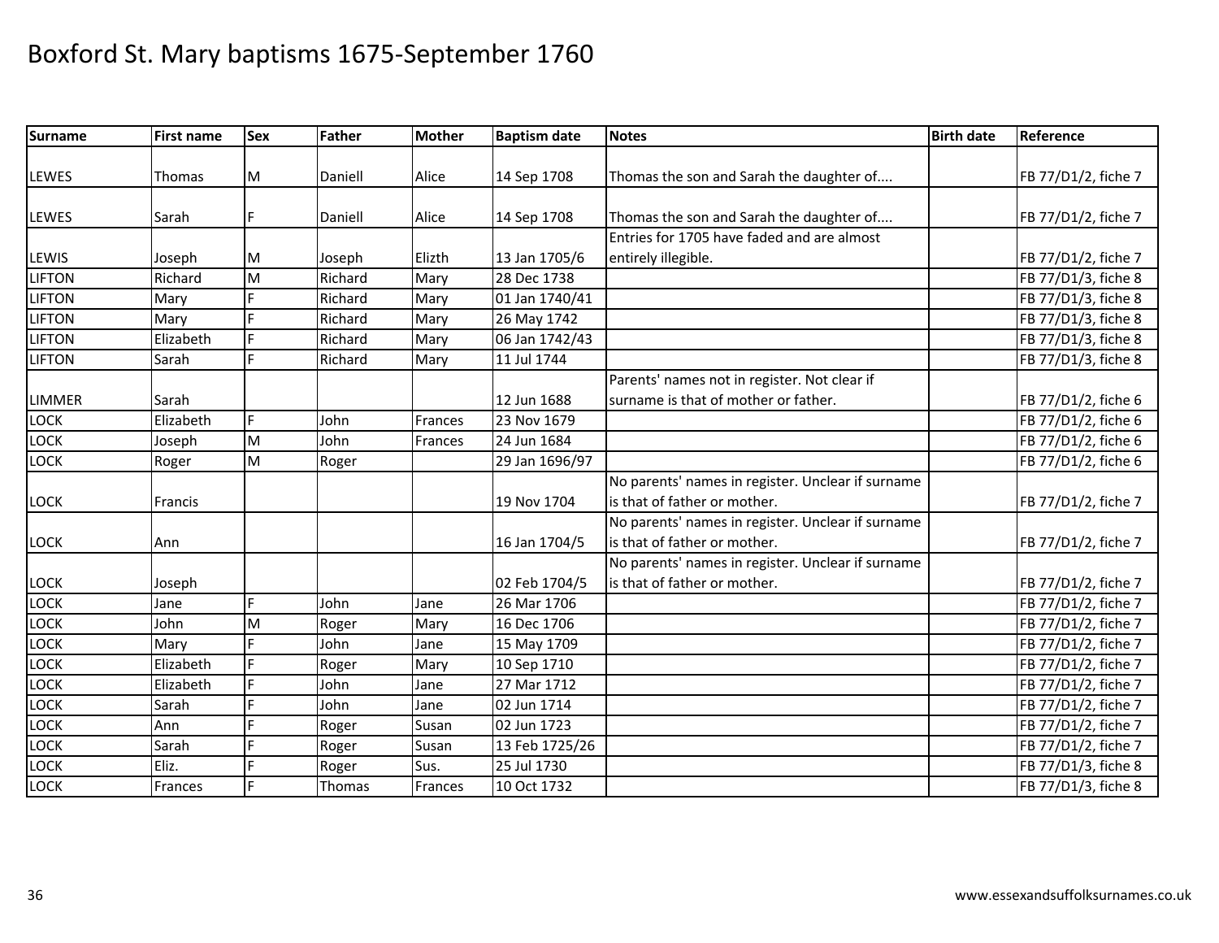# Boxford St. Mary baptisms 1675-September 1760

| Surname | First name | Sex | Father | Mother | Baptism date | Notes | Birth date | Reference |
|---|---|---|---|---|---|---|---|---|
| LEWES | Thomas | M | Daniell | Alice | 14 Sep 1708 | Thomas the son and Sarah the daughter of.... | | FB 77/D1/2, fiche 7 |
| LEWES | Sarah | F | Daniell | Alice | 14 Sep 1708 | Thomas the son and Sarah the daughter of.... | | FB 77/D1/2, fiche 7 |
| LEWIS | Joseph | M | Joseph | Elizth | 13 Jan 1705/6 | Entries for 1705 have faded and are almost entirely illegible. | | FB 77/D1/2, fiche 7 |
| LIFTON | Richard | M | Richard | Mary | 28 Dec 1738 | | | FB 77/D1/3, fiche 8 |
| LIFTON | Mary | F | Richard | Mary | 01 Jan 1740/41 | | | FB 77/D1/3, fiche 8 |
| LIFTON | Mary | F | Richard | Mary | 26 May 1742 | | | FB 77/D1/3, fiche 8 |
| LIFTON | Elizabeth | F | Richard | Mary | 06 Jan 1742/43 | | | FB 77/D1/3, fiche 8 |
| LIFTON | Sarah | F | Richard | Mary | 11 Jul 1744 | | | FB 77/D1/3, fiche 8 |
| LIMMER | Sarah | | | | 12 Jun 1688 | Parents' names not in register. Not clear if surname is that of mother or father. | | FB 77/D1/2, fiche 6 |
| LOCK | Elizabeth | F | John | Frances | 23 Nov 1679 | | | FB 77/D1/2, fiche 6 |
| LOCK | Joseph | M | John | Frances | 24 Jun 1684 | | | FB 77/D1/2, fiche 6 |
| LOCK | Roger | M | Roger | | 29 Jan 1696/97 | | | FB 77/D1/2, fiche 6 |
| LOCK | Francis | | | | 19 Nov 1704 | No parents' names in register. Unclear if surname is that of father or mother. | | FB 77/D1/2, fiche 7 |
| LOCK | Ann | | | | 16 Jan 1704/5 | No parents' names in register. Unclear if surname is that of father or mother. | | FB 77/D1/2, fiche 7 |
| LOCK | Joseph | | | | 02 Feb 1704/5 | No parents' names in register. Unclear if surname is that of father or mother. | | FB 77/D1/2, fiche 7 |
| LOCK | Jane | F | John | Jane | 26 Mar 1706 | | | FB 77/D1/2, fiche 7 |
| LOCK | John | M | Roger | Mary | 16 Dec 1706 | | | FB 77/D1/2, fiche 7 |
| LOCK | Mary | F | John | Jane | 15 May 1709 | | | FB 77/D1/2, fiche 7 |
| LOCK | Elizabeth | F | Roger | Mary | 10 Sep 1710 | | | FB 77/D1/2, fiche 7 |
| LOCK | Elizabeth | F | John | Jane | 27 Mar 1712 | | | FB 77/D1/2, fiche 7 |
| LOCK | Sarah | F | John | Jane | 02 Jun 1714 | | | FB 77/D1/2, fiche 7 |
| LOCK | Ann | F | Roger | Susan | 02 Jun 1723 | | | FB 77/D1/2, fiche 7 |
| LOCK | Sarah | F | Roger | Susan | 13 Feb 1725/26 | | | FB 77/D1/2, fiche 7 |
| LOCK | Eliz. | F | Roger | Sus. | 25 Jul 1730 | | | FB 77/D1/3, fiche 8 |
| LOCK | Frances | F | Thomas | Frances | 10 Oct 1732 | | | FB 77/D1/3, fiche 8 |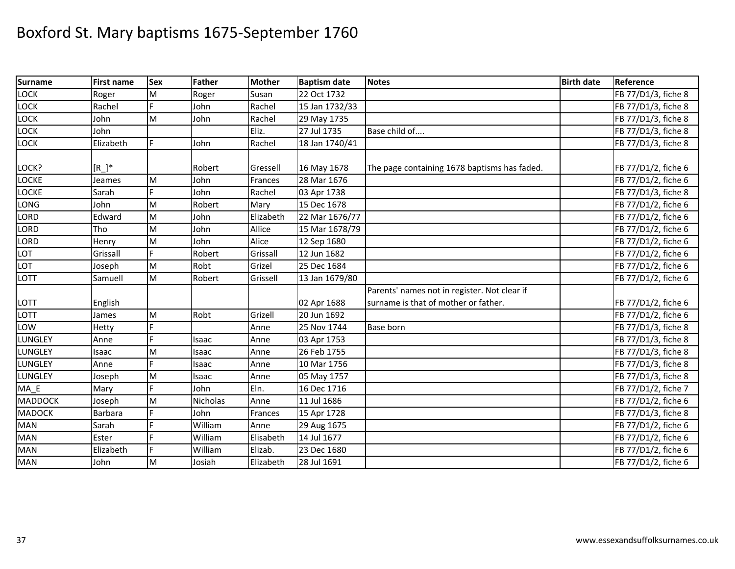# Boxford St. Mary baptisms 1675-September 1760

| Surname | First name | Sex | Father | Mother | Baptism date | Notes | Birth date | Reference |
|---|---|---|---|---|---|---|---|---|
| LOCK | Roger | M | Roger | Susan | 22 Oct 1732 | | | FB 77/D1/3, fiche 8 |
| LOCK | Rachel | F | John | Rachel | 15 Jan 1732/33 | | | FB 77/D1/3, fiche 8 |
| LOCK | John | M | John | Rachel | 29 May 1735 | | | FB 77/D1/3, fiche 8 |
| LOCK | John | | | Eliz. | 27 Jul 1735 | Base child of.... | | FB 77/D1/3, fiche 8 |
| LOCK | Elizabeth | F | John | Rachel | 18 Jan 1740/41 | | | FB 77/D1/3, fiche 8 |
| LOCK? | [R_]* | | Robert | Gressell | 16 May 1678 | The page containing 1678 baptisms has faded. | | FB 77/D1/2, fiche 6 |
| LOCKE | Jeames | M | John | Frances | 28 Mar 1676 | | | FB 77/D1/2, fiche 6 |
| LOCKE | Sarah | F | John | Rachel | 03 Apr 1738 | | | FB 77/D1/3, fiche 8 |
| LONG | John | M | Robert | Mary | 15 Dec 1678 | | | FB 77/D1/2, fiche 6 |
| LORD | Edward | M | John | Elizabeth | 22 Mar 1676/77 | | | FB 77/D1/2, fiche 6 |
| LORD | Tho | M | John | Allice | 15 Mar 1678/79 | | | FB 77/D1/2, fiche 6 |
| LORD | Henry | M | John | Alice | 12 Sep 1680 | | | FB 77/D1/2, fiche 6 |
| LOT | Grissall | F | Robert | Grissall | 12 Jun 1682 | | | FB 77/D1/2, fiche 6 |
| LOT | Joseph | M | Robt | Grizel | 25 Dec 1684 | | | FB 77/D1/2, fiche 6 |
| LOTT | Samuell | M | Robert | Grissell | 13 Jan 1679/80 | | | FB 77/D1/2, fiche 6 |
| LOTT | English | | | | 02 Apr 1688 | Parents' names not in register. Not clear if surname is that of mother or father. | | FB 77/D1/2, fiche 6 |
| LOTT | James | M | Robt | Grizell | 20 Jun 1692 | | | FB 77/D1/2, fiche 6 |
| LOW | Hetty | F | | Anne | 25 Nov 1744 | Base born | | FB 77/D1/3, fiche 8 |
| LUNGLEY | Anne | F | Isaac | Anne | 03 Apr 1753 | | | FB 77/D1/3, fiche 8 |
| LUNGLEY | Isaac | M | Isaac | Anne | 26 Feb 1755 | | | FB 77/D1/3, fiche 8 |
| LUNGLEY | Anne | F | Isaac | Anne | 10 Mar 1756 | | | FB 77/D1/3, fiche 8 |
| LUNGLEY | Joseph | M | Isaac | Anne | 05 May 1757 | | | FB 77/D1/3, fiche 8 |
| MA_E | Mary | F | John | Eln. | 16 Dec 1716 | | | FB 77/D1/2, fiche 7 |
| MADDOCK | Joseph | M | Nicholas | Anne | 11 Jul 1686 | | | FB 77/D1/2, fiche 6 |
| MADOCK | Barbara | F | John | Frances | 15 Apr 1728 | | | FB 77/D1/3, fiche 8 |
| MAN | Sarah | F | William | Anne | 29 Aug 1675 | | | FB 77/D1/2, fiche 6 |
| MAN | Ester | F | William | Elisabeth | 14 Jul 1677 | | | FB 77/D1/2, fiche 6 |
| MAN | Elizabeth | F | William | Elizab. | 23 Dec 1680 | | | FB 77/D1/2, fiche 6 |
| MAN | John | M | Josiah | Elizabeth | 28 Jul 1691 | | | FB 77/D1/2, fiche 6 |

www.essexandsuffolksurnames.co.uk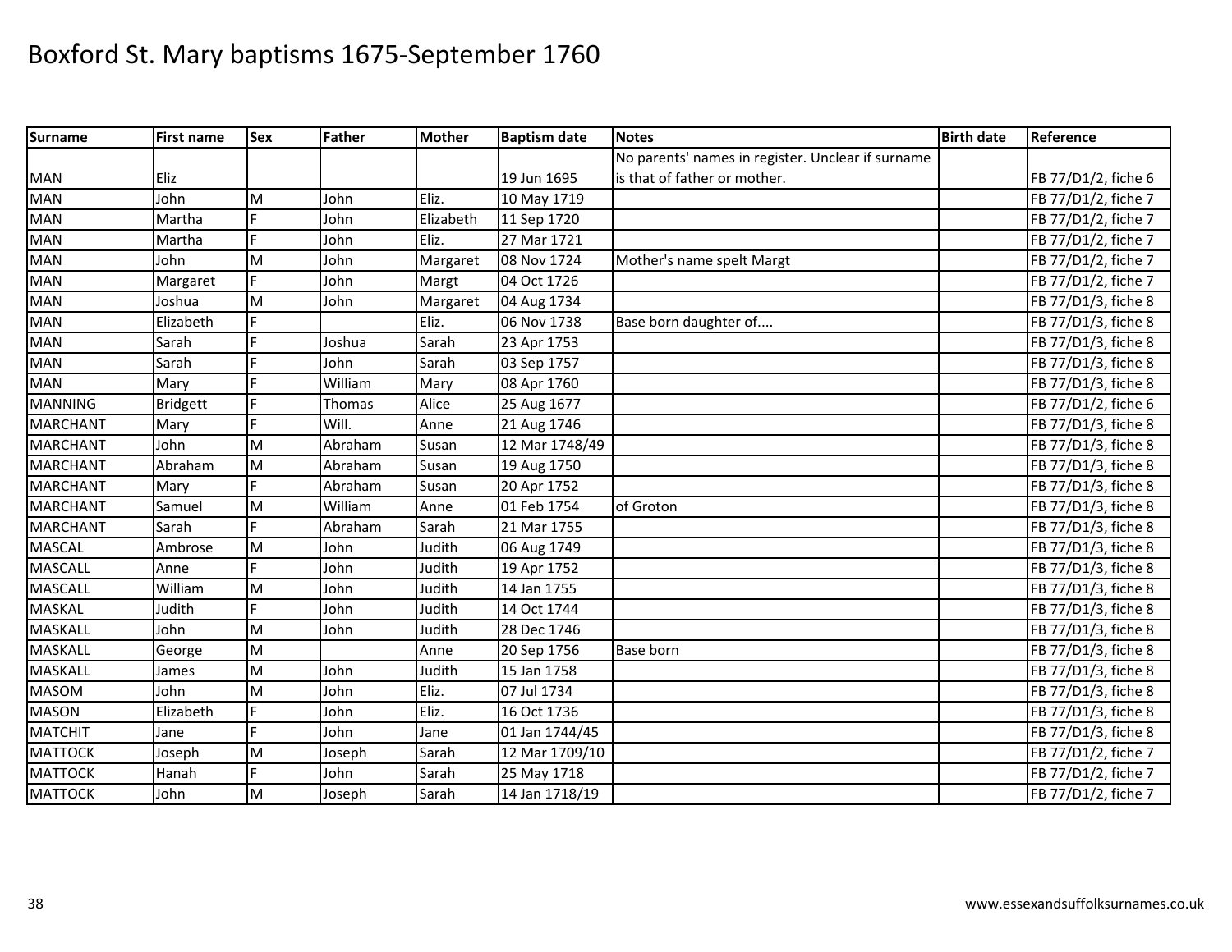# Boxford St. Mary baptisms 1675-September 1760

| Surname | First name | Sex | Father | Mother | Baptism date | Notes | Birth date | Reference |
|---|---|---|---|---|---|---|---|---|
| MAN | Eliz | | | | 19 Jun 1695 | No parents' names in register. Unclear if surname is that of father or mother. | | FB 77/D1/2, fiche 6 |
| MAN | John | M | John | Eliz. | 10 May 1719 | | | FB 77/D1/2, fiche 7 |
| MAN | Martha | F | John | Elizabeth | 11 Sep 1720 | | | FB 77/D1/2, fiche 7 |
| MAN | Martha | F | John | Eliz. | 27 Mar 1721 | | | FB 77/D1/2, fiche 7 |
| MAN | John | M | John | Margaret | 08 Nov 1724 | Mother's name spelt Margt | | FB 77/D1/2, fiche 7 |
| MAN | Margaret | F | John | Margt | 04 Oct 1726 | | | FB 77/D1/2, fiche 7 |
| MAN | Joshua | M | John | Margaret | 04 Aug 1734 | | | FB 77/D1/3, fiche 8 |
| MAN | Elizabeth | F | | Eliz. | 06 Nov 1738 | Base born daughter of.... | | FB 77/D1/3, fiche 8 |
| MAN | Sarah | F | Joshua | Sarah | 23 Apr 1753 | | | FB 77/D1/3, fiche 8 |
| MAN | Sarah | F | John | Sarah | 03 Sep 1757 | | | FB 77/D1/3, fiche 8 |
| MAN | Mary | F | William | Mary | 08 Apr 1760 | | | FB 77/D1/3, fiche 8 |
| MANNING | Bridgett | F | Thomas | Alice | 25 Aug 1677 | | | FB 77/D1/2, fiche 6 |
| MARCHANT | Mary | F | Will. | Anne | 21 Aug 1746 | | | FB 77/D1/3, fiche 8 |
| MARCHANT | John | M | Abraham | Susan | 12 Mar 1748/49 | | | FB 77/D1/3, fiche 8 |
| MARCHANT | Abraham | M | Abraham | Susan | 19 Aug 1750 | | | FB 77/D1/3, fiche 8 |
| MARCHANT | Mary | F | Abraham | Susan | 20 Apr 1752 | | | FB 77/D1/3, fiche 8 |
| MARCHANT | Samuel | M | William | Anne | 01 Feb 1754 | of Groton | | FB 77/D1/3, fiche 8 |
| MARCHANT | Sarah | F | Abraham | Sarah | 21 Mar 1755 | | | FB 77/D1/3, fiche 8 |
| MASCAL | Ambrose | M | John | Judith | 06 Aug 1749 | | | FB 77/D1/3, fiche 8 |
| MASCALL | Anne | F | John | Judith | 19 Apr 1752 | | | FB 77/D1/3, fiche 8 |
| MASCALL | William | M | John | Judith | 14 Jan 1755 | | | FB 77/D1/3, fiche 8 |
| MASKAL | Judith | F | John | Judith | 14 Oct 1744 | | | FB 77/D1/3, fiche 8 |
| MASKALL | John | M | John | Judith | 28 Dec 1746 | | | FB 77/D1/3, fiche 8 |
| MASKALL | George | M | | Anne | 20 Sep 1756 | Base born | | FB 77/D1/3, fiche 8 |
| MASKALL | James | M | John | Judith | 15 Jan 1758 | | | FB 77/D1/3, fiche 8 |
| MASOM | John | M | John | Eliz. | 07 Jul 1734 | | | FB 77/D1/3, fiche 8 |
| MASON | Elizabeth | F | John | Eliz. | 16 Oct 1736 | | | FB 77/D1/3, fiche 8 |
| MATCHIT | Jane | F | John | Jane | 01 Jan 1744/45 | | | FB 77/D1/3, fiche 8 |
| MATTOCK | Joseph | M | Joseph | Sarah | 12 Mar 1709/10 | | | FB 77/D1/2, fiche 7 |
| MATTOCK | Hanah | F | John | Sarah | 25 May 1718 | | | FB 77/D1/2, fiche 7 |
| MATTOCK | John | M | Joseph | Sarah | 14 Jan 1718/19 | | | FB 77/D1/2, fiche 7 |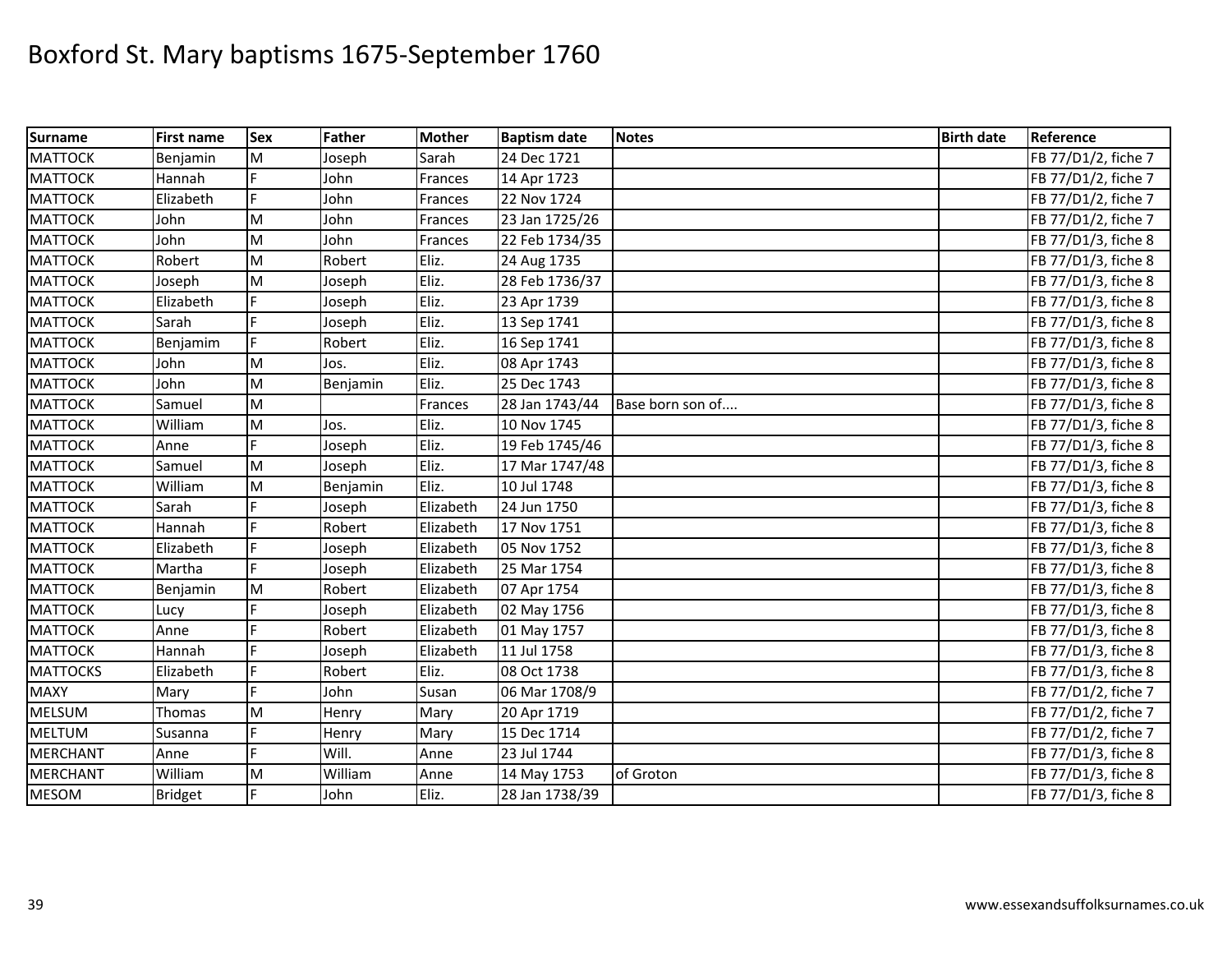# Boxford St. Mary baptisms 1675-September 1760

| Surname | First name | Sex | Father | Mother | Baptism date | Notes | Birth date | Reference |
|---|---|---|---|---|---|---|---|---|
| MATTOCK | Benjamin | M | Joseph | Sarah | 24 Dec 1721 | | | FB 77/D1/2, fiche 7 |
| MATTOCK | Hannah | F | John | Frances | 14 Apr 1723 | | | FB 77/D1/2, fiche 7 |
| MATTOCK | Elizabeth | F | John | Frances | 22 Nov 1724 | | | FB 77/D1/2, fiche 7 |
| MATTOCK | John | M | John | Frances | 23 Jan 1725/26 | | | FB 77/D1/2, fiche 7 |
| MATTOCK | John | M | John | Frances | 22 Feb 1734/35 | | | FB 77/D1/3, fiche 8 |
| MATTOCK | Robert | M | Robert | Eliz. | 24 Aug 1735 | | | FB 77/D1/3, fiche 8 |
| MATTOCK | Joseph | M | Joseph | Eliz. | 28 Feb 1736/37 | | | FB 77/D1/3, fiche 8 |
| MATTOCK | Elizabeth | F | Joseph | Eliz. | 23 Apr 1739 | | | FB 77/D1/3, fiche 8 |
| MATTOCK | Sarah | F | Joseph | Eliz. | 13 Sep 1741 | | | FB 77/D1/3, fiche 8 |
| MATTOCK | Benjamim | F | Robert | Eliz. | 16 Sep 1741 | | | FB 77/D1/3, fiche 8 |
| MATTOCK | John | M | Jos. | Eliz. | 08 Apr 1743 | | | FB 77/D1/3, fiche 8 |
| MATTOCK | John | M | Benjamin | Eliz. | 25 Dec 1743 | | | FB 77/D1/3, fiche 8 |
| MATTOCK | Samuel | M | | Frances | 28 Jan 1743/44 | Base born son of.... | | FB 77/D1/3, fiche 8 |
| MATTOCK | William | M | Jos. | Eliz. | 10 Nov 1745 | | | FB 77/D1/3, fiche 8 |
| MATTOCK | Anne | F | Joseph | Eliz. | 19 Feb 1745/46 | | | FB 77/D1/3, fiche 8 |
| MATTOCK | Samuel | M | Joseph | Eliz. | 17 Mar 1747/48 | | | FB 77/D1/3, fiche 8 |
| MATTOCK | William | M | Benjamin | Eliz. | 10 Jul 1748 | | | FB 77/D1/3, fiche 8 |
| MATTOCK | Sarah | F | Joseph | Elizabeth | 24 Jun 1750 | | | FB 77/D1/3, fiche 8 |
| MATTOCK | Hannah | F | Robert | Elizabeth | 17 Nov 1751 | | | FB 77/D1/3, fiche 8 |
| MATTOCK | Elizabeth | F | Joseph | Elizabeth | 05 Nov 1752 | | | FB 77/D1/3, fiche 8 |
| MATTOCK | Martha | F | Joseph | Elizabeth | 25 Mar 1754 | | | FB 77/D1/3, fiche 8 |
| MATTOCK | Benjamin | M | Robert | Elizabeth | 07 Apr 1754 | | | FB 77/D1/3, fiche 8 |
| MATTOCK | Lucy | F | Joseph | Elizabeth | 02 May 1756 | | | FB 77/D1/3, fiche 8 |
| MATTOCK | Anne | F | Robert | Elizabeth | 01 May 1757 | | | FB 77/D1/3, fiche 8 |
| MATTOCK | Hannah | F | Joseph | Elizabeth | 11 Jul 1758 | | | FB 77/D1/3, fiche 8 |
| MATTOCKS | Elizabeth | F | Robert | Eliz. | 08 Oct 1738 | | | FB 77/D1/3, fiche 8 |
| MAXY | Mary | F | John | Susan | 06 Mar 1708/9 | | | FB 77/D1/2, fiche 7 |
| MELSUM | Thomas | M | Henry | Mary | 20 Apr 1719 | | | FB 77/D1/2, fiche 7 |
| MELTUM | Susanna | F | Henry | Mary | 15 Dec 1714 | | | FB 77/D1/2, fiche 7 |
| MERCHANT | Anne | F | Will. | Anne | 23 Jul 1744 | | | FB 77/D1/3, fiche 8 |
| MERCHANT | William | M | William | Anne | 14 May 1753 | of Groton | | FB 77/D1/3, fiche 8 |
| MESOM | Bridget | F | John | Eliz. | 28 Jan 1738/39 | | | FB 77/D1/3, fiche 8 |

www.essexandsuffolksurnames.co.uk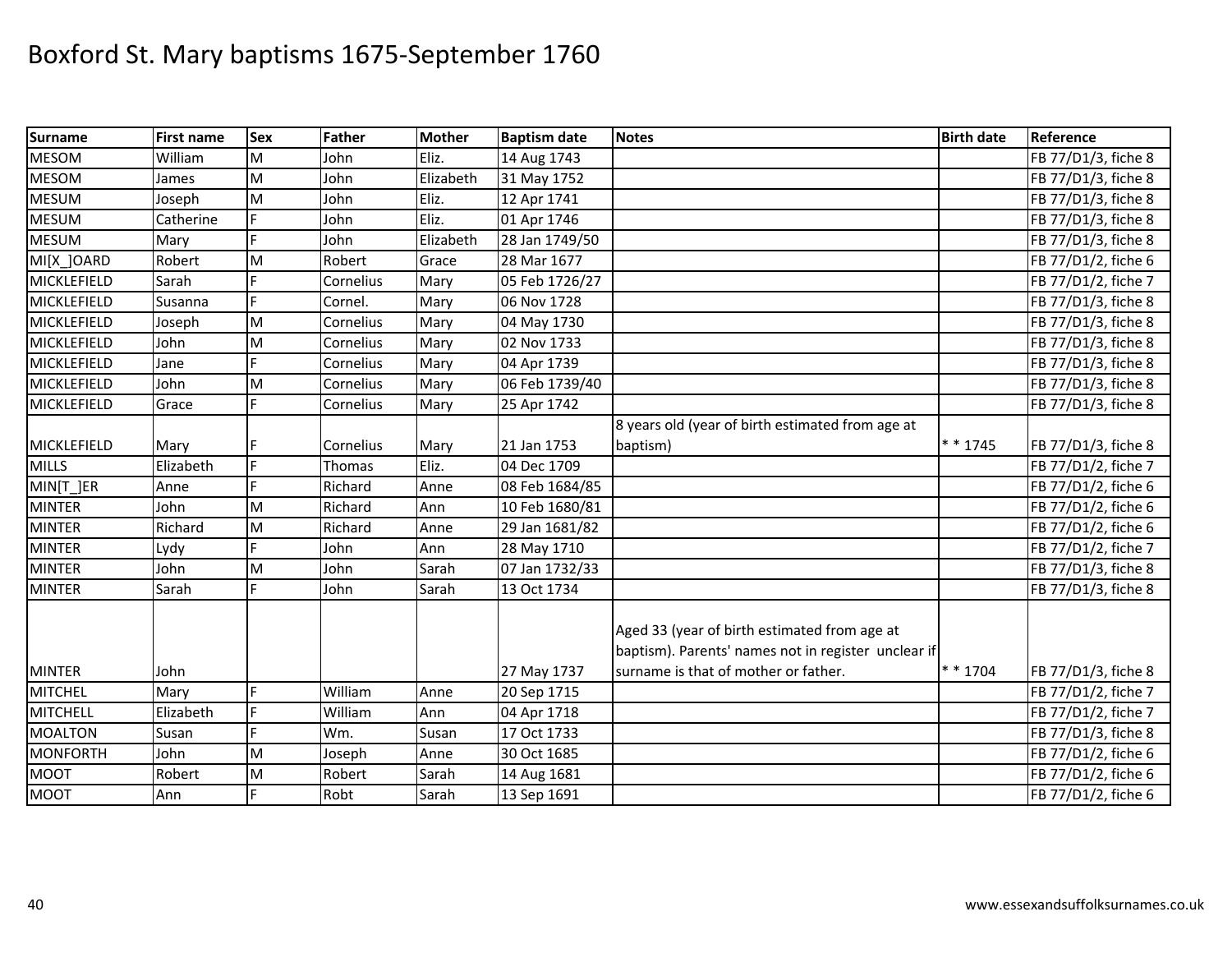# Boxford St. Mary baptisms 1675-September 1760

| Surname | First name | Sex | Father | Mother | Baptism date | Notes | Birth date | Reference |
|---|---|---|---|---|---|---|---|---|
| MESOM | William | M | John | Eliz. | 14 Aug 1743 | | | FB 77/D1/3, fiche 8 |
| MESOM | James | M | John | Elizabeth | 31 May 1752 | | | FB 77/D1/3, fiche 8 |
| MESUM | Joseph | M | John | Eliz. | 12 Apr 1741 | | | FB 77/D1/3, fiche 8 |
| MESUM | Catherine | F | John | Eliz. | 01 Apr 1746 | | | FB 77/D1/3, fiche 8 |
| MESUM | Mary | F | John | Elizabeth | 28 Jan 1749/50 | | | FB 77/D1/3, fiche 8 |
| MI[X_]OARD | Robert | M | Robert | Grace | 28 Mar 1677 | | | FB 77/D1/2, fiche 6 |
| MICKLEFIELD | Sarah | F | Cornelius | Mary | 05 Feb 1726/27 | | | FB 77/D1/2, fiche 7 |
| MICKLEFIELD | Susanna | F | Cornel. | Mary | 06 Nov 1728 | | | FB 77/D1/3, fiche 8 |
| MICKLEFIELD | Joseph | M | Cornelius | Mary | 04 May 1730 | | | FB 77/D1/3, fiche 8 |
| MICKLEFIELD | John | M | Cornelius | Mary | 02 Nov 1733 | | | FB 77/D1/3, fiche 8 |
| MICKLEFIELD | Jane | F | Cornelius | Mary | 04 Apr 1739 | | | FB 77/D1/3, fiche 8 |
| MICKLEFIELD | John | M | Cornelius | Mary | 06 Feb 1739/40 | | | FB 77/D1/3, fiche 8 |
| MICKLEFIELD | Grace | F | Cornelius | Mary | 25 Apr 1742 | | | FB 77/D1/3, fiche 8 |
| MICKLEFIELD | Mary | F | Cornelius | Mary | 21 Jan 1753 | 8 years old (year of birth estimated from age at baptism) | * * 1745 | FB 77/D1/3, fiche 8 |
| MILLS | Elizabeth | F | Thomas | Eliz. | 04 Dec 1709 | | | FB 77/D1/2, fiche 7 |
| MIN[T_]ER | Anne | F | Richard | Anne | 08 Feb 1684/85 | | | FB 77/D1/2, fiche 6 |
| MINTER | John | M | Richard | Ann | 10 Feb 1680/81 | | | FB 77/D1/2, fiche 6 |
| MINTER | Richard | M | Richard | Anne | 29 Jan 1681/82 | | | FB 77/D1/2, fiche 6 |
| MINTER | Lydy | F | John | Ann | 28 May 1710 | | | FB 77/D1/2, fiche 7 |
| MINTER | John | M | John | Sarah | 07 Jan 1732/33 | | | FB 77/D1/3, fiche 8 |
| MINTER | Sarah | F | John | Sarah | 13 Oct 1734 | | | FB 77/D1/3, fiche 8 |
| MINTER | John | | | | 27 May 1737 | Aged 33 (year of birth estimated from age at baptism). Parents' names not in register unclear if surname is that of mother or father. | * * 1704 | FB 77/D1/3, fiche 8 |
| MITCHEL | Mary | F | William | Anne | 20 Sep 1715 | | | FB 77/D1/2, fiche 7 |
| MITCHELL | Elizabeth | F | William | Ann | 04 Apr 1718 | | | FB 77/D1/2, fiche 7 |
| MOALTON | Susan | F | Wm. | Susan | 17 Oct 1733 | | | FB 77/D1/3, fiche 8 |
| MONFORTH | John | M | Joseph | Anne | 30 Oct 1685 | | | FB 77/D1/2, fiche 6 |
| MOOT | Robert | M | Robert | Sarah | 14 Aug 1681 | | | FB 77/D1/2, fiche 6 |
| MOOT | Ann | F | Robt | Sarah | 13 Sep 1691 | | | FB 77/D1/2, fiche 6 |

www.essexandsuffolksurnames.co.uk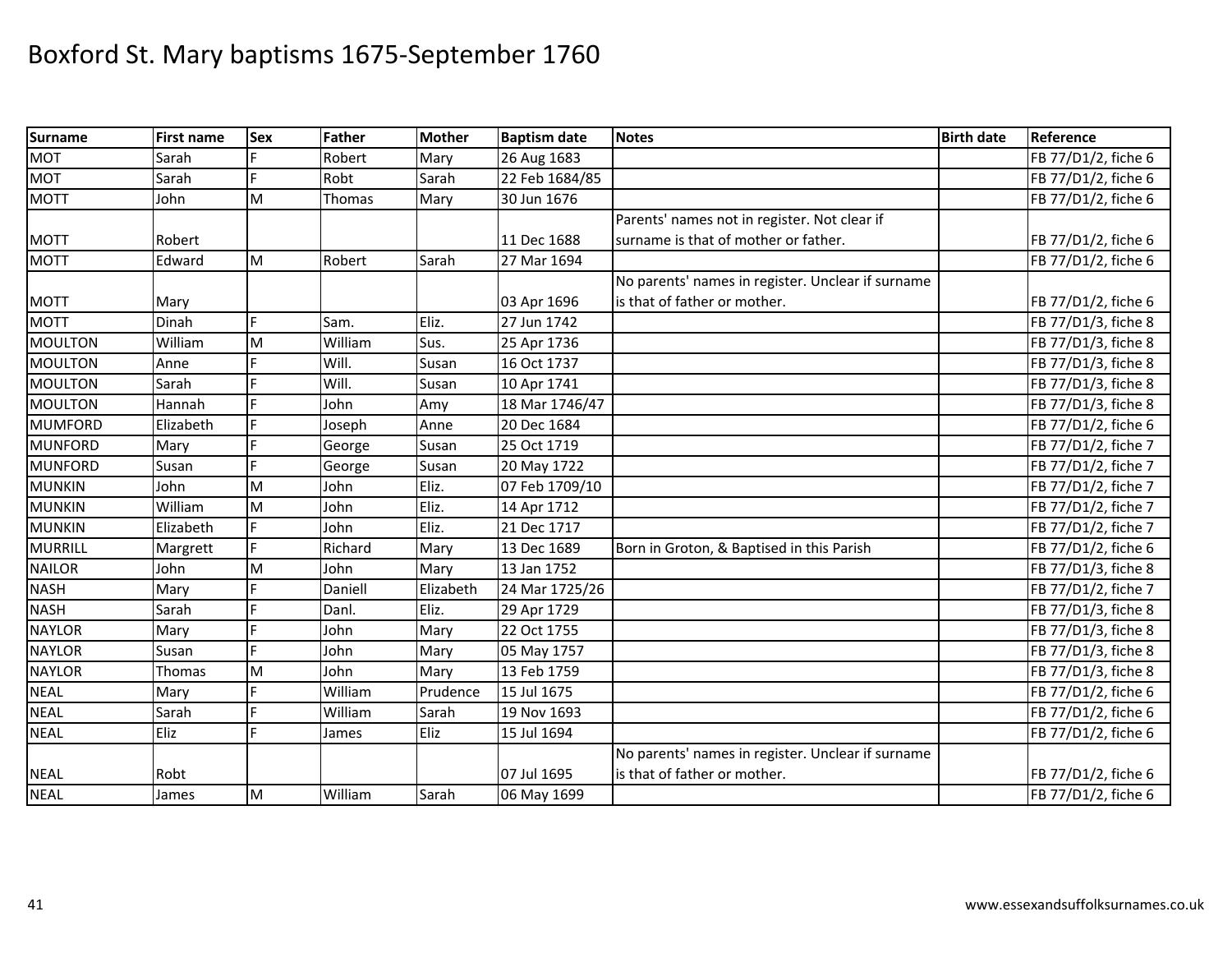# Boxford St. Mary baptisms 1675-September 1760

| Surname | First name | Sex | Father | Mother | Baptism date | Notes | Birth date | Reference |
|---|---|---|---|---|---|---|---|---|
| MOT | Sarah | F | Robert | Mary | 26 Aug 1683 | | | FB 77/D1/2, fiche 6 |
| MOT | Sarah | F | Robt | Sarah | 22 Feb 1684/85 | | | FB 77/D1/2, fiche 6 |
| MOTT | John | M | Thomas | Mary | 30 Jun 1676 | | | FB 77/D1/2, fiche 6 |
| MOTT | Robert | | | | 11 Dec 1688 | Parents' names not in register. Not clear if surname is that of mother or father. | | FB 77/D1/2, fiche 6 |
| MOTT | Edward | M | Robert | Sarah | 27 Mar 1694 | | | FB 77/D1/2, fiche 6 |
| MOTT | Mary | | | | 03 Apr 1696 | No parents' names in register. Unclear if surname is that of father or mother. | | FB 77/D1/2, fiche 6 |
| MOTT | Dinah | F | Sam. | Eliz. | 27 Jun 1742 | | | FB 77/D1/3, fiche 8 |
| MOULTON | William | M | William | Sus. | 25 Apr 1736 | | | FB 77/D1/3, fiche 8 |
| MOULTON | Anne | F | Will. | Susan | 16 Oct 1737 | | | FB 77/D1/3, fiche 8 |
| MOULTON | Sarah | F | Will. | Susan | 10 Apr 1741 | | | FB 77/D1/3, fiche 8 |
| MOULTON | Hannah | F | John | Amy | 18 Mar 1746/47 | | | FB 77/D1/3, fiche 8 |
| MUMFORD | Elizabeth | F | Joseph | Anne | 20 Dec 1684 | | | FB 77/D1/2, fiche 6 |
| MUNFORD | Mary | F | George | Susan | 25 Oct 1719 | | | FB 77/D1/2, fiche 7 |
| MUNFORD | Susan | F | George | Susan | 20 May 1722 | | | FB 77/D1/2, fiche 7 |
| MUNKIN | John | M | John | Eliz. | 07 Feb 1709/10 | | | FB 77/D1/2, fiche 7 |
| MUNKIN | William | M | John | Eliz. | 14 Apr 1712 | | | FB 77/D1/2, fiche 7 |
| MUNKIN | Elizabeth | F | John | Eliz. | 21 Dec 1717 | | | FB 77/D1/2, fiche 7 |
| MURRILL | Margrett | F | Richard | Mary | 13 Dec 1689 | Born in Groton, & Baptised in this Parish | | FB 77/D1/2, fiche 6 |
| NAILOR | John | M | John | Mary | 13 Jan 1752 | | | FB 77/D1/3, fiche 8 |
| NASH | Mary | F | Daniell | Elizabeth | 24 Mar 1725/26 | | | FB 77/D1/2, fiche 7 |
| NASH | Sarah | F | Danl. | Eliz. | 29 Apr 1729 | | | FB 77/D1/3, fiche 8 |
| NAYLOR | Mary | F | John | Mary | 22 Oct 1755 | | | FB 77/D1/3, fiche 8 |
| NAYLOR | Susan | F | John | Mary | 05 May 1757 | | | FB 77/D1/3, fiche 8 |
| NAYLOR | Thomas | M | John | Mary | 13 Feb 1759 | | | FB 77/D1/3, fiche 8 |
| NEAL | Mary | F | William | Prudence | 15 Jul 1675 | | | FB 77/D1/2, fiche 6 |
| NEAL | Sarah | F | William | Sarah | 19 Nov 1693 | | | FB 77/D1/2, fiche 6 |
| NEAL | Eliz | F | James | Eliz | 15 Jul 1694 | | | FB 77/D1/2, fiche 6 |
| NEAL | Robt | | | | 07 Jul 1695 | No parents' names in register. Unclear if surname is that of father or mother. | | FB 77/D1/2, fiche 6 |
| NEAL | James | M | William | Sarah | 06 May 1699 | | | FB 77/D1/2, fiche 6 |

www.essexandsuffolksurnames.co.uk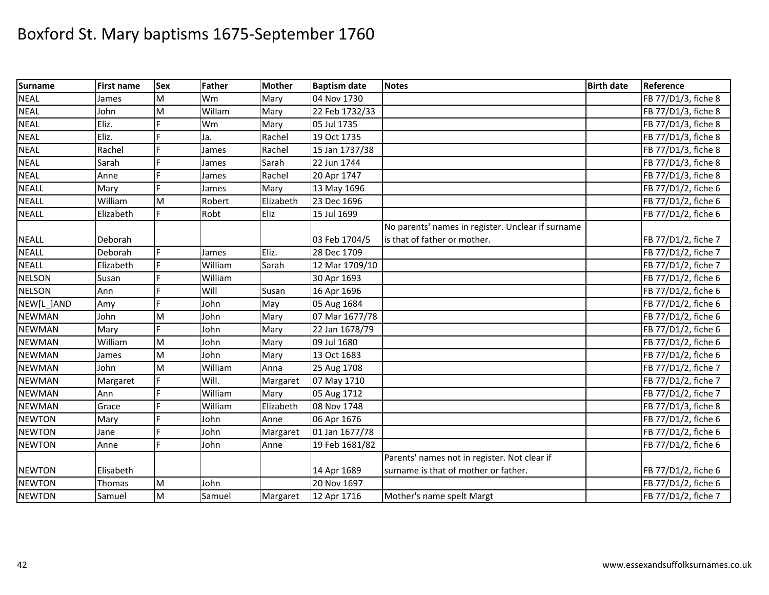# Boxford St. Mary baptisms 1675-September 1760

| Surname | First name | Sex | Father | Mother | Baptism date | Notes | Birth date | Reference |
|---|---|---|---|---|---|---|---|---|
| NEAL | James | M | Wm | Mary | 04 Nov 1730 | | | FB 77/D1/3, fiche 8 |
| NEAL | John | M | Willam | Mary | 22 Feb 1732/33 | | | FB 77/D1/3, fiche 8 |
| NEAL | Eliz. | F | Wm | Mary | 05 Jul 1735 | | | FB 77/D1/3, fiche 8 |
| NEAL | Eliz. | F | Ja. | Rachel | 19 Oct 1735 | | | FB 77/D1/3, fiche 8 |
| NEAL | Rachel | F | James | Rachel | 15 Jan 1737/38 | | | FB 77/D1/3, fiche 8 |
| NEAL | Sarah | F | James | Sarah | 22 Jun 1744 | | | FB 77/D1/3, fiche 8 |
| NEAL | Anne | F | James | Rachel | 20 Apr 1747 | | | FB 77/D1/3, fiche 8 |
| NEALL | Mary | F | James | Mary | 13 May 1696 | | | FB 77/D1/2, fiche 6 |
| NEALL | William | M | Robert | Elizabeth | 23 Dec 1696 | | | FB 77/D1/2, fiche 6 |
| NEALL | Elizabeth | F | Robt | Eliz | 15 Jul 1699 | | | FB 77/D1/2, fiche 6 |
| NEALL | Deborah | | | | 03 Feb 1704/5 | No parents' names in register. Unclear if surname is that of father or mother. | | FB 77/D1/2, fiche 7 |
| NEALL | Deborah | F | James | Eliz. | 28 Dec 1709 | | | FB 77/D1/2, fiche 7 |
| NEALL | Elizabeth | F | William | Sarah | 12 Mar 1709/10 | | | FB 77/D1/2, fiche 7 |
| NELSON | Susan | F | William | | 30 Apr 1693 | | | FB 77/D1/2, fiche 6 |
| NELSON | Ann | F | Will | Susan | 16 Apr 1696 | | | FB 77/D1/2, fiche 6 |
| NEW[L_]AND | Amy | F | John | May | 05 Aug 1684 | | | FB 77/D1/2, fiche 6 |
| NEWMAN | John | M | John | Mary | 07 Mar 1677/78 | | | FB 77/D1/2, fiche 6 |
| NEWMAN | Mary | F | John | Mary | 22 Jan 1678/79 | | | FB 77/D1/2, fiche 6 |
| NEWMAN | William | M | John | Mary | 09 Jul 1680 | | | FB 77/D1/2, fiche 6 |
| NEWMAN | James | M | John | Mary | 13 Oct 1683 | | | FB 77/D1/2, fiche 6 |
| NEWMAN | John | M | William | Anna | 25 Aug 1708 | | | FB 77/D1/2, fiche 7 |
| NEWMAN | Margaret | F | Will. | Margaret | 07 May 1710 | | | FB 77/D1/2, fiche 7 |
| NEWMAN | Ann | F | William | Mary | 05 Aug 1712 | | | FB 77/D1/2, fiche 7 |
| NEWMAN | Grace | F | William | Elizabeth | 08 Nov 1748 | | | FB 77/D1/3, fiche 8 |
| NEWTON | Mary | F | John | Anne | 06 Apr 1676 | | | FB 77/D1/2, fiche 6 |
| NEWTON | Jane | F | John | Margaret | 01 Jan 1677/78 | | | FB 77/D1/2, fiche 6 |
| NEWTON | Anne | F | John | Anne | 19 Feb 1681/82 | | | FB 77/D1/2, fiche 6 |
| NEWTON | Elisabeth | | | | 14 Apr 1689 | Parents' names not in register. Not clear if surname is that of mother or father. | | FB 77/D1/2, fiche 6 |
| NEWTON | Thomas | M | John | | 20 Nov 1697 | | | FB 77/D1/2, fiche 6 |
| NEWTON | Samuel | M | Samuel | Margaret | 12 Apr 1716 | Mother's name spelt Margt | | FB 77/D1/2, fiche 7 |

www.essexandsuffolksurnames.co.uk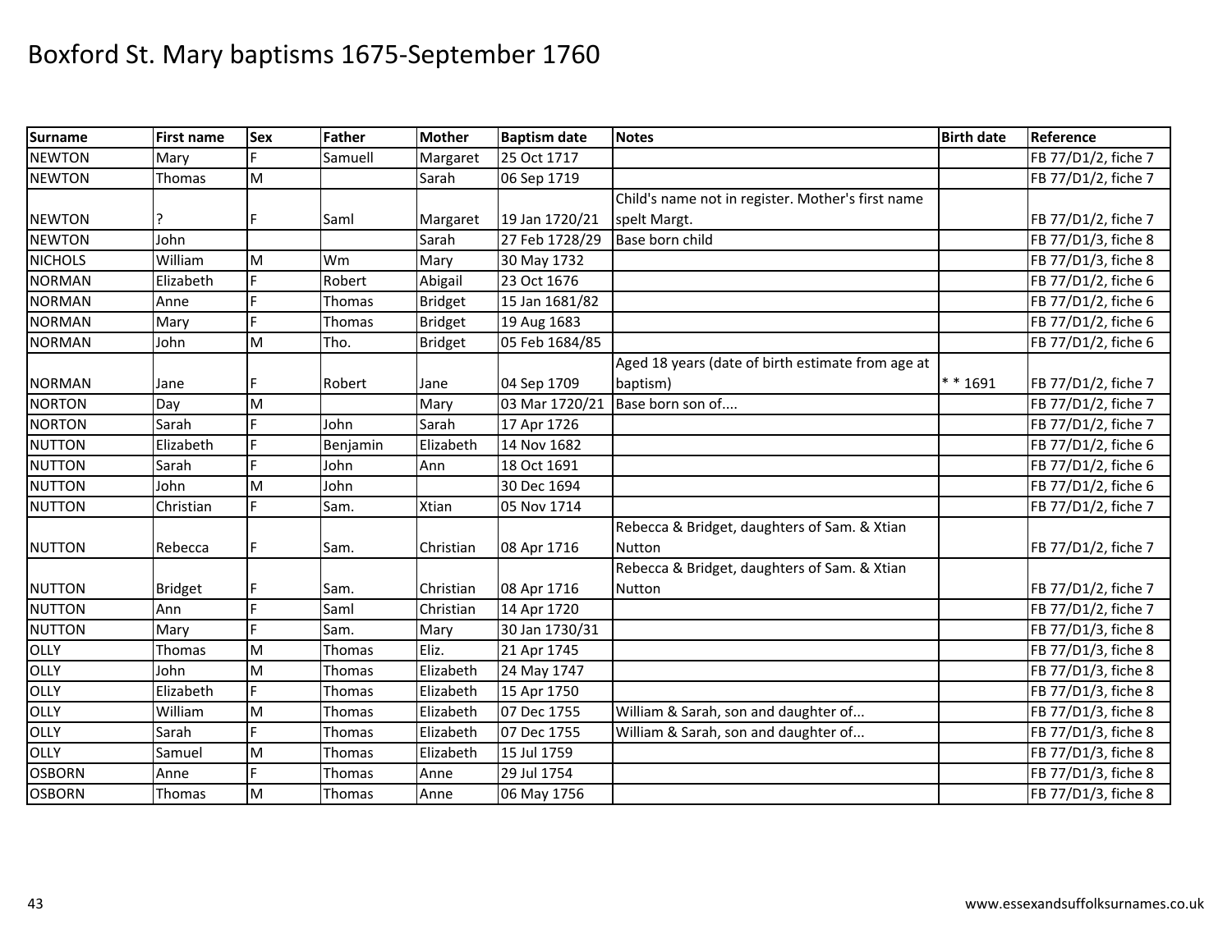# Boxford St. Mary baptisms 1675-September 1760

| Surname | First name | Sex | Father | Mother | Baptism date | Notes | Birth date | Reference |
|---|---|---|---|---|---|---|---|---|
| NEWTON | Mary | F | Samuell | Margaret | 25 Oct 1717 | | | FB 77/D1/2, fiche 7 |
| NEWTON | Thomas | M | | Sarah | 06 Sep 1719 | | | FB 77/D1/2, fiche 7 |
| NEWTON | ? | F | Saml | Margaret | 19 Jan 1720/21 | Child's name not in register. Mother's first name spelt Margt. | | FB 77/D1/2, fiche 7 |
| NEWTON | John | | | Sarah | 27 Feb 1728/29 | Base born child | | FB 77/D1/3, fiche 8 |
| NICHOLS | William | M | Wm | Mary | 30 May 1732 | | | FB 77/D1/3, fiche 8 |
| NORMAN | Elizabeth | F | Robert | Abigail | 23 Oct 1676 | | | FB 77/D1/2, fiche 6 |
| NORMAN | Anne | F | Thomas | Bridget | 15 Jan 1681/82 | | | FB 77/D1/2, fiche 6 |
| NORMAN | Mary | F | Thomas | Bridget | 19 Aug 1683 | | | FB 77/D1/2, fiche 6 |
| NORMAN | John | M | Tho. | Bridget | 05 Feb 1684/85 | | | FB 77/D1/2, fiche 6 |
| NORMAN | Jane | F | Robert | Jane | 04 Sep 1709 | Aged 18 years (date of birth estimate from age at baptism) | * * 1691 | FB 77/D1/2, fiche 7 |
| NORTON | Day | M | | Mary | 03 Mar 1720/21 | Base born son of.... | | FB 77/D1/2, fiche 7 |
| NORTON | Sarah | F | John | Sarah | 17 Apr 1726 | | | FB 77/D1/2, fiche 7 |
| NUTTON | Elizabeth | F | Benjamin | Elizabeth | 14 Nov 1682 | | | FB 77/D1/2, fiche 6 |
| NUTTON | Sarah | F | John | Ann | 18 Oct 1691 | | | FB 77/D1/2, fiche 6 |
| NUTTON | John | M | John | | 30 Dec 1694 | | | FB 77/D1/2, fiche 6 |
| NUTTON | Christian | F | Sam. | Xtian | 05 Nov 1714 | | | FB 77/D1/2, fiche 7 |
| NUTTON | Rebecca | F | Sam. | Christian | 08 Apr 1716 | Rebecca & Bridget, daughters of Sam. & Xtian Nutton | | FB 77/D1/2, fiche 7 |
| NUTTON | Bridget | F | Sam. | Christian | 08 Apr 1716 | Rebecca & Bridget, daughters of Sam. & Xtian Nutton | | FB 77/D1/2, fiche 7 |
| NUTTON | Ann | F | Saml | Christian | 14 Apr 1720 | | | FB 77/D1/2, fiche 7 |
| NUTTON | Mary | F | Sam. | Mary | 30 Jan 1730/31 | | | FB 77/D1/3, fiche 8 |
| OLLY | Thomas | M | Thomas | Eliz. | 21 Apr 1745 | | | FB 77/D1/3, fiche 8 |
| OLLY | John | M | Thomas | Elizabeth | 24 May 1747 | | | FB 77/D1/3, fiche 8 |
| OLLY | Elizabeth | F | Thomas | Elizabeth | 15 Apr 1750 | | | FB 77/D1/3, fiche 8 |
| OLLY | William | M | Thomas | Elizabeth | 07 Dec 1755 | William & Sarah, son and daughter of... | | FB 77/D1/3, fiche 8 |
| OLLY | Sarah | F | Thomas | Elizabeth | 07 Dec 1755 | William & Sarah, son and daughter of... | | FB 77/D1/3, fiche 8 |
| OLLY | Samuel | M | Thomas | Elizabeth | 15 Jul 1759 | | | FB 77/D1/3, fiche 8 |
| OSBORN | Anne | F | Thomas | Anne | 29 Jul 1754 | | | FB 77/D1/3, fiche 8 |
| OSBORN | Thomas | M | Thomas | Anne | 06 May 1756 | | | FB 77/D1/3, fiche 8 |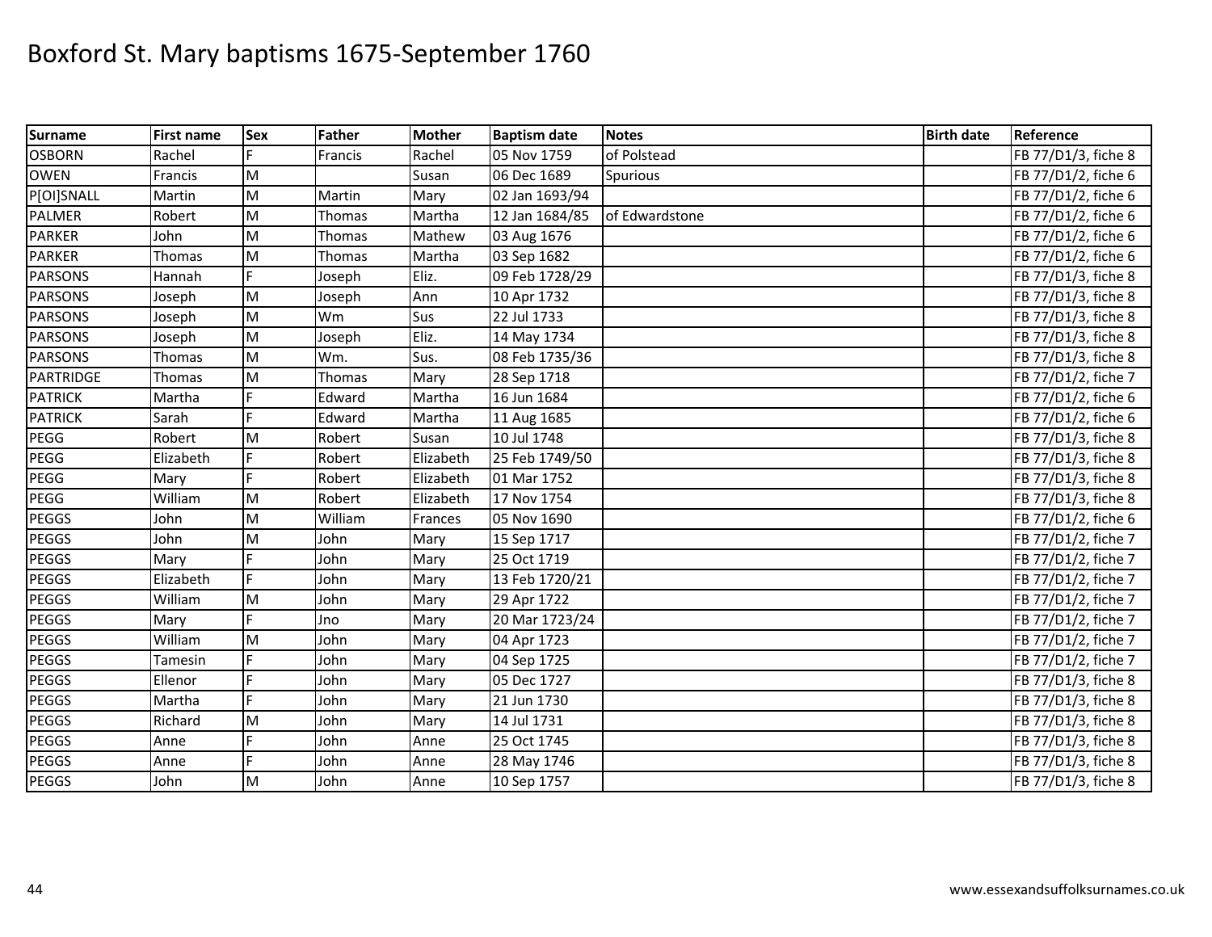# Boxford St. Mary baptisms 1675-September 1760

| Surname | First name | Sex | Father | Mother | Baptism date | Notes | Birth date | Reference |
|---|---|---|---|---|---|---|---|---|
| OSBORN | Rachel | F | Francis | Rachel | 05 Nov 1759 | of Polstead | | FB 77/D1/3, fiche 8 |
| OWEN | Francis | M | | Susan | 06 Dec 1689 | Spurious | | FB 77/D1/2, fiche 6 |
| P[OI]SNALL | Martin | M | Martin | Mary | 02 Jan 1693/94 | | | FB 77/D1/2, fiche 6 |
| PALMER | Robert | M | Thomas | Martha | 12 Jan 1684/85 | of Edwardstone | | FB 77/D1/2, fiche 6 |
| PARKER | John | M | Thomas | Mathew | 03 Aug 1676 | | | FB 77/D1/2, fiche 6 |
| PARKER | Thomas | M | Thomas | Martha | 03 Sep 1682 | | | FB 77/D1/2, fiche 6 |
| PARSONS | Hannah | F | Joseph | Eliz. | 09 Feb 1728/29 | | | FB 77/D1/3, fiche 8 |
| PARSONS | Joseph | M | Joseph | Ann | 10 Apr 1732 | | | FB 77/D1/3, fiche 8 |
| PARSONS | Joseph | M | Wm | Sus | 22 Jul 1733 | | | FB 77/D1/3, fiche 8 |
| PARSONS | Joseph | M | Joseph | Eliz. | 14 May 1734 | | | FB 77/D1/3, fiche 8 |
| PARSONS | Thomas | M | Wm. | Sus. | 08 Feb 1735/36 | | | FB 77/D1/3, fiche 8 |
| PARTRIDGE | Thomas | M | Thomas | Mary | 28 Sep 1718 | | | FB 77/D1/2, fiche 7 |
| PATRICK | Martha | F | Edward | Martha | 16 Jun 1684 | | | FB 77/D1/2, fiche 6 |
| PATRICK | Sarah | F | Edward | Martha | 11 Aug 1685 | | | FB 77/D1/2, fiche 6 |
| PEGG | Robert | M | Robert | Susan | 10 Jul 1748 | | | FB 77/D1/3, fiche 8 |
| PEGG | Elizabeth | F | Robert | Elizabeth | 25 Feb 1749/50 | | | FB 77/D1/3, fiche 8 |
| PEGG | Mary | F | Robert | Elizabeth | 01 Mar 1752 | | | FB 77/D1/3, fiche 8 |
| PEGG | William | M | Robert | Elizabeth | 17 Nov 1754 | | | FB 77/D1/3, fiche 8 |
| PEGGS | John | M | William | Frances | 05 Nov 1690 | | | FB 77/D1/2, fiche 6 |
| PEGGS | John | M | John | Mary | 15 Sep 1717 | | | FB 77/D1/2, fiche 7 |
| PEGGS | Mary | F | John | Mary | 25 Oct 1719 | | | FB 77/D1/2, fiche 7 |
| PEGGS | Elizabeth | F | John | Mary | 13 Feb 1720/21 | | | FB 77/D1/2, fiche 7 |
| PEGGS | William | M | John | Mary | 29 Apr 1722 | | | FB 77/D1/2, fiche 7 |
| PEGGS | Mary | F | Jno | Mary | 20 Mar 1723/24 | | | FB 77/D1/2, fiche 7 |
| PEGGS | William | M | John | Mary | 04 Apr 1723 | | | FB 77/D1/2, fiche 7 |
| PEGGS | Tamesin | F | John | Mary | 04 Sep 1725 | | | FB 77/D1/2, fiche 7 |
| PEGGS | Ellenor | F | John | Mary | 05 Dec 1727 | | | FB 77/D1/3, fiche 8 |
| PEGGS | Martha | F | John | Mary | 21 Jun 1730 | | | FB 77/D1/3, fiche 8 |
| PEGGS | Richard | M | John | Mary | 14 Jul 1731 | | | FB 77/D1/3, fiche 8 |
| PEGGS | Anne | F | John | Anne | 25 Oct 1745 | | | FB 77/D1/3, fiche 8 |
| PEGGS | Anne | F | John | Anne | 28 May 1746 | | | FB 77/D1/3, fiche 8 |
| PEGGS | John | M | John | Anne | 10 Sep 1757 | | | FB 77/D1/3, fiche 8 |

www.essexandsuffolksurnames.co.uk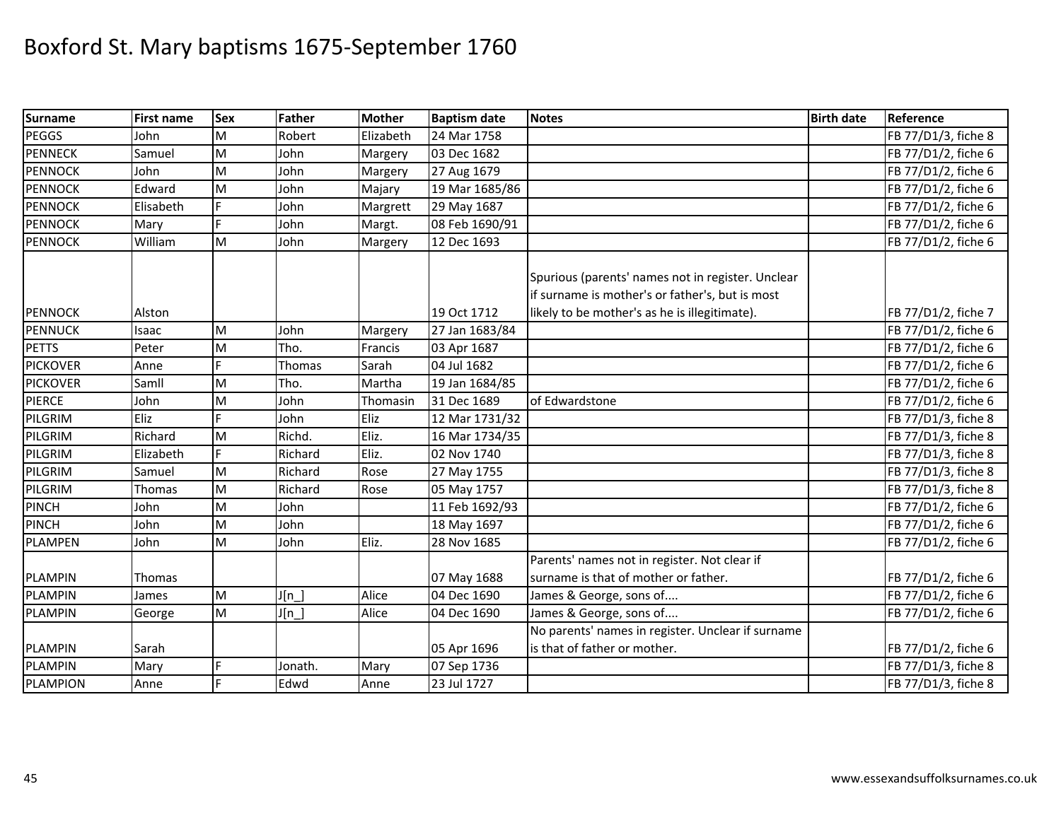# Boxford St. Mary baptisms 1675-September 1760

| Surname | First name | Sex | Father | Mother | Baptism date | Notes | Birth date | Reference |
|---|---|---|---|---|---|---|---|---|
| PEGGS | John | M | Robert | Elizabeth | 24 Mar 1758 | | | FB 77/D1/3, fiche 8 |
| PENNECK | Samuel | M | John | Margery | 03 Dec 1682 | | | FB 77/D1/2, fiche 6 |
| PENNOCK | John | M | John | Margery | 27 Aug 1679 | | | FB 77/D1/2, fiche 6 |
| PENNOCK | Edward | M | John | Majary | 19 Mar 1685/86 | | | FB 77/D1/2, fiche 6 |
| PENNOCK | Elisabeth | F | John | Margrett | 29 May 1687 | | | FB 77/D1/2, fiche 6 |
| PENNOCK | Mary | F | John | Margt. | 08 Feb 1690/91 | | | FB 77/D1/2, fiche 6 |
| PENNOCK | William | M | John | Margery | 12 Dec 1693 | | | FB 77/D1/2, fiche 6 |
| PENNOCK | Alston | | | | 19 Oct 1712 | Spurious (parents' names not in register. Unclear if surname is mother's or father's, but is most likely to be mother's as he is illegitimate). | | FB 77/D1/2, fiche 7 |
| PENNUCK | Isaac | M | John | Margery | 27 Jan 1683/84 | | | FB 77/D1/2, fiche 6 |
| PETTS | Peter | M | Tho. | Francis | 03 Apr 1687 | | | FB 77/D1/2, fiche 6 |
| PICKOVER | Anne | F | Thomas | Sarah | 04 Jul 1682 | | | FB 77/D1/2, fiche 6 |
| PICKOVER | Samll | M | Tho. | Martha | 19 Jan 1684/85 | | | FB 77/D1/2, fiche 6 |
| PIERCE | John | M | John | Thomasin | 31 Dec 1689 | of Edwardstone | | FB 77/D1/2, fiche 6 |
| PILGRIM | Eliz | F | John | Eliz | 12 Mar 1731/32 | | | FB 77/D1/3, fiche 8 |
| PILGRIM | Richard | M | Richd. | Eliz. | 16 Mar 1734/35 | | | FB 77/D1/3, fiche 8 |
| PILGRIM | Elizabeth | F | Richard | Eliz. | 02 Nov 1740 | | | FB 77/D1/3, fiche 8 |
| PILGRIM | Samuel | M | Richard | Rose | 27 May 1755 | | | FB 77/D1/3, fiche 8 |
| PILGRIM | Thomas | M | Richard | Rose | 05 May 1757 | | | FB 77/D1/3, fiche 8 |
| PINCH | John | M | John | | 11 Feb 1692/93 | | | FB 77/D1/2, fiche 6 |
| PINCH | John | M | John | | 18 May 1697 | | | FB 77/D1/2, fiche 6 |
| PLAMPEN | John | M | John | Eliz. | 28 Nov 1685 | | | FB 77/D1/2, fiche 6 |
| PLAMPIN | Thomas | | | | 07 May 1688 | Parents' names not in register. Not clear if surname is that of mother or father. | | FB 77/D1/2, fiche 6 |
| PLAMPIN | James | M | J[n_] | Alice | 04 Dec 1690 | James & George, sons of.... | | FB 77/D1/2, fiche 6 |
| PLAMPIN | George | M | J[n_] | Alice | 04 Dec 1690 | James & George, sons of.... | | FB 77/D1/2, fiche 6 |
| PLAMPIN | Sarah | | | | 05 Apr 1696 | No parents' names in register. Unclear if surname is that of father or mother. | | FB 77/D1/2, fiche 6 |
| PLAMPIN | Mary | F | Jonath. | Mary | 07 Sep 1736 | | | FB 77/D1/3, fiche 8 |
| PLAMPION | Anne | F | Edwd | Anne | 23 Jul 1727 | | | FB 77/D1/3, fiche 8 |

www.essexandsuffolksurnames.co.uk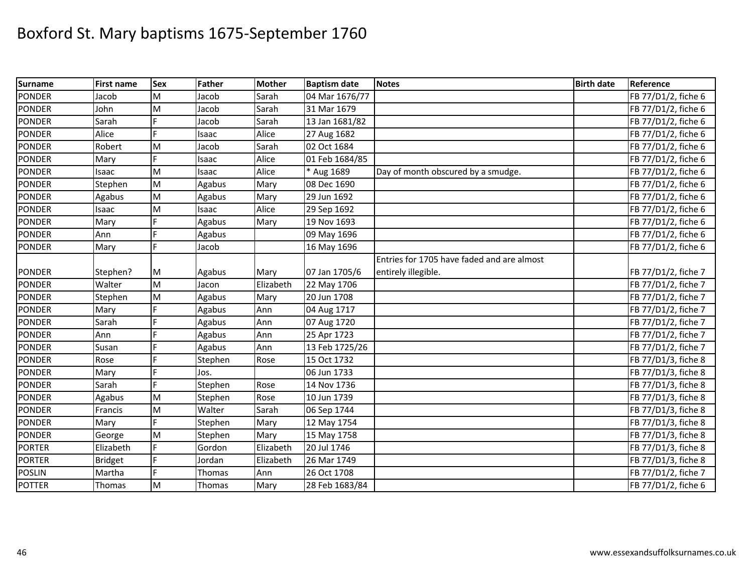# Boxford St. Mary baptisms 1675-September 1760

| Surname | First name | Sex | Father | Mother | Baptism date | Notes | Birth date | Reference |
|---|---|---|---|---|---|---|---|---|
| PONDER | Jacob | M | Jacob | Sarah | 04 Mar 1676/77 | | | FB 77/D1/2, fiche 6 |
| PONDER | John | M | Jacob | Sarah | 31 Mar 1679 | | | FB 77/D1/2, fiche 6 |
| PONDER | Sarah | F | Jacob | Sarah | 13 Jan 1681/82 | | | FB 77/D1/2, fiche 6 |
| PONDER | Alice | F | Isaac | Alice | 27 Aug 1682 | | | FB 77/D1/2, fiche 6 |
| PONDER | Robert | M | Jacob | Sarah | 02 Oct 1684 | | | FB 77/D1/2, fiche 6 |
| PONDER | Mary | F | Isaac | Alice | 01 Feb 1684/85 | | | FB 77/D1/2, fiche 6 |
| PONDER | Isaac | M | Isaac | Alice | * Aug 1689 | Day of month obscured by a smudge. | | FB 77/D1/2, fiche 6 |
| PONDER | Stephen | M | Agabus | Mary | 08 Dec 1690 | | | FB 77/D1/2, fiche 6 |
| PONDER | Agabus | M | Agabus | Mary | 29 Jun 1692 | | | FB 77/D1/2, fiche 6 |
| PONDER | Isaac | M | Isaac | Alice | 29 Sep 1692 | | | FB 77/D1/2, fiche 6 |
| PONDER | Mary | F | Agabus | Mary | 19 Nov 1693 | | | FB 77/D1/2, fiche 6 |
| PONDER | Ann | F | Agabus | | 09 May 1696 | | | FB 77/D1/2, fiche 6 |
| PONDER | Mary | F | Jacob | | 16 May 1696 | | | FB 77/D1/2, fiche 6 |
| PONDER | Stephen? | M | Agabus | Mary | 07 Jan 1705/6 | Entries for 1705 have faded and are almost entirely illegible. | | FB 77/D1/2, fiche 7 |
| PONDER | Walter | M | Jacon | Elizabeth | 22 May 1706 | | | FB 77/D1/2, fiche 7 |
| PONDER | Stephen | M | Agabus | Mary | 20 Jun 1708 | | | FB 77/D1/2, fiche 7 |
| PONDER | Mary | F | Agabus | Ann | 04 Aug 1717 | | | FB 77/D1/2, fiche 7 |
| PONDER | Sarah | F | Agabus | Ann | 07 Aug 1720 | | | FB 77/D1/2, fiche 7 |
| PONDER | Ann | F | Agabus | Ann | 25 Apr 1723 | | | FB 77/D1/2, fiche 7 |
| PONDER | Susan | F | Agabus | Ann | 13 Feb 1725/26 | | | FB 77/D1/2, fiche 7 |
| PONDER | Rose | F | Stephen | Rose | 15 Oct 1732 | | | FB 77/D1/3, fiche 8 |
| PONDER | Mary | F | Jos. | | 06 Jun 1733 | | | FB 77/D1/3, fiche 8 |
| PONDER | Sarah | F | Stephen | Rose | 14 Nov 1736 | | | FB 77/D1/3, fiche 8 |
| PONDER | Agabus | M | Stephen | Rose | 10 Jun 1739 | | | FB 77/D1/3, fiche 8 |
| PONDER | Francis | M | Walter | Sarah | 06 Sep 1744 | | | FB 77/D1/3, fiche 8 |
| PONDER | Mary | F | Stephen | Mary | 12 May 1754 | | | FB 77/D1/3, fiche 8 |
| PONDER | George | M | Stephen | Mary | 15 May 1758 | | | FB 77/D1/3, fiche 8 |
| PORTER | Elizabeth | F | Gordon | Elizabeth | 20 Jul 1746 | | | FB 77/D1/3, fiche 8 |
| PORTER | Bridget | F | Jordan | Elizabeth | 26 Mar 1749 | | | FB 77/D1/3, fiche 8 |
| POSLIN | Martha | F | Thomas | Ann | 26 Oct 1708 | | | FB 77/D1/2, fiche 7 |
| POTTER | Thomas | M | Thomas | Mary | 28 Feb 1683/84 | | | FB 77/D1/2, fiche 6 |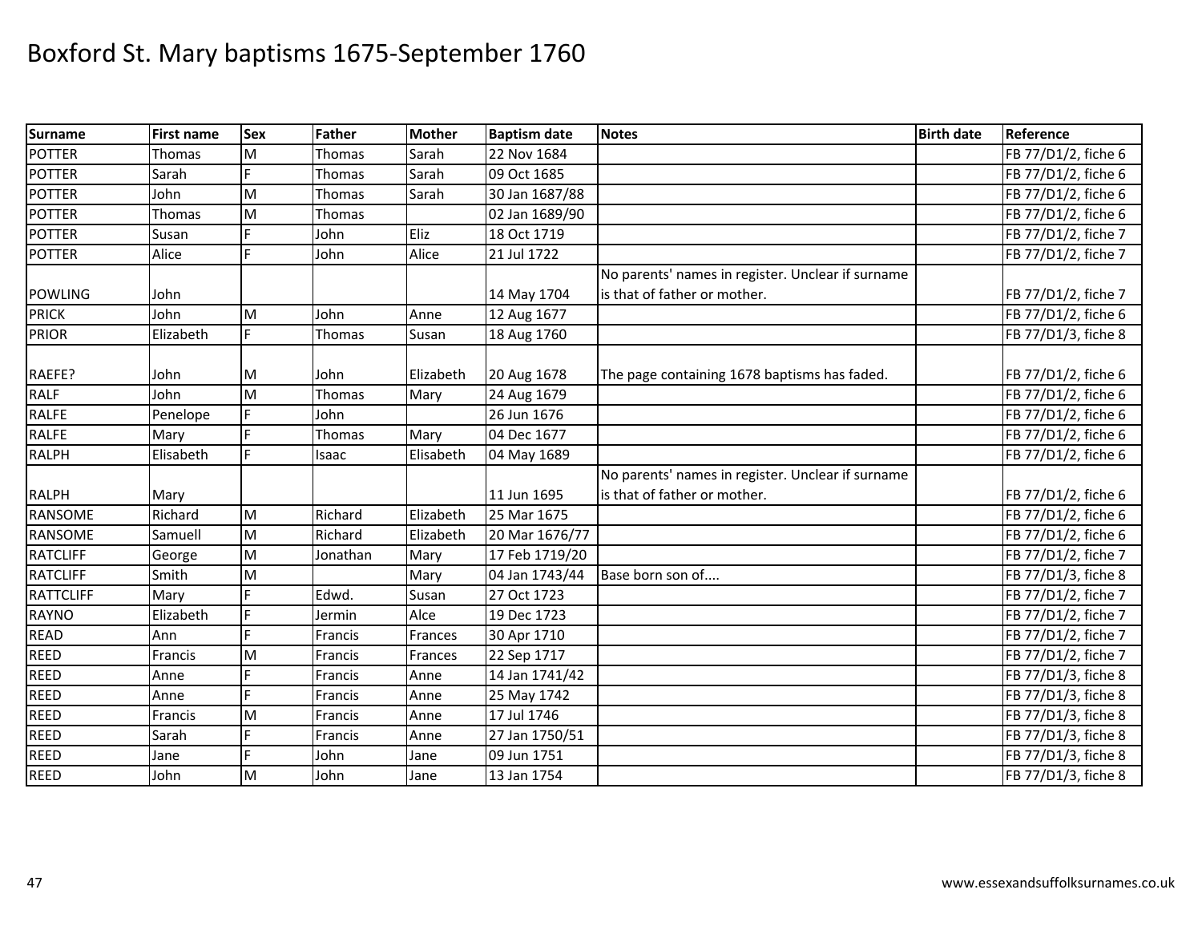# Boxford St. Mary baptisms 1675-September 1760

| Surname | First name | Sex | Father | Mother | Baptism date | Notes | Birth date | Reference |
|---|---|---|---|---|---|---|---|---|
| POTTER | Thomas | M | Thomas | Sarah | 22 Nov 1684 | | | FB 77/D1/2, fiche 6 |
| POTTER | Sarah | F | Thomas | Sarah | 09 Oct 1685 | | | FB 77/D1/2, fiche 6 |
| POTTER | John | M | Thomas | Sarah | 30 Jan 1687/88 | | | FB 77/D1/2, fiche 6 |
| POTTER | Thomas | M | Thomas | | 02 Jan 1689/90 | | | FB 77/D1/2, fiche 6 |
| POTTER | Susan | F | John | Eliz | 18 Oct 1719 | | | FB 77/D1/2, fiche 7 |
| POTTER | Alice | F | John | Alice | 21 Jul 1722 | | | FB 77/D1/2, fiche 7 |
| POWLING | John | | | | 14 May 1704 | No parents' names in register. Unclear if surname is that of father or mother. | | FB 77/D1/2, fiche 7 |
| PRICK | John | M | John | Anne | 12 Aug 1677 | | | FB 77/D1/2, fiche 6 |
| PRIOR | Elizabeth | F | Thomas | Susan | 18 Aug 1760 | | | FB 77/D1/3, fiche 8 |
| RAEFE? | John | M | John | Elizabeth | 20 Aug 1678 | The page containing 1678 baptisms has faded. | | FB 77/D1/2, fiche 6 |
| RALF | John | M | Thomas | Mary | 24 Aug 1679 | | | FB 77/D1/2, fiche 6 |
| RALFE | Penelope | F | John | | 26 Jun 1676 | | | FB 77/D1/2, fiche 6 |
| RALFE | Mary | F | Thomas | Mary | 04 Dec 1677 | | | FB 77/D1/2, fiche 6 |
| RALPH | Elisabeth | F | Isaac | Elisabeth | 04 May 1689 | | | FB 77/D1/2, fiche 6 |
| RALPH | Mary | | | | 11 Jun 1695 | No parents' names in register. Unclear if surname is that of father or mother. | | FB 77/D1/2, fiche 6 |
| RANSOME | Richard | M | Richard | Elizabeth | 25 Mar 1675 | | | FB 77/D1/2, fiche 6 |
| RANSOME | Samuell | M | Richard | Elizabeth | 20 Mar 1676/77 | | | FB 77/D1/2, fiche 6 |
| RATCLIFF | George | M | Jonathan | Mary | 17 Feb 1719/20 | | | FB 77/D1/2, fiche 7 |
| RATCLIFF | Smith | M | | Mary | 04 Jan 1743/44 | Base born son of.... | | FB 77/D1/3, fiche 8 |
| RATTCLIFF | Mary | F | Edwd. | Susan | 27 Oct 1723 | | | FB 77/D1/2, fiche 7 |
| RAYNO | Elizabeth | F | Jermin | Alce | 19 Dec 1723 | | | FB 77/D1/2, fiche 7 |
| READ | Ann | F | Francis | Frances | 30 Apr 1710 | | | FB 77/D1/2, fiche 7 |
| REED | Francis | M | Francis | Frances | 22 Sep 1717 | | | FB 77/D1/2, fiche 7 |
| REED | Anne | F | Francis | Anne | 14 Jan 1741/42 | | | FB 77/D1/3, fiche 8 |
| REED | Anne | F | Francis | Anne | 25 May 1742 | | | FB 77/D1/3, fiche 8 |
| REED | Francis | M | Francis | Anne | 17 Jul 1746 | | | FB 77/D1/3, fiche 8 |
| REED | Sarah | F | Francis | Anne | 27 Jan 1750/51 | | | FB 77/D1/3, fiche 8 |
| REED | Jane | F | John | Jane | 09 Jun 1751 | | | FB 77/D1/3, fiche 8 |
| REED | John | M | John | Jane | 13 Jan 1754 | | | FB 77/D1/3, fiche 8 |

www.essexandsuffolksurnames.co.uk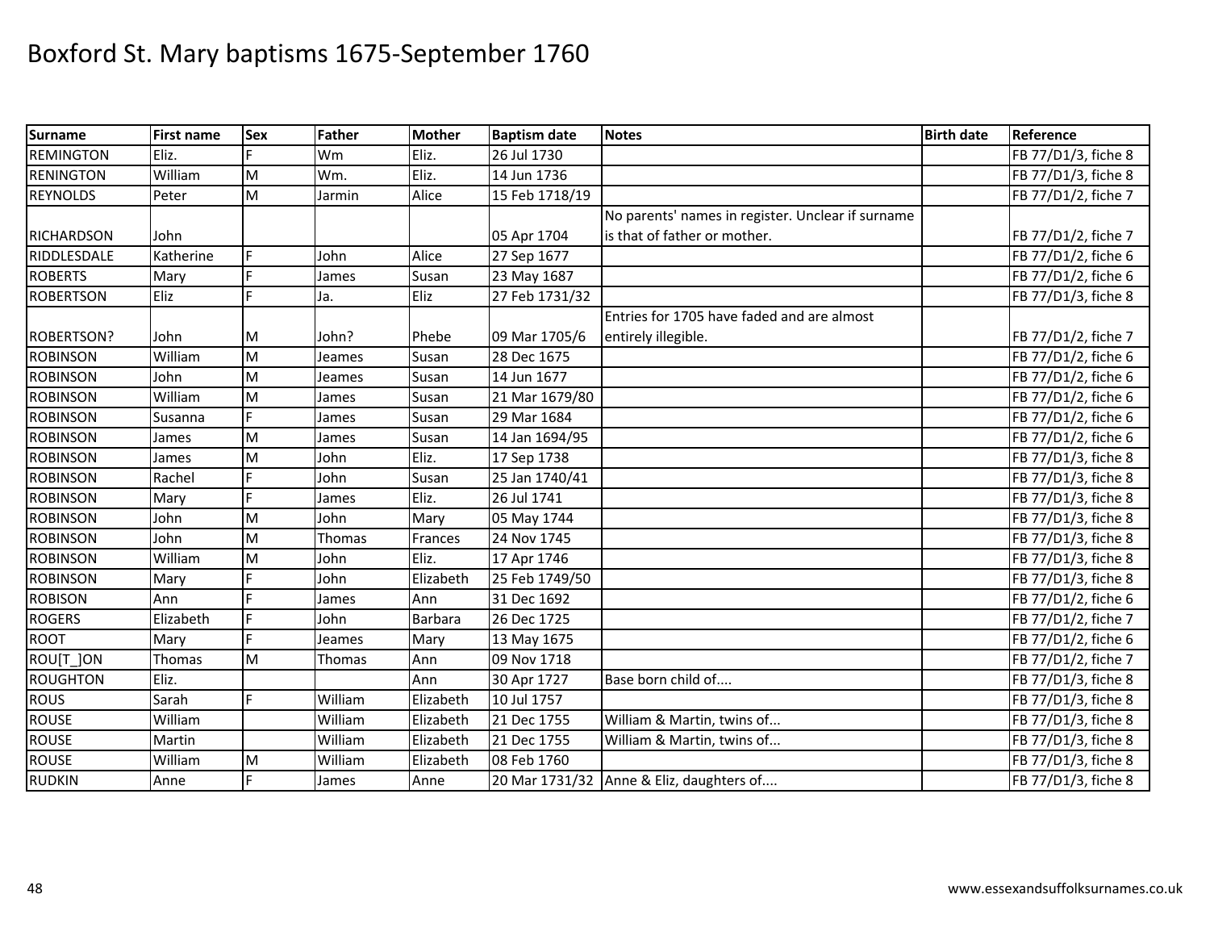# Boxford St. Mary baptisms 1675-September 1760

| Surname | First name | Sex | Father | Mother | Baptism date | Notes | Birth date | Reference |
|---|---|---|---|---|---|---|---|---|
| REMINGTON | Eliz. | F | Wm | Eliz. | 26 Jul 1730 | | | FB 77/D1/3, fiche 8 |
| RENINGTON | William | M | Wm. | Eliz. | 14 Jun 1736 | | | FB 77/D1/3, fiche 8 |
| REYNOLDS | Peter | M | Jarmin | Alice | 15 Feb 1718/19 | | | FB 77/D1/2, fiche 7 |
| RICHARDSON | John | | | | 05 Apr 1704 | No parents' names in register. Unclear if surname is that of father or mother. | | FB 77/D1/2, fiche 7 |
| RIDDLESDALE | Katherine | F | John | Alice | 27 Sep 1677 | | | FB 77/D1/2, fiche 6 |
| ROBERTS | Mary | F | James | Susan | 23 May 1687 | | | FB 77/D1/2, fiche 6 |
| ROBERTSON | Eliz | F | Ja. | Eliz | 27 Feb 1731/32 | | | FB 77/D1/3, fiche 8 |
| ROBERTSON? | John | M | John? | Phebe | 09 Mar 1705/6 | Entries for 1705 have faded and are almost entirely illegible. | | FB 77/D1/2, fiche 7 |
| ROBINSON | William | M | Jeames | Susan | 28 Dec 1675 | | | FB 77/D1/2, fiche 6 |
| ROBINSON | John | M | Jeames | Susan | 14 Jun 1677 | | | FB 77/D1/2, fiche 6 |
| ROBINSON | William | M | James | Susan | 21 Mar 1679/80 | | | FB 77/D1/2, fiche 6 |
| ROBINSON | Susanna | F | James | Susan | 29 Mar 1684 | | | FB 77/D1/2, fiche 6 |
| ROBINSON | James | M | James | Susan | 14 Jan 1694/95 | | | FB 77/D1/2, fiche 6 |
| ROBINSON | James | M | John | Eliz. | 17 Sep 1738 | | | FB 77/D1/3, fiche 8 |
| ROBINSON | Rachel | F | John | Susan | 25 Jan 1740/41 | | | FB 77/D1/3, fiche 8 |
| ROBINSON | Mary | F | James | Eliz. | 26 Jul 1741 | | | FB 77/D1/3, fiche 8 |
| ROBINSON | John | M | John | Mary | 05 May 1744 | | | FB 77/D1/3, fiche 8 |
| ROBINSON | John | M | Thomas | Frances | 24 Nov 1745 | | | FB 77/D1/3, fiche 8 |
| ROBINSON | William | M | John | Eliz. | 17 Apr 1746 | | | FB 77/D1/3, fiche 8 |
| ROBINSON | Mary | F | John | Elizabeth | 25 Feb 1749/50 | | | FB 77/D1/3, fiche 8 |
| ROBISON | Ann | F | James | Ann | 31 Dec 1692 | | | FB 77/D1/2, fiche 6 |
| ROGERS | Elizabeth | F | John | Barbara | 26 Dec 1725 | | | FB 77/D1/2, fiche 7 |
| ROOT | Mary | F | Jeames | Mary | 13 May 1675 | | | FB 77/D1/2, fiche 6 |
| ROU[T_]ON | Thomas | M | Thomas | Ann | 09 Nov 1718 | | | FB 77/D1/2, fiche 7 |
| ROUGHTON | Eliz. | | | Ann | 30 Apr 1727 | Base born child of.... | | FB 77/D1/3, fiche 8 |
| ROUS | Sarah | F | William | Elizabeth | 10 Jul 1757 | | | FB 77/D1/3, fiche 8 |
| ROUSE | William | | William | Elizabeth | 21 Dec 1755 | William & Martin, twins of... | | FB 77/D1/3, fiche 8 |
| ROUSE | Martin | | William | Elizabeth | 21 Dec 1755 | William & Martin, twins of... | | FB 77/D1/3, fiche 8 |
| ROUSE | William | M | William | Elizabeth | 08 Feb 1760 | | | FB 77/D1/3, fiche 8 |
| RUDKIN | Anne | F | James | Anne | 20 Mar 1731/32 | Anne & Eliz, daughters of.... | | FB 77/D1/3, fiche 8 |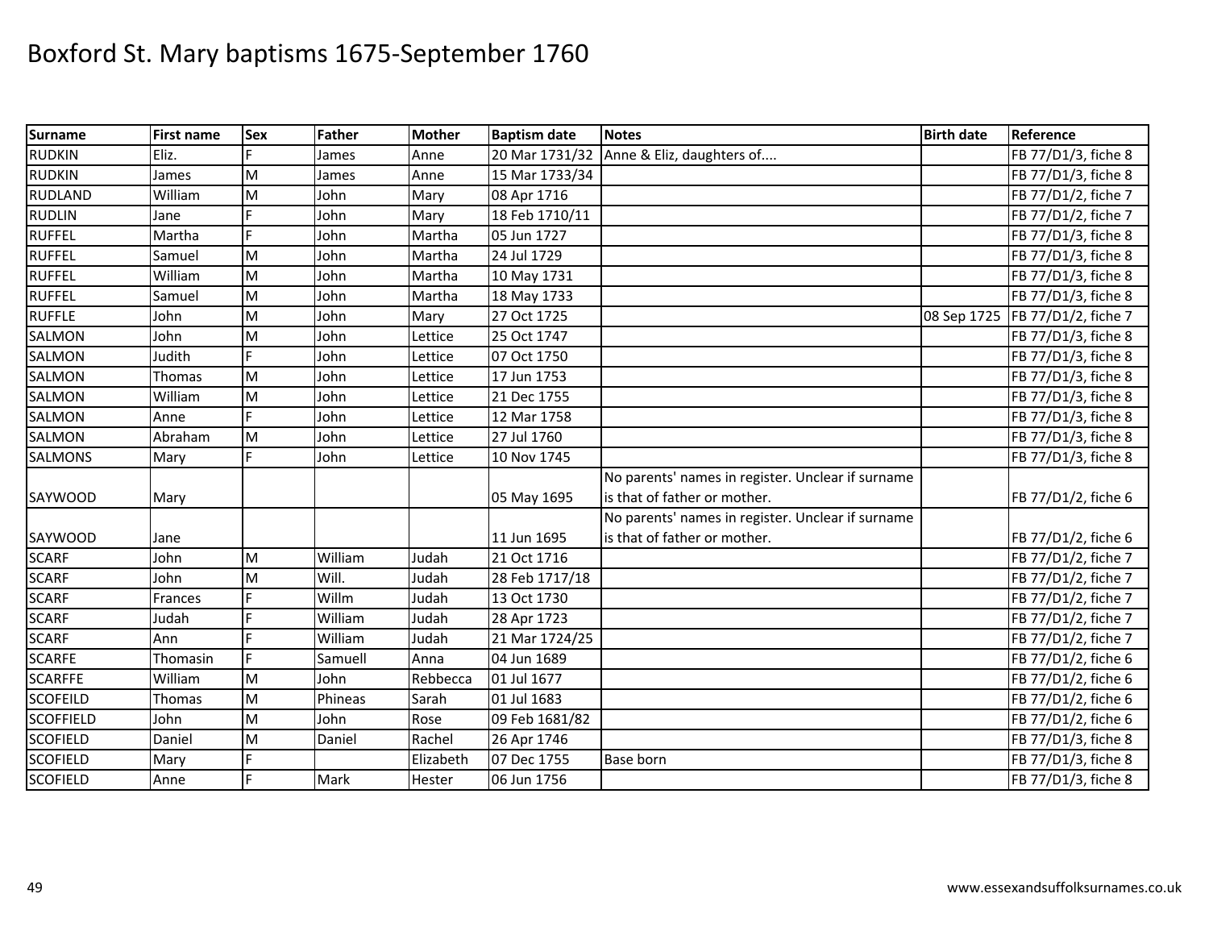# Boxford St. Mary baptisms 1675-September 1760

| Surname | First name | Sex | Father | Mother | Baptism date | Notes | Birth date | Reference |
|---|---|---|---|---|---|---|---|---|
| RUDKIN | Eliz. | F | James | Anne | 20 Mar 1731/32 | Anne & Eliz, daughters of.... | | FB 77/D1/3, fiche 8 |
| RUDKIN | James | M | James | Anne | 15 Mar 1733/34 | | | FB 77/D1/3, fiche 8 |
| RUDLAND | William | M | John | Mary | 08 Apr 1716 | | | FB 77/D1/2, fiche 7 |
| RUDLIN | Jane | F | John | Mary | 18 Feb 1710/11 | | | FB 77/D1/2, fiche 7 |
| RUFFEL | Martha | F | John | Martha | 05 Jun 1727 | | | FB 77/D1/3, fiche 8 |
| RUFFEL | Samuel | M | John | Martha | 24 Jul 1729 | | | FB 77/D1/3, fiche 8 |
| RUFFEL | William | M | John | Martha | 10 May 1731 | | | FB 77/D1/3, fiche 8 |
| RUFFEL | Samuel | M | John | Martha | 18 May 1733 | | | FB 77/D1/3, fiche 8 |
| RUFFLE | John | M | John | Mary | 27 Oct 1725 | | 08 Sep 1725 | FB 77/D1/2, fiche 7 |
| SALMON | John | M | John | Lettice | 25 Oct 1747 | | | FB 77/D1/3, fiche 8 |
| SALMON | Judith | F | John | Lettice | 07 Oct 1750 | | | FB 77/D1/3, fiche 8 |
| SALMON | Thomas | M | John | Lettice | 17 Jun 1753 | | | FB 77/D1/3, fiche 8 |
| SALMON | William | M | John | Lettice | 21 Dec 1755 | | | FB 77/D1/3, fiche 8 |
| SALMON | Anne | F | John | Lettice | 12 Mar 1758 | | | FB 77/D1/3, fiche 8 |
| SALMON | Abraham | M | John | Lettice | 27 Jul 1760 | | | FB 77/D1/3, fiche 8 |
| SALMONS | Mary | F | John | Lettice | 10 Nov 1745 | | | FB 77/D1/3, fiche 8 |
| SAYWOOD | Mary | | | | 05 May 1695 | No parents' names in register. Unclear if surname is that of father or mother. | | FB 77/D1/2, fiche 6 |
| SAYWOOD | Jane | | | | 11 Jun 1695 | No parents' names in register. Unclear if surname is that of father or mother. | | FB 77/D1/2, fiche 6 |
| SCARF | John | M | William | Judah | 21 Oct 1716 | | | FB 77/D1/2, fiche 7 |
| SCARF | John | M | Will. | Judah | 28 Feb 1717/18 | | | FB 77/D1/2, fiche 7 |
| SCARF | Frances | F | Willm | Judah | 13 Oct 1730 | | | FB 77/D1/2, fiche 7 |
| SCARF | Judah | F | William | Judah | 28 Apr 1723 | | | FB 77/D1/2, fiche 7 |
| SCARF | Ann | F | William | Judah | 21 Mar 1724/25 | | | FB 77/D1/2, fiche 7 |
| SCARFE | Thomasin | F | Samuell | Anna | 04 Jun 1689 | | | FB 77/D1/2, fiche 6 |
| SCARFFE | William | M | John | Rebbecca | 01 Jul 1677 | | | FB 77/D1/2, fiche 6 |
| SCOFEILD | Thomas | M | Phineas | Sarah | 01 Jul 1683 | | | FB 77/D1/2, fiche 6 |
| SCOFFIELD | John | M | John | Rose | 09 Feb 1681/82 | | | FB 77/D1/2, fiche 6 |
| SCOFIELD | Daniel | M | Daniel | Rachel | 26 Apr 1746 | | | FB 77/D1/3, fiche 8 |
| SCOFIELD | Mary | F | | Elizabeth | 07 Dec 1755 | Base born | | FB 77/D1/3, fiche 8 |
| SCOFIELD | Anne | F | Mark | Hester | 06 Jun 1756 | | | FB 77/D1/3, fiche 8 |

www.essexandsuffolksurnames.co.uk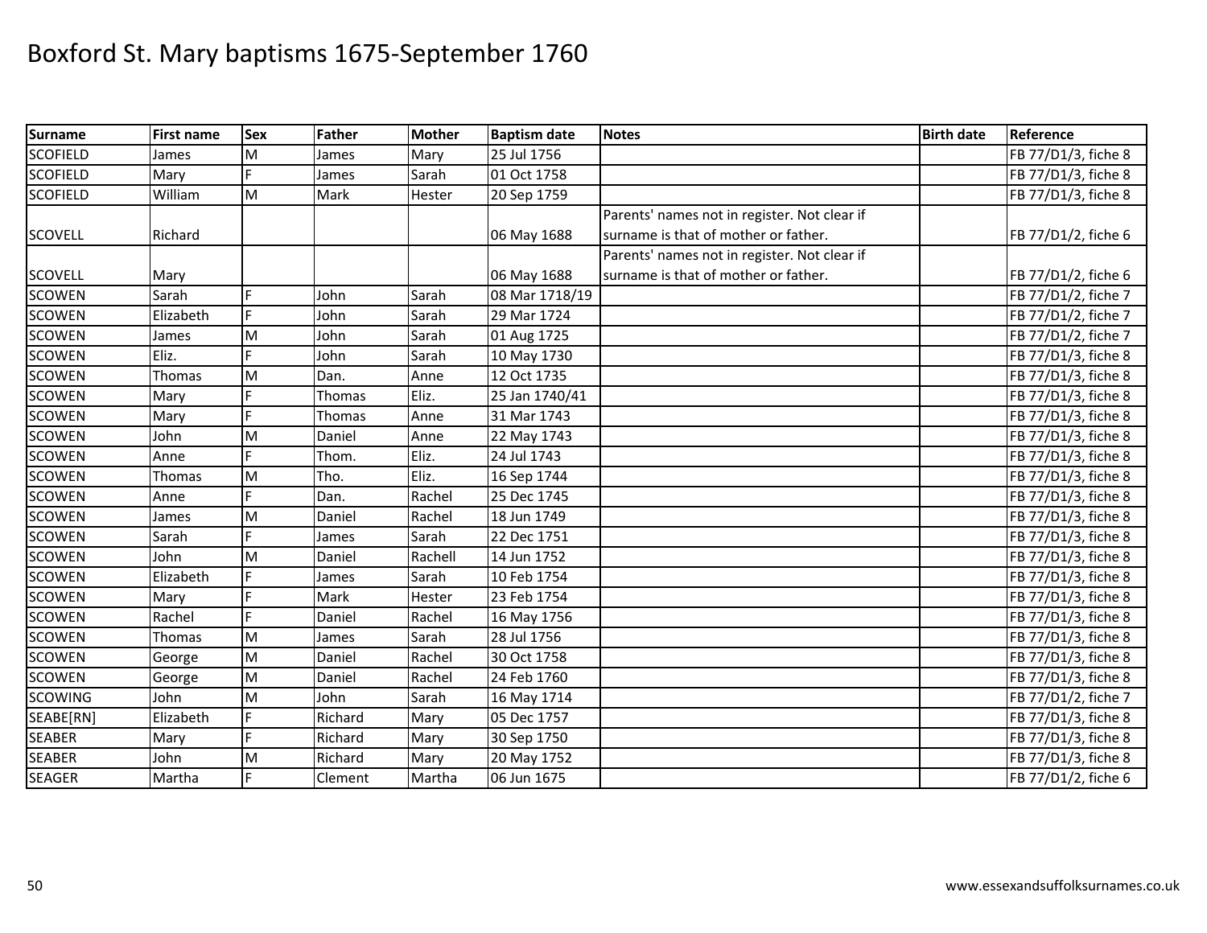# Boxford St. Mary baptisms 1675-September 1760

| Surname | First name | Sex | Father | Mother | Baptism date | Notes | Birth date | Reference |
|---|---|---|---|---|---|---|---|---|
| SCOFIELD | James | M | James | Mary | 25 Jul 1756 | | | FB 77/D1/3, fiche 8 |
| SCOFIELD | Mary | F | James | Sarah | 01 Oct 1758 | | | FB 77/D1/3, fiche 8 |
| SCOFIELD | William | M | Mark | Hester | 20 Sep 1759 | | | FB 77/D1/3, fiche 8 |
| SCOVELL | Richard | | | | 06 May 1688 | Parents' names not in register. Not clear if surname is that of mother or father. | | FB 77/D1/2, fiche 6 |
| SCOVELL | Mary | | | | 06 May 1688 | Parents' names not in register. Not clear if surname is that of mother or father. | | FB 77/D1/2, fiche 6 |
| SCOWEN | Sarah | F | John | Sarah | 08 Mar 1718/19 | | | FB 77/D1/2, fiche 7 |
| SCOWEN | Elizabeth | F | John | Sarah | 29 Mar 1724 | | | FB 77/D1/2, fiche 7 |
| SCOWEN | James | M | John | Sarah | 01 Aug 1725 | | | FB 77/D1/2, fiche 7 |
| SCOWEN | Eliz. | F | John | Sarah | 10 May 1730 | | | FB 77/D1/3, fiche 8 |
| SCOWEN | Thomas | M | Dan. | Anne | 12 Oct 1735 | | | FB 77/D1/3, fiche 8 |
| SCOWEN | Mary | F | Thomas | Eliz. | 25 Jan 1740/41 | | | FB 77/D1/3, fiche 8 |
| SCOWEN | Mary | F | Thomas | Anne | 31 Mar 1743 | | | FB 77/D1/3, fiche 8 |
| SCOWEN | John | M | Daniel | Anne | 22 May 1743 | | | FB 77/D1/3, fiche 8 |
| SCOWEN | Anne | F | Thom. | Eliz. | 24 Jul 1743 | | | FB 77/D1/3, fiche 8 |
| SCOWEN | Thomas | M | Tho. | Eliz. | 16 Sep 1744 | | | FB 77/D1/3, fiche 8 |
| SCOWEN | Anne | F | Dan. | Rachel | 25 Dec 1745 | | | FB 77/D1/3, fiche 8 |
| SCOWEN | James | M | Daniel | Rachel | 18 Jun 1749 | | | FB 77/D1/3, fiche 8 |
| SCOWEN | Sarah | F | James | Sarah | 22 Dec 1751 | | | FB 77/D1/3, fiche 8 |
| SCOWEN | John | M | Daniel | Rachell | 14 Jun 1752 | | | FB 77/D1/3, fiche 8 |
| SCOWEN | Elizabeth | F | James | Sarah | 10 Feb 1754 | | | FB 77/D1/3, fiche 8 |
| SCOWEN | Mary | F | Mark | Hester | 23 Feb 1754 | | | FB 77/D1/3, fiche 8 |
| SCOWEN | Rachel | F | Daniel | Rachel | 16 May 1756 | | | FB 77/D1/3, fiche 8 |
| SCOWEN | Thomas | M | James | Sarah | 28 Jul 1756 | | | FB 77/D1/3, fiche 8 |
| SCOWEN | George | M | Daniel | Rachel | 30 Oct 1758 | | | FB 77/D1/3, fiche 8 |
| SCOWEN | George | M | Daniel | Rachel | 24 Feb 1760 | | | FB 77/D1/3, fiche 8 |
| SCOWING | John | M | John | Sarah | 16 May 1714 | | | FB 77/D1/2, fiche 7 |
| SEABE[RN] | Elizabeth | F | Richard | Mary | 05 Dec 1757 | | | FB 77/D1/3, fiche 8 |
| SEABER | Mary | F | Richard | Mary | 30 Sep 1750 | | | FB 77/D1/3, fiche 8 |
| SEABER | John | M | Richard | Mary | 20 May 1752 | | | FB 77/D1/3, fiche 8 |
| SEAGER | Martha | F | Clement | Martha | 06 Jun 1675 | | | FB 77/D1/2, fiche 6 |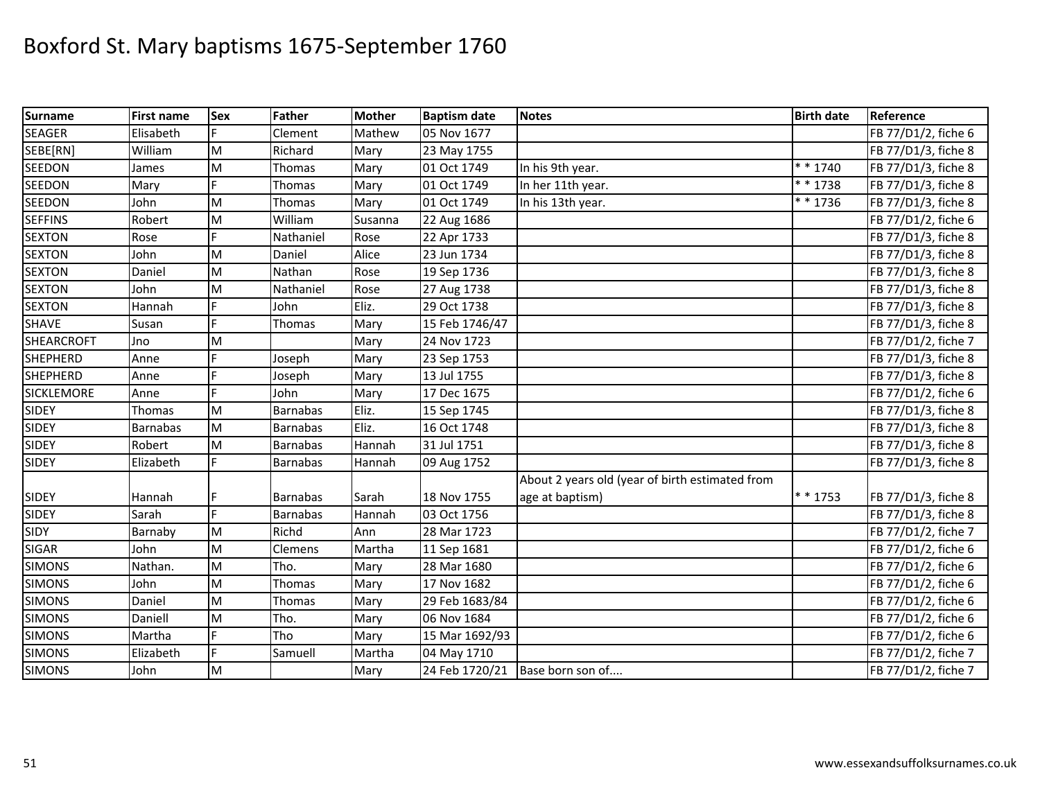# Boxford St. Mary baptisms 1675-September 1760

| Surname | First name | Sex | Father | Mother | Baptism date | Notes | Birth date | Reference |
|---|---|---|---|---|---|---|---|---|
| SEAGER | Elisabeth | F | Clement | Mathew | 05 Nov 1677 | | | FB 77/D1/2, fiche 6 |
| SEBE[RN] | William | M | Richard | Mary | 23 May 1755 | | | FB 77/D1/3, fiche 8 |
| SEEDON | James | M | Thomas | Mary | 01 Oct 1749 | In his 9th year. | * * 1740 | FB 77/D1/3, fiche 8 |
| SEEDON | Mary | F | Thomas | Mary | 01 Oct 1749 | In her 11th year. | * * 1738 | FB 77/D1/3, fiche 8 |
| SEEDON | John | M | Thomas | Mary | 01 Oct 1749 | In his 13th year. | * * 1736 | FB 77/D1/3, fiche 8 |
| SEFFINS | Robert | M | William | Susanna | 22 Aug 1686 | | | FB 77/D1/2, fiche 6 |
| SEXTON | Rose | F | Nathaniel | Rose | 22 Apr 1733 | | | FB 77/D1/3, fiche 8 |
| SEXTON | John | M | Daniel | Alice | 23 Jun 1734 | | | FB 77/D1/3, fiche 8 |
| SEXTON | Daniel | M | Nathan | Rose | 19 Sep 1736 | | | FB 77/D1/3, fiche 8 |
| SEXTON | John | M | Nathaniel | Rose | 27 Aug 1738 | | | FB 77/D1/3, fiche 8 |
| SEXTON | Hannah | F | John | Eliz. | 29 Oct 1738 | | | FB 77/D1/3, fiche 8 |
| SHAVE | Susan | F | Thomas | Mary | 15 Feb 1746/47 | | | FB 77/D1/3, fiche 8 |
| SHEARCROFT | Jno | M | | Mary | 24 Nov 1723 | | | FB 77/D1/2, fiche 7 |
| SHEPHERD | Anne | F | Joseph | Mary | 23 Sep 1753 | | | FB 77/D1/3, fiche 8 |
| SHEPHERD | Anne | F | Joseph | Mary | 13 Jul 1755 | | | FB 77/D1/3, fiche 8 |
| SICKLEMORE | Anne | F | John | Mary | 17 Dec 1675 | | | FB 77/D1/2, fiche 6 |
| SIDEY | Thomas | M | Barnabas | Eliz. | 15 Sep 1745 | | | FB 77/D1/3, fiche 8 |
| SIDEY | Barnabas | M | Barnabas | Eliz. | 16 Oct 1748 | | | FB 77/D1/3, fiche 8 |
| SIDEY | Robert | M | Barnabas | Hannah | 31 Jul 1751 | | | FB 77/D1/3, fiche 8 |
| SIDEY | Elizabeth | F | Barnabas | Hannah | 09 Aug 1752 | | | FB 77/D1/3, fiche 8 |
| SIDEY | Hannah | F | Barnabas | Sarah | 18 Nov 1755 | About 2 years old (year of birth estimated from age at baptism) | * * 1753 | FB 77/D1/3, fiche 8 |
| SIDEY | Sarah | F | Barnabas | Hannah | 03 Oct 1756 | | | FB 77/D1/3, fiche 8 |
| SIDY | Barnaby | M | Richd | Ann | 28 Mar 1723 | | | FB 77/D1/2, fiche 7 |
| SIGAR | John | M | Clemens | Martha | 11 Sep 1681 | | | FB 77/D1/2, fiche 6 |
| SIMONS | Nathan. | M | Tho. | Mary | 28 Mar 1680 | | | FB 77/D1/2, fiche 6 |
| SIMONS | John | M | Thomas | Mary | 17 Nov 1682 | | | FB 77/D1/2, fiche 6 |
| SIMONS | Daniel | M | Thomas | Mary | 29 Feb 1683/84 | | | FB 77/D1/2, fiche 6 |
| SIMONS | Daniell | M | Tho. | Mary | 06 Nov 1684 | | | FB 77/D1/2, fiche 6 |
| SIMONS | Martha | F | Tho | Mary | 15 Mar 1692/93 | | | FB 77/D1/2, fiche 6 |
| SIMONS | Elizabeth | F | Samuell | Martha | 04 May 1710 | | | FB 77/D1/2, fiche 7 |
| SIMONS | John | M | | Mary | 24 Feb 1720/21 | Base born son of.... | | FB 77/D1/2, fiche 7 |

www.essexandsuffolksurnames.co.uk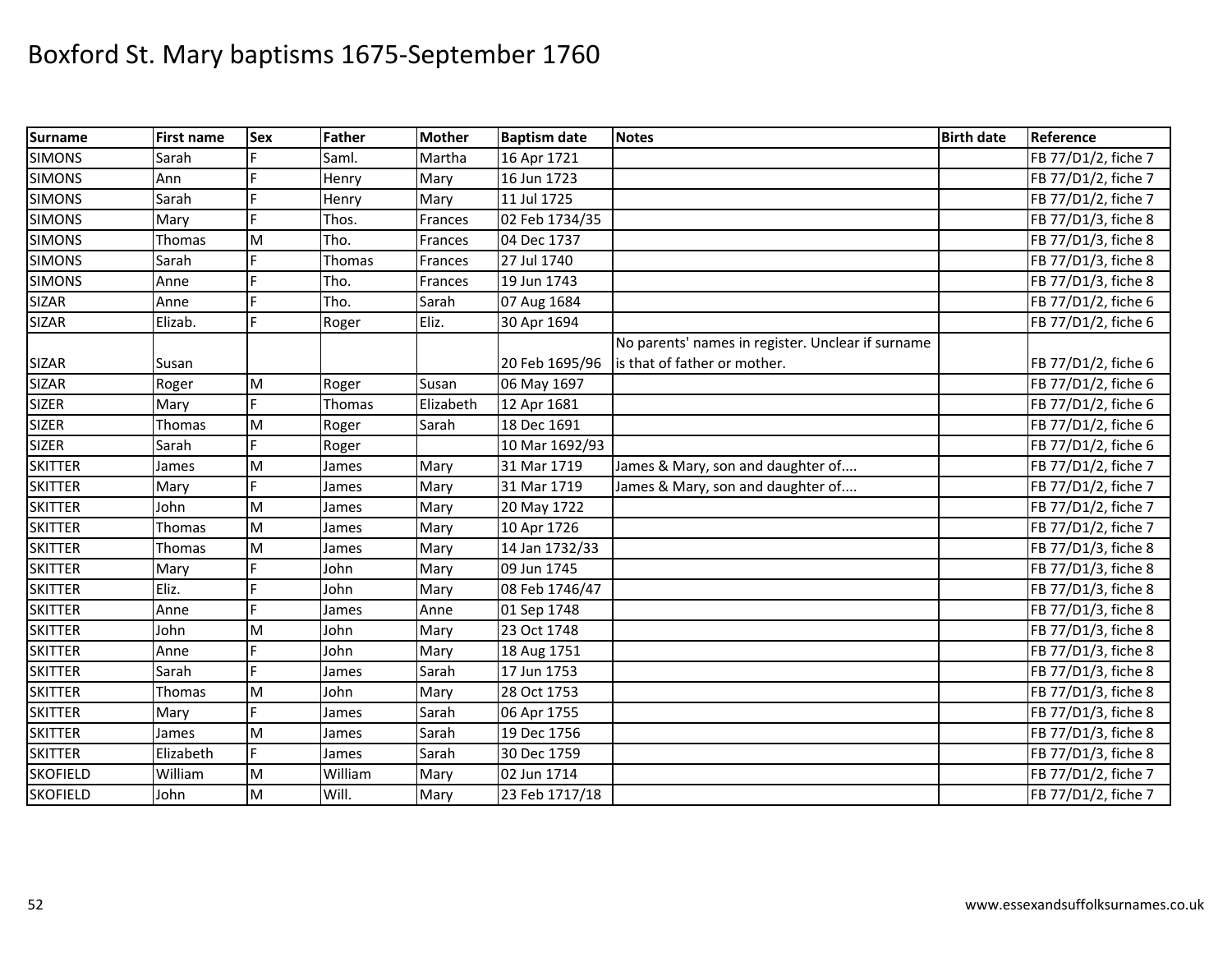# Boxford St. Mary baptisms 1675-September 1760

| Surname | First name | Sex | Father | Mother | Baptism date | Notes | Birth date | Reference |
|---|---|---|---|---|---|---|---|---|
| SIMONS | Sarah | F | Saml. | Martha | 16 Apr 1721 | | | FB 77/D1/2, fiche 7 |
| SIMONS | Ann | F | Henry | Mary | 16 Jun 1723 | | | FB 77/D1/2, fiche 7 |
| SIMONS | Sarah | F | Henry | Mary | 11 Jul 1725 | | | FB 77/D1/2, fiche 7 |
| SIMONS | Mary | F | Thos. | Frances | 02 Feb 1734/35 | | | FB 77/D1/3, fiche 8 |
| SIMONS | Thomas | M | Tho. | Frances | 04 Dec 1737 | | | FB 77/D1/3, fiche 8 |
| SIMONS | Sarah | F | Thomas | Frances | 27 Jul 1740 | | | FB 77/D1/3, fiche 8 |
| SIMONS | Anne | F | Tho. | Frances | 19 Jun 1743 | | | FB 77/D1/3, fiche 8 |
| SIZAR | Anne | F | Tho. | Sarah | 07 Aug 1684 | | | FB 77/D1/2, fiche 6 |
| SIZAR | Elizab. | F | Roger | Eliz. | 30 Apr 1694 | | | FB 77/D1/2, fiche 6 |
| SIZAR | Susan | | | | 20 Feb 1695/96 | No parents' names in register. Unclear if surname is that of father or mother. | | FB 77/D1/2, fiche 6 |
| SIZAR | Roger | M | Roger | Susan | 06 May 1697 | | | FB 77/D1/2, fiche 6 |
| SIZER | Mary | F | Thomas | Elizabeth | 12 Apr 1681 | | | FB 77/D1/2, fiche 6 |
| SIZER | Thomas | M | Roger | Sarah | 18 Dec 1691 | | | FB 77/D1/2, fiche 6 |
| SIZER | Sarah | F | Roger | | 10 Mar 1692/93 | | | FB 77/D1/2, fiche 6 |
| SKITTER | James | M | James | Mary | 31 Mar 1719 | James & Mary, son and daughter of.... | | FB 77/D1/2, fiche 7 |
| SKITTER | Mary | F | James | Mary | 31 Mar 1719 | James & Mary, son and daughter of.... | | FB 77/D1/2, fiche 7 |
| SKITTER | John | M | James | Mary | 20 May 1722 | | | FB 77/D1/2, fiche 7 |
| SKITTER | Thomas | M | James | Mary | 10 Apr 1726 | | | FB 77/D1/2, fiche 7 |
| SKITTER | Thomas | M | James | Mary | 14 Jan 1732/33 | | | FB 77/D1/3, fiche 8 |
| SKITTER | Mary | F | John | Mary | 09 Jun 1745 | | | FB 77/D1/3, fiche 8 |
| SKITTER | Eliz. | F | John | Mary | 08 Feb 1746/47 | | | FB 77/D1/3, fiche 8 |
| SKITTER | Anne | F | James | Anne | 01 Sep 1748 | | | FB 77/D1/3, fiche 8 |
| SKITTER | John | M | John | Mary | 23 Oct 1748 | | | FB 77/D1/3, fiche 8 |
| SKITTER | Anne | F | John | Mary | 18 Aug 1751 | | | FB 77/D1/3, fiche 8 |
| SKITTER | Sarah | F | James | Sarah | 17 Jun 1753 | | | FB 77/D1/3, fiche 8 |
| SKITTER | Thomas | M | John | Mary | 28 Oct 1753 | | | FB 77/D1/3, fiche 8 |
| SKITTER | Mary | F | James | Sarah | 06 Apr 1755 | | | FB 77/D1/3, fiche 8 |
| SKITTER | James | M | James | Sarah | 19 Dec 1756 | | | FB 77/D1/3, fiche 8 |
| SKITTER | Elizabeth | F | James | Sarah | 30 Dec 1759 | | | FB 77/D1/3, fiche 8 |
| SKOFIELD | William | M | William | Mary | 02 Jun 1714 | | | FB 77/D1/2, fiche 7 |
| SKOFIELD | John | M | Will. | Mary | 23 Feb 1717/18 | | | FB 77/D1/2, fiche 7 |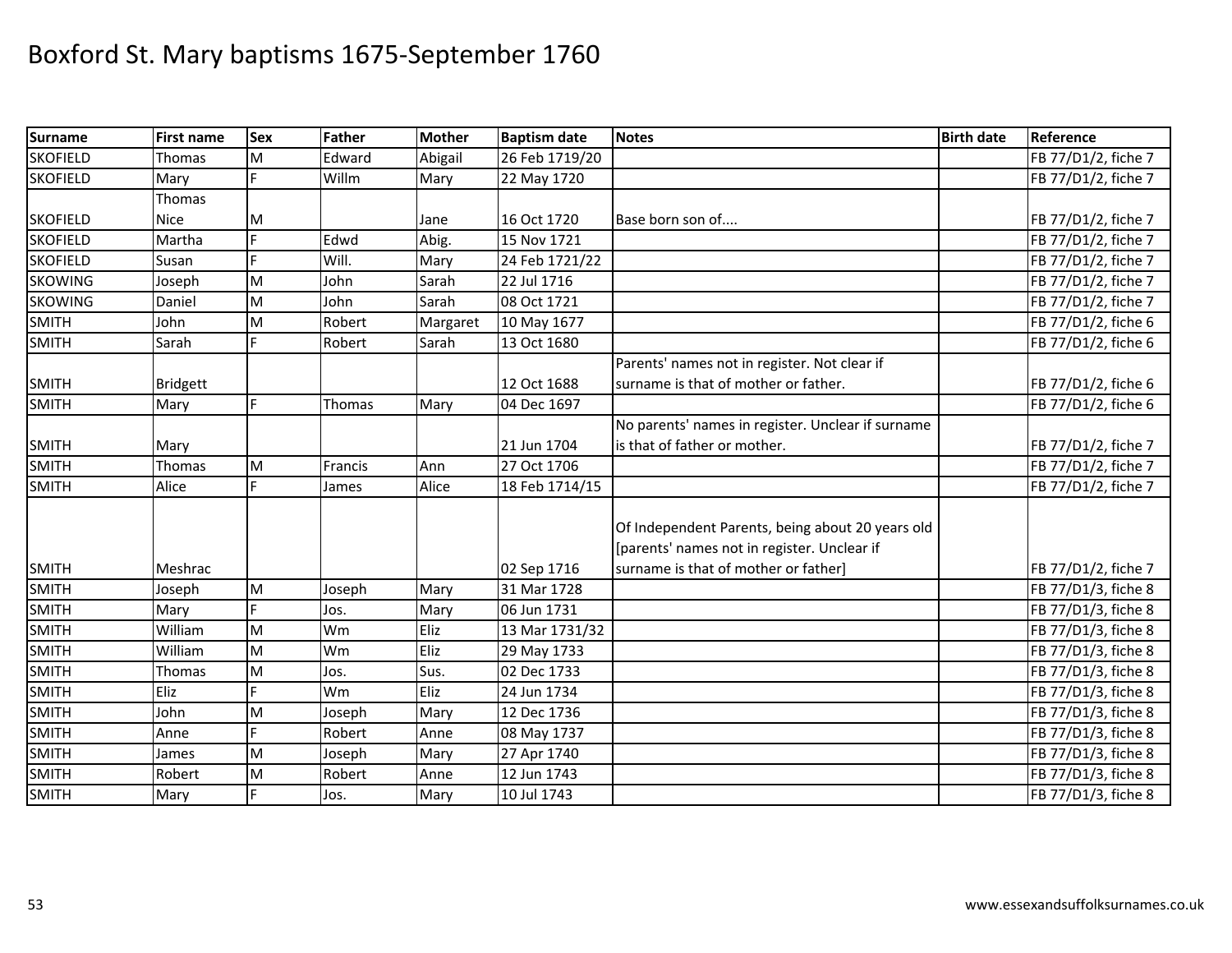# Boxford St. Mary baptisms 1675-September 1760

| Surname | First name | Sex | Father | Mother | Baptism date | Notes | Birth date | Reference |
|---|---|---|---|---|---|---|---|---|
| SKOFIELD | Thomas | M | Edward | Abigail | 26 Feb 1719/20 | | | FB 77/D1/2, fiche 7 |
| SKOFIELD | Mary | F | Willm | Mary | 22 May 1720 | | | FB 77/D1/2, fiche 7 |
| SKOFIELD | Thomas Nice | M | | Jane | 16 Oct 1720 | Base born son of.... | | FB 77/D1/2, fiche 7 |
| SKOFIELD | Martha | F | Edwd | Abig. | 15 Nov 1721 | | | FB 77/D1/2, fiche 7 |
| SKOFIELD | Susan | F | Will. | Mary | 24 Feb 1721/22 | | | FB 77/D1/2, fiche 7 |
| SKOWING | Joseph | M | John | Sarah | 22 Jul 1716 | | | FB 77/D1/2, fiche 7 |
| SKOWING | Daniel | M | John | Sarah | 08 Oct 1721 | | | FB 77/D1/2, fiche 7 |
| SMITH | John | M | Robert | Margaret | 10 May 1677 | | | FB 77/D1/2, fiche 6 |
| SMITH | Sarah | F | Robert | Sarah | 13 Oct 1680 | | | FB 77/D1/2, fiche 6 |
| SMITH | Bridgett | | | | 12 Oct 1688 | Parents' names not in register. Not clear if surname is that of mother or father. | | FB 77/D1/2, fiche 6 |
| SMITH | Mary | F | Thomas | Mary | 04 Dec 1697 | | | FB 77/D1/2, fiche 6 |
| SMITH | Mary | | | | 21 Jun 1704 | No parents' names in register. Unclear if surname is that of father or mother. | | FB 77/D1/2, fiche 7 |
| SMITH | Thomas | M | Francis | Ann | 27 Oct 1706 | | | FB 77/D1/2, fiche 7 |
| SMITH | Alice | F | James | Alice | 18 Feb 1714/15 | | | FB 77/D1/2, fiche 7 |
| SMITH | Meshrac | | | | 02 Sep 1716 | Of Independent Parents, being about 20 years old [parents' names not in register. Unclear if surname is that of mother or father] | | FB 77/D1/2, fiche 7 |
| SMITH | Joseph | M | Joseph | Mary | 31 Mar 1728 | | | FB 77/D1/3, fiche 8 |
| SMITH | Mary | F | Jos. | Mary | 06 Jun 1731 | | | FB 77/D1/3, fiche 8 |
| SMITH | William | M | Wm | Eliz | 13 Mar 1731/32 | | | FB 77/D1/3, fiche 8 |
| SMITH | William | M | Wm | Eliz | 29 May 1733 | | | FB 77/D1/3, fiche 8 |
| SMITH | Thomas | M | Jos. | Sus. | 02 Dec 1733 | | | FB 77/D1/3, fiche 8 |
| SMITH | Eliz | F | Wm | Eliz | 24 Jun 1734 | | | FB 77/D1/3, fiche 8 |
| SMITH | John | M | Joseph | Mary | 12 Dec 1736 | | | FB 77/D1/3, fiche 8 |
| SMITH | Anne | F | Robert | Anne | 08 May 1737 | | | FB 77/D1/3, fiche 8 |
| SMITH | James | M | Joseph | Mary | 27 Apr 1740 | | | FB 77/D1/3, fiche 8 |
| SMITH | Robert | M | Robert | Anne | 12 Jun 1743 | | | FB 77/D1/3, fiche 8 |
| SMITH | Mary | F | Jos. | Mary | 10 Jul 1743 | | | FB 77/D1/3, fiche 8 |

www.essexandsuffolksurnames.co.uk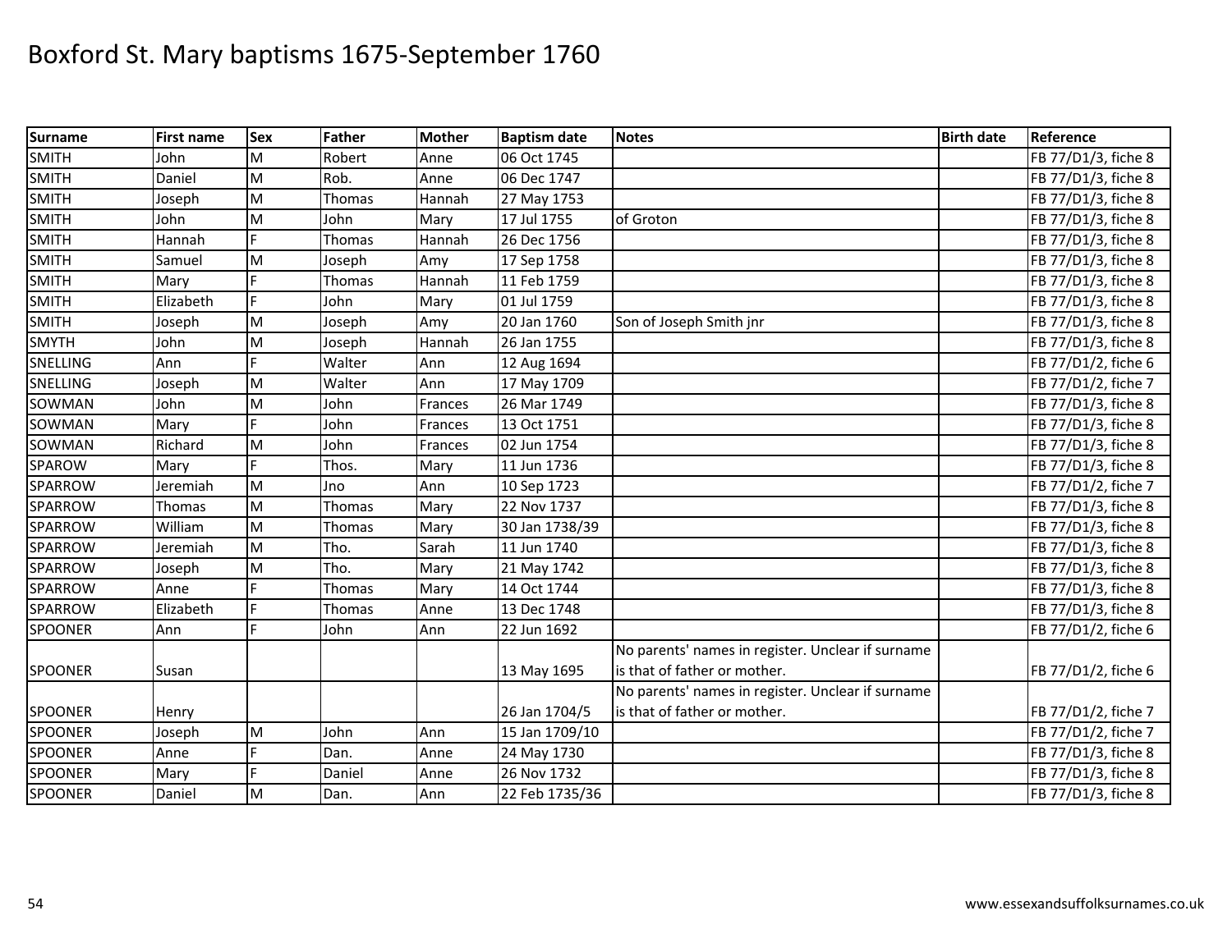# Boxford St. Mary baptisms 1675-September 1760

| Surname | First name | Sex | Father | Mother | Baptism date | Notes | Birth date | Reference |
|---|---|---|---|---|---|---|---|---|
| SMITH | John | M | Robert | Anne | 06 Oct 1745 | | | FB 77/D1/3, fiche 8 |
| SMITH | Daniel | M | Rob. | Anne | 06 Dec 1747 | | | FB 77/D1/3, fiche 8 |
| SMITH | Joseph | M | Thomas | Hannah | 27 May 1753 | | | FB 77/D1/3, fiche 8 |
| SMITH | John | M | John | Mary | 17 Jul 1755 | of Groton | | FB 77/D1/3, fiche 8 |
| SMITH | Hannah | F | Thomas | Hannah | 26 Dec 1756 | | | FB 77/D1/3, fiche 8 |
| SMITH | Samuel | M | Joseph | Amy | 17 Sep 1758 | | | FB 77/D1/3, fiche 8 |
| SMITH | Mary | F | Thomas | Hannah | 11 Feb 1759 | | | FB 77/D1/3, fiche 8 |
| SMITH | Elizabeth | F | John | Mary | 01 Jul 1759 | | | FB 77/D1/3, fiche 8 |
| SMITH | Joseph | M | Joseph | Amy | 20 Jan 1760 | Son of Joseph Smith jnr | | FB 77/D1/3, fiche 8 |
| SMYTH | John | M | Joseph | Hannah | 26 Jan 1755 | | | FB 77/D1/3, fiche 8 |
| SNELLING | Ann | F | Walter | Ann | 12 Aug 1694 | | | FB 77/D1/2, fiche 6 |
| SNELLING | Joseph | M | Walter | Ann | 17 May 1709 | | | FB 77/D1/2, fiche 7 |
| SOWMAN | John | M | John | Frances | 26 Mar 1749 | | | FB 77/D1/3, fiche 8 |
| SOWMAN | Mary | F | John | Frances | 13 Oct 1751 | | | FB 77/D1/3, fiche 8 |
| SOWMAN | Richard | M | John | Frances | 02 Jun 1754 | | | FB 77/D1/3, fiche 8 |
| SPAROW | Mary | F | Thos. | Mary | 11 Jun 1736 | | | FB 77/D1/3, fiche 8 |
| SPARROW | Jeremiah | M | Jno | Ann | 10 Sep 1723 | | | FB 77/D1/2, fiche 7 |
| SPARROW | Thomas | M | Thomas | Mary | 22 Nov 1737 | | | FB 77/D1/3, fiche 8 |
| SPARROW | William | M | Thomas | Mary | 30 Jan 1738/39 | | | FB 77/D1/3, fiche 8 |
| SPARROW | Jeremiah | M | Tho. | Sarah | 11 Jun 1740 | | | FB 77/D1/3, fiche 8 |
| SPARROW | Joseph | M | Tho. | Mary | 21 May 1742 | | | FB 77/D1/3, fiche 8 |
| SPARROW | Anne | F | Thomas | Mary | 14 Oct 1744 | | | FB 77/D1/3, fiche 8 |
| SPARROW | Elizabeth | F | Thomas | Anne | 13 Dec 1748 | | | FB 77/D1/3, fiche 8 |
| SPOONER | Ann | F | John | Ann | 22 Jun 1692 | | | FB 77/D1/2, fiche 6 |
| SPOONER | Susan | | | | 13 May 1695 | No parents' names in register. Unclear if surname is that of father or mother. | | FB 77/D1/2, fiche 6 |
| SPOONER | Henry | | | | 26 Jan 1704/5 | No parents' names in register. Unclear if surname is that of father or mother. | | FB 77/D1/2, fiche 7 |
| SPOONER | Joseph | M | John | Ann | 15 Jan 1709/10 | | | FB 77/D1/2, fiche 7 |
| SPOONER | Anne | F | Dan. | Anne | 24 May 1730 | | | FB 77/D1/3, fiche 8 |
| SPOONER | Mary | F | Daniel | Anne | 26 Nov 1732 | | | FB 77/D1/3, fiche 8 |
| SPOONER | Daniel | M | Dan. | Ann | 22 Feb 1735/36 | | | FB 77/D1/3, fiche 8 |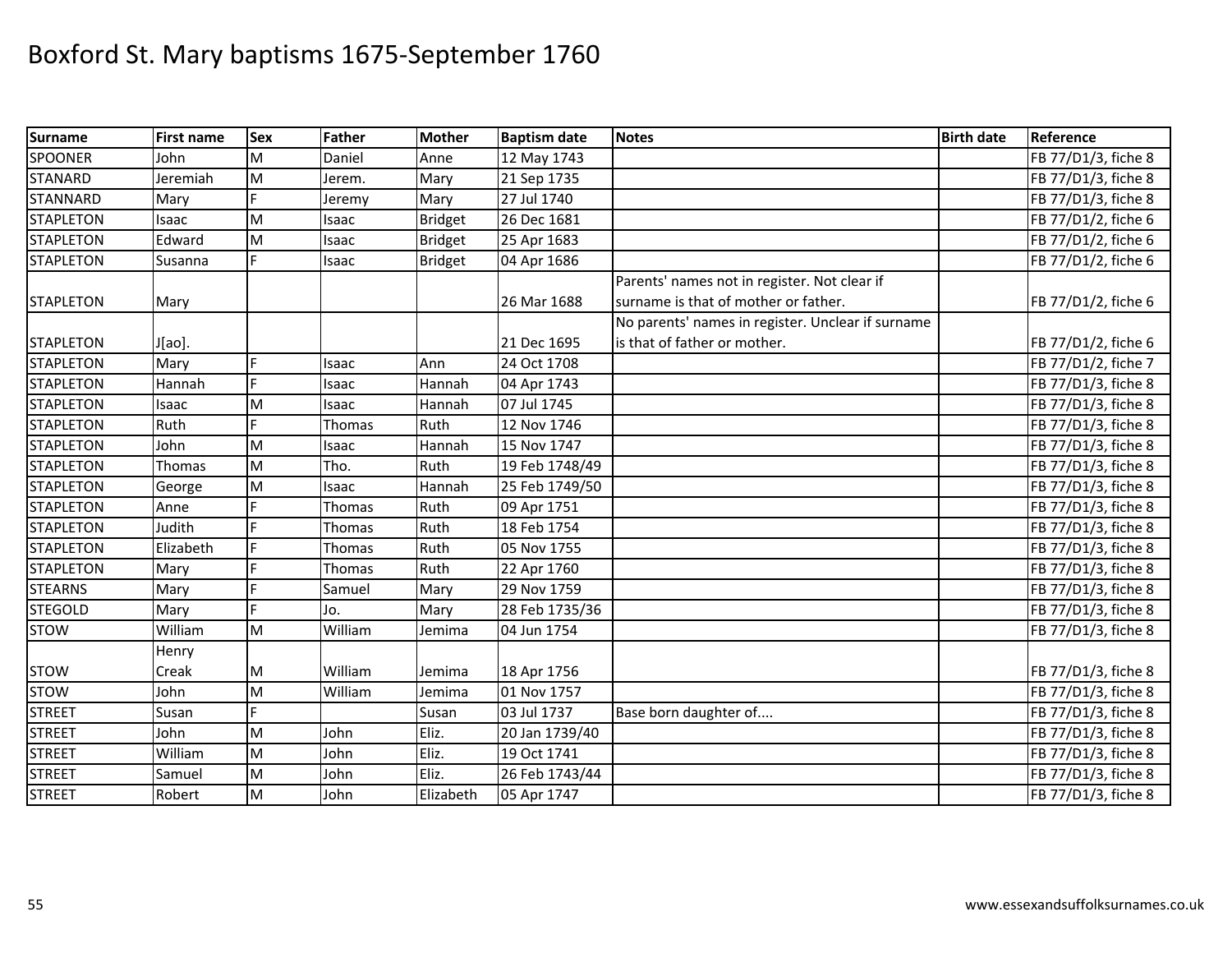# Boxford St. Mary baptisms 1675-September 1760

| Surname | First name | Sex | Father | Mother | Baptism date | Notes | Birth date | Reference |
|---|---|---|---|---|---|---|---|---|
| SPOONER | John | M | Daniel | Anne | 12 May 1743 | | | FB 77/D1/3, fiche 8 |
| STANARD | Jeremiah | M | Jerem. | Mary | 21 Sep 1735 | | | FB 77/D1/3, fiche 8 |
| STANNARD | Mary | F | Jeremy | Mary | 27 Jul 1740 | | | FB 77/D1/3, fiche 8 |
| STAPLETON | Isaac | M | Isaac | Bridget | 26 Dec 1681 | | | FB 77/D1/2, fiche 6 |
| STAPLETON | Edward | M | Isaac | Bridget | 25 Apr 1683 | | | FB 77/D1/2, fiche 6 |
| STAPLETON | Susanna | F | Isaac | Bridget | 04 Apr 1686 | | | FB 77/D1/2, fiche 6 |
| STAPLETON | Mary | | | | 26 Mar 1688 | Parents' names not in register. Not clear if surname is that of mother or father. | | FB 77/D1/2, fiche 6 |
| STAPLETON | J[ao]. | | | | 21 Dec 1695 | No parents' names in register. Unclear if surname is that of father or mother. | | FB 77/D1/2, fiche 6 |
| STAPLETON | Mary | F | Isaac | Ann | 24 Oct 1708 | | | FB 77/D1/2, fiche 7 |
| STAPLETON | Hannah | F | Isaac | Hannah | 04 Apr 1743 | | | FB 77/D1/3, fiche 8 |
| STAPLETON | Isaac | M | Isaac | Hannah | 07 Jul 1745 | | | FB 77/D1/3, fiche 8 |
| STAPLETON | Ruth | F | Thomas | Ruth | 12 Nov 1746 | | | FB 77/D1/3, fiche 8 |
| STAPLETON | John | M | Isaac | Hannah | 15 Nov 1747 | | | FB 77/D1/3, fiche 8 |
| STAPLETON | Thomas | M | Tho. | Ruth | 19 Feb 1748/49 | | | FB 77/D1/3, fiche 8 |
| STAPLETON | George | M | Isaac | Hannah | 25 Feb 1749/50 | | | FB 77/D1/3, fiche 8 |
| STAPLETON | Anne | F | Thomas | Ruth | 09 Apr 1751 | | | FB 77/D1/3, fiche 8 |
| STAPLETON | Judith | F | Thomas | Ruth | 18 Feb 1754 | | | FB 77/D1/3, fiche 8 |
| STAPLETON | Elizabeth | F | Thomas | Ruth | 05 Nov 1755 | | | FB 77/D1/3, fiche 8 |
| STAPLETON | Mary | F | Thomas | Ruth | 22 Apr 1760 | | | FB 77/D1/3, fiche 8 |
| STEARNS | Mary | F | Samuel | Mary | 29 Nov 1759 | | | FB 77/D1/3, fiche 8 |
| STEGOLD | Mary | F | Jo. | Mary | 28 Feb 1735/36 | | | FB 77/D1/3, fiche 8 |
| STOW | William | M | William | Jemima | 04 Jun 1754 | | | FB 77/D1/3, fiche 8 |
| STOW | Henry Creak | M | William | Jemima | 18 Apr 1756 | | | FB 77/D1/3, fiche 8 |
| STOW | John | M | William | Jemima | 01 Nov 1757 | | | FB 77/D1/3, fiche 8 |
| STREET | Susan | F | | Susan | 03 Jul 1737 | Base born daughter of.... | | FB 77/D1/3, fiche 8 |
| STREET | John | M | John | Eliz. | 20 Jan 1739/40 | | | FB 77/D1/3, fiche 8 |
| STREET | William | M | John | Eliz. | 19 Oct 1741 | | | FB 77/D1/3, fiche 8 |
| STREET | Samuel | M | John | Eliz. | 26 Feb 1743/44 | | | FB 77/D1/3, fiche 8 |
| STREET | Robert | M | John | Elizabeth | 05 Apr 1747 | | | FB 77/D1/3, fiche 8 |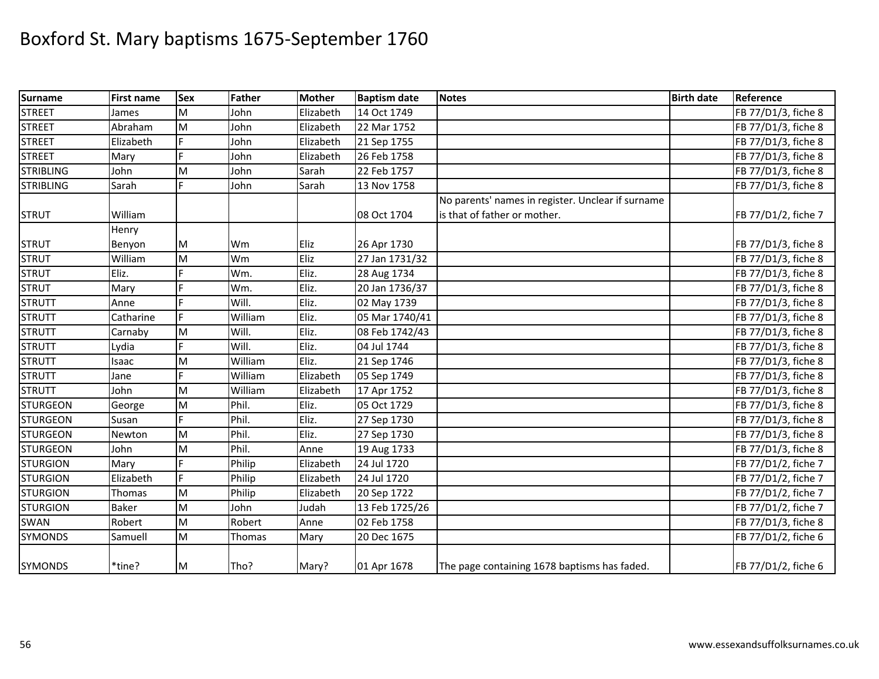# Boxford St. Mary baptisms 1675-September 1760

| Surname | First name | Sex | Father | Mother | Baptism date | Notes | Birth date | Reference |
|---|---|---|---|---|---|---|---|---|
| STREET | James | M | John | Elizabeth | 14 Oct 1749 | | | FB 77/D1/3, fiche 8 |
| STREET | Abraham | M | John | Elizabeth | 22 Mar 1752 | | | FB 77/D1/3, fiche 8 |
| STREET | Elizabeth | F | John | Elizabeth | 21 Sep 1755 | | | FB 77/D1/3, fiche 8 |
| STREET | Mary | F | John | Elizabeth | 26 Feb 1758 | | | FB 77/D1/3, fiche 8 |
| STRIBLING | John | M | John | Sarah | 22 Feb 1757 | | | FB 77/D1/3, fiche 8 |
| STRIBLING | Sarah | F | John | Sarah | 13 Nov 1758 | | | FB 77/D1/3, fiche 8 |
| STRUT | William | | | | 08 Oct 1704 | No parents' names in register. Unclear if surname is that of father or mother. | | FB 77/D1/2, fiche 7 |
| STRUT | Henry Benyon | M | Wm | Eliz | 26 Apr 1730 | | | FB 77/D1/3, fiche 8 |
| STRUT | William | M | Wm | Eliz | 27 Jan 1731/32 | | | FB 77/D1/3, fiche 8 |
| STRUT | Eliz. | F | Wm. | Eliz. | 28 Aug 1734 | | | FB 77/D1/3, fiche 8 |
| STRUT | Mary | F | Wm. | Eliz. | 20 Jan 1736/37 | | | FB 77/D1/3, fiche 8 |
| STRUTT | Anne | F | Will. | Eliz. | 02 May 1739 | | | FB 77/D1/3, fiche 8 |
| STRUTT | Catharine | F | William | Eliz. | 05 Mar 1740/41 | | | FB 77/D1/3, fiche 8 |
| STRUTT | Carnaby | M | Will. | Eliz. | 08 Feb 1742/43 | | | FB 77/D1/3, fiche 8 |
| STRUTT | Lydia | F | Will. | Eliz. | 04 Jul 1744 | | | FB 77/D1/3, fiche 8 |
| STRUTT | Isaac | M | William | Eliz. | 21 Sep 1746 | | | FB 77/D1/3, fiche 8 |
| STRUTT | Jane | F | William | Elizabeth | 05 Sep 1749 | | | FB 77/D1/3, fiche 8 |
| STRUTT | John | M | William | Elizabeth | 17 Apr 1752 | | | FB 77/D1/3, fiche 8 |
| STURGEON | George | M | Phil. | Eliz. | 05 Oct 1729 | | | FB 77/D1/3, fiche 8 |
| STURGEON | Susan | F | Phil. | Eliz. | 27 Sep 1730 | | | FB 77/D1/3, fiche 8 |
| STURGEON | Newton | M | Phil. | Eliz. | 27 Sep 1730 | | | FB 77/D1/3, fiche 8 |
| STURGEON | John | M | Phil. | Anne | 19 Aug 1733 | | | FB 77/D1/3, fiche 8 |
| STURGION | Mary | F | Philip | Elizabeth | 24 Jul 1720 | | | FB 77/D1/2, fiche 7 |
| STURGION | Elizabeth | F | Philip | Elizabeth | 24 Jul 1720 | | | FB 77/D1/2, fiche 7 |
| STURGION | Thomas | M | Philip | Elizabeth | 20 Sep 1722 | | | FB 77/D1/2, fiche 7 |
| STURGION | Baker | M | John | Judah | 13 Feb 1725/26 | | | FB 77/D1/2, fiche 7 |
| SWAN | Robert | M | Robert | Anne | 02 Feb 1758 | | | FB 77/D1/3, fiche 8 |
| SYMONDS | Samuell | M | Thomas | Mary | 20 Dec 1675 | | | FB 77/D1/2, fiche 6 |
| SYMONDS | *tine? | M | Tho? | Mary? | 01 Apr 1678 | The page containing 1678 baptisms has faded. | | FB 77/D1/2, fiche 6 |

www.essexandsuffolksurnames.co.uk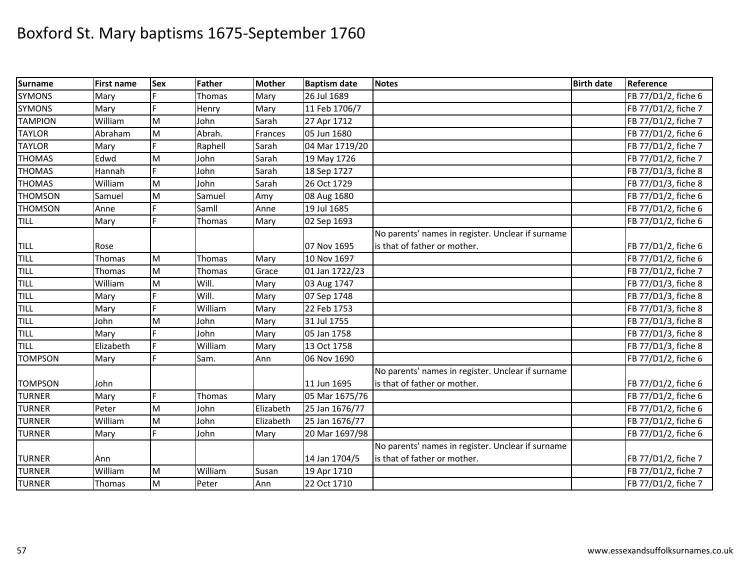# Boxford St. Mary baptisms 1675-September 1760

| Surname | First name | Sex | Father | Mother | Baptism date | Notes | Birth date | Reference |
|---|---|---|---|---|---|---|---|---|
| SYMONS | Mary | F | Thomas | Mary | 26 Jul 1689 | | | FB 77/D1/2, fiche 6 |
| SYMONS | Mary | F | Henry | Mary | 11 Feb 1706/7 | | | FB 77/D1/2, fiche 7 |
| TAMPION | William | M | John | Sarah | 27 Apr 1712 | | | FB 77/D1/2, fiche 7 |
| TAYLOR | Abraham | M | Abrah. | Frances | 05 Jun 1680 | | | FB 77/D1/2, fiche 6 |
| TAYLOR | Mary | F | Raphell | Sarah | 04 Mar 1719/20 | | | FB 77/D1/2, fiche 7 |
| THOMAS | Edwd | M | John | Sarah | 19 May 1726 | | | FB 77/D1/2, fiche 7 |
| THOMAS | Hannah | F | John | Sarah | 18 Sep 1727 | | | FB 77/D1/3, fiche 8 |
| THOMAS | William | M | John | Sarah | 26 Oct 1729 | | | FB 77/D1/3, fiche 8 |
| THOMSON | Samuel | M | Samuel | Amy | 08 Aug 1680 | | | FB 77/D1/2, fiche 6 |
| THOMSON | Anne | F | Samll | Anne | 19 Jul 1685 | | | FB 77/D1/2, fiche 6 |
| TILL | Mary | F | Thomas | Mary | 02 Sep 1693 | | | FB 77/D1/2, fiche 6 |
| TILL | Rose | | | | 07 Nov 1695 | No parents' names in register. Unclear if surname is that of father or mother. | | FB 77/D1/2, fiche 6 |
| TILL | Thomas | M | Thomas | Mary | 10 Nov 1697 | | | FB 77/D1/2, fiche 6 |
| TILL | Thomas | M | Thomas | Grace | 01 Jan 1722/23 | | | FB 77/D1/2, fiche 7 |
| TILL | William | M | Will. | Mary | 03 Aug 1747 | | | FB 77/D1/3, fiche 8 |
| TILL | Mary | F | Will. | Mary | 07 Sep 1748 | | | FB 77/D1/3, fiche 8 |
| TILL | Mary | F | William | Mary | 22 Feb 1753 | | | FB 77/D1/3, fiche 8 |
| TILL | John | M | John | Mary | 31 Jul 1755 | | | FB 77/D1/3, fiche 8 |
| TILL | Mary | F | John | Mary | 05 Jan 1758 | | | FB 77/D1/3, fiche 8 |
| TILL | Elizabeth | F | William | Mary | 13 Oct 1758 | | | FB 77/D1/3, fiche 8 |
| TOMPSON | Mary | F | Sam. | Ann | 06 Nov 1690 | | | FB 77/D1/2, fiche 6 |
| TOMPSON | John | | | | 11 Jun 1695 | No parents' names in register. Unclear if surname is that of father or mother. | | FB 77/D1/2, fiche 6 |
| TURNER | Mary | F | Thomas | Mary | 05 Mar 1675/76 | | | FB 77/D1/2, fiche 6 |
| TURNER | Peter | M | John | Elizabeth | 25 Jan 1676/77 | | | FB 77/D1/2, fiche 6 |
| TURNER | William | M | John | Elizabeth | 25 Jan 1676/77 | | | FB 77/D1/2, fiche 6 |
| TURNER | Mary | F | John | Mary | 20 Mar 1697/98 | | | FB 77/D1/2, fiche 6 |
| TURNER | Ann | | | | 14 Jan 1704/5 | No parents' names in register. Unclear if surname is that of father or mother. | | FB 77/D1/2, fiche 7 |
| TURNER | William | M | William | Susan | 19 Apr 1710 | | | FB 77/D1/2, fiche 7 |
| TURNER | Thomas | M | Peter | Ann | 22 Oct 1710 | | | FB 77/D1/2, fiche 7 |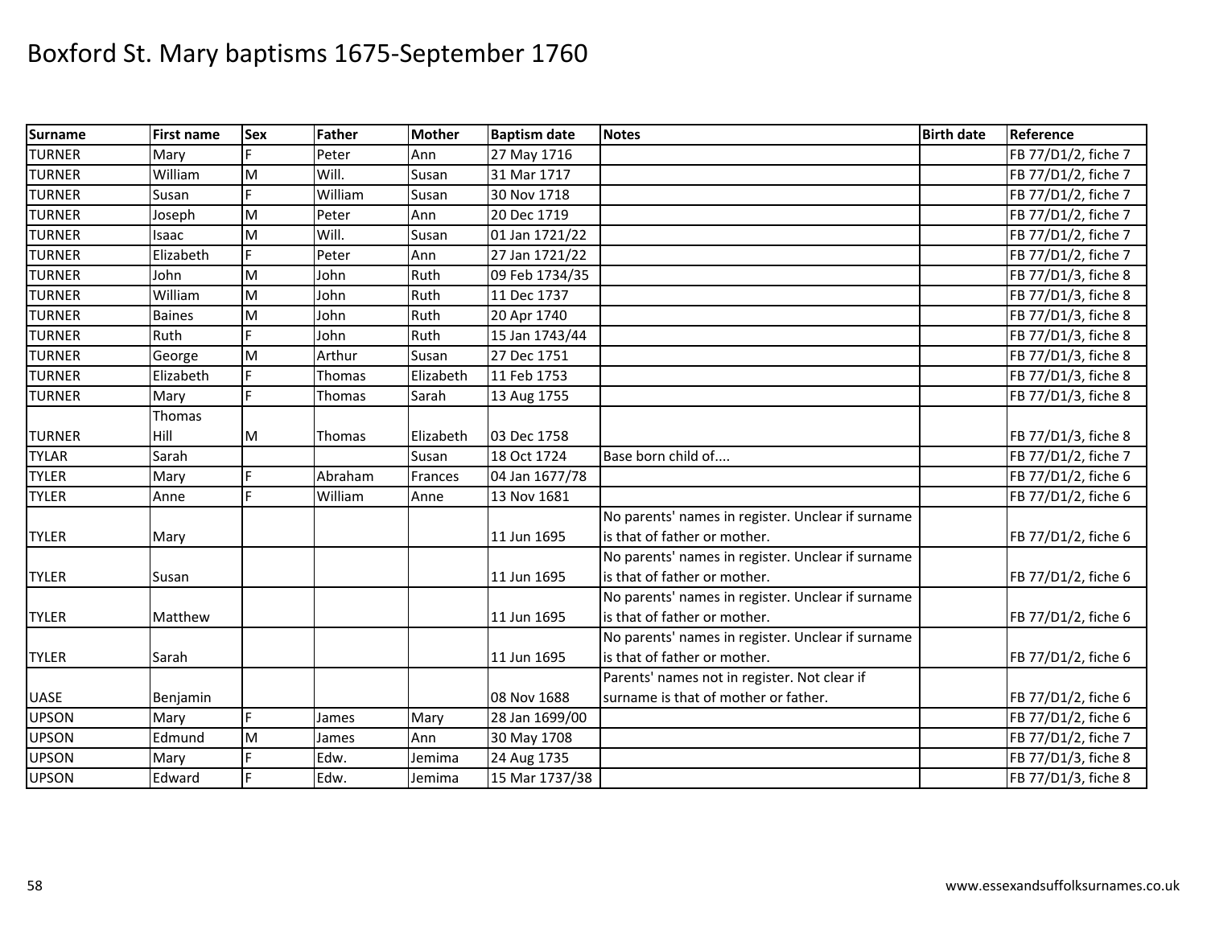# Boxford St. Mary baptisms 1675-September 1760

| Surname | First name | Sex | Father | Mother | Baptism date | Notes | Birth date | Reference |
|---|---|---|---|---|---|---|---|---|
| TURNER | Mary | F | Peter | Ann | 27 May 1716 | | | FB 77/D1/2, fiche 7 |
| TURNER | William | M | Will. | Susan | 31 Mar 1717 | | | FB 77/D1/2, fiche 7 |
| TURNER | Susan | F | William | Susan | 30 Nov 1718 | | | FB 77/D1/2, fiche 7 |
| TURNER | Joseph | M | Peter | Ann | 20 Dec 1719 | | | FB 77/D1/2, fiche 7 |
| TURNER | Isaac | M | Will. | Susan | 01 Jan 1721/22 | | | FB 77/D1/2, fiche 7 |
| TURNER | Elizabeth | F | Peter | Ann | 27 Jan 1721/22 | | | FB 77/D1/2, fiche 7 |
| TURNER | John | M | John | Ruth | 09 Feb 1734/35 | | | FB 77/D1/3, fiche 8 |
| TURNER | William | M | John | Ruth | 11 Dec 1737 | | | FB 77/D1/3, fiche 8 |
| TURNER | Baines | M | John | Ruth | 20 Apr 1740 | | | FB 77/D1/3, fiche 8 |
| TURNER | Ruth | F | John | Ruth | 15 Jan 1743/44 | | | FB 77/D1/3, fiche 8 |
| TURNER | George | M | Arthur | Susan | 27 Dec 1751 | | | FB 77/D1/3, fiche 8 |
| TURNER | Elizabeth | F | Thomas | Elizabeth | 11 Feb 1753 | | | FB 77/D1/3, fiche 8 |
| TURNER | Mary | F | Thomas | Sarah | 13 Aug 1755 | | | FB 77/D1/3, fiche 8 |
| TURNER | Thomas Hill | M | Thomas | Elizabeth | 03 Dec 1758 | | | FB 77/D1/3, fiche 8 |
| TYLAR | Sarah | | | Susan | 18 Oct 1724 | Base born child of.... | | FB 77/D1/2, fiche 7 |
| TYLER | Mary | F | Abraham | Frances | 04 Jan 1677/78 | | | FB 77/D1/2, fiche 6 |
| TYLER | Anne | F | William | Anne | 13 Nov 1681 | | | FB 77/D1/2, fiche 6 |
| TYLER | Mary | | | | 11 Jun 1695 | No parents' names in register. Unclear if surname is that of father or mother. | | FB 77/D1/2, fiche 6 |
| TYLER | Susan | | | | 11 Jun 1695 | No parents' names in register. Unclear if surname is that of father or mother. | | FB 77/D1/2, fiche 6 |
| TYLER | Matthew | | | | 11 Jun 1695 | No parents' names in register. Unclear if surname is that of father or mother. | | FB 77/D1/2, fiche 6 |
| TYLER | Sarah | | | | 11 Jun 1695 | No parents' names in register. Unclear if surname is that of father or mother. | | FB 77/D1/2, fiche 6 |
| UASE | Benjamin | | | | 08 Nov 1688 | Parents' names not in register. Not clear if surname is that of mother or father. | | FB 77/D1/2, fiche 6 |
| UPSON | Mary | F | James | Mary | 28 Jan 1699/00 | | | FB 77/D1/2, fiche 6 |
| UPSON | Edmund | M | James | Ann | 30 May 1708 | | | FB 77/D1/2, fiche 7 |
| UPSON | Mary | F | Edw. | Jemima | 24 Aug 1735 | | | FB 77/D1/3, fiche 8 |
| UPSON | Edward | F | Edw. | Jemima | 15 Mar 1737/38 | | | FB 77/D1/3, fiche 8 |

www.essexandsuffolksurnames.co.uk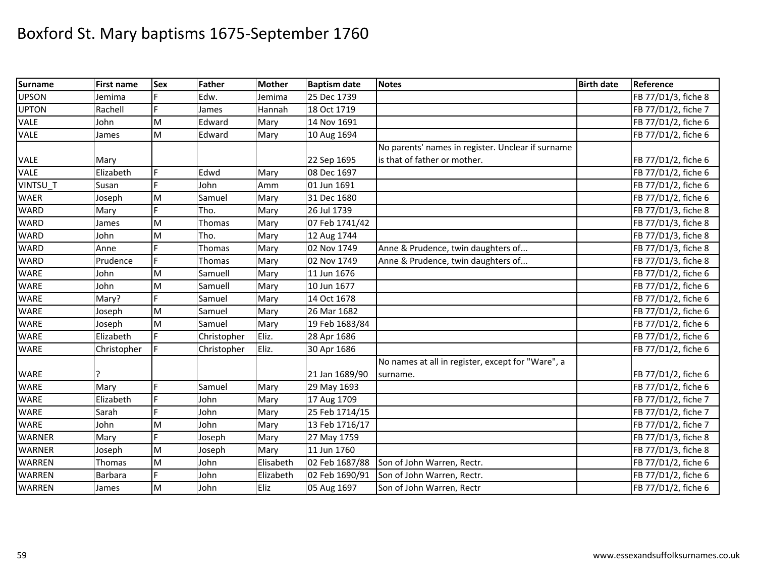# Boxford St. Mary baptisms 1675-September 1760

| Surname | First name | Sex | Father | Mother | Baptism date | Notes | Birth date | Reference |
|---|---|---|---|---|---|---|---|---|
| UPSON | Jemima | F | Edw. | Jemima | 25 Dec 1739 | | | FB 77/D1/3, fiche 8 |
| UPTON | Rachell | F | James | Hannah | 18 Oct 1719 | | | FB 77/D1/2, fiche 7 |
| VALE | John | M | Edward | Mary | 14 Nov 1691 | | | FB 77/D1/2, fiche 6 |
| VALE | James | M | Edward | Mary | 10 Aug 1694 | | | FB 77/D1/2, fiche 6 |
| VALE | Mary | | | | 22 Sep 1695 | No parents' names in register. Unclear if surname is that of father or mother. | | FB 77/D1/2, fiche 6 |
| VALE | Elizabeth | F | Edwd | Mary | 08 Dec 1697 | | | FB 77/D1/2, fiche 6 |
| VINTSU_T | Susan | F | John | Amm | 01 Jun 1691 | | | FB 77/D1/2, fiche 6 |
| WAER | Joseph | M | Samuel | Mary | 31 Dec 1680 | | | FB 77/D1/2, fiche 6 |
| WARD | Mary | F | Tho. | Mary | 26 Jul 1739 | | | FB 77/D1/3, fiche 8 |
| WARD | James | M | Thomas | Mary | 07 Feb 1741/42 | | | FB 77/D1/3, fiche 8 |
| WARD | John | M | Tho. | Mary | 12 Aug 1744 | | | FB 77/D1/3, fiche 8 |
| WARD | Anne | F | Thomas | Mary | 02 Nov 1749 | Anne & Prudence, twin daughters of... | | FB 77/D1/3, fiche 8 |
| WARD | Prudence | F | Thomas | Mary | 02 Nov 1749 | Anne & Prudence, twin daughters of... | | FB 77/D1/3, fiche 8 |
| WARE | John | M | Samuell | Mary | 11 Jun 1676 | | | FB 77/D1/2, fiche 6 |
| WARE | John | M | Samuell | Mary | 10 Jun 1677 | | | FB 77/D1/2, fiche 6 |
| WARE | Mary? | F | Samuel | Mary | 14 Oct 1678 | | | FB 77/D1/2, fiche 6 |
| WARE | Joseph | M | Samuel | Mary | 26 Mar 1682 | | | FB 77/D1/2, fiche 6 |
| WARE | Joseph | M | Samuel | Mary | 19 Feb 1683/84 | | | FB 77/D1/2, fiche 6 |
| WARE | Elizabeth | F | Christopher | Eliz. | 28 Apr 1686 | | | FB 77/D1/2, fiche 6 |
| WARE | Christopher | F | Christopher | Eliz. | 30 Apr 1686 | | | FB 77/D1/2, fiche 6 |
| WARE | ? | | | | 21 Jan 1689/90 | No names at all in register, except for "Ware", a surname. | | FB 77/D1/2, fiche 6 |
| WARE | Mary | F | Samuel | Mary | 29 May 1693 | | | FB 77/D1/2, fiche 6 |
| WARE | Elizabeth | F | John | Mary | 17 Aug 1709 | | | FB 77/D1/2, fiche 7 |
| WARE | Sarah | F | John | Mary | 25 Feb 1714/15 | | | FB 77/D1/2, fiche 7 |
| WARE | John | M | John | Mary | 13 Feb 1716/17 | | | FB 77/D1/2, fiche 7 |
| WARNER | Mary | F | Joseph | Mary | 27 May 1759 | | | FB 77/D1/3, fiche 8 |
| WARNER | Joseph | M | Joseph | Mary | 11 Jun 1760 | | | FB 77/D1/3, fiche 8 |
| WARREN | Thomas | M | John | Elisabeth | 02 Feb 1687/88 | Son of John Warren, Rectr. | | FB 77/D1/2, fiche 6 |
| WARREN | Barbara | F | John | Elizabeth | 02 Feb 1690/91 | Son of John Warren, Rectr. | | FB 77/D1/2, fiche 6 |
| WARREN | James | M | John | Eliz | 05 Aug 1697 | Son of John Warren, Rectr | | FB 77/D1/2, fiche 6 |

www.essexandsuffolksurnames.co.uk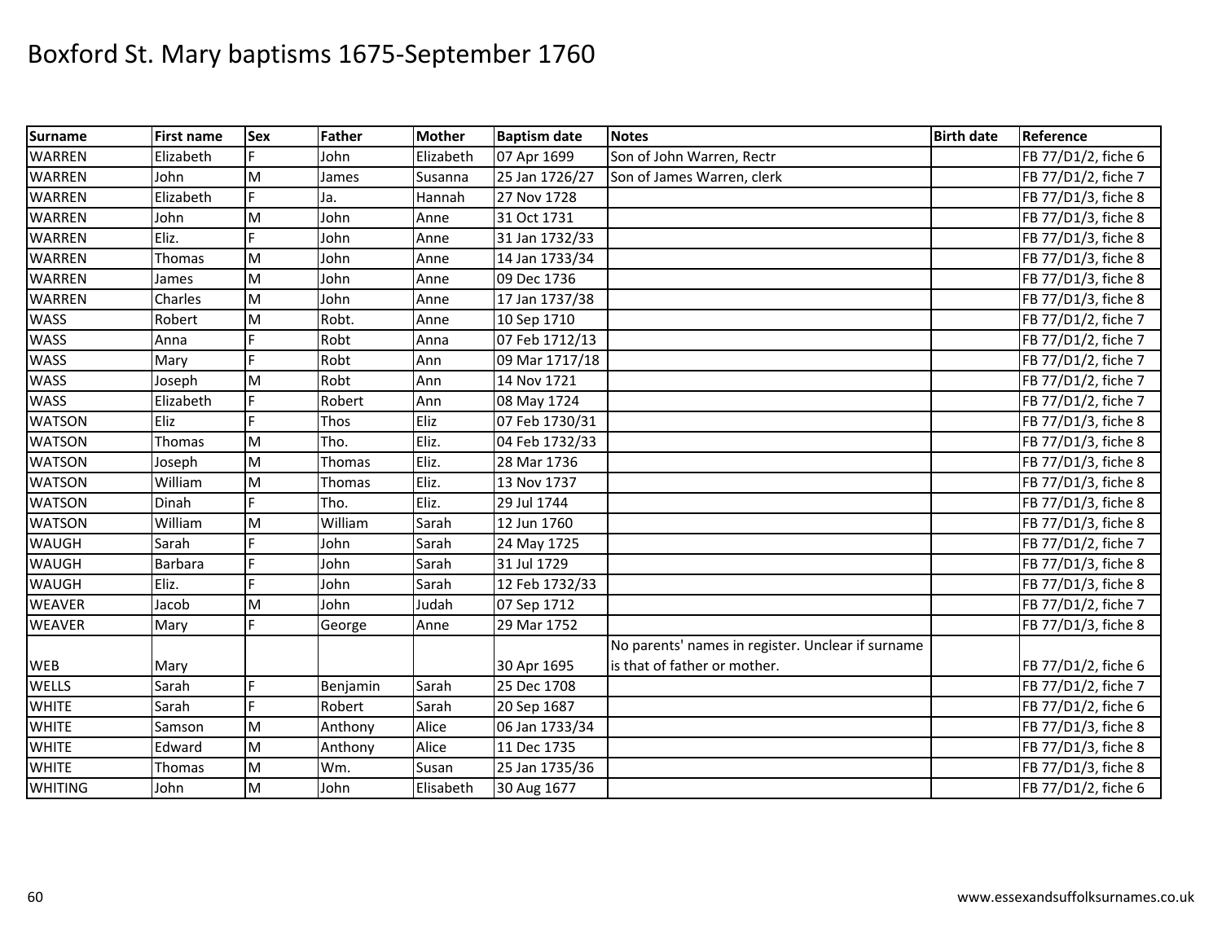# Boxford St. Mary baptisms 1675-September 1760

| Surname | First name | Sex | Father | Mother | Baptism date | Notes | Birth date | Reference |
|---|---|---|---|---|---|---|---|---|
| WARREN | Elizabeth | F | John | Elizabeth | 07 Apr 1699 | Son of John Warren, Rectr | | FB 77/D1/2, fiche 6 |
| WARREN | John | M | James | Susanna | 25 Jan 1726/27 | Son of James Warren, clerk | | FB 77/D1/2, fiche 7 |
| WARREN | Elizabeth | F | Ja. | Hannah | 27 Nov 1728 | | | FB 77/D1/3, fiche 8 |
| WARREN | John | M | John | Anne | 31 Oct 1731 | | | FB 77/D1/3, fiche 8 |
| WARREN | Eliz. | F | John | Anne | 31 Jan 1732/33 | | | FB 77/D1/3, fiche 8 |
| WARREN | Thomas | M | John | Anne | 14 Jan 1733/34 | | | FB 77/D1/3, fiche 8 |
| WARREN | James | M | John | Anne | 09 Dec 1736 | | | FB 77/D1/3, fiche 8 |
| WARREN | Charles | M | John | Anne | 17 Jan 1737/38 | | | FB 77/D1/3, fiche 8 |
| WASS | Robert | M | Robt. | Anne | 10 Sep 1710 | | | FB 77/D1/2, fiche 7 |
| WASS | Anna | F | Robt | Anna | 07 Feb 1712/13 | | | FB 77/D1/2, fiche 7 |
| WASS | Mary | F | Robt | Ann | 09 Mar 1717/18 | | | FB 77/D1/2, fiche 7 |
| WASS | Joseph | M | Robt | Ann | 14 Nov 1721 | | | FB 77/D1/2, fiche 7 |
| WASS | Elizabeth | F | Robert | Ann | 08 May 1724 | | | FB 77/D1/2, fiche 7 |
| WATSON | Eliz | F | Thos | Eliz | 07 Feb 1730/31 | | | FB 77/D1/3, fiche 8 |
| WATSON | Thomas | M | Tho. | Eliz. | 04 Feb 1732/33 | | | FB 77/D1/3, fiche 8 |
| WATSON | Joseph | M | Thomas | Eliz. | 28 Mar 1736 | | | FB 77/D1/3, fiche 8 |
| WATSON | William | M | Thomas | Eliz. | 13 Nov 1737 | | | FB 77/D1/3, fiche 8 |
| WATSON | Dinah | F | Tho. | Eliz. | 29 Jul 1744 | | | FB 77/D1/3, fiche 8 |
| WATSON | William | M | William | Sarah | 12 Jun 1760 | | | FB 77/D1/3, fiche 8 |
| WAUGH | Sarah | F | John | Sarah | 24 May 1725 | | | FB 77/D1/2, fiche 7 |
| WAUGH | Barbara | F | John | Sarah | 31 Jul 1729 | | | FB 77/D1/3, fiche 8 |
| WAUGH | Eliz. | F | John | Sarah | 12 Feb 1732/33 | | | FB 77/D1/3, fiche 8 |
| WEAVER | Jacob | M | John | Judah | 07 Sep 1712 | | | FB 77/D1/2, fiche 7 |
| WEAVER | Mary | F | George | Anne | 29 Mar 1752 | | | FB 77/D1/3, fiche 8 |
| WEB | Mary | | | | 30 Apr 1695 | No parents' names in register. Unclear if surname is that of father or mother. | | FB 77/D1/2, fiche 6 |
| WELLS | Sarah | F | Benjamin | Sarah | 25 Dec 1708 | | | FB 77/D1/2, fiche 7 |
| WHITE | Sarah | F | Robert | Sarah | 20 Sep 1687 | | | FB 77/D1/2, fiche 6 |
| WHITE | Samson | M | Anthony | Alice | 06 Jan 1733/34 | | | FB 77/D1/3, fiche 8 |
| WHITE | Edward | M | Anthony | Alice | 11 Dec 1735 | | | FB 77/D1/3, fiche 8 |
| WHITE | Thomas | M | Wm. | Susan | 25 Jan 1735/36 | | | FB 77/D1/3, fiche 8 |
| WHITING | John | M | John | Elisabeth | 30 Aug 1677 | | | FB 77/D1/2, fiche 6 |

www.essexandsuffolksurnames.co.uk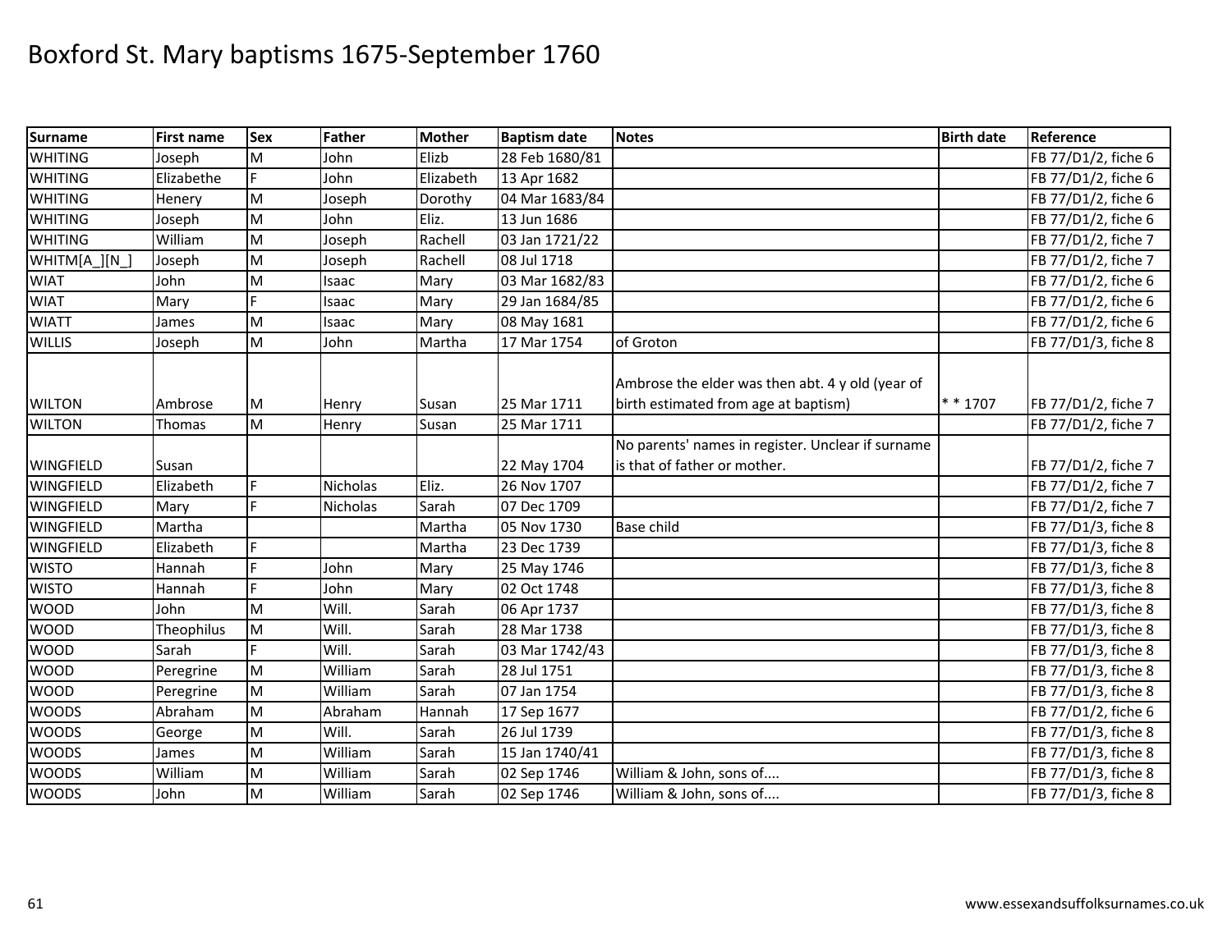# Boxford St. Mary baptisms 1675-September 1760

| Surname | First name | Sex | Father | Mother | Baptism date | Notes | Birth date | Reference |
|---|---|---|---|---|---|---|---|---|
| WHITING | Joseph | M | John | Elizb | 28 Feb 1680/81 | | | FB 77/D1/2, fiche 6 |
| WHITING | Elizabethe | F | John | Elizabeth | 13 Apr 1682 | | | FB 77/D1/2, fiche 6 |
| WHITING | Henery | M | Joseph | Dorothy | 04 Mar 1683/84 | | | FB 77/D1/2, fiche 6 |
| WHITING | Joseph | M | John | Eliz. | 13 Jun 1686 | | | FB 77/D1/2, fiche 6 |
| WHITING | William | M | Joseph | Rachell | 03 Jan 1721/22 | | | FB 77/D1/2, fiche 7 |
| WHITM[A_][N_] | Joseph | M | Joseph | Rachell | 08 Jul 1718 | | | FB 77/D1/2, fiche 7 |
| WIAT | John | M | Isaac | Mary | 03 Mar 1682/83 | | | FB 77/D1/2, fiche 6 |
| WIAT | Mary | F | Isaac | Mary | 29 Jan 1684/85 | | | FB 77/D1/2, fiche 6 |
| WIATT | James | M | Isaac | Mary | 08 May 1681 | | | FB 77/D1/2, fiche 6 |
| WILLIS | Joseph | M | John | Martha | 17 Mar 1754 | of Groton | | FB 77/D1/3, fiche 8 |
| WILTON | Ambrose | M | Henry | Susan | 25 Mar 1711 | Ambrose the elder was then abt. 4 y old (year of birth estimated from age at baptism) | * * 1707 | FB 77/D1/2, fiche 7 |
| WILTON | Thomas | M | Henry | Susan | 25 Mar 1711 | | | FB 77/D1/2, fiche 7 |
| WINGFIELD | Susan | | | | 22 May 1704 | No parents' names in register. Unclear if surname is that of father or mother. | | FB 77/D1/2, fiche 7 |
| WINGFIELD | Elizabeth | F | Nicholas | Eliz. | 26 Nov 1707 | | | FB 77/D1/2, fiche 7 |
| WINGFIELD | Mary | F | Nicholas | Sarah | 07 Dec 1709 | | | FB 77/D1/2, fiche 7 |
| WINGFIELD | Martha | | | Martha | 05 Nov 1730 | Base child | | FB 77/D1/3, fiche 8 |
| WINGFIELD | Elizabeth | F | | Martha | 23 Dec 1739 | | | FB 77/D1/3, fiche 8 |
| WISTO | Hannah | F | John | Mary | 25 May 1746 | | | FB 77/D1/3, fiche 8 |
| WISTO | Hannah | F | John | Mary | 02 Oct 1748 | | | FB 77/D1/3, fiche 8 |
| WOOD | John | M | Will. | Sarah | 06 Apr 1737 | | | FB 77/D1/3, fiche 8 |
| WOOD | Theophilus | M | Will. | Sarah | 28 Mar 1738 | | | FB 77/D1/3, fiche 8 |
| WOOD | Sarah | F | Will. | Sarah | 03 Mar 1742/43 | | | FB 77/D1/3, fiche 8 |
| WOOD | Peregrine | M | William | Sarah | 28 Jul 1751 | | | FB 77/D1/3, fiche 8 |
| WOOD | Peregrine | M | William | Sarah | 07 Jan 1754 | | | FB 77/D1/3, fiche 8 |
| WOODS | Abraham | M | Abraham | Hannah | 17 Sep 1677 | | | FB 77/D1/2, fiche 6 |
| WOODS | George | M | Will. | Sarah | 26 Jul 1739 | | | FB 77/D1/3, fiche 8 |
| WOODS | James | M | William | Sarah | 15 Jan 1740/41 | | | FB 77/D1/3, fiche 8 |
| WOODS | William | M | William | Sarah | 02 Sep 1746 | William & John, sons of.... | | FB 77/D1/3, fiche 8 |
| WOODS | John | M | William | Sarah | 02 Sep 1746 | William & John, sons of.... | | FB 77/D1/3, fiche 8 |

www.essexandsuffolksurnames.co.uk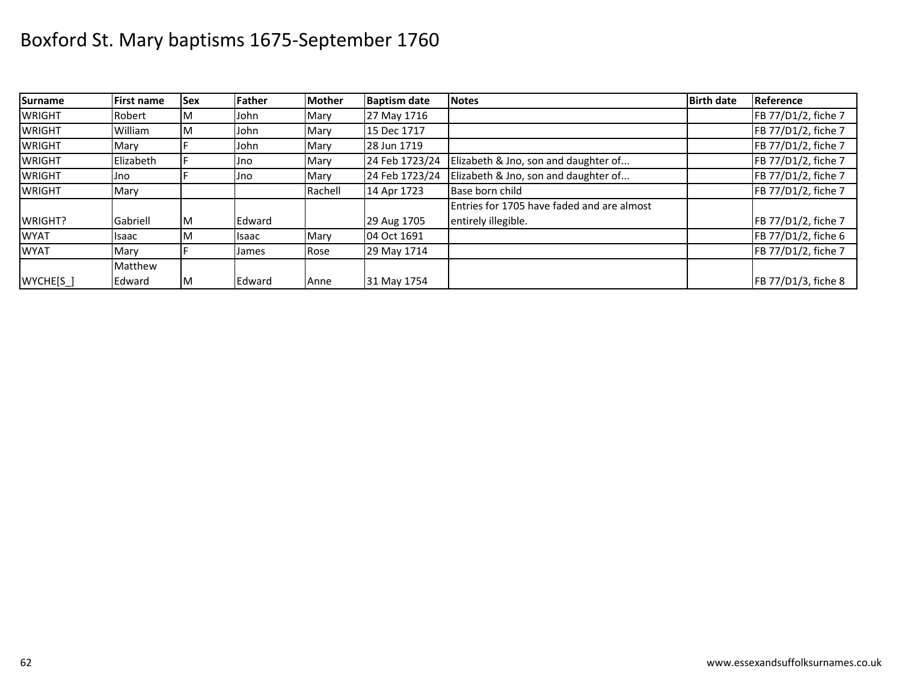# Boxford St. Mary baptisms 1675-September 1760

| Surname | First name | Sex | Father | Mother | Baptism date | Notes | Birth date | Reference |
|---|---|---|---|---|---|---|---|---|
| WRIGHT | Robert | M | John | Mary | 27 May 1716 | | | FB 77/D1/2, fiche 7 |
| WRIGHT | William | M | John | Mary | 15 Dec 1717 | | | FB 77/D1/2, fiche 7 |
| WRIGHT | Mary | F | John | Mary | 28 Jun 1719 | | | FB 77/D1/2, fiche 7 |
| WRIGHT | Elizabeth | F | Jno | Mary | 24 Feb 1723/24 | Elizabeth & Jno, son and daughter of... | | FB 77/D1/2, fiche 7 |
| WRIGHT | Jno | F | Jno | Mary | 24 Feb 1723/24 | Elizabeth & Jno, son and daughter of... | | FB 77/D1/2, fiche 7 |
| WRIGHT | Mary | | | Rachell | 14 Apr 1723 | Base born child | | FB 77/D1/2, fiche 7 |
| WRIGHT? | Gabriell | M | Edward | | 29 Aug 1705 | Entries for 1705 have faded and are almost entirely illegible. | | FB 77/D1/2, fiche 7 |
| WYAT | Isaac | M | Isaac | Mary | 04 Oct 1691 | | | FB 77/D1/2, fiche 6 |
| WYAT | Mary | F | James | Rose | 29 May 1714 | | | FB 77/D1/2, fiche 7 |
| WYCHE[S_] | Matthew Edward | M | Edward | Anne | 31 May 1754 | | | FB 77/D1/3, fiche 8 |

www.essexandsuffolksurnames.co.uk